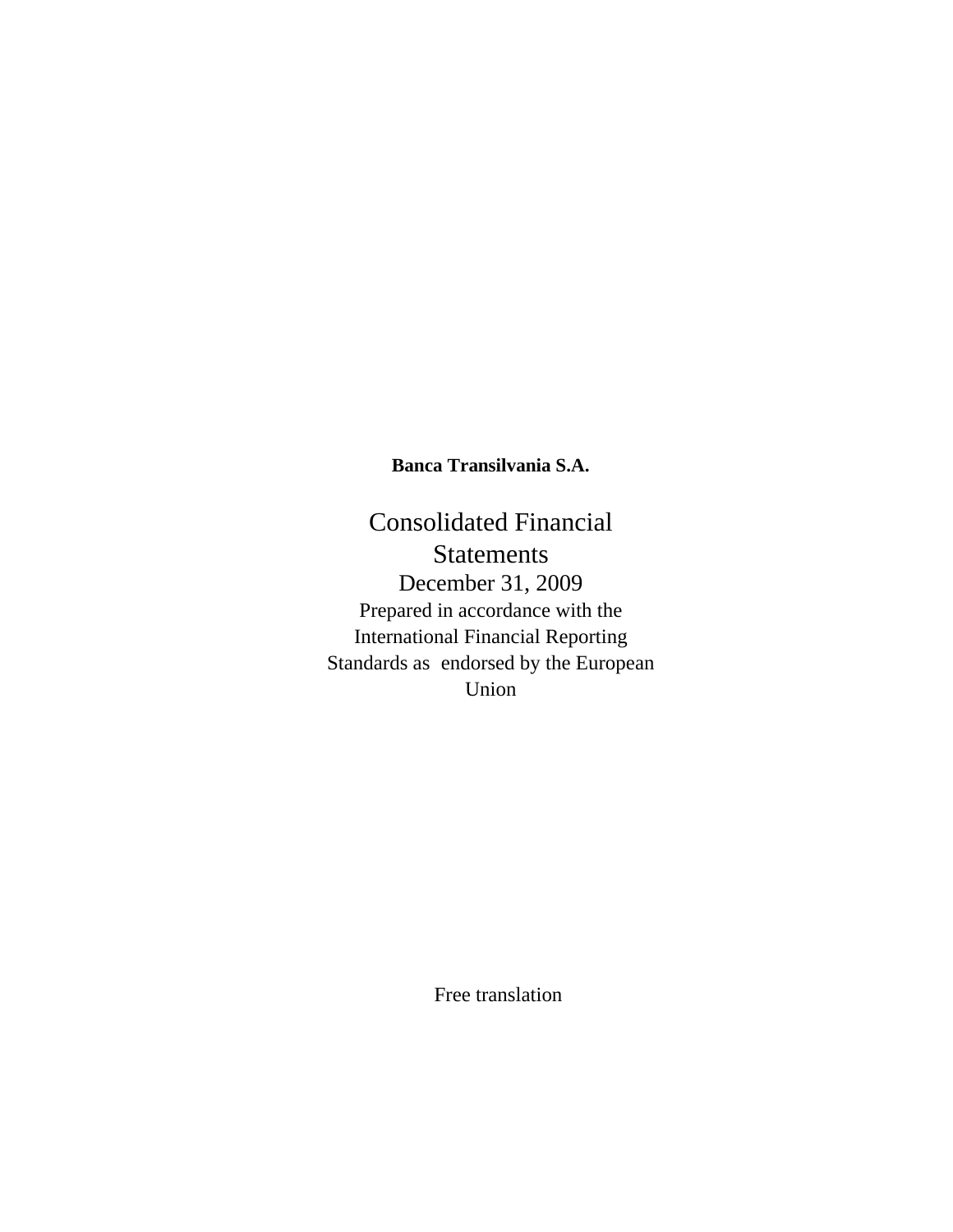**Banca Transilvania S.A.**

# Consolidated Financial Statements

## December 31, 2009

Prepared in accordance with the International Financial Reporting Standards as endorsed by the European Union

Free translation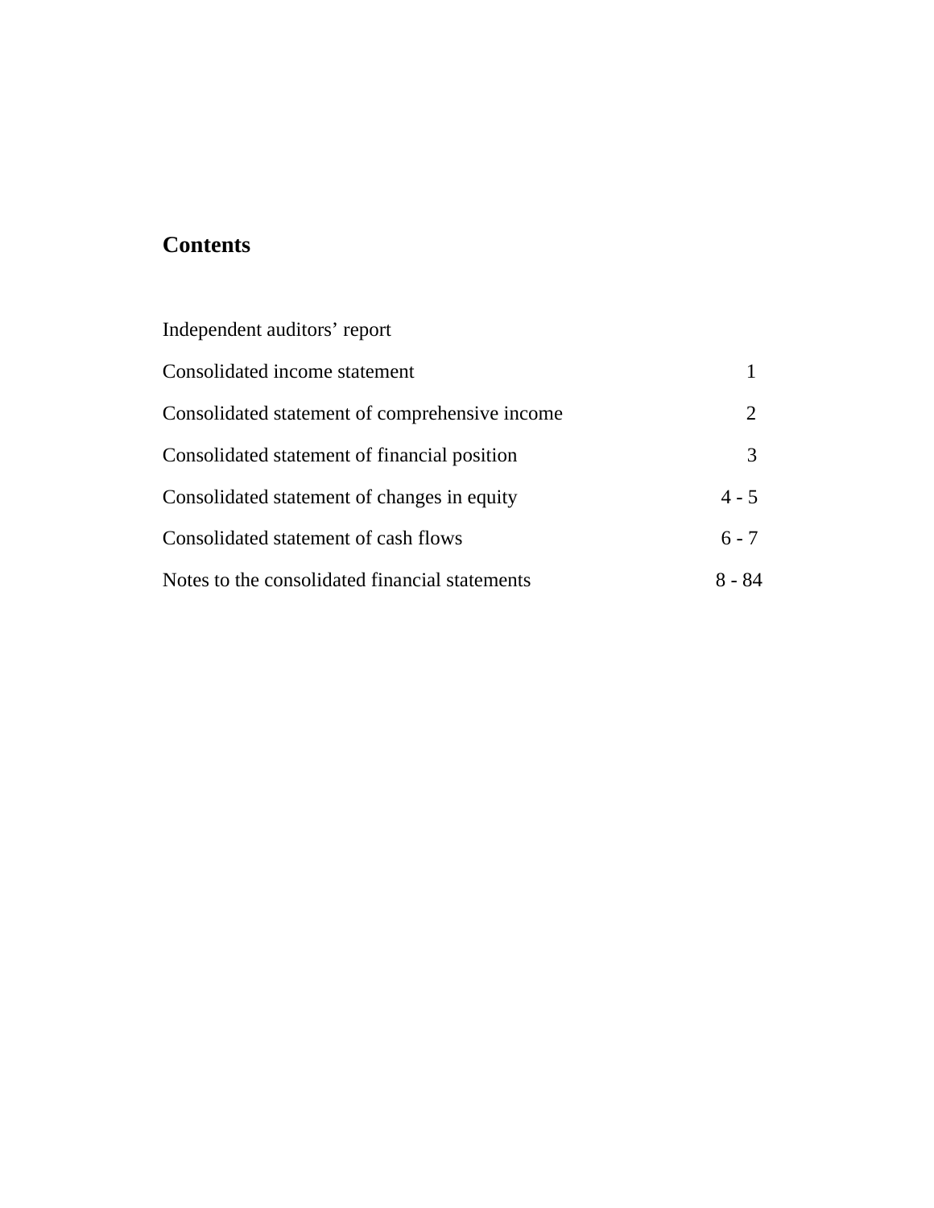# Contents

| | |
|---|---|
| Independent auditors' report | |
| Consolidated income statement | 1 |
| Consolidated statement of comprehensive income | 2 |
| Consolidated statement of financial position | 3 |
| Consolidated statement of changes in equity | 4 - 5 |
| Consolidated statement of cash flows | 6 - 7 |
| Notes to the consolidated financial statements | 8 - 84 |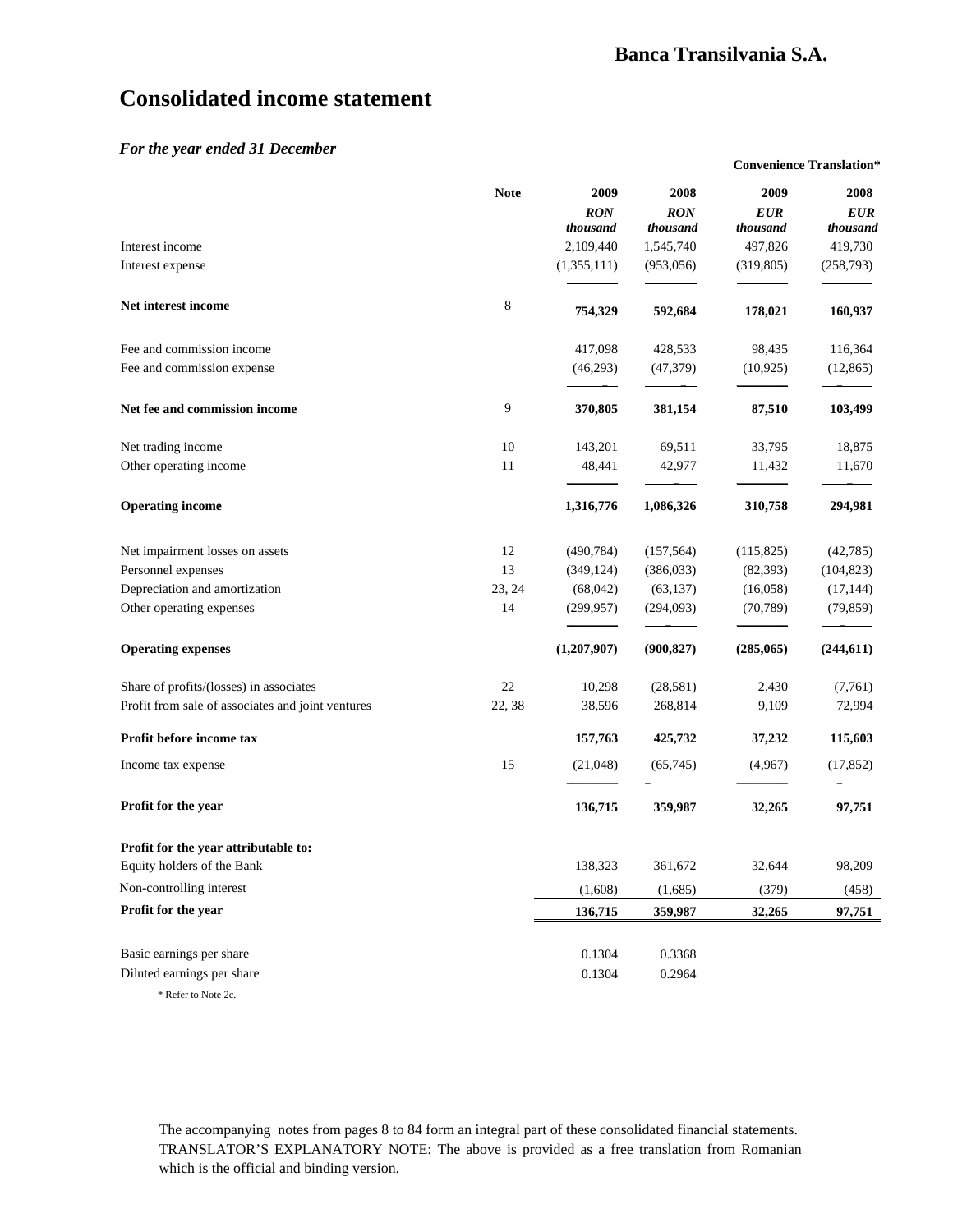# Consolidated income statement

***For the year ended 31 December***

| | Note | 2009 | 2008 | 2009 | 2008 |
|---|---|---|---|---|---|
| | | | | **Convenience Translation*** | |
| | | ***RON thousand*** | ***RON thousand*** | ***EUR thousand*** | ***EUR thousand*** |
| Interest income | | 2,109,440 | 1,545,740 | 497,826 | 419,730 |
| Interest expense | | (1,355,111) | (953,056) | (319,805) | (258,793) |
| **Net interest income** | 8 | **754,329** | **592,684** | **178,021** | **160,937** |
| Fee and commission income | | 417,098 | 428,533 | 98,435 | 116,364 |
| Fee and commission expense | | (46,293) | (47,379) | (10,925) | (12,865) |
| **Net fee and commission income** | 9 | **370,805** | **381,154** | **87,510** | **103,499** |
| Net trading income | 10 | 143,201 | 69,511 | 33,795 | 18,875 |
| Other operating income | 11 | 48,441 | 42,977 | 11,432 | 11,670 |
| **Operating income** | | **1,316,776** | **1,086,326** | **310,758** | **294,981** |
| Net impairment losses on assets | 12 | (490,784) | (157,564) | (115,825) | (42,785) |
| Personnel expenses | 13 | (349,124) | (386,033) | (82,393) | (104,823) |
| Depreciation and amortization | 23, 24 | (68,042) | (63,137) | (16,058) | (17,144) |
| Other operating expenses | 14 | (299,957) | (294,093) | (70,789) | (79,859) |
| **Operating expenses** | | **(1,207,907)** | **(900,827)** | **(285,065)** | **(244,611)** |
| Share of profits/(losses) in associates | 22 | 10,298 | (28,581) | 2,430 | (7,761) |
| Profit from sale of associates and joint ventures | 22, 38 | 38,596 | 268,814 | 9,109 | 72,994 |
| **Profit before income tax** | | **157,763** | **425,732** | **37,232** | **115,603** |
| Income tax expense | 15 | (21,048) | (65,745) | (4,967) | (17,852) |
| **Profit for the year** | | **136,715** | **359,987** | **32,265** | **97,751** |
| **Profit for the year attributable to:** | | | | | |
| Equity holders of the Bank | | 138,323 | 361,672 | 32,644 | 98,209 |
| Non-controlling interest | | (1,608) | (1,685) | (379) | (458) |
| **Profit for the year** | | **136,715** | **359,987** | **32,265** | **97,751** |
| Basic earnings per share | | 0.1304 | 0.3368 | | |
| Diluted earnings per share | | 0.1304 | 0.2964 | | |

\* Refer to Note 2c.

The accompanying notes from pages 8 to 84 form an integral part of these consolidated financial statements.
TRANSLATOR'S EXPLANATORY NOTE: The above is provided as a free translation from Romanian which is the official and binding version.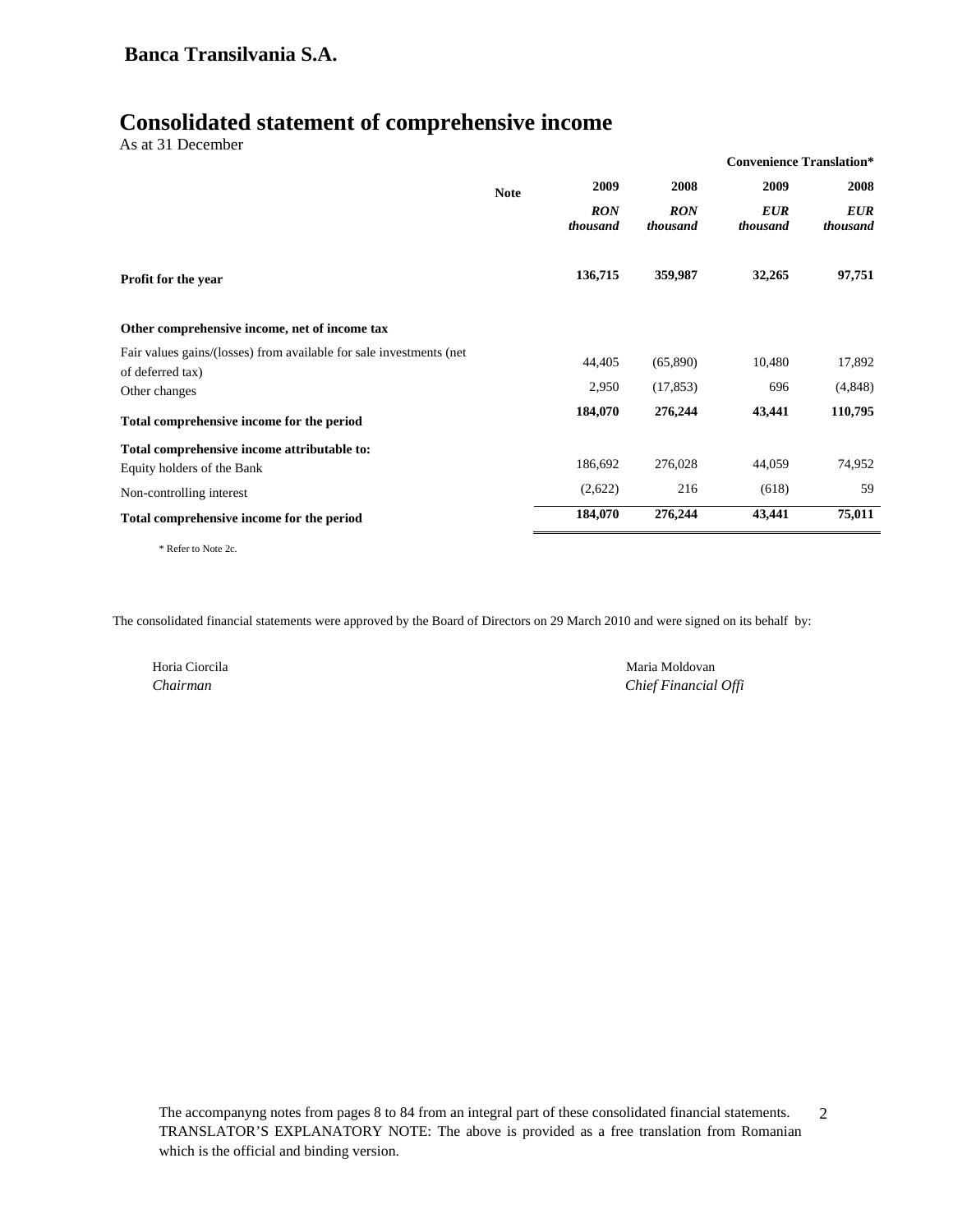**Banca Transilvania S.A.**

# Consolidated statement of comprehensive income

As at 31 December

| | Note | 2009 | 2008 | 2009 | 2008 |
|---|---|---|---|---|---|
| | | | | Convenience Translation* | |
| | | *RON thousand* | *RON thousand* | *EUR thousand* | *EUR thousand* |
| **Profit for the year** | | **136,715** | **359,987** | **32,265** | **97,751** |
| **Other comprehensive income, net of income tax** | | | | | |
| Fair values gains/(losses) from available for sale investments (net of deferred tax) | | 44,405 | (65,890) | 10,480 | 17,892 |
| Other changes | | 2,950 | (17,853) | 696 | (4,848) |
| **Total comprehensive income for the period** | | **184,070** | **276,244** | **43,441** | **110,795** |
| **Total comprehensive income attributable to:** | | | | | |
| Equity holders of the Bank | | 186,692 | 276,028 | 44,059 | 74,952 |
| Non-controlling interest | | (2,622) | 216 | (618) | 59 |
| **Total comprehensive income for the period** | | **184,070** | **276,244** | **43,441** | **75,011** |

\* Refer to Note 2c.

The consolidated financial statements were approved by the Board of Directors on 29 March 2010 and were signed on its behalf by:

Horia Ciorcila
*Chairman*

Maria Moldovan
*Chief Financial Offi*

The accompanyng notes from pages 8 to 84 from an integral part of these consolidated financial statements.
TRANSLATOR'S EXPLANATORY NOTE: The above is provided as a free translation from Romanian which is the official and binding version.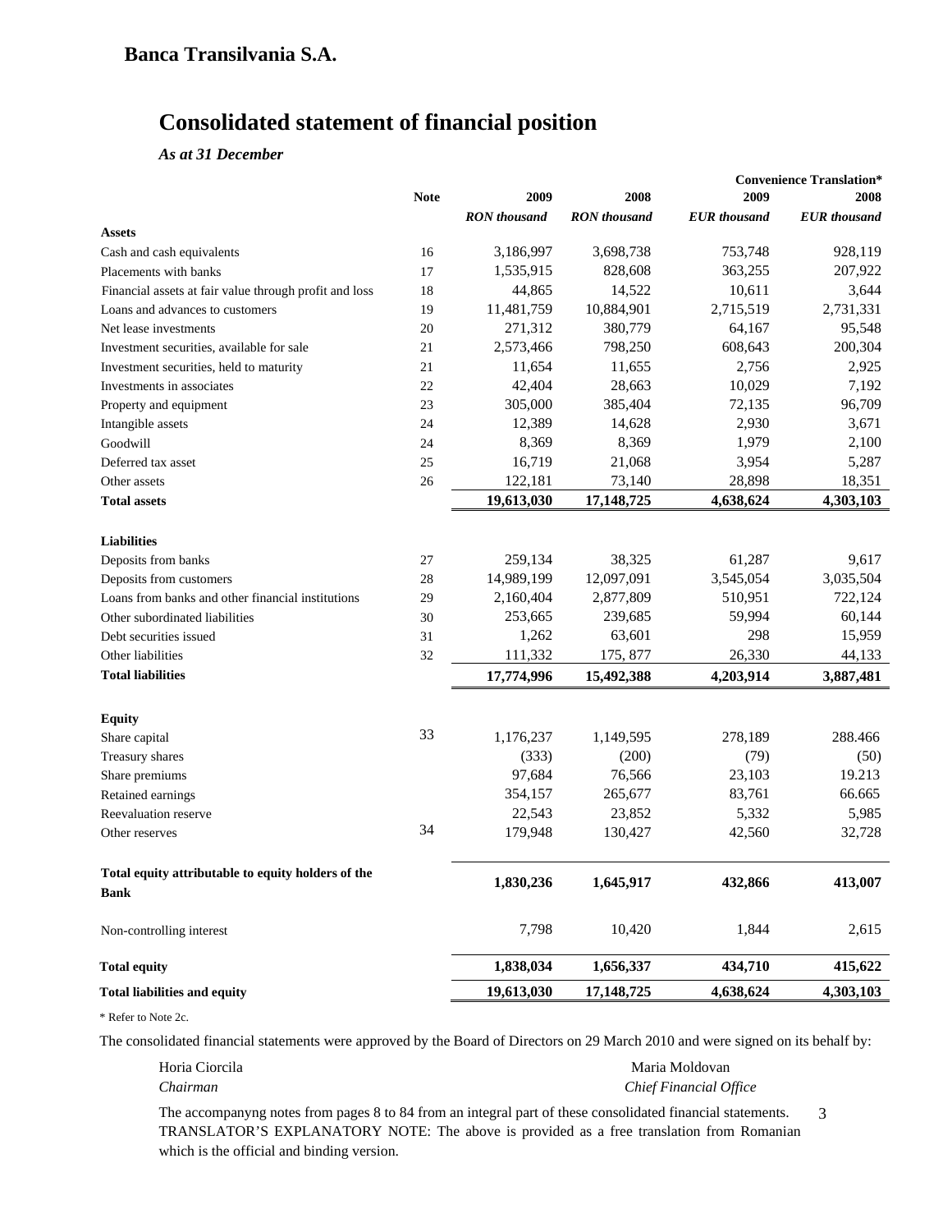## Banca Transilvania S.A.

# Consolidated statement of financial position

*As at 31 December*

| | Note | 2009 | 2008 | Convenience Translation* 2009 | Convenience Translation* 2008 |
|---|---|---|---|---|---|
| | | *RON thousand* | *RON thousand* | *EUR thousand* | *EUR thousand* |
| **Assets** | | | | | |
| Cash and cash equivalents | 16 | 3,186,997 | 3,698,738 | 753,748 | 928,119 |
| Placements with banks | 17 | 1,535,915 | 828,608 | 363,255 | 207,922 |
| Financial assets at fair value through profit and loss | 18 | 44,865 | 14,522 | 10,611 | 3,644 |
| Loans and advances to customers | 19 | 11,481,759 | 10,884,901 | 2,715,519 | 2,731,331 |
| Net lease investments | 20 | 271,312 | 380,779 | 64,167 | 95,548 |
| Investment securities, available for sale | 21 | 2,573,466 | 798,250 | 608,643 | 200,304 |
| Investment securities, held to maturity | 21 | 11,654 | 11,655 | 2,756 | 2,925 |
| Investments in associates | 22 | 42,404 | 28,663 | 10,029 | 7,192 |
| Property and equipment | 23 | 305,000 | 385,404 | 72,135 | 96,709 |
| Intangible assets | 24 | 12,389 | 14,628 | 2,930 | 3,671 |
| Goodwill | 24 | 8,369 | 8,369 | 1,979 | 2,100 |
| Deferred tax asset | 25 | 16,719 | 21,068 | 3,954 | 5,287 |
| Other assets | 26 | 122,181 | 73,140 | 28,898 | 18,351 |
| **Total assets** | | **19,613,030** | **17,148,725** | **4,638,624** | **4,303,103** |
| **Liabilities** | | | | | |
| Deposits from banks | 27 | 259,134 | 38,325 | 61,287 | 9,617 |
| Deposits from customers | 28 | 14,989,199 | 12,097,091 | 3,545,054 | 3,035,504 |
| Loans from banks and other financial institutions | 29 | 2,160,404 | 2,877,809 | 510,951 | 722,124 |
| Other subordinated liabilities | 30 | 253,665 | 239,685 | 59,994 | 60,144 |
| Debt securities issued | 31 | 1,262 | 63,601 | 298 | 15,959 |
| Other liabilities | 32 | 111,332 | 175, 877 | 26,330 | 44,133 |
| **Total liabilities** | | **17,774,996** | **15,492,388** | **4,203,914** | **3,887,481** |
| **Equity** | | | | | |
| Share capital | 33 | 1,176,237 | 1,149,595 | 278,189 | 288.466 |
| Treasury shares | | (333) | (200) | (79) | (50) |
| Share premiums | | 97,684 | 76,566 | 23,103 | 19.213 |
| Retained earnings | | 354,157 | 265,677 | 83,761 | 66.665 |
| Reevaluation reserve | | 22,543 | 23,852 | 5,332 | 5,985 |
| Other reserves | 34 | 179,948 | 130,427 | 42,560 | 32,728 |
| **Total equity attributable to equity holders of the Bank** | | **1,830,236** | **1,645,917** | **432,866** | **413,007** |
| Non-controlling interest | | 7,798 | 10,420 | 1,844 | 2,615 |
| **Total equity** | | **1,838,034** | **1,656,337** | **434,710** | **415,622** |
| **Total liabilities and equity** | | **19,613,030** | **17,148,725** | **4,638,624** | **4,303,103** |

\* Refer to Note 2c.

The consolidated financial statements were approved by the Board of Directors on 29 March 2010 and were signed on its behalf by:

Horia Ciorcila
*Chairman*

Maria Moldovan
*Chief Financial Office*

The accompanyng notes from pages 8 to 84 from an integral part of these consolidated financial statements.

TRANSLATOR'S EXPLANATORY NOTE: The above is provided as a free translation from Romanian which is the official and binding version.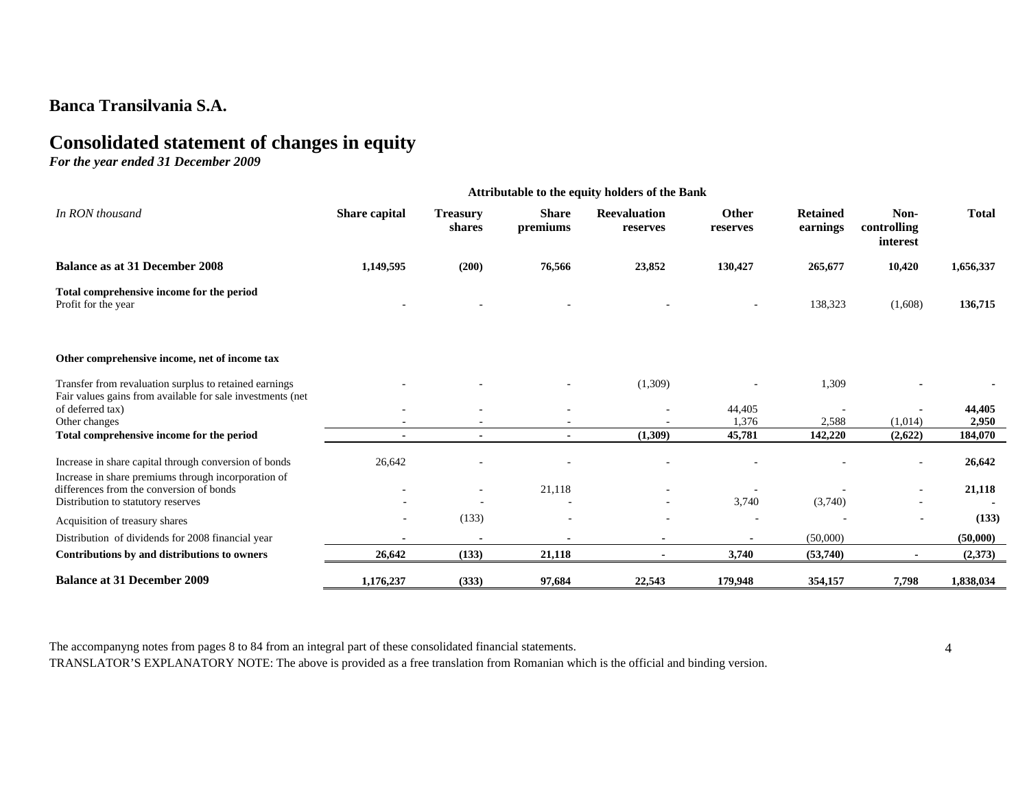# Banca Transilvania S.A.

## Consolidated statement of changes in equity

*For the year ended 31 December 2009*

| *In RON thousand* | Share capital | Treasury shares | Share premiums | Reevaluation reserves | Other reserves | Retained earnings | Non-controlling interest | Total |
|---|---|---|---|---|---|---|---|---|
| | Attributable to the equity holders of the Bank | | | | | | | |
| **Balance as at 31 December 2008** | **1,149,595** | **(200)** | **76,566** | **23,852** | **130,427** | **265,677** | **10,420** | **1,656,337** |
| **Total comprehensive income for the period** | | | | | | | | |
| Profit for the year | - | - | - | - | - | 138,323 | (1,608) | **136,715** |
| **Other comprehensive income, net of income tax** | | | | | | | | |
| Transfer from revaluation surplus to retained earnings | - | - | - | (1,309) | - | 1,309 | - | - |
| Fair values gains from available for sale investments (net of deferred tax) | - | - | - | - | 44,405 | - | - | **44,405** |
| Other changes | - | - | - | - | 1,376 | 2,588 | (1,014) | **2,950** |
| **Total comprehensive income for the period** | **-** | **-** | **-** | **(1,309)** | **45,781** | **142,220** | **(2,622)** | **184,070** |
| Increase in share capital through conversion of bonds | 26,642 | - | - | - | - | - | - | **26,642** |
| Increase in share premiums through incorporation of differences from the conversion of bonds | - | - | 21,118 | - | - | - | - | **21,118** |
| Distribution to statutory reserves | - | - | - | - | 3,740 | (3,740) | - | **-** |
| Acquisition of treasury shares | - | (133) | - | - | - | - | - | **(133)** |
| Distribution of dividends for 2008 financial year | - | - | - | - | - | (50,000) | | **(50,000)** |
| **Contributions by and distributions to owners** | **26,642** | **(133)** | **21,118** | **-** | **3,740** | **(53,740)** | **-** | **(2,373)** |
| **Balance at 31 December 2009** | **1,176,237** | **(333)** | **97,684** | **22,543** | **179,948** | **354,157** | **7,798** | **1,838,034** |

The accompanyng notes from pages 8 to 84 from an integral part of these consolidated financial statements.

TRANSLATOR'S EXPLANATORY NOTE: The above is provided as a free translation from Romanian which is the official and binding version.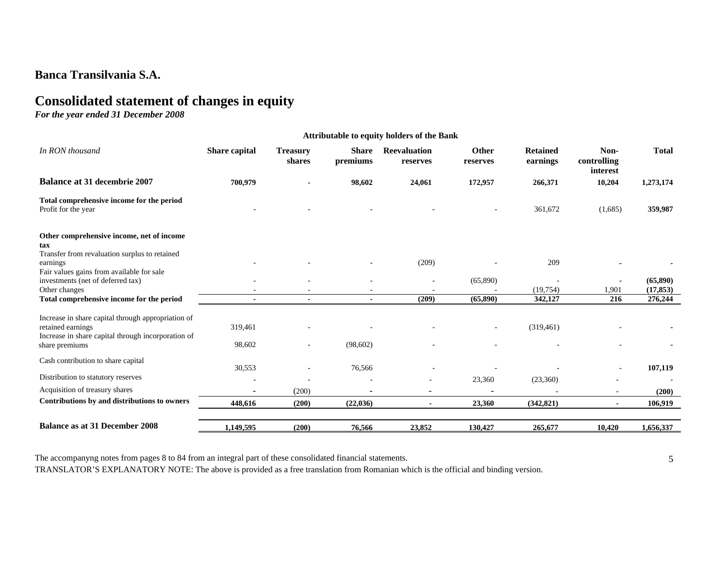## Banca Transilvania S.A.

# Consolidated statement of changes in equity

*For the year ended 31 December 2008*

| | Attributable to equity holders of the Bank | | | | | | | |
|---|---|---|---|---|---|---|---|---|
| *In RON thousand* | **Share capital** | **Treasury shares** | **Share premiums** | **Reevaluation reserves** | **Other reserves** | **Retained earnings** | **Non-controlling interest** | **Total** |
| **Balance at 31 decembrie 2007** | **700,979** | **-** | **98,602** | **24,061** | **172,957** | **266,371** | **10,204** | **1,273,174** |
| **Total comprehensive income for the period** | | | | | | | | |
| Profit for the year | - | - | - | - | - | 361,672 | (1,685) | **359,987** |
| **Other comprehensive income, net of income tax** | | | | | | | | |
| Transfer from revaluation surplus to retained earnings | - | - | - | (209) | - | 209 | **-** | **-** |
| Fair values gains from available for sale investments (net of deferred tax) | - | - | - | - | (65,890) | - | **-** | **(65,890)** |
| Other changes | - | - | - | - | - | (19,754) | 1,901 | **(17,853)** |
| **Total comprehensive income for the period** | **-** | **-** | **-** | **(209)** | **(65,890)** | **342,127** | **216** | **276,244** |
| Increase in share capital through appropriation of retained earnings | 319,461 | - | - | - | - | (319,461) | - | **-** |
| Increase in share capital through incorporation of share premiums | 98,602 | - | (98,602) | - | - | - | - | **-** |
| Cash contribution to share capital | 30,553 | - | 76,566 | - | - | - | - | **107,119** |
| Distribution to statutory reserves | - | - | - | - | 23,360 | (23,360) | - | - |
| Acquisition of treasury shares | **-** | (200) | **-** | **-** | **-** | - | - | **(200)** |
| **Contributions by and distributions to owners** | **448,616** | **(200)** | **(22,036)** | **-** | **23,360** | **(342,821)** | **-** | **106,919** |
| **Balance as at 31 December 2008** | **1,149,595** | **(200)** | **76,566** | **23,852** | **130,427** | **265,677** | **10,420** | **1,656,337** |

The accompanyng notes from pages 8 to 84 from an integral part of these consolidated financial statements.

TRANSLATOR'S EXPLANATORY NOTE: The above is provided as a free translation from Romanian which is the official and binding version.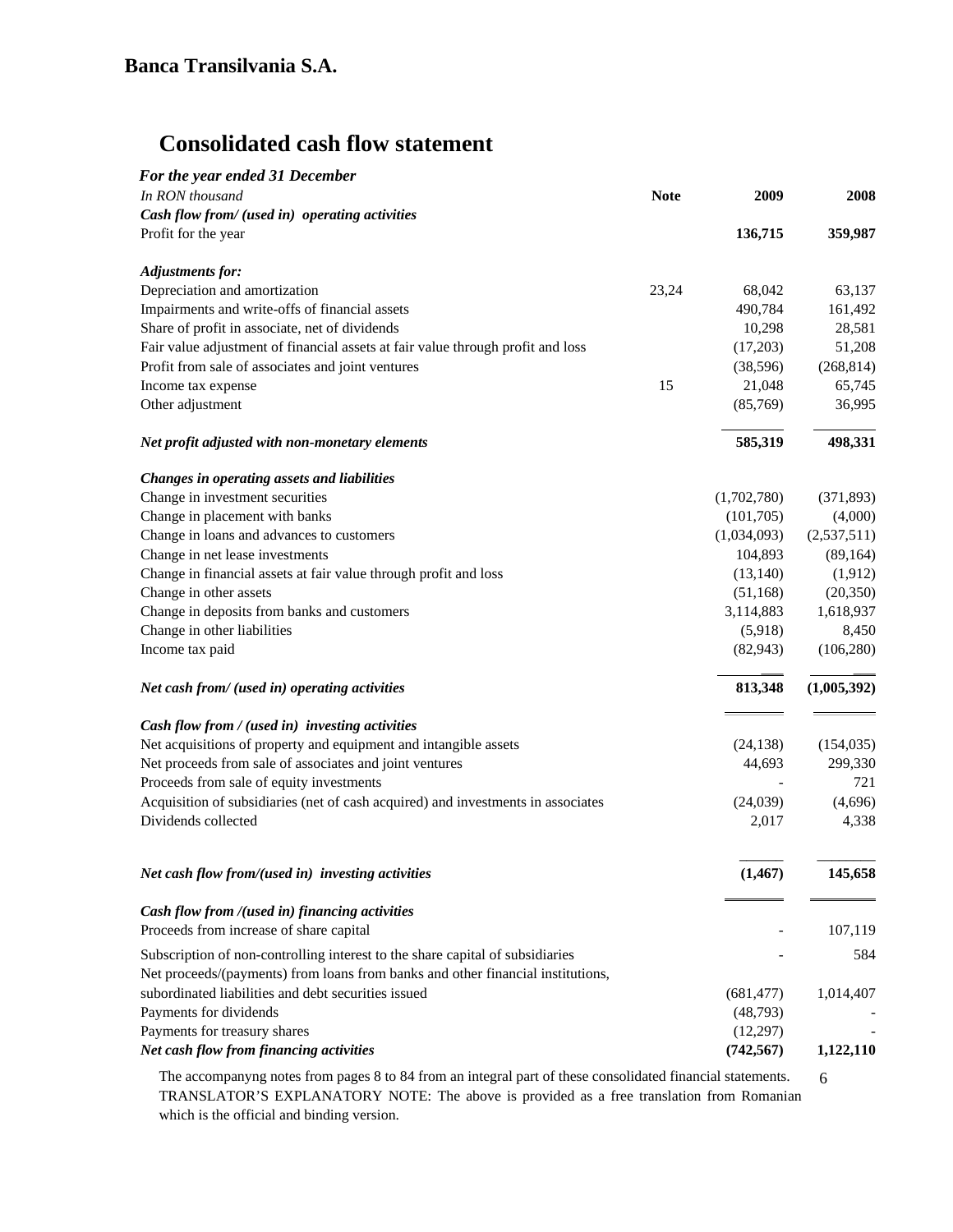**Banca Transilvania S.A.**

# Consolidated cash flow statement

*For the year ended 31 December*

| *In RON thousand* | **Note** | **2009** | **2008** |
|---|---|---|---|
| ***Cash flow from/ (used in) operating activities*** | | | |
| Profit for the year | | **136,715** | **359,987** |
| ***Adjustments for:*** | | | |
| Depreciation and amortization | 23,24 | 68,042 | 63,137 |
| Impairments and write-offs of financial assets | | 490,784 | 161,492 |
| Share of profit in associate, net of dividends | | 10,298 | 28,581 |
| Fair value adjustment of financial assets at fair value through profit and loss | | (17,203) | 51,208 |
| Profit from sale of associates and joint ventures | | (38,596) | (268,814) |
| Income tax expense | 15 | 21,048 | 65,745 |
| Other adjustment | | (85,769) | 36,995 |
| ***Net profit adjusted with non-monetary elements*** | | **585,319** | **498,331** |
| ***Changes in operating assets and liabilities*** | | | |
| Change in investment securities | | (1,702,780) | (371,893) |
| Change in placement with banks | | (101,705) | (4,000) |
| Change in loans and advances to customers | | (1,034,093) | (2,537,511) |
| Change in net lease investments | | 104,893 | (89,164) |
| Change in financial assets at fair value through profit and loss | | (13,140) | (1,912) |
| Change in other assets | | (51,168) | (20,350) |
| Change in deposits from banks and customers | | 3,114,883 | 1,618,937 |
| Change in other liabilities | | (5,918) | 8,450 |
| Income tax paid | | (82,943) | (106,280) |
| ***Net cash from/ (used in) operating activities*** | | **813,348** | **(1,005,392)** |
| ***Cash flow from / (used in) investing activities*** | | | |
| Net acquisitions of property and equipment and intangible assets | | (24,138) | (154,035) |
| Net proceeds from sale of associates and joint ventures | | 44,693 | 299,330 |
| Proceeds from sale of equity investments | | - | 721 |
| Acquisition of subsidiaries (net of cash acquired) and investments in associates | | (24,039) | (4,696) |
| Dividends collected | | 2,017 | 4,338 |
| ***Net cash flow from/(used in) investing activities*** | | **(1,467)** | **145,658** |
| ***Cash flow from /(used in) financing activities*** | | | |
| Proceeds from increase of share capital | | - | 107,119 |
| Subscription of non-controlling interest to the share capital of subsidiaries | | - | 584 |
| Net proceeds/(payments) from loans from banks and other financial institutions, subordinated liabilities and debt securities issued | | (681,477) | 1,014,407 |
| Payments for dividends | | (48,793) | - |
| Payments for treasury shares | | (12,297) | - |
| ***Net cash flow from financing activities*** | | **(742,567)** | **1,122,110** |

The accompanyng notes from pages 8 to 84 from an integral part of these consolidated financial statements.

TRANSLATOR'S EXPLANATORY NOTE: The above is provided as a free translation from Romanian which is the official and binding version.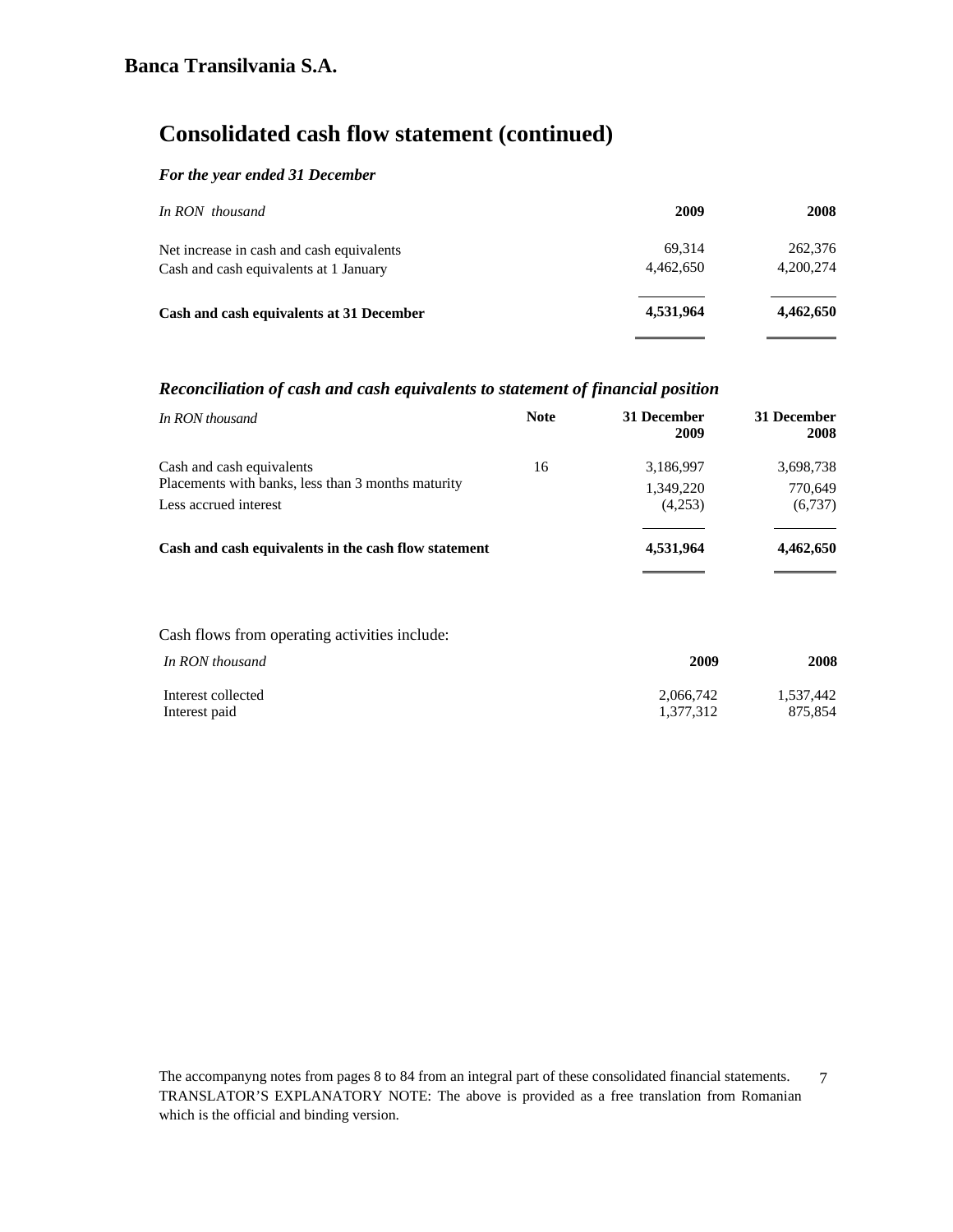**Banca Transilvania S.A.**

# Consolidated cash flow statement (continued)

***For the year ended 31 December***

| *In RON thousand* | **2009** | **2008** |
|---|---|---|
| Net increase in cash and cash equivalents | 69,314 | 262,376 |
| Cash and cash equivalents at 1 January | 4,462,650 | 4,200,274 |
| **Cash and cash equivalents at 31 December** | **4,531,964** | **4,462,650** |

### *Reconciliation of cash and cash equivalents to statement of financial position*

| *In RON thousand* | **Note** | **31 December 2009** | **31 December 2008** |
|---|---|---|---|
| Cash and cash equivalents | 16 | 3,186,997 | 3,698,738 |
| Placements with banks, less than 3 months maturity | | 1,349,220 | 770,649 |
| Less accrued interest | | (4,253) | (6,737) |
| **Cash and cash equivalents in the cash flow statement** | | **4,531,964** | **4,462,650** |

Cash flows from operating activities include:

| *In RON thousand* | **2009** | **2008** |
|---|---|---|
| Interest collected | 2,066,742 | 1,537,442 |
| Interest paid | 1,377,312 | 875,854 |

The accompanyng notes from pages 8 to 84 from an integral part of these consolidated financial statements.
TRANSLATOR'S EXPLANATORY NOTE: The above is provided as a free translation from Romanian which is the official and binding version.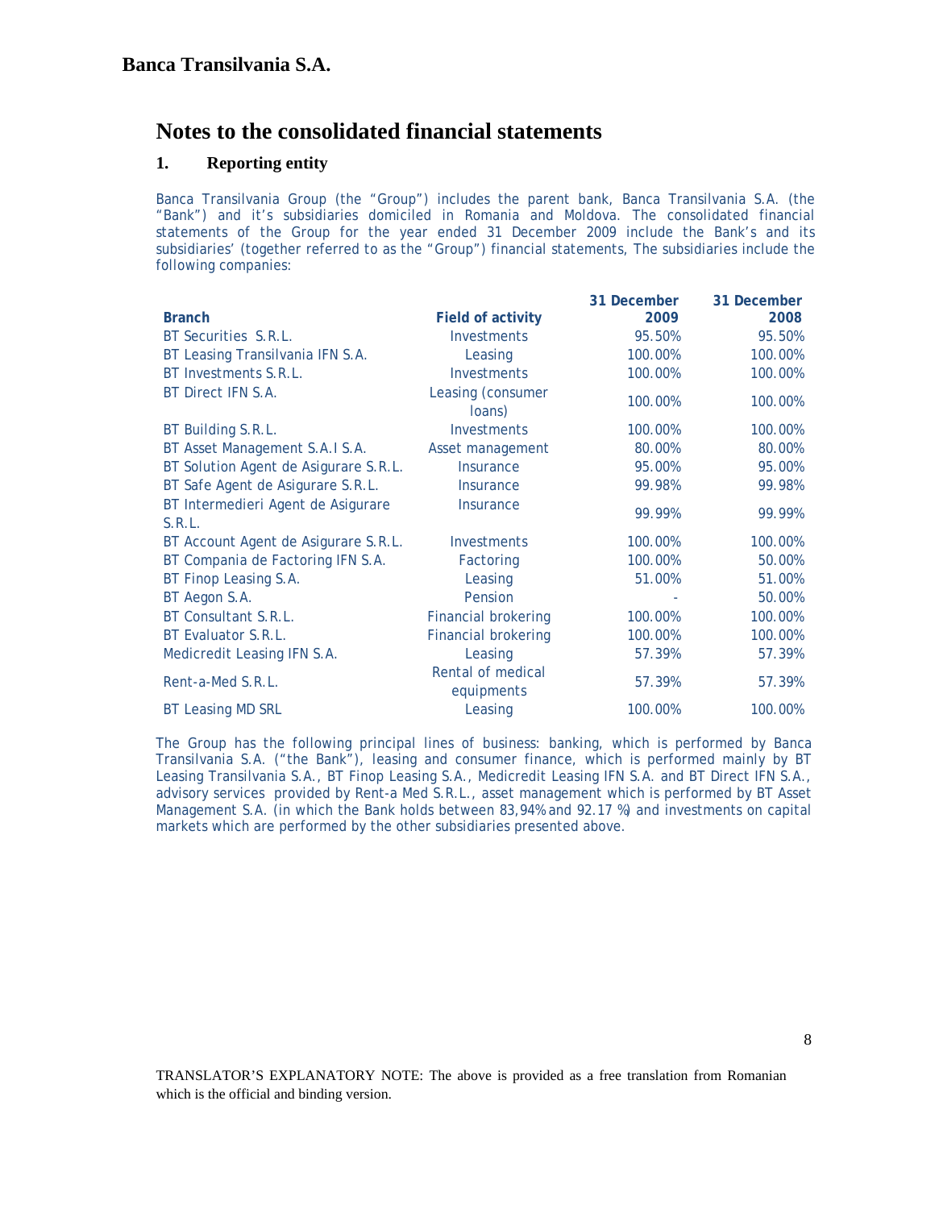# Notes to the consolidated financial statements

## 1. Reporting entity

Banca Transilvania Group (the "Group") includes the parent bank, Banca Transilvania S.A. (the "Bank") and it's subsidiaries domiciled in Romania and Moldova. The consolidated financial statements of the Group for the year ended 31 December 2009 include the Bank's and its subsidiaries' (together referred to as the "Group") financial statements, The subsidiaries include the following companies:

| Branch | Field of activity | 31 December 2009 | 31 December 2008 |
|---|---|---|---|
| BT Securities S.R.L. | Investments | 95.50% | 95.50% |
| BT Leasing Transilvania IFN S.A. | Leasing | 100.00% | 100.00% |
| BT Investments S.R.L. | Investments | 100.00% | 100.00% |
| BT Direct IFN S.A. | Leasing (consumer loans) | 100.00% | 100.00% |
| BT Building S.R.L. | Investments | 100.00% | 100.00% |
| BT Asset Management S.A.I S.A. | Asset management | 80.00% | 80.00% |
| BT Solution Agent de Asigurare S.R.L. | Insurance | 95.00% | 95.00% |
| BT Safe Agent de Asigurare S.R.L. | Insurance | 99.98% | 99.98% |
| BT Intermedieri Agent de Asigurare S.R.L. | Insurance | 99.99% | 99.99% |
| BT Account Agent de Asigurare S.R.L. | Investments | 100.00% | 100.00% |
| BT Compania de Factoring IFN S.A. | Factoring | 100.00% | 50.00% |
| BT Finop Leasing S.A. | Leasing | 51.00% | 51.00% |
| BT Aegon S.A. | Pension | - | 50.00% |
| BT Consultant S.R.L. | Financial brokering | 100.00% | 100.00% |
| BT Evaluator S.R.L. | Financial brokering | 100.00% | 100.00% |
| Medicredit Leasing IFN S.A. | Leasing | 57.39% | 57.39% |
| Rent-a-Med S.R.L. | Rental of medical equipments | 57.39% | 57.39% |
| BT Leasing MD SRL | Leasing | 100.00% | 100.00% |

The Group has the following principal lines of business: banking, which is performed by Banca Transilvania S.A. ("the Bank"), leasing and consumer finance, which is performed mainly by BT Leasing Transilvania S.A., BT Finop Leasing S.A., Medicredit Leasing IFN S.A. and BT Direct IFN S.A., advisory services provided by Rent-a Med S.R.L., asset management which is performed by BT Asset Management S.A. (in which the Bank holds between 83,94% and 92.17 %) and investments on capital markets which are performed by the other subsidiaries presented above.

TRANSLATOR'S EXPLANATORY NOTE: The above is provided as a free translation from Romanian which is the official and binding version.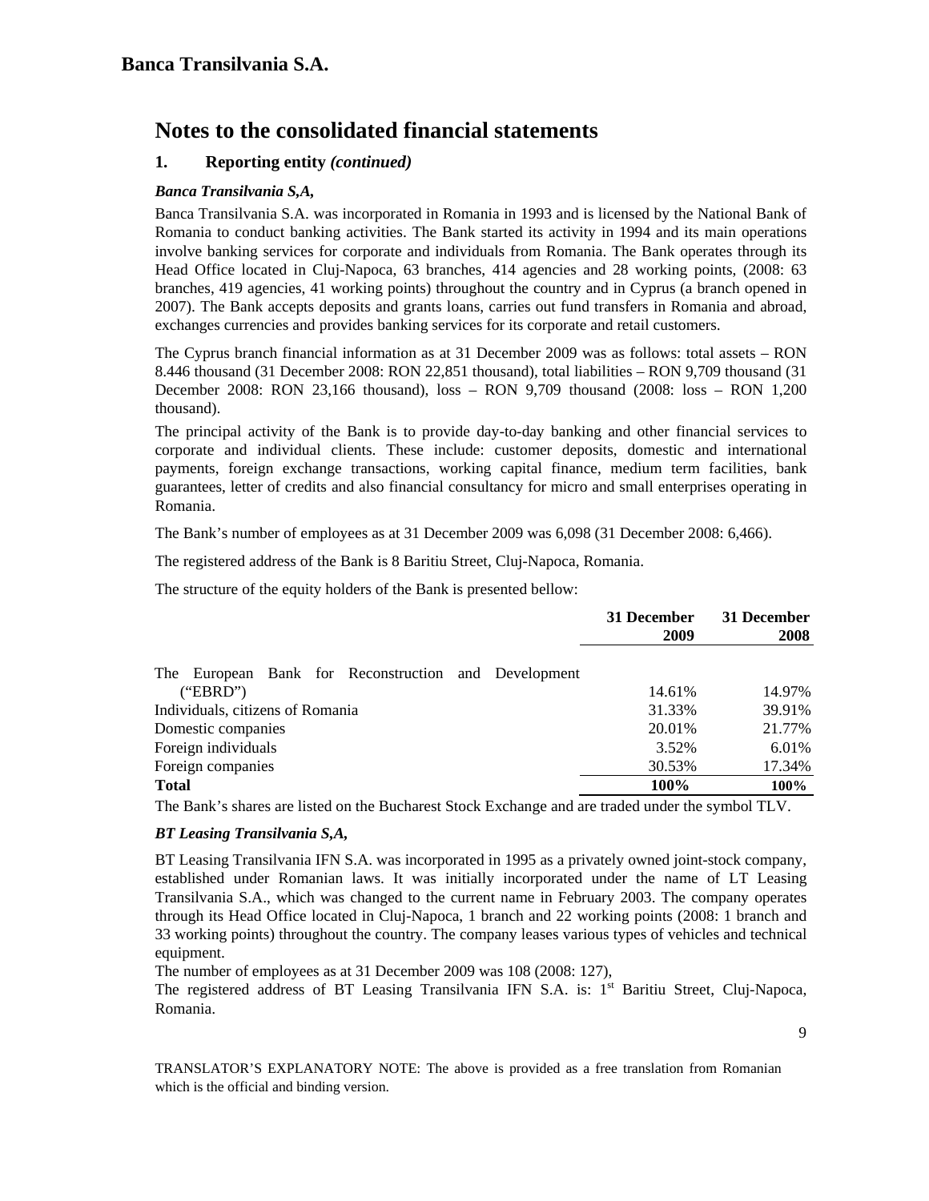# Banca Transilvania S.A.

## Notes to the consolidated financial statements

### 1. Reporting entity *(continued)*

***Banca Transilvania S,A,***

Banca Transilvania S.A. was incorporated in Romania in 1993 and is licensed by the National Bank of Romania to conduct banking activities. The Bank started its activity in 1994 and its main operations involve banking services for corporate and individuals from Romania. The Bank operates through its Head Office located in Cluj-Napoca, 63 branches, 414 agencies and 28 working points, (2008: 63 branches, 419 agencies, 41 working points) throughout the country and in Cyprus (a branch opened in 2007). The Bank accepts deposits and grants loans, carries out fund transfers in Romania and abroad, exchanges currencies and provides banking services for its corporate and retail customers.

The Cyprus branch financial information as at 31 December 2009 was as follows: total assets – RON 8.446 thousand (31 December 2008: RON 22,851 thousand), total liabilities – RON 9,709 thousand (31 December 2008: RON 23,166 thousand), loss – RON 9,709 thousand (2008: loss – RON 1,200 thousand).

The principal activity of the Bank is to provide day-to-day banking and other financial services to corporate and individual clients. These include: customer deposits, domestic and international payments, foreign exchange transactions, working capital finance, medium term facilities, bank guarantees, letter of credits and also financial consultancy for micro and small enterprises operating in Romania.

The Bank's number of employees as at 31 December 2009 was 6,098 (31 December 2008: 6,466).

The registered address of the Bank is 8 Baritiu Street, Cluj-Napoca, Romania.

The structure of the equity holders of the Bank is presented bellow:

| | 31 December 2009 | 31 December 2008 |
|---|---|---|
| The European Bank for Reconstruction and Development ("EBRD") | 14.61% | 14.97% |
| Individuals, citizens of Romania | 31.33% | 39.91% |
| Domestic companies | 20.01% | 21.77% |
| Foreign individuals | 3.52% | 6.01% |
| Foreign companies | 30.53% | 17.34% |
| **Total** | **100%** | **100%** |

The Bank's shares are listed on the Bucharest Stock Exchange and are traded under the symbol TLV.

***BT Leasing Transilvania S,A,***

BT Leasing Transilvania IFN S.A. was incorporated in 1995 as a privately owned joint-stock company, established under Romanian laws. It was initially incorporated under the name of LT Leasing Transilvania S.A., which was changed to the current name in February 2003. The company operates through its Head Office located in Cluj-Napoca, 1 branch and 22 working points (2008: 1 branch and 33 working points) throughout the country. The company leases various types of vehicles and technical equipment.

The number of employees as at 31 December 2009 was 108 (2008: 127),

The registered address of BT Leasing Transilvania IFN S.A. is: 1st Baritiu Street, Cluj-Napoca, Romania.

TRANSLATOR'S EXPLANATORY NOTE: The above is provided as a free translation from Romanian which is the official and binding version.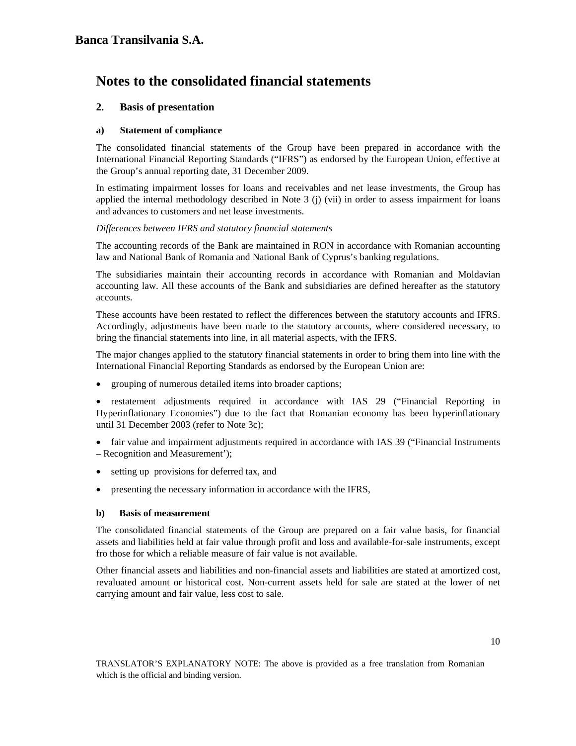# Notes to the consolidated financial statements

## 2. Basis of presentation

### a) Statement of compliance

The consolidated financial statements of the Group have been prepared in accordance with the International Financial Reporting Standards ("IFRS") as endorsed by the European Union, effective at the Group's annual reporting date, 31 December 2009.

In estimating impairment losses for loans and receivables and net lease investments, the Group has applied the internal methodology described in Note 3 (j) (vii) in order to assess impairment for loans and advances to customers and net lease investments.

*Differences between IFRS and statutory financial statements*

The accounting records of the Bank are maintained in RON in accordance with Romanian accounting law and National Bank of Romania and National Bank of Cyprus's banking regulations.

The subsidiaries maintain their accounting records in accordance with Romanian and Moldavian accounting law. All these accounts of the Bank and subsidiaries are defined hereafter as the statutory accounts.

These accounts have been restated to reflect the differences between the statutory accounts and IFRS. Accordingly, adjustments have been made to the statutory accounts, where considered necessary, to bring the financial statements into line, in all material aspects, with the IFRS.

The major changes applied to the statutory financial statements in order to bring them into line with the International Financial Reporting Standards as endorsed by the European Union are:

- grouping of numerous detailed items into broader captions;
- restatement adjustments required in accordance with IAS 29 ("Financial Reporting in Hyperinflationary Economies") due to the fact that Romanian economy has been hyperinflationary until 31 December 2003 (refer to Note 3c);
- fair value and impairment adjustments required in accordance with IAS 39 ("Financial Instruments – Recognition and Measurement');
- setting up provisions for deferred tax, and
- presenting the necessary information in accordance with the IFRS,

### b) Basis of measurement

The consolidated financial statements of the Group are prepared on a fair value basis, for financial assets and liabilities held at fair value through profit and loss and available-for-sale instruments, except fro those for which a reliable measure of fair value is not available.

Other financial assets and liabilities and non-financial assets and liabilities are stated at amortized cost, revaluated amount or historical cost. Non-current assets held for sale are stated at the lower of net carrying amount and fair value, less cost to sale.

TRANSLATOR'S EXPLANATORY NOTE: The above is provided as a free translation from Romanian which is the official and binding version.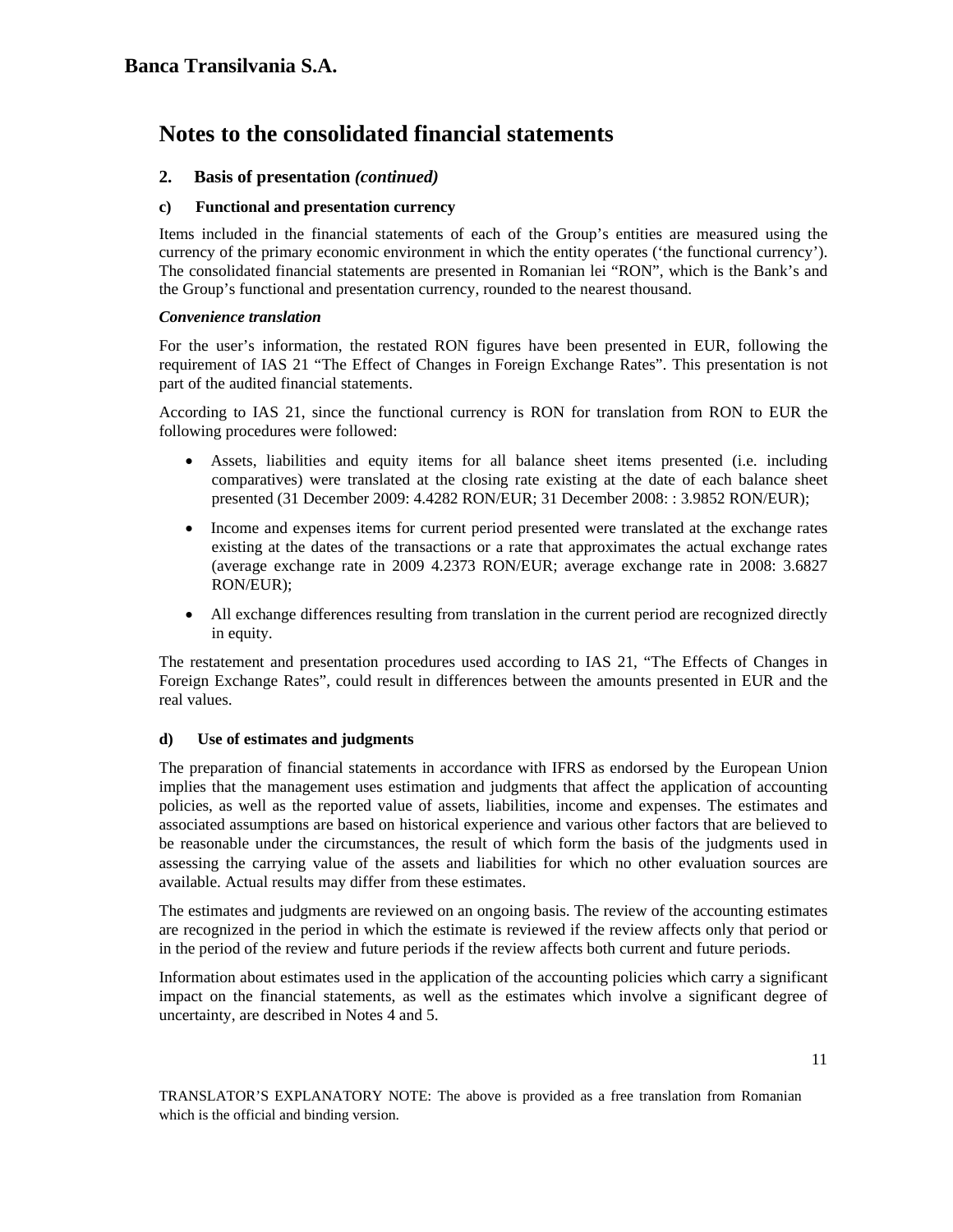# Banca Transilvania S.A.

## Notes to the consolidated financial statements

### 2. Basis of presentation *(continued)*

#### c) Functional and presentation currency

Items included in the financial statements of each of the Group's entities are measured using the currency of the primary economic environment in which the entity operates ('the functional currency'). The consolidated financial statements are presented in Romanian lei "RON", which is the Bank's and the Group's functional and presentation currency, rounded to the nearest thousand.

***Convenience translation***

For the user's information, the restated RON figures have been presented in EUR, following the requirement of IAS 21 "The Effect of Changes in Foreign Exchange Rates". This presentation is not part of the audited financial statements.

According to IAS 21, since the functional currency is RON for translation from RON to EUR the following procedures were followed:

- Assets, liabilities and equity items for all balance sheet items presented (i.e. including comparatives) were translated at the closing rate existing at the date of each balance sheet presented (31 December 2009: 4.4282 RON/EUR; 31 December 2008: : 3.9852 RON/EUR);
- Income and expenses items for current period presented were translated at the exchange rates existing at the dates of the transactions or a rate that approximates the actual exchange rates (average exchange rate in 2009 4.2373 RON/EUR; average exchange rate in 2008: 3.6827 RON/EUR);
- All exchange differences resulting from translation in the current period are recognized directly in equity.

The restatement and presentation procedures used according to IAS 21, "The Effects of Changes in Foreign Exchange Rates", could result in differences between the amounts presented in EUR and the real values.

#### d) Use of estimates and judgments

The preparation of financial statements in accordance with IFRS as endorsed by the European Union implies that the management uses estimation and judgments that affect the application of accounting policies, as well as the reported value of assets, liabilities, income and expenses. The estimates and associated assumptions are based on historical experience and various other factors that are believed to be reasonable under the circumstances, the result of which form the basis of the judgments used in assessing the carrying value of the assets and liabilities for which no other evaluation sources are available. Actual results may differ from these estimates.

The estimates and judgments are reviewed on an ongoing basis. The review of the accounting estimates are recognized in the period in which the estimate is reviewed if the review affects only that period or in the period of the review and future periods if the review affects both current and future periods.

Information about estimates used in the application of the accounting policies which carry a significant impact on the financial statements, as well as the estimates which involve a significant degree of uncertainty, are described in Notes 4 and 5.

TRANSLATOR'S EXPLANATORY NOTE: The above is provided as a free translation from Romanian which is the official and binding version.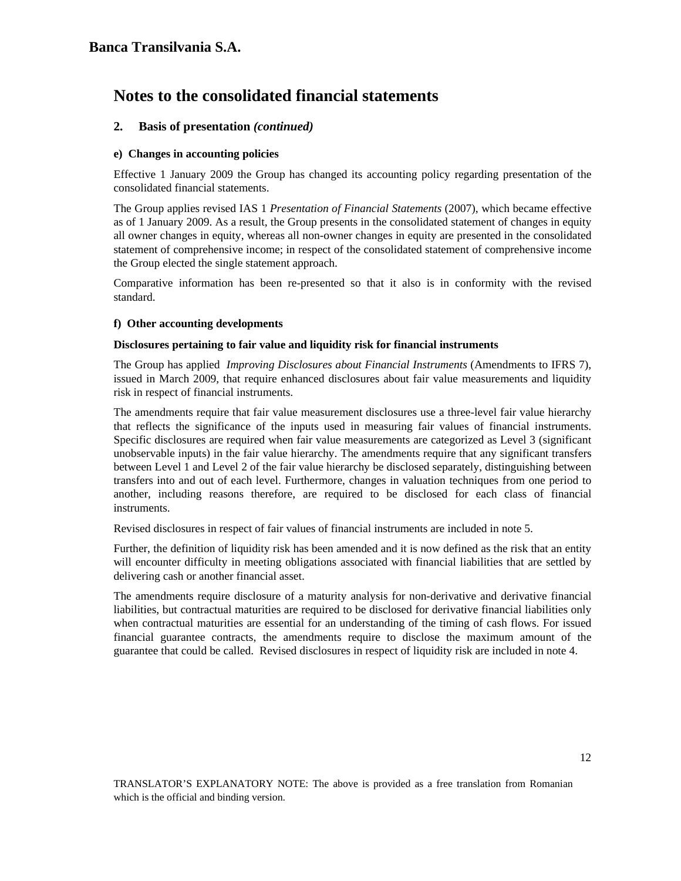# Notes to the consolidated financial statements

## 2. Basis of presentation *(continued)*

### e) Changes in accounting policies

Effective 1 January 2009 the Group has changed its accounting policy regarding presentation of the consolidated financial statements.

The Group applies revised IAS 1 *Presentation of Financial Statements* (2007), which became effective as of 1 January 2009. As a result, the Group presents in the consolidated statement of changes in equity all owner changes in equity, whereas all non-owner changes in equity are presented in the consolidated statement of comprehensive income; in respect of the consolidated statement of comprehensive income the Group elected the single statement approach.

Comparative information has been re-presented so that it also is in conformity with the revised standard.

### f) Other accounting developments

**Disclosures pertaining to fair value and liquidity risk for financial instruments**

The Group has applied *Improving Disclosures about Financial Instruments* (Amendments to IFRS 7), issued in March 2009, that require enhanced disclosures about fair value measurements and liquidity risk in respect of financial instruments.

The amendments require that fair value measurement disclosures use a three-level fair value hierarchy that reflects the significance of the inputs used in measuring fair values of financial instruments. Specific disclosures are required when fair value measurements are categorized as Level 3 (significant unobservable inputs) in the fair value hierarchy. The amendments require that any significant transfers between Level 1 and Level 2 of the fair value hierarchy be disclosed separately, distinguishing between transfers into and out of each level. Furthermore, changes in valuation techniques from one period to another, including reasons therefore, are required to be disclosed for each class of financial instruments.

Revised disclosures in respect of fair values of financial instruments are included in note 5.

Further, the definition of liquidity risk has been amended and it is now defined as the risk that an entity will encounter difficulty in meeting obligations associated with financial liabilities that are settled by delivering cash or another financial asset.

The amendments require disclosure of a maturity analysis for non-derivative and derivative financial liabilities, but contractual maturities are required to be disclosed for derivative financial liabilities only when contractual maturities are essential for an understanding of the timing of cash flows. For issued financial guarantee contracts, the amendments require to disclose the maximum amount of the guarantee that could be called. Revised disclosures in respect of liquidity risk are included in note 4.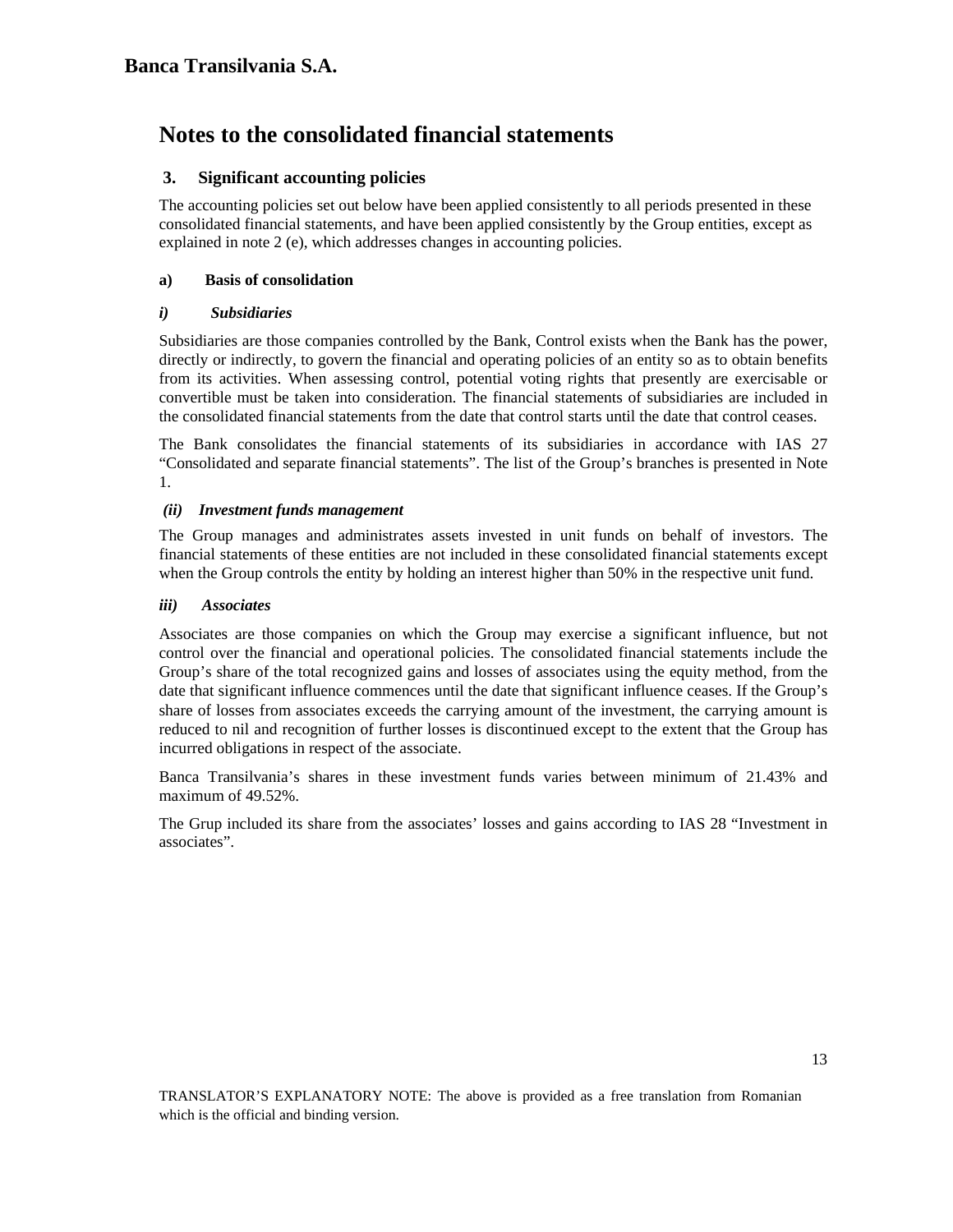# Notes to the consolidated financial statements

## 3. Significant accounting policies

The accounting policies set out below have been applied consistently to all periods presented in these consolidated financial statements, and have been applied consistently by the Group entities, except as explained in note 2 (e), which addresses changes in accounting policies.

### a) Basis of consolidation

#### *i) Subsidiaries*

Subsidiaries are those companies controlled by the Bank, Control exists when the Bank has the power, directly or indirectly, to govern the financial and operating policies of an entity so as to obtain benefits from its activities. When assessing control, potential voting rights that presently are exercisable or convertible must be taken into consideration. The financial statements of subsidiaries are included in the consolidated financial statements from the date that control starts until the date that control ceases.

The Bank consolidates the financial statements of its subsidiaries in accordance with IAS 27 "Consolidated and separate financial statements". The list of the Group's branches is presented in Note 1.

#### *(ii) Investment funds management*

The Group manages and administrates assets invested in unit funds on behalf of investors. The financial statements of these entities are not included in these consolidated financial statements except when the Group controls the entity by holding an interest higher than 50% in the respective unit fund.

#### *iii) Associates*

Associates are those companies on which the Group may exercise a significant influence, but not control over the financial and operational policies. The consolidated financial statements include the Group's share of the total recognized gains and losses of associates using the equity method, from the date that significant influence commences until the date that significant influence ceases. If the Group's share of losses from associates exceeds the carrying amount of the investment, the carrying amount is reduced to nil and recognition of further losses is discontinued except to the extent that the Group has incurred obligations in respect of the associate.

Banca Transilvania's shares in these investment funds varies between minimum of 21.43% and maximum of 49.52%.

The Grup included its share from the associates' losses and gains according to IAS 28 "Investment in associates".

TRANSLATOR'S EXPLANATORY NOTE: The above is provided as a free translation from Romanian which is the official and binding version.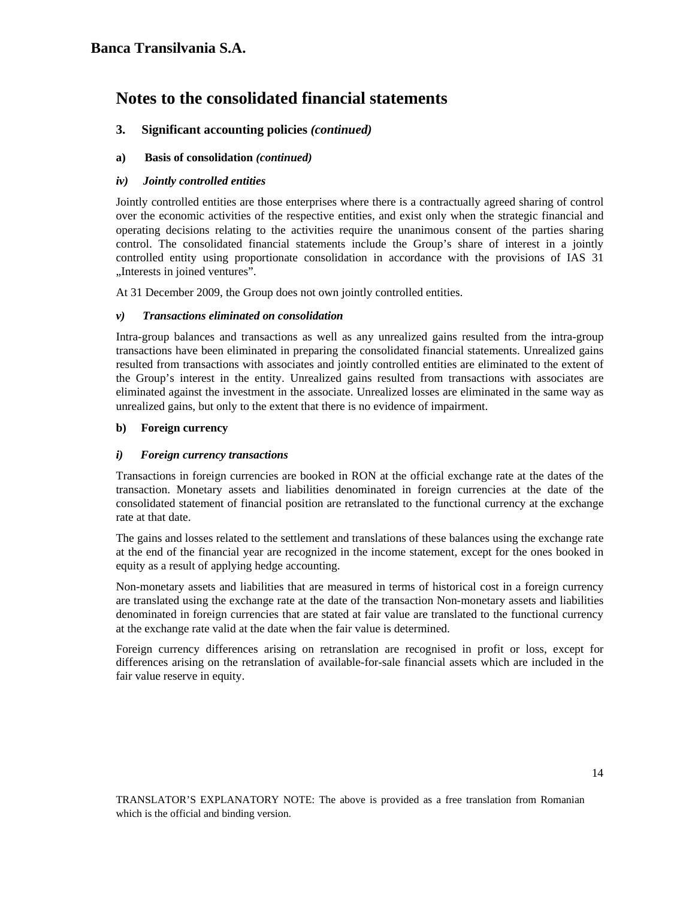# Notes to the consolidated financial statements

## 3. Significant accounting policies *(continued)*

### a) Basis of consolidation *(continued)*

#### *iv) Jointly controlled entities*

Jointly controlled entities are those enterprises where there is a contractually agreed sharing of control over the economic activities of the respective entities, and exist only when the strategic financial and operating decisions relating to the activities require the unanimous consent of the parties sharing control. The consolidated financial statements include the Group's share of interest in a jointly controlled entity using proportionate consolidation in accordance with the provisions of IAS 31 „Interests in joined ventures".

At 31 December 2009, the Group does not own jointly controlled entities.

#### *v) Transactions eliminated on consolidation*

Intra-group balances and transactions as well as any unrealized gains resulted from the intra-group transactions have been eliminated in preparing the consolidated financial statements. Unrealized gains resulted from transactions with associates and jointly controlled entities are eliminated to the extent of the Group's interest in the entity. Unrealized gains resulted from transactions with associates are eliminated against the investment in the associate. Unrealized losses are eliminated in the same way as unrealized gains, but only to the extent that there is no evidence of impairment.

### b) Foreign currency

#### *i) Foreign currency transactions*

Transactions in foreign currencies are booked in RON at the official exchange rate at the dates of the transaction. Monetary assets and liabilities denominated in foreign currencies at the date of the consolidated statement of financial position are retranslated to the functional currency at the exchange rate at that date.

The gains and losses related to the settlement and translations of these balances using the exchange rate at the end of the financial year are recognized in the income statement, except for the ones booked in equity as a result of applying hedge accounting.

Non-monetary assets and liabilities that are measured in terms of historical cost in a foreign currency are translated using the exchange rate at the date of the transaction Non-monetary assets and liabilities denominated in foreign currencies that are stated at fair value are translated to the functional currency at the exchange rate valid at the date when the fair value is determined.

Foreign currency differences arising on retranslation are recognised in profit or loss, except for differences arising on the retranslation of available-for-sale financial assets which are included in the fair value reserve in equity.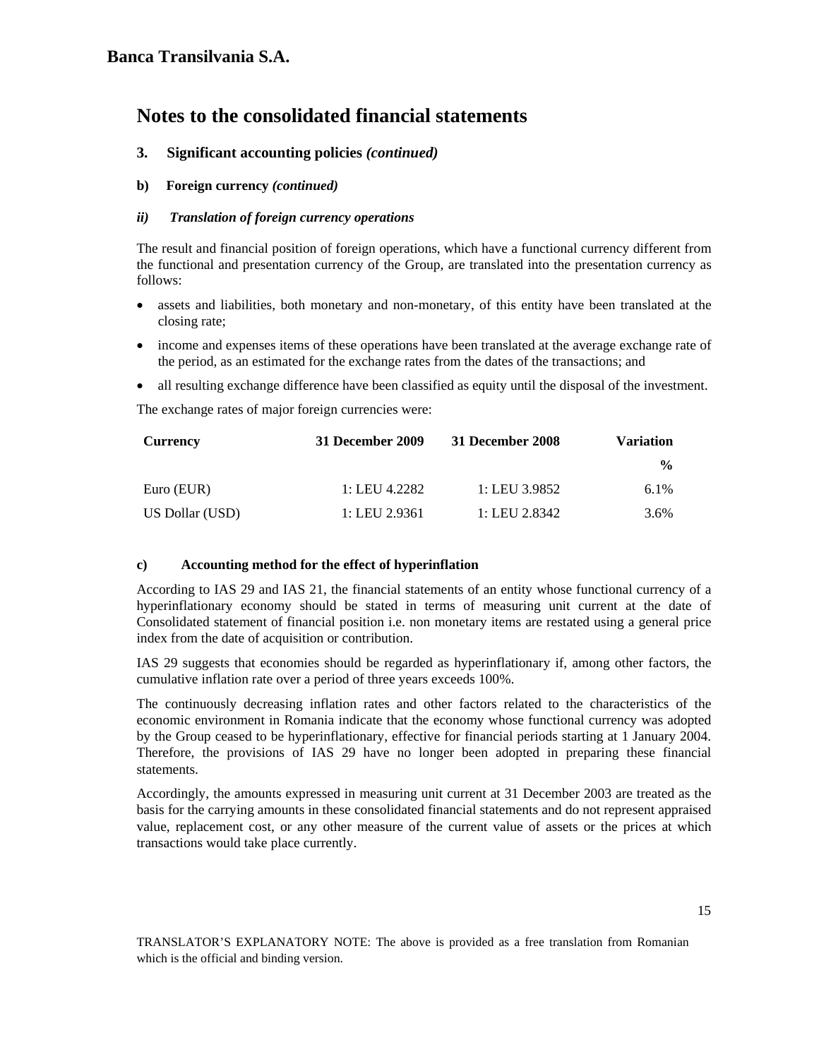**Banca Transilvania S.A.**

# Notes to the consolidated financial statements

### 3. Significant accounting policies *(continued)*

#### b) Foreign currency *(continued)*

##### *ii) Translation of foreign currency operations*

The result and financial position of foreign operations, which have a functional currency different from the functional and presentation currency of the Group, are translated into the presentation currency as follows:

- assets and liabilities, both monetary and non-monetary, of this entity have been translated at the closing rate;
- income and expenses items of these operations have been translated at the average exchange rate of the period, as an estimated for the exchange rates from the dates of the transactions; and
- all resulting exchange difference have been classified as equity until the disposal of the investment.

The exchange rates of major foreign currencies were:

| Currency | 31 December 2009 | 31 December 2008 | Variation |
|---|---|---|---|
| | | | % |
| Euro (EUR) | 1: LEU 4.2282 | 1: LEU 3.9852 | 6.1% |
| US Dollar (USD) | 1: LEU 2.9361 | 1: LEU 2.8342 | 3.6% |

#### c) Accounting method for the effect of hyperinflation

According to IAS 29 and IAS 21, the financial statements of an entity whose functional currency of a hyperinflationary economy should be stated in terms of measuring unit current at the date of Consolidated statement of financial position i.e. non monetary items are restated using a general price index from the date of acquisition or contribution.

IAS 29 suggests that economies should be regarded as hyperinflationary if, among other factors, the cumulative inflation rate over a period of three years exceeds 100%.

The continuously decreasing inflation rates and other factors related to the characteristics of the economic environment in Romania indicate that the economy whose functional currency was adopted by the Group ceased to be hyperinflationary, effective for financial periods starting at 1 January 2004. Therefore, the provisions of IAS 29 have no longer been adopted in preparing these financial statements.

Accordingly, the amounts expressed in measuring unit current at 31 December 2003 are treated as the basis for the carrying amounts in these consolidated financial statements and do not represent appraised value, replacement cost, or any other measure of the current value of assets or the prices at which transactions would take place currently.

TRANSLATOR'S EXPLANATORY NOTE: The above is provided as a free translation from Romanian which is the official and binding version.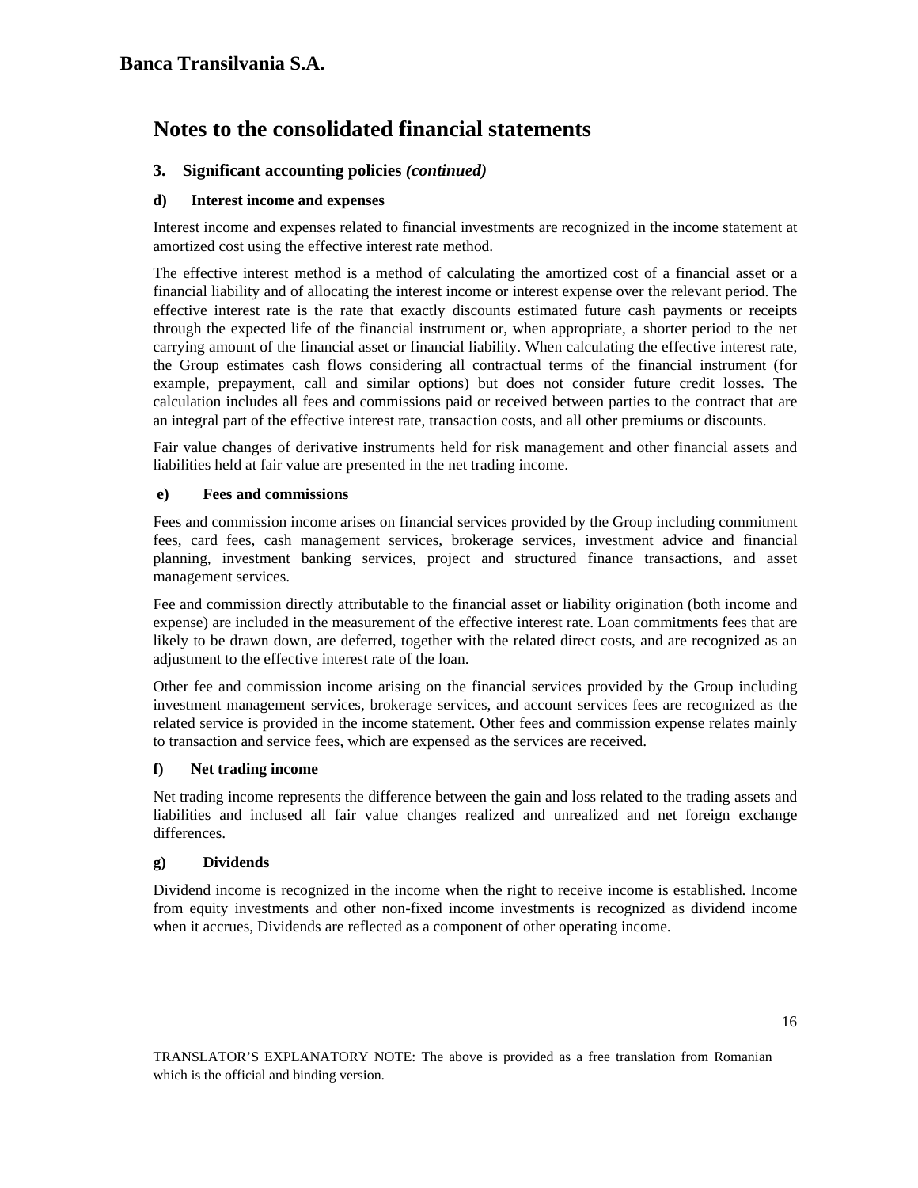# Notes to the consolidated financial statements

## 3. Significant accounting policies *(continued)*

### d) Interest income and expenses

Interest income and expenses related to financial investments are recognized in the income statement at amortized cost using the effective interest rate method.

The effective interest method is a method of calculating the amortized cost of a financial asset or a financial liability and of allocating the interest income or interest expense over the relevant period. The effective interest rate is the rate that exactly discounts estimated future cash payments or receipts through the expected life of the financial instrument or, when appropriate, a shorter period to the net carrying amount of the financial asset or financial liability. When calculating the effective interest rate, the Group estimates cash flows considering all contractual terms of the financial instrument (for example, prepayment, call and similar options) but does not consider future credit losses. The calculation includes all fees and commissions paid or received between parties to the contract that are an integral part of the effective interest rate, transaction costs, and all other premiums or discounts.

Fair value changes of derivative instruments held for risk management and other financial assets and liabilities held at fair value are presented in the net trading income.

### e) Fees and commissions

Fees and commission income arises on financial services provided by the Group including commitment fees, card fees, cash management services, brokerage services, investment advice and financial planning, investment banking services, project and structured finance transactions, and asset management services.

Fee and commission directly attributable to the financial asset or liability origination (both income and expense) are included in the measurement of the effective interest rate. Loan commitments fees that are likely to be drawn down, are deferred, together with the related direct costs, and are recognized as an adjustment to the effective interest rate of the loan.

Other fee and commission income arising on the financial services provided by the Group including investment management services, brokerage services, and account services fees are recognized as the related service is provided in the income statement. Other fees and commission expense relates mainly to transaction and service fees, which are expensed as the services are received.

### f) Net trading income

Net trading income represents the difference between the gain and loss related to the trading assets and liabilities and inclused all fair value changes realized and unrealized and net foreign exchange differences.

### g) Dividends

Dividend income is recognized in the income when the right to receive income is established. Income from equity investments and other non-fixed income investments is recognized as dividend income when it accrues, Dividends are reflected as a component of other operating income.

TRANSLATOR'S EXPLANATORY NOTE: The above is provided as a free translation from Romanian which is the official and binding version.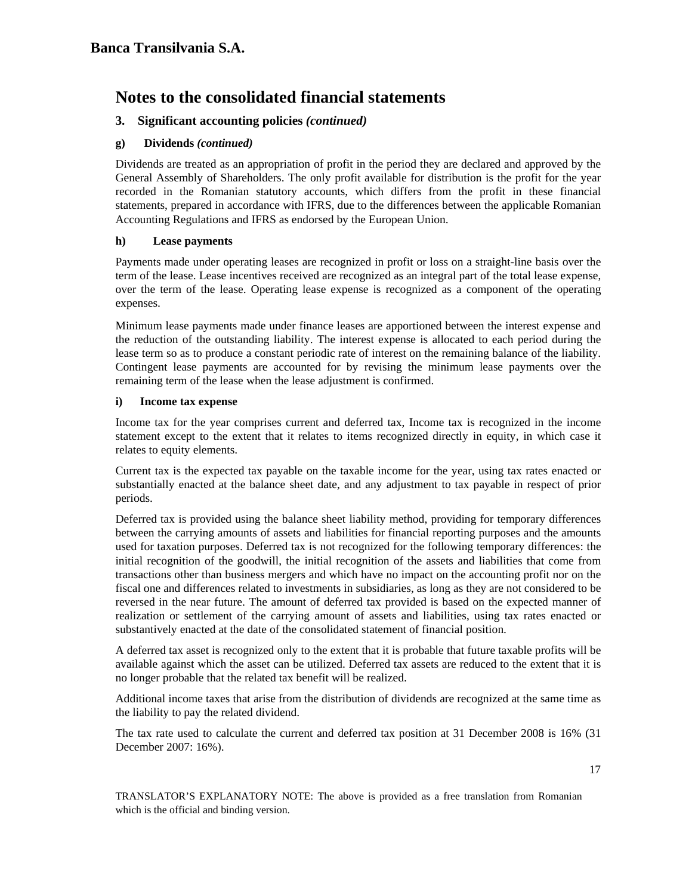# Banca Transilvania S.A.

## Notes to the consolidated financial statements

### 3. Significant accounting policies *(continued)*

#### g) Dividends *(continued)*

Dividends are treated as an appropriation of profit in the period they are declared and approved by the General Assembly of Shareholders. The only profit available for distribution is the profit for the year recorded in the Romanian statutory accounts, which differs from the profit in these financial statements, prepared in accordance with IFRS, due to the differences between the applicable Romanian Accounting Regulations and IFRS as endorsed by the European Union.

#### h) Lease payments

Payments made under operating leases are recognized in profit or loss on a straight-line basis over the term of the lease. Lease incentives received are recognized as an integral part of the total lease expense, over the term of the lease. Operating lease expense is recognized as a component of the operating expenses.

Minimum lease payments made under finance leases are apportioned between the interest expense and the reduction of the outstanding liability. The interest expense is allocated to each period during the lease term so as to produce a constant periodic rate of interest on the remaining balance of the liability. Contingent lease payments are accounted for by revising the minimum lease payments over the remaining term of the lease when the lease adjustment is confirmed.

#### i) Income tax expense

Income tax for the year comprises current and deferred tax, Income tax is recognized in the income statement except to the extent that it relates to items recognized directly in equity, in which case it relates to equity elements.

Current tax is the expected tax payable on the taxable income for the year, using tax rates enacted or substantially enacted at the balance sheet date, and any adjustment to tax payable in respect of prior periods.

Deferred tax is provided using the balance sheet liability method, providing for temporary differences between the carrying amounts of assets and liabilities for financial reporting purposes and the amounts used for taxation purposes. Deferred tax is not recognized for the following temporary differences: the initial recognition of the goodwill, the initial recognition of the assets and liabilities that come from transactions other than business mergers and which have no impact on the accounting profit nor on the fiscal one and differences related to investments in subsidiaries, as long as they are not considered to be reversed in the near future. The amount of deferred tax provided is based on the expected manner of realization or settlement of the carrying amount of assets and liabilities, using tax rates enacted or substantively enacted at the date of the consolidated statement of financial position.

A deferred tax asset is recognized only to the extent that it is probable that future taxable profits will be available against which the asset can be utilized. Deferred tax assets are reduced to the extent that it is no longer probable that the related tax benefit will be realized.

Additional income taxes that arise from the distribution of dividends are recognized at the same time as the liability to pay the related dividend.

The tax rate used to calculate the current and deferred tax position at 31 December 2008 is 16% (31 December 2007: 16%).

TRANSLATOR'S EXPLANATORY NOTE: The above is provided as a free translation from Romanian which is the official and binding version.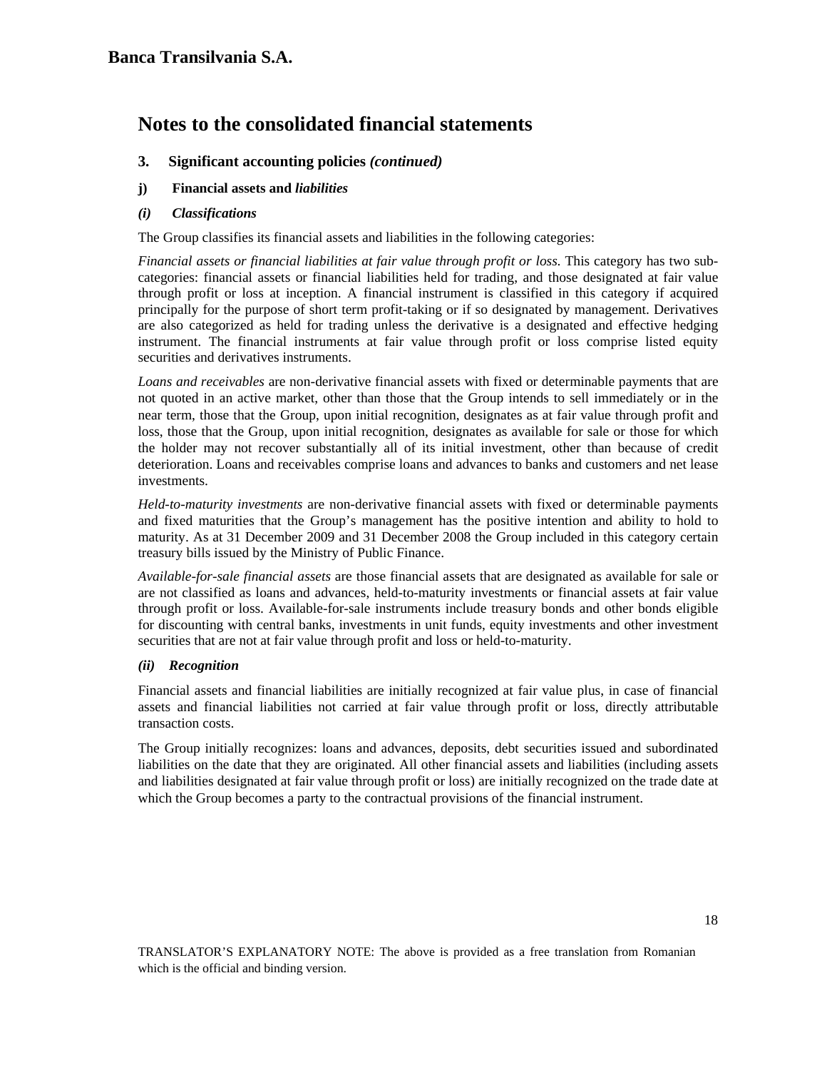## Notes to the consolidated financial statements

### 3. Significant accounting policies *(continued)*

#### j) Financial assets and *liabilities*

##### *(i) Classifications*

The Group classifies its financial assets and liabilities in the following categories:

*Financial assets or financial liabilities at fair value through profit or loss.* This category has two sub-categories: financial assets or financial liabilities held for trading, and those designated at fair value through profit or loss at inception. A financial instrument is classified in this category if acquired principally for the purpose of short term profit-taking or if so designated by management. Derivatives are also categorized as held for trading unless the derivative is a designated and effective hedging instrument. The financial instruments at fair value through profit or loss comprise listed equity securities and derivatives instruments.

*Loans and receivables* are non-derivative financial assets with fixed or determinable payments that are not quoted in an active market, other than those that the Group intends to sell immediately or in the near term, those that the Group, upon initial recognition, designates as at fair value through profit and loss, those that the Group, upon initial recognition, designates as available for sale or those for which the holder may not recover substantially all of its initial investment, other than because of credit deterioration. Loans and receivables comprise loans and advances to banks and customers and net lease investments.

*Held-to-maturity investments* are non-derivative financial assets with fixed or determinable payments and fixed maturities that the Group's management has the positive intention and ability to hold to maturity. As at 31 December 2009 and 31 December 2008 the Group included in this category certain treasury bills issued by the Ministry of Public Finance.

*Available-for-sale financial assets* are those financial assets that are designated as available for sale or are not classified as loans and advances, held-to-maturity investments or financial assets at fair value through profit or loss. Available-for-sale instruments include treasury bonds and other bonds eligible for discounting with central banks, investments in unit funds, equity investments and other investment securities that are not at fair value through profit and loss or held-to-maturity.

##### *(ii) Recognition*

Financial assets and financial liabilities are initially recognized at fair value plus, in case of financial assets and financial liabilities not carried at fair value through profit or loss, directly attributable transaction costs.

The Group initially recognizes: loans and advances, deposits, debt securities issued and subordinated liabilities on the date that they are originated. All other financial assets and liabilities (including assets and liabilities designated at fair value through profit or loss) are initially recognized on the trade date at which the Group becomes a party to the contractual provisions of the financial instrument.

TRANSLATOR'S EXPLANATORY NOTE: The above is provided as a free translation from Romanian which is the official and binding version.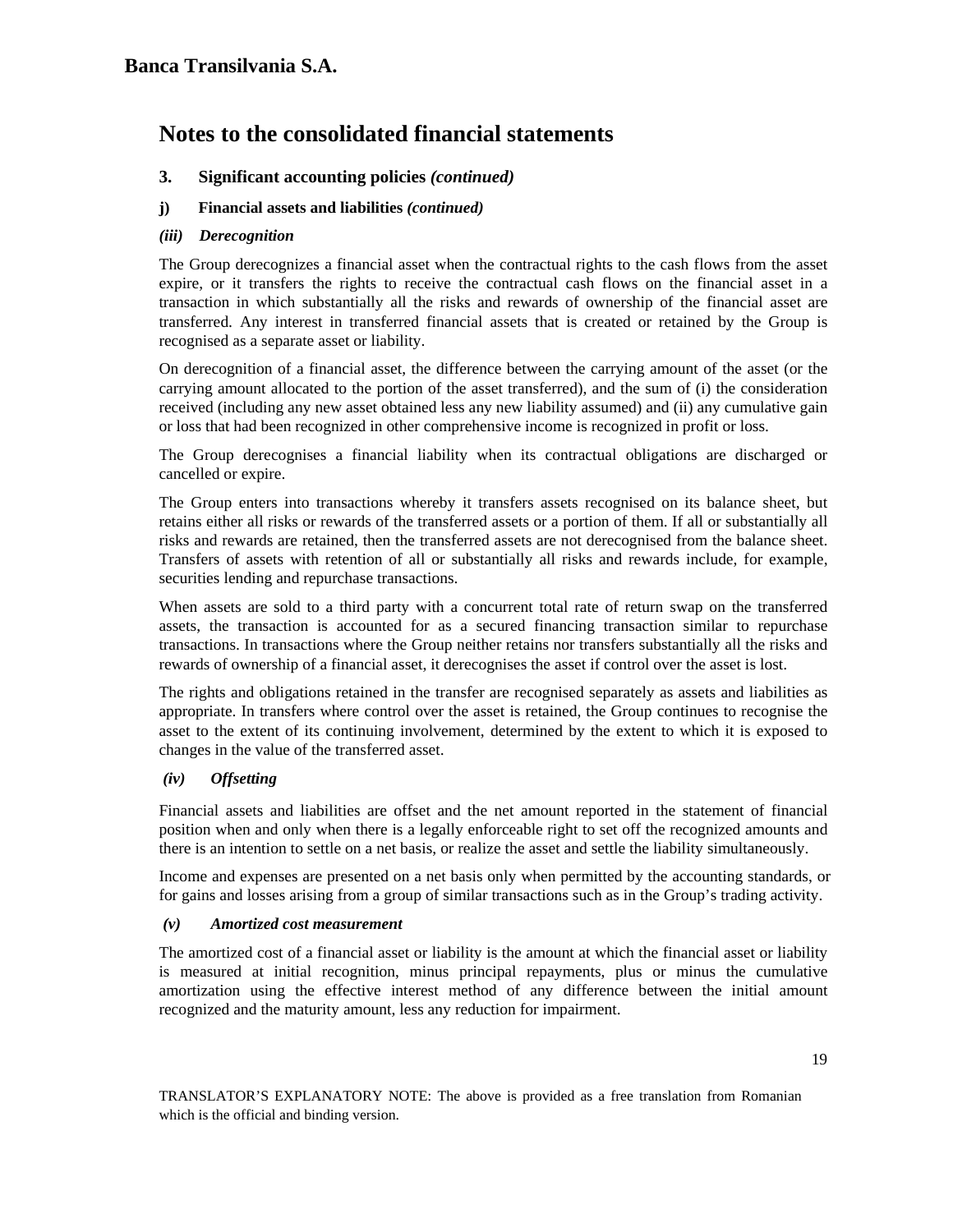## Notes to the consolidated financial statements

### 3. Significant accounting policies *(continued)*

#### j) Financial assets and liabilities *(continued)*

##### *(iii) Derecognition*

The Group derecognizes a financial asset when the contractual rights to the cash flows from the asset expire, or it transfers the rights to receive the contractual cash flows on the financial asset in a transaction in which substantially all the risks and rewards of ownership of the financial asset are transferred. Any interest in transferred financial assets that is created or retained by the Group is recognised as a separate asset or liability.

On derecognition of a financial asset, the difference between the carrying amount of the asset (or the carrying amount allocated to the portion of the asset transferred), and the sum of (i) the consideration received (including any new asset obtained less any new liability assumed) and (ii) any cumulative gain or loss that had been recognized in other comprehensive income is recognized in profit or loss.

The Group derecognises a financial liability when its contractual obligations are discharged or cancelled or expire.

The Group enters into transactions whereby it transfers assets recognised on its balance sheet, but retains either all risks or rewards of the transferred assets or a portion of them. If all or substantially all risks and rewards are retained, then the transferred assets are not derecognised from the balance sheet. Transfers of assets with retention of all or substantially all risks and rewards include, for example, securities lending and repurchase transactions.

When assets are sold to a third party with a concurrent total rate of return swap on the transferred assets, the transaction is accounted for as a secured financing transaction similar to repurchase transactions. In transactions where the Group neither retains nor transfers substantially all the risks and rewards of ownership of a financial asset, it derecognises the asset if control over the asset is lost.

The rights and obligations retained in the transfer are recognised separately as assets and liabilities as appropriate. In transfers where control over the asset is retained, the Group continues to recognise the asset to the extent of its continuing involvement, determined by the extent to which it is exposed to changes in the value of the transferred asset.

##### *(iv) Offsetting*

Financial assets and liabilities are offset and the net amount reported in the statement of financial position when and only when there is a legally enforceable right to set off the recognized amounts and there is an intention to settle on a net basis, or realize the asset and settle the liability simultaneously.

Income and expenses are presented on a net basis only when permitted by the accounting standards, or for gains and losses arising from a group of similar transactions such as in the Group's trading activity.

##### *(v) Amortized cost measurement*

The amortized cost of a financial asset or liability is the amount at which the financial asset or liability is measured at initial recognition, minus principal repayments, plus or minus the cumulative amortization using the effective interest method of any difference between the initial amount recognized and the maturity amount, less any reduction for impairment.

TRANSLATOR'S EXPLANATORY NOTE: The above is provided as a free translation from Romanian which is the official and binding version.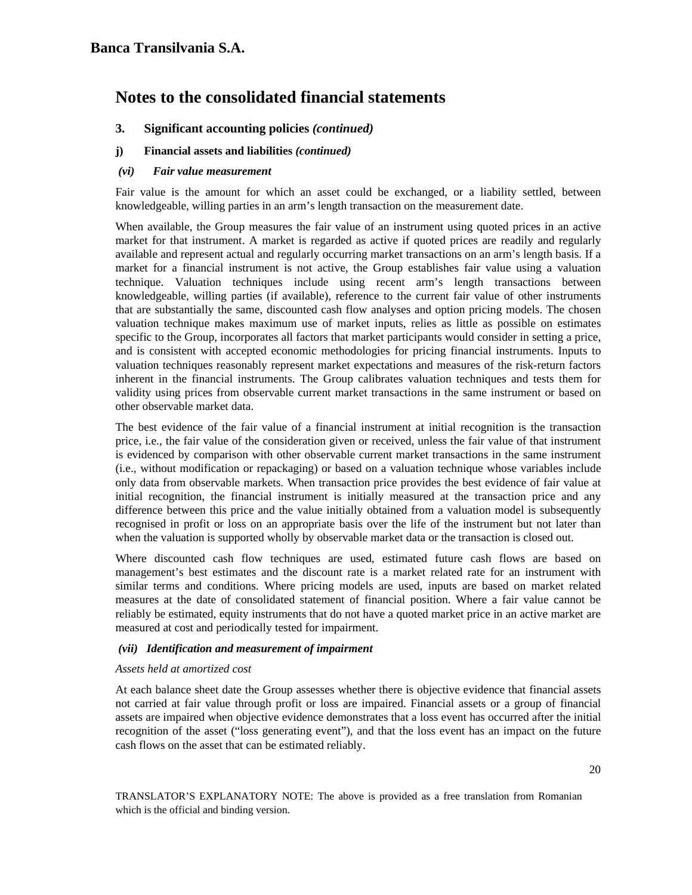# Banca Transilvania S.A.

## Notes to the consolidated financial statements

### 3. Significant accounting policies *(continued)*

#### j) Financial assets and liabilities *(continued)*

##### *(vi) Fair value measurement*

Fair value is the amount for which an asset could be exchanged, or a liability settled, between knowledgeable, willing parties in an arm's length transaction on the measurement date.

When available, the Group measures the fair value of an instrument using quoted prices in an active market for that instrument. A market is regarded as active if quoted prices are readily and regularly available and represent actual and regularly occurring market transactions on an arm's length basis. If a market for a financial instrument is not active, the Group establishes fair value using a valuation technique. Valuation techniques include using recent arm's length transactions between knowledgeable, willing parties (if available), reference to the current fair value of other instruments that are substantially the same, discounted cash flow analyses and option pricing models. The chosen valuation technique makes maximum use of market inputs, relies as little as possible on estimates specific to the Group, incorporates all factors that market participants would consider in setting a price, and is consistent with accepted economic methodologies for pricing financial instruments. Inputs to valuation techniques reasonably represent market expectations and measures of the risk-return factors inherent in the financial instruments. The Group calibrates valuation techniques and tests them for validity using prices from observable current market transactions in the same instrument or based on other observable market data.

The best evidence of the fair value of a financial instrument at initial recognition is the transaction price, i.e., the fair value of the consideration given or received, unless the fair value of that instrument is evidenced by comparison with other observable current market transactions in the same instrument (i.e., without modification or repackaging) or based on a valuation technique whose variables include only data from observable markets. When transaction price provides the best evidence of fair value at initial recognition, the financial instrument is initially measured at the transaction price and any difference between this price and the value initially obtained from a valuation model is subsequently recognised in profit or loss on an appropriate basis over the life of the instrument but not later than when the valuation is supported wholly by observable market data or the transaction is closed out.

Where discounted cash flow techniques are used, estimated future cash flows are based on management's best estimates and the discount rate is a market related rate for an instrument with similar terms and conditions. Where pricing models are used, inputs are based on market related measures at the date of consolidated statement of financial position. Where a fair value cannot be reliably be estimated, equity instruments that do not have a quoted market price in an active market are measured at cost and periodically tested for impairment.

##### *(vii) Identification and measurement of impairment*

*Assets held at amortized cost*

At each balance sheet date the Group assesses whether there is objective evidence that financial assets not carried at fair value through profit or loss are impaired. Financial assets or a group of financial assets are impaired when objective evidence demonstrates that a loss event has occurred after the initial recognition of the asset ("loss generating event"), and that the loss event has an impact on the future cash flows on the asset that can be estimated reliably.

TRANSLATOR'S EXPLANATORY NOTE: The above is provided as a free translation from Romanian which is the official and binding version.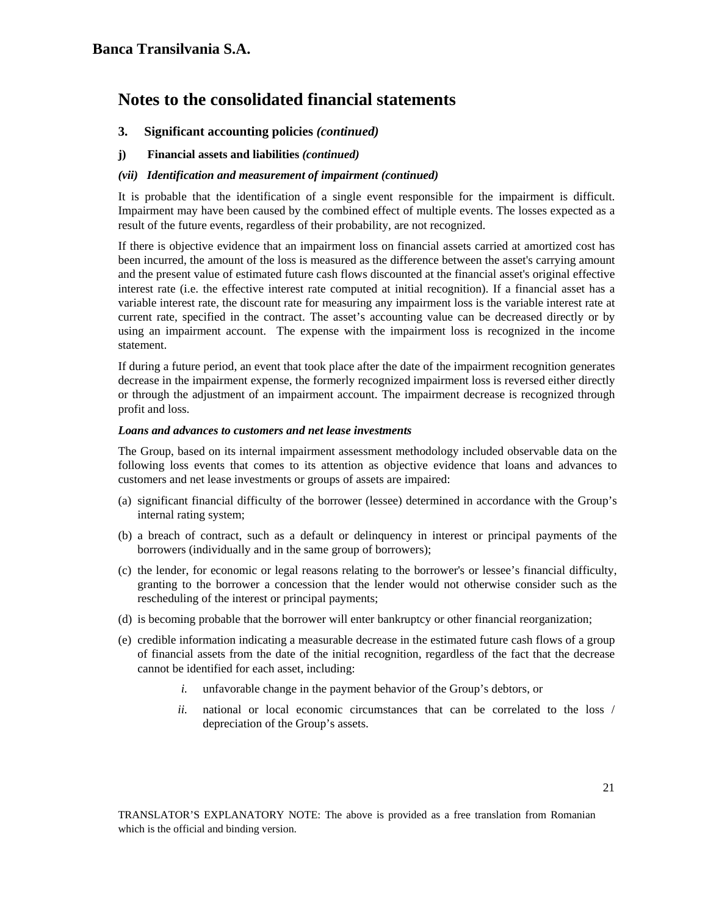# Notes to the consolidated financial statements

### 3. Significant accounting policies *(continued)*

#### j) Financial assets and liabilities *(continued)*

*(vii) Identification and measurement of impairment (continued)*

It is probable that the identification of a single event responsible for the impairment is difficult. Impairment may have been caused by the combined effect of multiple events. The losses expected as a result of the future events, regardless of their probability, are not recognized.

If there is objective evidence that an impairment loss on financial assets carried at amortized cost has been incurred, the amount of the loss is measured as the difference between the asset's carrying amount and the present value of estimated future cash flows discounted at the financial asset's original effective interest rate (i.e. the effective interest rate computed at initial recognition). If a financial asset has a variable interest rate, the discount rate for measuring any impairment loss is the variable interest rate at current rate, specified in the contract. The asset's accounting value can be decreased directly or by using an impairment account. The expense with the impairment loss is recognized in the income statement.

If during a future period, an event that took place after the date of the impairment recognition generates decrease in the impairment expense, the formerly recognized impairment loss is reversed either directly or through the adjustment of an impairment account. The impairment decrease is recognized through profit and loss.

***Loans and advances to customers and net lease investments***

The Group, based on its internal impairment assessment methodology included observable data on the following loss events that comes to its attention as objective evidence that loans and advances to customers and net lease investments or groups of assets are impaired:

(a) significant financial difficulty of the borrower (lessee) determined in accordance with the Group's internal rating system;

(b) a breach of contract, such as a default or delinquency in interest or principal payments of the borrowers (individually and in the same group of borrowers);

(c) the lender, for economic or legal reasons relating to the borrower's or lessee's financial difficulty, granting to the borrower a concession that the lender would not otherwise consider such as the rescheduling of the interest or principal payments;

(d) is becoming probable that the borrower will enter bankruptcy or other financial reorganization;

(e) credible information indicating a measurable decrease in the estimated future cash flows of a group of financial assets from the date of the initial recognition, regardless of the fact that the decrease cannot be identified for each asset, including:

   *i.* unfavorable change in the payment behavior of the Group's debtors, or

   *ii.* national or local economic circumstances that can be correlated to the loss / depreciation of the Group's assets.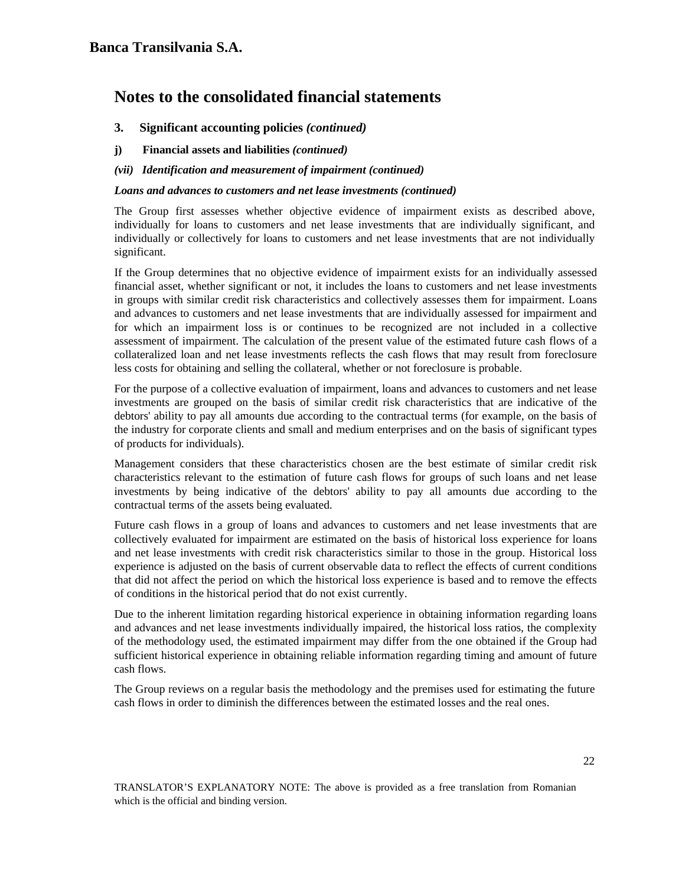# Notes to the consolidated financial statements

## 3. Significant accounting policies *(continued)*

### j) Financial assets and liabilities *(continued)*

#### *(vii) Identification and measurement of impairment (continued)*

***Loans and advances to customers and net lease investments (continued)***

The Group first assesses whether objective evidence of impairment exists as described above, individually for loans to customers and net lease investments that are individually significant, and individually or collectively for loans to customers and net lease investments that are not individually significant.

If the Group determines that no objective evidence of impairment exists for an individually assessed financial asset, whether significant or not, it includes the loans to customers and net lease investments in groups with similar credit risk characteristics and collectively assesses them for impairment. Loans and advances to customers and net lease investments that are individually assessed for impairment and for which an impairment loss is or continues to be recognized are not included in a collective assessment of impairment. The calculation of the present value of the estimated future cash flows of a collateralized loan and net lease investments reflects the cash flows that may result from foreclosure less costs for obtaining and selling the collateral, whether or not foreclosure is probable.

For the purpose of a collective evaluation of impairment, loans and advances to customers and net lease investments are grouped on the basis of similar credit risk characteristics that are indicative of the debtors' ability to pay all amounts due according to the contractual terms (for example, on the basis of the industry for corporate clients and small and medium enterprises and on the basis of significant types of products for individuals).

Management considers that these characteristics chosen are the best estimate of similar credit risk characteristics relevant to the estimation of future cash flows for groups of such loans and net lease investments by being indicative of the debtors' ability to pay all amounts due according to the contractual terms of the assets being evaluated.

Future cash flows in a group of loans and advances to customers and net lease investments that are collectively evaluated for impairment are estimated on the basis of historical loss experience for loans and net lease investments with credit risk characteristics similar to those in the group. Historical loss experience is adjusted on the basis of current observable data to reflect the effects of current conditions that did not affect the period on which the historical loss experience is based and to remove the effects of conditions in the historical period that do not exist currently.

Due to the inherent limitation regarding historical experience in obtaining information regarding loans and advances and net lease investments individually impaired, the historical loss ratios, the complexity of the methodology used, the estimated impairment may differ from the one obtained if the Group had sufficient historical experience in obtaining reliable information regarding timing and amount of future cash flows.

The Group reviews on a regular basis the methodology and the premises used for estimating the future cash flows in order to diminish the differences between the estimated losses and the real ones.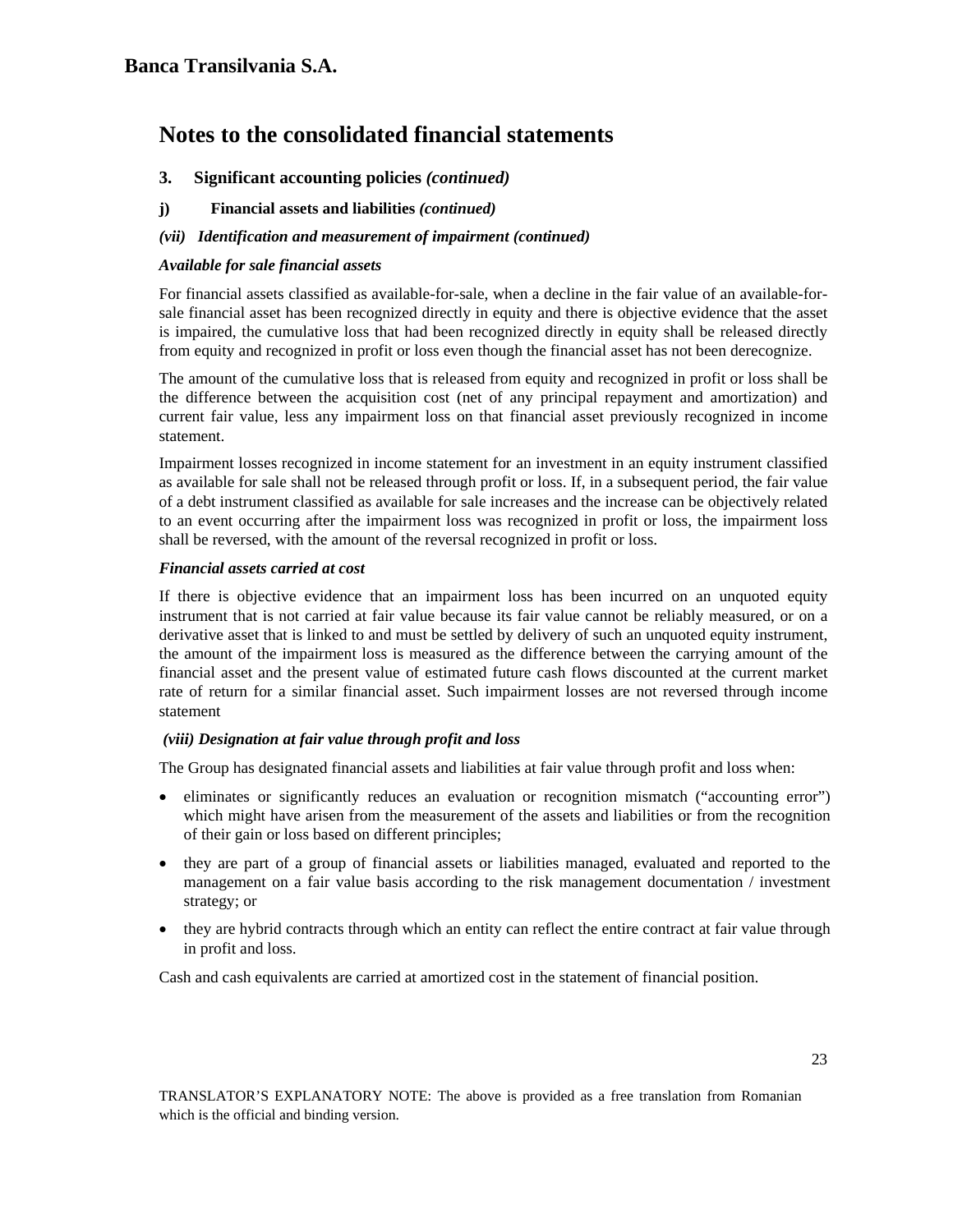# Notes to the consolidated financial statements

## 3. Significant accounting policies *(continued)*

### j) Financial assets and liabilities *(continued)*

#### *(vii) Identification and measurement of impairment (continued)*

***Available for sale financial assets***

For financial assets classified as available-for-sale, when a decline in the fair value of an available-for-sale financial asset has been recognized directly in equity and there is objective evidence that the asset is impaired, the cumulative loss that had been recognized directly in equity shall be released directly from equity and recognized in profit or loss even though the financial asset has not been derecognize.

The amount of the cumulative loss that is released from equity and recognized in profit or loss shall be the difference between the acquisition cost (net of any principal repayment and amortization) and current fair value, less any impairment loss on that financial asset previously recognized in income statement.

Impairment losses recognized in income statement for an investment in an equity instrument classified as available for sale shall not be released through profit or loss. If, in a subsequent period, the fair value of a debt instrument classified as available for sale increases and the increase can be objectively related to an event occurring after the impairment loss was recognized in profit or loss, the impairment loss shall be reversed, with the amount of the reversal recognized in profit or loss.

***Financial assets carried at cost***

If there is objective evidence that an impairment loss has been incurred on an unquoted equity instrument that is not carried at fair value because its fair value cannot be reliably measured, or on a derivative asset that is linked to and must be settled by delivery of such an unquoted equity instrument, the amount of the impairment loss is measured as the difference between the carrying amount of the financial asset and the present value of estimated future cash flows discounted at the current market rate of return for a similar financial asset. Such impairment losses are not reversed through income statement

#### *(viii) Designation at fair value through profit and loss*

The Group has designated financial assets and liabilities at fair value through profit and loss when:

- eliminates or significantly reduces an evaluation or recognition mismatch ("accounting error") which might have arisen from the measurement of the assets and liabilities or from the recognition of their gain or loss based on different principles;
- they are part of a group of financial assets or liabilities managed, evaluated and reported to the management on a fair value basis according to the risk management documentation / investment strategy; or
- they are hybrid contracts through which an entity can reflect the entire contract at fair value through in profit and loss.

Cash and cash equivalents are carried at amortized cost in the statement of financial position.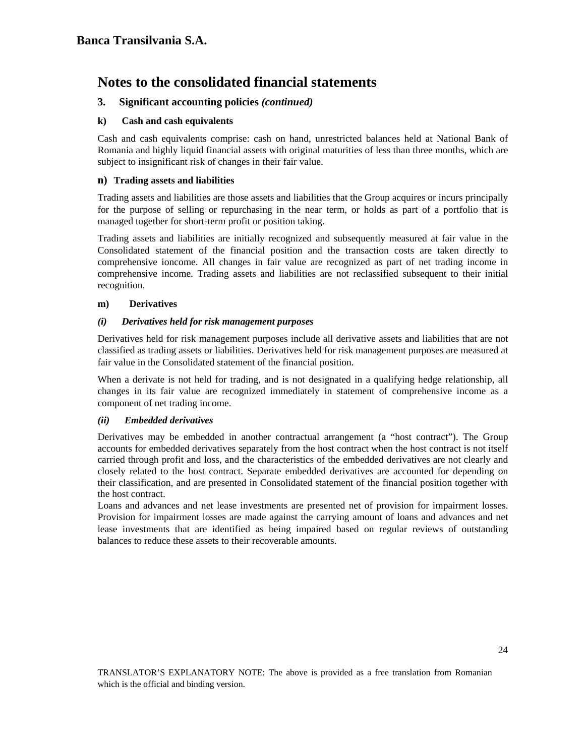# Banca Transilvania S.A.

## Notes to the consolidated financial statements

### 3. Significant accounting policies *(continued)*

#### k) Cash and cash equivalents

Cash and cash equivalents comprise: cash on hand, unrestricted balances held at National Bank of Romania and highly liquid financial assets with original maturities of less than three months, which are subject to insignificant risk of changes in their fair value.

#### n) Trading assets and liabilities

Trading assets and liabilities are those assets and liabilities that the Group acquires or incurs principally for the purpose of selling or repurchasing in the near term, or holds as part of a portfolio that is managed together for short-term profit or position taking.

Trading assets and liabilities are initially recognized and subsequently measured at fair value in the Consolidated statement of the financial position and the transaction costs are taken directly to comprehensive ioncome. All changes in fair value are recognized as part of net trading income in comprehensive income. Trading assets and liabilities are not reclassified subsequent to their initial recognition.

#### m) Derivatives

***(i) Derivatives held for risk management purposes***

Derivatives held for risk management purposes include all derivative assets and liabilities that are not classified as trading assets or liabilities. Derivatives held for risk management purposes are measured at fair value in the Consolidated statement of the financial position.

When a derivate is not held for trading, and is not designated in a qualifying hedge relationship, all changes in its fair value are recognized immediately in statement of comprehensive income as a component of net trading income.

***(ii) Embedded derivatives***

Derivatives may be embedded in another contractual arrangement (a "host contract"). The Group accounts for embedded derivatives separately from the host contract when the host contract is not itself carried through profit and loss, and the characteristics of the embedded derivatives are not clearly and closely related to the host contract. Separate embedded derivatives are accounted for depending on their classification, and are presented in Consolidated statement of the financial position together with the host contract.

Loans and advances and net lease investments are presented net of provision for impairment losses. Provision for impairment losses are made against the carrying amount of loans and advances and net lease investments that are identified as being impaired based on regular reviews of outstanding balances to reduce these assets to their recoverable amounts.

TRANSLATOR'S EXPLANATORY NOTE: The above is provided as a free translation from Romanian which is the official and binding version.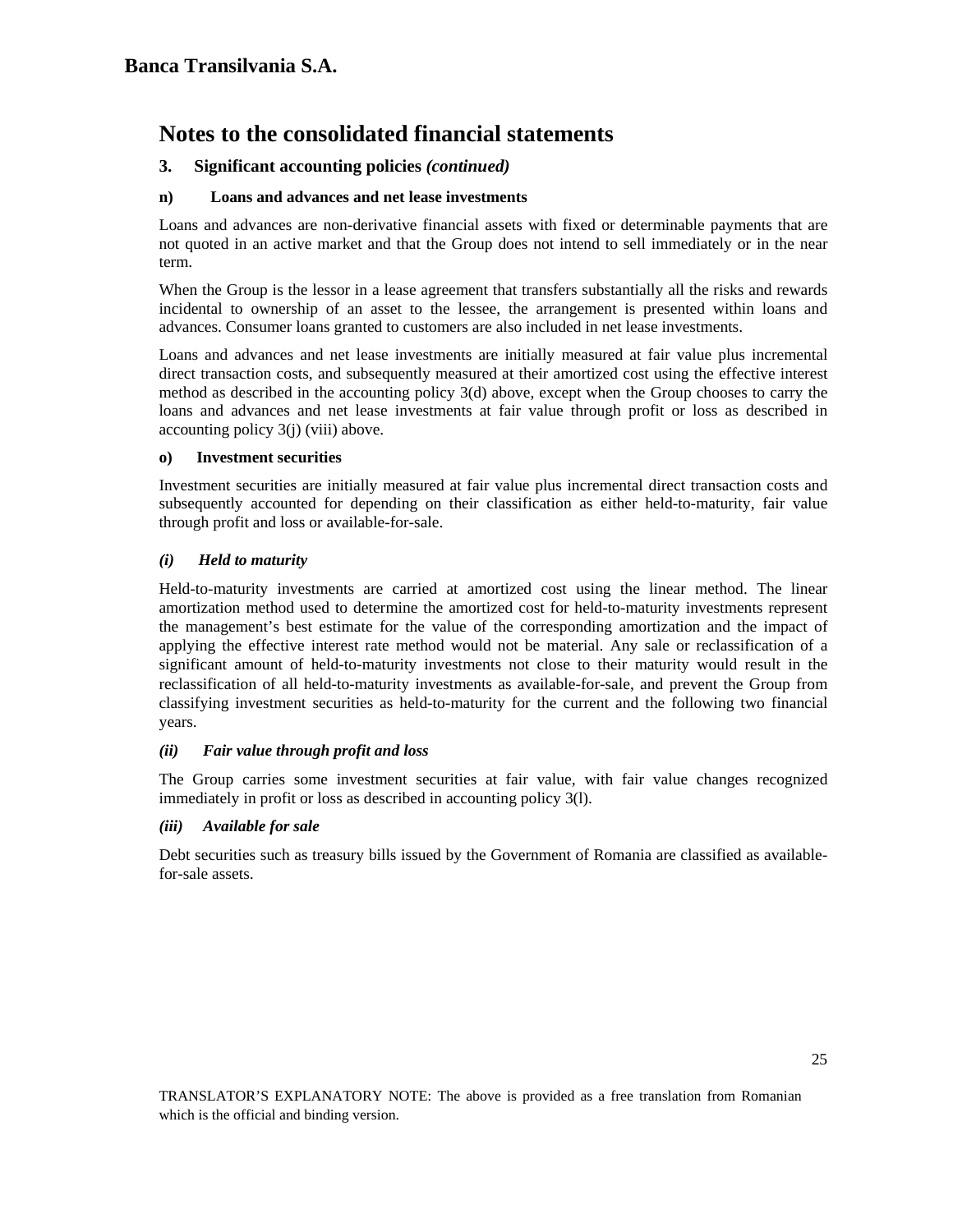# Notes to the consolidated financial statements

## 3. Significant accounting policies *(continued)*

### n) Loans and advances and net lease investments

Loans and advances are non-derivative financial assets with fixed or determinable payments that are not quoted in an active market and that the Group does not intend to sell immediately or in the near term.

When the Group is the lessor in a lease agreement that transfers substantially all the risks and rewards incidental to ownership of an asset to the lessee, the arrangement is presented within loans and advances. Consumer loans granted to customers are also included in net lease investments.

Loans and advances and net lease investments are initially measured at fair value plus incremental direct transaction costs, and subsequently measured at their amortized cost using the effective interest method as described in the accounting policy 3(d) above, except when the Group chooses to carry the loans and advances and net lease investments at fair value through profit or loss as described in accounting policy 3(j) (viii) above.

### o) Investment securities

Investment securities are initially measured at fair value plus incremental direct transaction costs and subsequently accounted for depending on their classification as either held-to-maturity, fair value through profit and loss or available-for-sale.

#### *(i) Held to maturity*

Held-to-maturity investments are carried at amortized cost using the linear method. The linear amortization method used to determine the amortized cost for held-to-maturity investments represent the management's best estimate for the value of the corresponding amortization and the impact of applying the effective interest rate method would not be material. Any sale or reclassification of a significant amount of held-to-maturity investments not close to their maturity would result in the reclassification of all held-to-maturity investments as available-for-sale, and prevent the Group from classifying investment securities as held-to-maturity for the current and the following two financial years.

#### *(ii) Fair value through profit and loss*

The Group carries some investment securities at fair value, with fair value changes recognized immediately in profit or loss as described in accounting policy 3(l).

#### *(iii) Available for sale*

Debt securities such as treasury bills issued by the Government of Romania are classified as available-for-sale assets.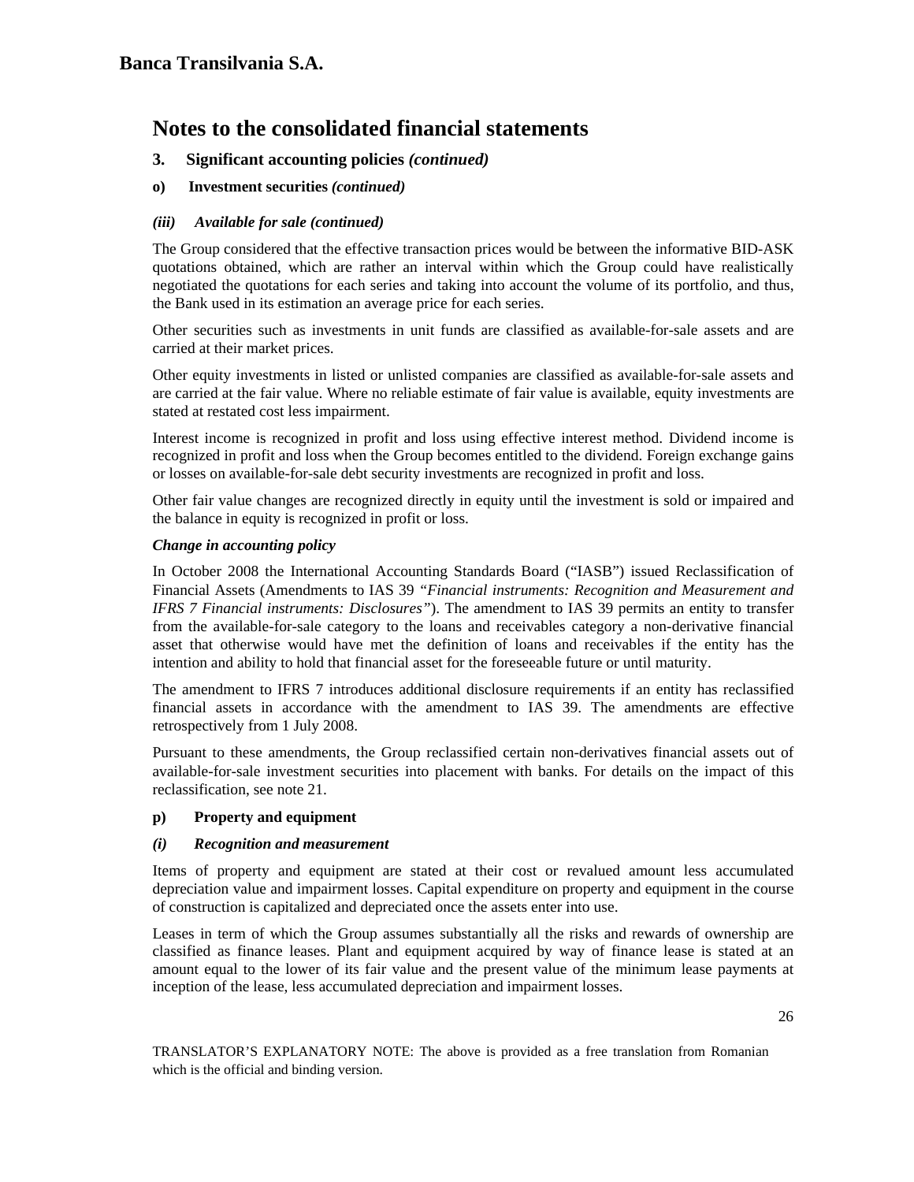# Banca Transilvania S.A.

## Notes to the consolidated financial statements

### 3. Significant accounting policies *(continued)*

#### o) Investment securities *(continued)*

##### *(iii) Available for sale (continued)*

The Group considered that the effective transaction prices would be between the informative BID-ASK quotations obtained, which are rather an interval within which the Group could have realistically negotiated the quotations for each series and taking into account the volume of its portfolio, and thus, the Bank used in its estimation an average price for each series.

Other securities such as investments in unit funds are classified as available-for-sale assets and are carried at their market prices.

Other equity investments in listed or unlisted companies are classified as available-for-sale assets and are carried at the fair value. Where no reliable estimate of fair value is available, equity investments are stated at restated cost less impairment.

Interest income is recognized in profit and loss using effective interest method. Dividend income is recognized in profit and loss when the Group becomes entitled to the dividend. Foreign exchange gains or losses on available-for-sale debt security investments are recognized in profit and loss.

Other fair value changes are recognized directly in equity until the investment is sold or impaired and the balance in equity is recognized in profit or loss.

***Change in accounting policy***

In October 2008 the International Accounting Standards Board ("IASB") issued Reclassification of Financial Assets (Amendments to IAS 39 *"Financial instruments: Recognition and Measurement and IFRS 7 Financial instruments: Disclosures"*). The amendment to IAS 39 permits an entity to transfer from the available-for-sale category to the loans and receivables category a non-derivative financial asset that otherwise would have met the definition of loans and receivables if the entity has the intention and ability to hold that financial asset for the foreseeable future or until maturity.

The amendment to IFRS 7 introduces additional disclosure requirements if an entity has reclassified financial assets in accordance with the amendment to IAS 39. The amendments are effective retrospectively from 1 July 2008.

Pursuant to these amendments, the Group reclassified certain non-derivatives financial assets out of available-for-sale investment securities into placement with banks. For details on the impact of this reclassification, see note 21.

#### p) Property and equipment

##### *(i) Recognition and measurement*

Items of property and equipment are stated at their cost or revalued amount less accumulated depreciation value and impairment losses. Capital expenditure on property and equipment in the course of construction is capitalized and depreciated once the assets enter into use.

Leases in term of which the Group assumes substantially all the risks and rewards of ownership are classified as finance leases. Plant and equipment acquired by way of finance lease is stated at an amount equal to the lower of its fair value and the present value of the minimum lease payments at inception of the lease, less accumulated depreciation and impairment losses.

TRANSLATOR'S EXPLANATORY NOTE: The above is provided as a free translation from Romanian which is the official and binding version.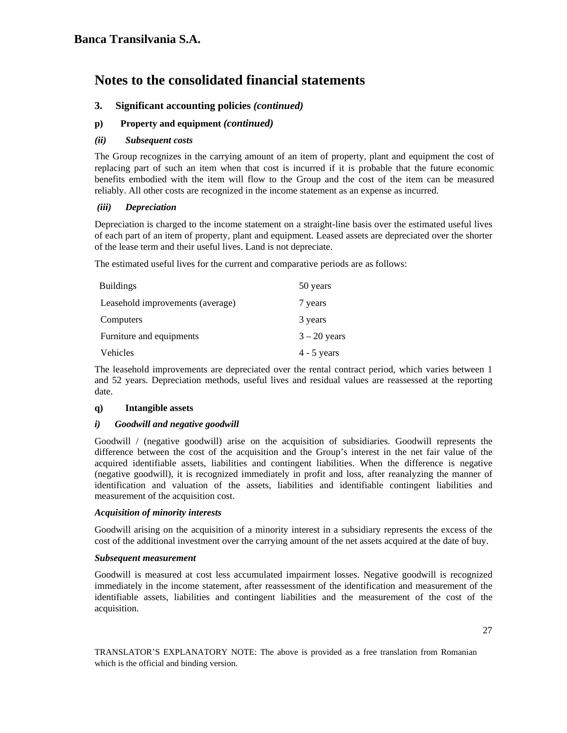# Notes to the consolidated financial statements

## 3. Significant accounting policies *(continued)*

### p) Property and equipment *(continued)*

#### *(ii) Subsequent costs*

The Group recognizes in the carrying amount of an item of property, plant and equipment the cost of replacing part of such an item when that cost is incurred if it is probable that the future economic benefits embodied with the item will flow to the Group and the cost of the item can be measured reliably. All other costs are recognized in the income statement as an expense as incurred.

#### *(iii) Depreciation*

Depreciation is charged to the income statement on a straight-line basis over the estimated useful lives of each part of an item of property, plant and equipment. Leased assets are depreciated over the shorter of the lease term and their useful lives. Land is not depreciate.

The estimated useful lives for the current and comparative periods are as follows:

| | |
|---|---|
| Buildings | 50 years |
| Leasehold improvements (average) | 7 years |
| Computers | 3 years |
| Furniture and equipments | 3 – 20 years |
| Vehicles | 4 - 5 years |

The leasehold improvements are depreciated over the rental contract period, which varies between 1 and 52 years. Depreciation methods, useful lives and residual values are reassessed at the reporting date.

### q) Intangible assets

#### *i) Goodwill and negative goodwill*

Goodwill / (negative goodwill) arise on the acquisition of subsidiaries. Goodwill represents the difference between the cost of the acquisition and the Group's interest in the net fair value of the acquired identifiable assets, liabilities and contingent liabilities. When the difference is negative (negative goodwill), it is recognized immediately in profit and loss, after reanalyzing the manner of identification and valuation of the assets, liabilities and identifiable contingent liabilities and measurement of the acquisition cost.

***Acquisition of minority interests***

Goodwill arising on the acquisition of a minority interest in a subsidiary represents the excess of the cost of the additional investment over the carrying amount of the net assets acquired at the date of buy.

***Subsequent measurement***

Goodwill is measured at cost less accumulated impairment losses. Negative goodwill is recognized immediately in the income statement, after reassessment of the identification and measurement of the identifiable assets, liabilities and contingent liabilities and the measurement of the cost of the acquisition.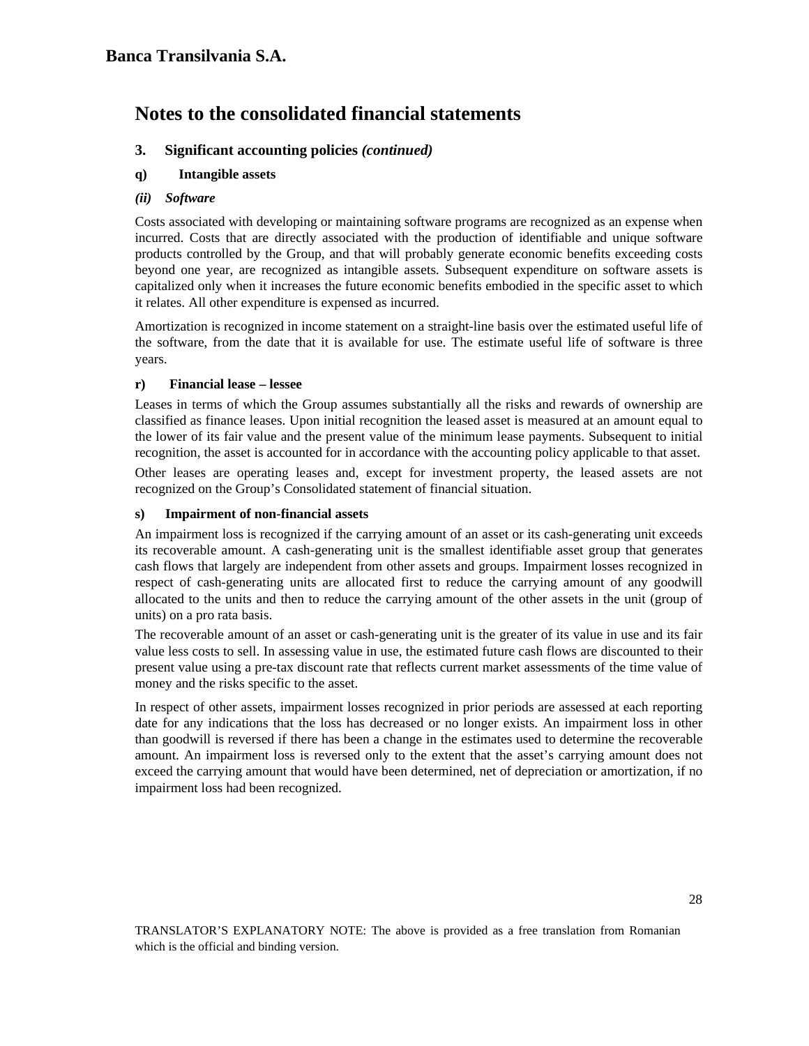## Notes to the consolidated financial statements

### 3. Significant accounting policies *(continued)*

#### q) Intangible assets

##### *(ii) Software*

Costs associated with developing or maintaining software programs are recognized as an expense when incurred. Costs that are directly associated with the production of identifiable and unique software products controlled by the Group, and that will probably generate economic benefits exceeding costs beyond one year, are recognized as intangible assets. Subsequent expenditure on software assets is capitalized only when it increases the future economic benefits embodied in the specific asset to which it relates. All other expenditure is expensed as incurred.

Amortization is recognized in income statement on a straight-line basis over the estimated useful life of the software, from the date that it is available for use. The estimate useful life of software is three years.

#### r) Financial lease – lessee

Leases in terms of which the Group assumes substantially all the risks and rewards of ownership are classified as finance leases. Upon initial recognition the leased asset is measured at an amount equal to the lower of its fair value and the present value of the minimum lease payments. Subsequent to initial recognition, the asset is accounted for in accordance with the accounting policy applicable to that asset.

Other leases are operating leases and, except for investment property, the leased assets are not recognized on the Group's Consolidated statement of financial situation.

#### s) Impairment of non-financial assets

An impairment loss is recognized if the carrying amount of an asset or its cash-generating unit exceeds its recoverable amount. A cash-generating unit is the smallest identifiable asset group that generates cash flows that largely are independent from other assets and groups. Impairment losses recognized in respect of cash-generating units are allocated first to reduce the carrying amount of any goodwill allocated to the units and then to reduce the carrying amount of the other assets in the unit (group of units) on a pro rata basis.

The recoverable amount of an asset or cash-generating unit is the greater of its value in use and its fair value less costs to sell. In assessing value in use, the estimated future cash flows are discounted to their present value using a pre-tax discount rate that reflects current market assessments of the time value of money and the risks specific to the asset.

In respect of other assets, impairment losses recognized in prior periods are assessed at each reporting date for any indications that the loss has decreased or no longer exists. An impairment loss in other than goodwill is reversed if there has been a change in the estimates used to determine the recoverable amount. An impairment loss is reversed only to the extent that the asset's carrying amount does not exceed the carrying amount that would have been determined, net of depreciation or amortization, if no impairment loss had been recognized.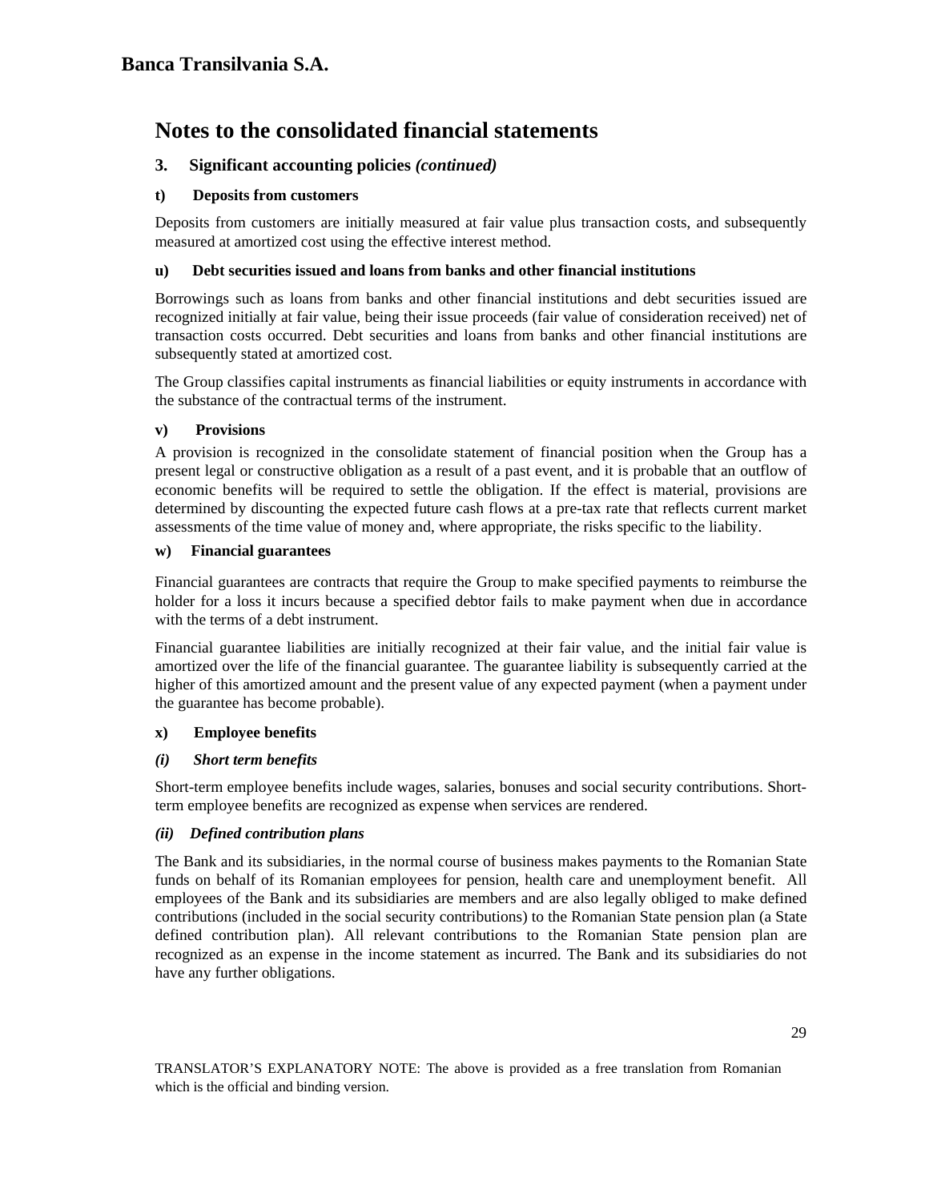# Banca Transilvania S.A.

## Notes to the consolidated financial statements

### 3. Significant accounting policies *(continued)*

#### t) Deposits from customers

Deposits from customers are initially measured at fair value plus transaction costs, and subsequently measured at amortized cost using the effective interest method.

#### u) Debt securities issued and loans from banks and other financial institutions

Borrowings such as loans from banks and other financial institutions and debt securities issued are recognized initially at fair value, being their issue proceeds (fair value of consideration received) net of transaction costs occurred. Debt securities and loans from banks and other financial institutions are subsequently stated at amortized cost.

The Group classifies capital instruments as financial liabilities or equity instruments in accordance with the substance of the contractual terms of the instrument.

#### v) Provisions

A provision is recognized in the consolidate statement of financial position when the Group has a present legal or constructive obligation as a result of a past event, and it is probable that an outflow of economic benefits will be required to settle the obligation. If the effect is material, provisions are determined by discounting the expected future cash flows at a pre-tax rate that reflects current market assessments of the time value of money and, where appropriate, the risks specific to the liability.

#### w) Financial guarantees

Financial guarantees are contracts that require the Group to make specified payments to reimburse the holder for a loss it incurs because a specified debtor fails to make payment when due in accordance with the terms of a debt instrument.

Financial guarantee liabilities are initially recognized at their fair value, and the initial fair value is amortized over the life of the financial guarantee. The guarantee liability is subsequently carried at the higher of this amortized amount and the present value of any expected payment (when a payment under the guarantee has become probable).

#### x) Employee benefits

##### *(i) Short term benefits*

Short-term employee benefits include wages, salaries, bonuses and social security contributions. Short-term employee benefits are recognized as expense when services are rendered.

##### *(ii) Defined contribution plans*

The Bank and its subsidiaries, in the normal course of business makes payments to the Romanian State funds on behalf of its Romanian employees for pension, health care and unemployment benefit. All employees of the Bank and its subsidiaries are members and are also legally obliged to make defined contributions (included in the social security contributions) to the Romanian State pension plan (a State defined contribution plan). All relevant contributions to the Romanian State pension plan are recognized as an expense in the income statement as incurred. The Bank and its subsidiaries do not have any further obligations.

TRANSLATOR'S EXPLANATORY NOTE: The above is provided as a free translation from Romanian which is the official and binding version.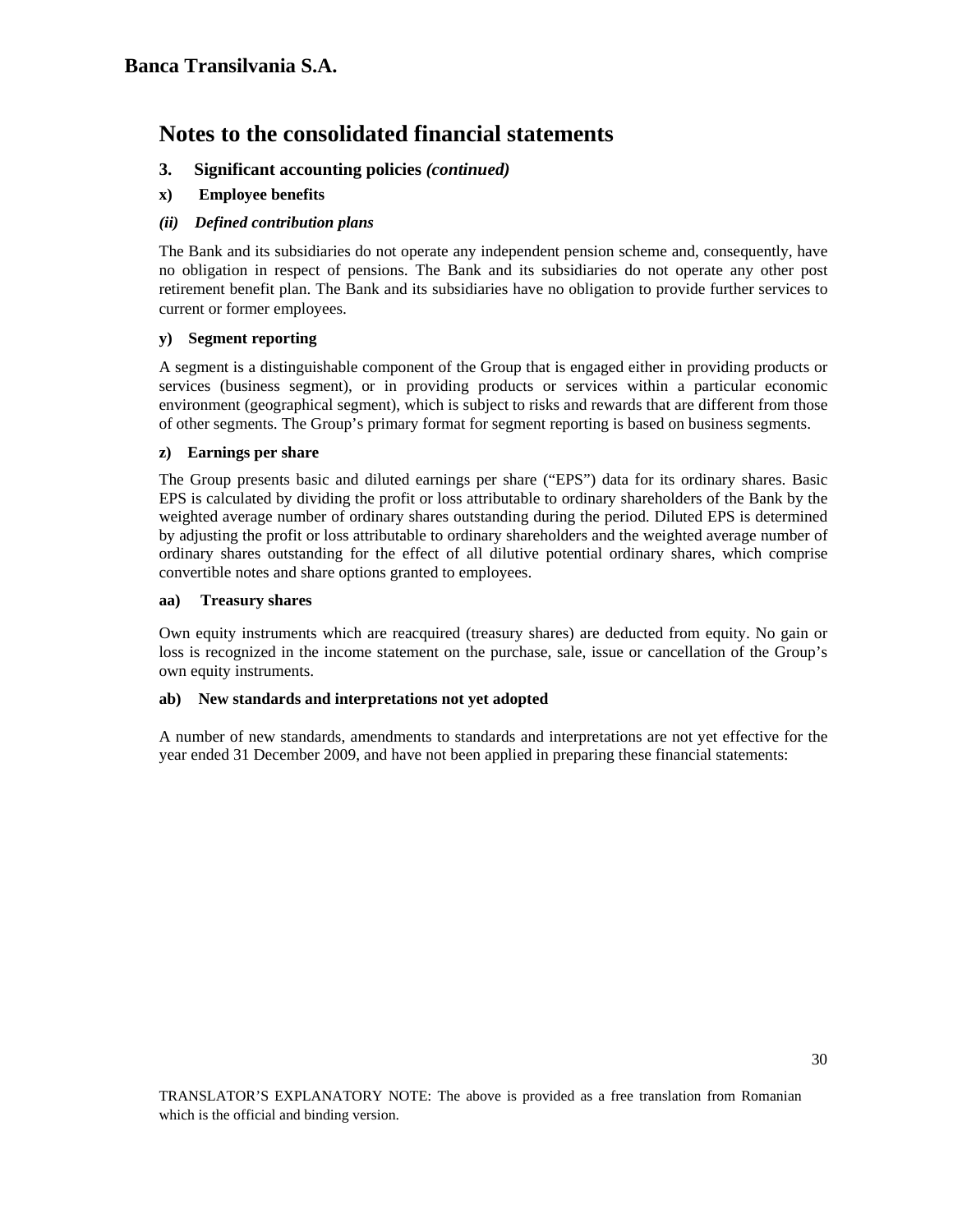# Banca Transilvania S.A.

## Notes to the consolidated financial statements

### 3. Significant accounting policies *(continued)*

#### x) Employee benefits

##### *(ii) Defined contribution plans*

The Bank and its subsidiaries do not operate any independent pension scheme and, consequently, have no obligation in respect of pensions. The Bank and its subsidiaries do not operate any other post retirement benefit plan. The Bank and its subsidiaries have no obligation to provide further services to current or former employees.

#### y) Segment reporting

A segment is a distinguishable component of the Group that is engaged either in providing products or services (business segment), or in providing products or services within a particular economic environment (geographical segment), which is subject to risks and rewards that are different from those of other segments. The Group's primary format for segment reporting is based on business segments.

#### z) Earnings per share

The Group presents basic and diluted earnings per share ("EPS") data for its ordinary shares. Basic EPS is calculated by dividing the profit or loss attributable to ordinary shareholders of the Bank by the weighted average number of ordinary shares outstanding during the period. Diluted EPS is determined by adjusting the profit or loss attributable to ordinary shareholders and the weighted average number of ordinary shares outstanding for the effect of all dilutive potential ordinary shares, which comprise convertible notes and share options granted to employees.

#### aa) Treasury shares

Own equity instruments which are reacquired (treasury shares) are deducted from equity. No gain or loss is recognized in the income statement on the purchase, sale, issue or cancellation of the Group's own equity instruments.

#### ab) New standards and interpretations not yet adopted

A number of new standards, amendments to standards and interpretations are not yet effective for the year ended 31 December 2009, and have not been applied in preparing these financial statements:

TRANSLATOR'S EXPLANATORY NOTE: The above is provided as a free translation from Romanian which is the official and binding version.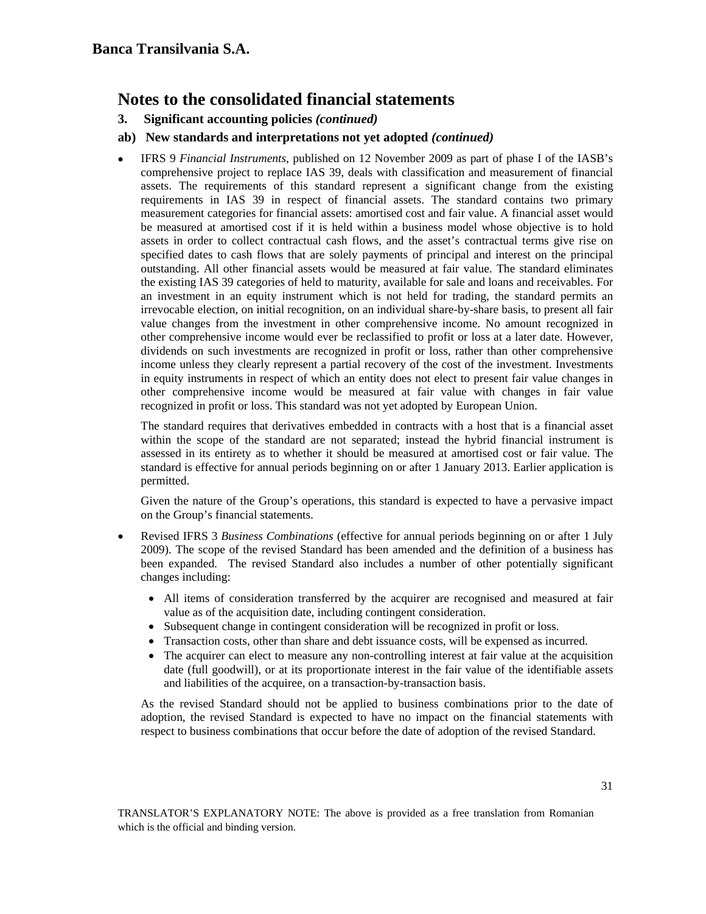# Notes to the consolidated financial statements

## 3. Significant accounting policies *(continued)*

### ab) New standards and interpretations not yet adopted *(continued)*

- IFRS 9 *Financial Instruments*, published on 12 November 2009 as part of phase I of the IASB's comprehensive project to replace IAS 39, deals with classification and measurement of financial assets. The requirements of this standard represent a significant change from the existing requirements in IAS 39 in respect of financial assets. The standard contains two primary measurement categories for financial assets: amortised cost and fair value. A financial asset would be measured at amortised cost if it is held within a business model whose objective is to hold assets in order to collect contractual cash flows, and the asset's contractual terms give rise on specified dates to cash flows that are solely payments of principal and interest on the principal outstanding. All other financial assets would be measured at fair value. The standard eliminates the existing IAS 39 categories of held to maturity, available for sale and loans and receivables. For an investment in an equity instrument which is not held for trading, the standard permits an irrevocable election, on initial recognition, on an individual share-by-share basis, to present all fair value changes from the investment in other comprehensive income. No amount recognized in other comprehensive income would ever be reclassified to profit or loss at a later date. However, dividends on such investments are recognized in profit or loss, rather than other comprehensive income unless they clearly represent a partial recovery of the cost of the investment. Investments in equity instruments in respect of which an entity does not elect to present fair value changes in other comprehensive income would be measured at fair value with changes in fair value recognized in profit or loss. This standard was not yet adopted by European Union.

  The standard requires that derivatives embedded in contracts with a host that is a financial asset within the scope of the standard are not separated; instead the hybrid financial instrument is assessed in its entirety as to whether it should be measured at amortised cost or fair value. The standard is effective for annual periods beginning on or after 1 January 2013. Earlier application is permitted.

  Given the nature of the Group's operations, this standard is expected to have a pervasive impact on the Group's financial statements.

- Revised IFRS 3 *Business Combinations* (effective for annual periods beginning on or after 1 July 2009). The scope of the revised Standard has been amended and the definition of a business has been expanded. The revised Standard also includes a number of other potentially significant changes including:

  - All items of consideration transferred by the acquirer are recognised and measured at fair value as of the acquisition date, including contingent consideration.
  - Subsequent change in contingent consideration will be recognized in profit or loss.
  - Transaction costs, other than share and debt issuance costs, will be expensed as incurred.
  - The acquirer can elect to measure any non-controlling interest at fair value at the acquisition date (full goodwill), or at its proportionate interest in the fair value of the identifiable assets and liabilities of the acquiree, on a transaction-by-transaction basis.

  As the revised Standard should not be applied to business combinations prior to the date of adoption, the revised Standard is expected to have no impact on the financial statements with respect to business combinations that occur before the date of adoption of the revised Standard.

TRANSLATOR'S EXPLANATORY NOTE: The above is provided as a free translation from Romanian which is the official and binding version.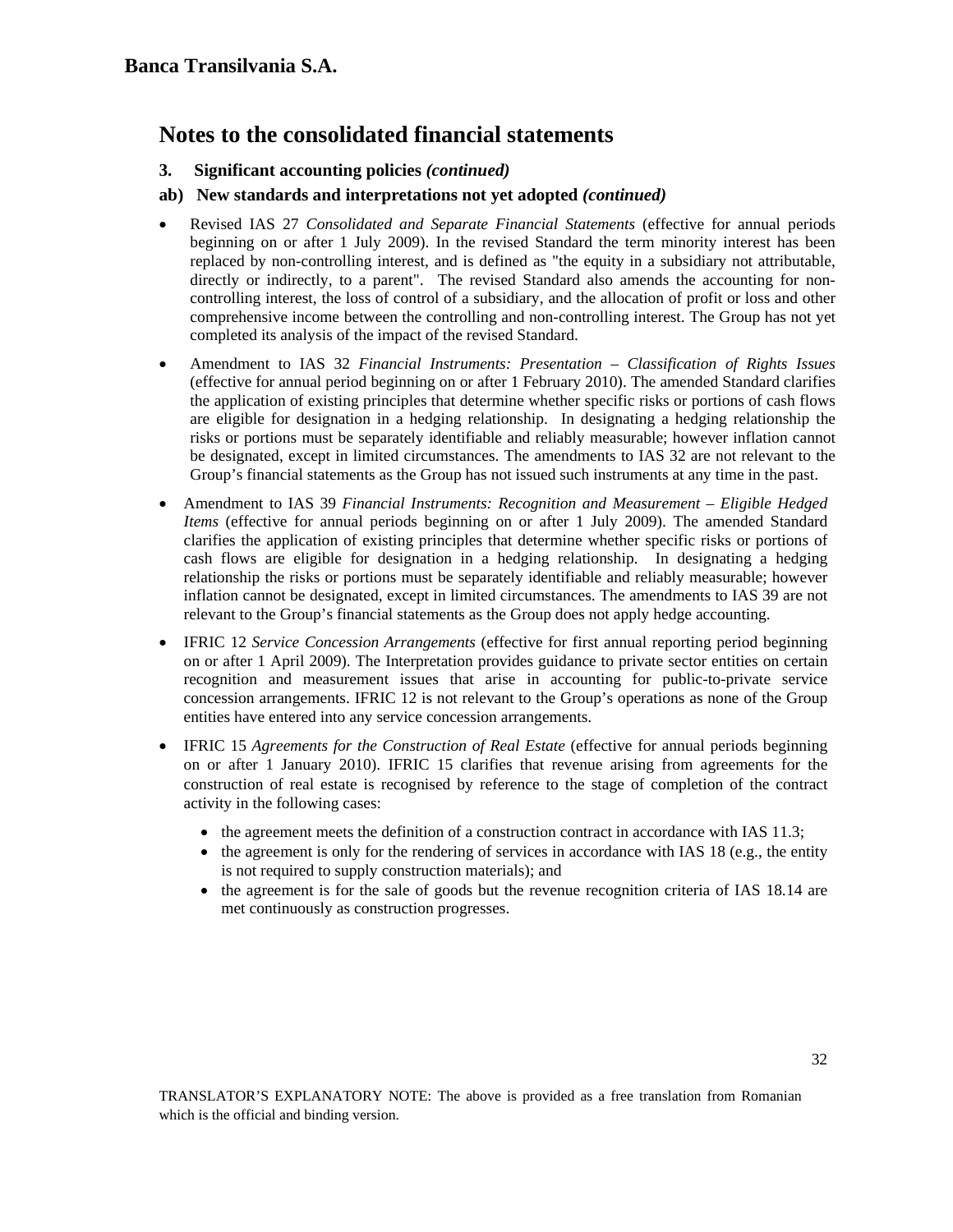**Banca Transilvania S.A.**

# Notes to the consolidated financial statements

### 3. Significant accounting policies *(continued)*

### ab) New standards and interpretations not yet adopted *(continued)*

- Revised IAS 27 *Consolidated and Separate Financial Statements* (effective for annual periods beginning on or after 1 July 2009). In the revised Standard the term minority interest has been replaced by non-controlling interest, and is defined as "the equity in a subsidiary not attributable, directly or indirectly, to a parent". The revised Standard also amends the accounting for non-controlling interest, the loss of control of a subsidiary, and the allocation of profit or loss and other comprehensive income between the controlling and non-controlling interest. The Group has not yet completed its analysis of the impact of the revised Standard.

- Amendment to IAS 32 *Financial Instruments: Presentation – Classification of Rights Issues* (effective for annual period beginning on or after 1 February 2010). The amended Standard clarifies the application of existing principles that determine whether specific risks or portions of cash flows are eligible for designation in a hedging relationship. In designating a hedging relationship the risks or portions must be separately identifiable and reliably measurable; however inflation cannot be designated, except in limited circumstances. The amendments to IAS 32 are not relevant to the Group's financial statements as the Group has not issued such instruments at any time in the past.

- Amendment to IAS 39 *Financial Instruments: Recognition and Measurement – Eligible Hedged Items* (effective for annual periods beginning on or after 1 July 2009). The amended Standard clarifies the application of existing principles that determine whether specific risks or portions of cash flows are eligible for designation in a hedging relationship. In designating a hedging relationship the risks or portions must be separately identifiable and reliably measurable; however inflation cannot be designated, except in limited circumstances. The amendments to IAS 39 are not relevant to the Group's financial statements as the Group does not apply hedge accounting.

- IFRIC 12 *Service Concession Arrangements* (effective for first annual reporting period beginning on or after 1 April 2009). The Interpretation provides guidance to private sector entities on certain recognition and measurement issues that arise in accounting for public-to-private service concession arrangements. IFRIC 12 is not relevant to the Group's operations as none of the Group entities have entered into any service concession arrangements.

- IFRIC 15 *Agreements for the Construction of Real Estate* (effective for annual periods beginning on or after 1 January 2010). IFRIC 15 clarifies that revenue arising from agreements for the construction of real estate is recognised by reference to the stage of completion of the contract activity in the following cases:
  - the agreement meets the definition of a construction contract in accordance with IAS 11.3;
  - the agreement is only for the rendering of services in accordance with IAS 18 (e.g., the entity is not required to supply construction materials); and
  - the agreement is for the sale of goods but the revenue recognition criteria of IAS 18.14 are met continuously as construction progresses.

TRANSLATOR'S EXPLANATORY NOTE: The above is provided as a free translation from Romanian which is the official and binding version.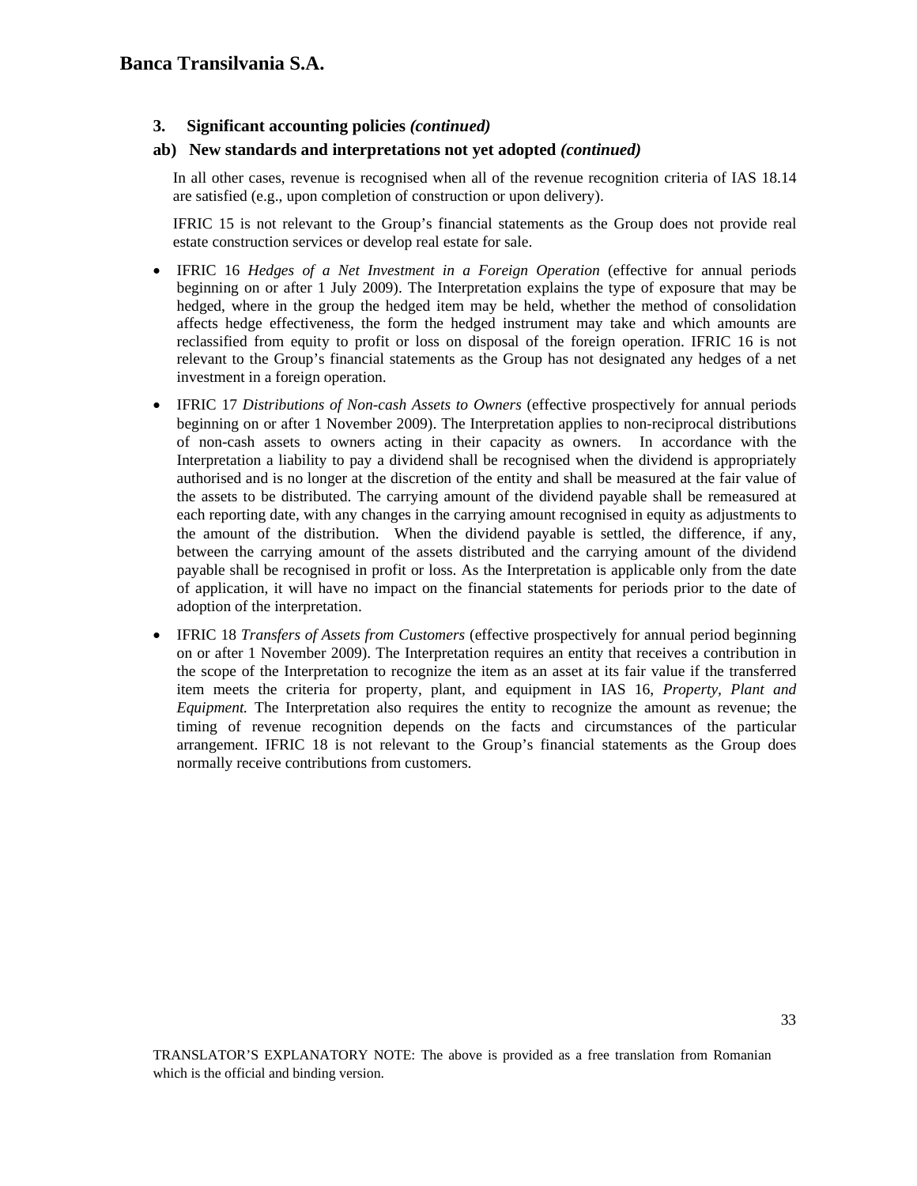### 3. Significant accounting policies *(continued)*

### ab) New standards and interpretations not yet adopted *(continued)*

In all other cases, revenue is recognised when all of the revenue recognition criteria of IAS 18.14 are satisfied (e.g., upon completion of construction or upon delivery).

IFRIC 15 is not relevant to the Group's financial statements as the Group does not provide real estate construction services or develop real estate for sale.

- IFRIC 16 *Hedges of a Net Investment in a Foreign Operation* (effective for annual periods beginning on or after 1 July 2009). The Interpretation explains the type of exposure that may be hedged, where in the group the hedged item may be held, whether the method of consolidation affects hedge effectiveness, the form the hedged instrument may take and which amounts are reclassified from equity to profit or loss on disposal of the foreign operation. IFRIC 16 is not relevant to the Group's financial statements as the Group has not designated any hedges of a net investment in a foreign operation.
- IFRIC 17 *Distributions of Non-cash Assets to Owners* (effective prospectively for annual periods beginning on or after 1 November 2009). The Interpretation applies to non-reciprocal distributions of non-cash assets to owners acting in their capacity as owners. In accordance with the Interpretation a liability to pay a dividend shall be recognised when the dividend is appropriately authorised and is no longer at the discretion of the entity and shall be measured at the fair value of the assets to be distributed. The carrying amount of the dividend payable shall be remeasured at each reporting date, with any changes in the carrying amount recognised in equity as adjustments to the amount of the distribution. When the dividend payable is settled, the difference, if any, between the carrying amount of the assets distributed and the carrying amount of the dividend payable shall be recognised in profit or loss. As the Interpretation is applicable only from the date of application, it will have no impact on the financial statements for periods prior to the date of adoption of the interpretation.
- IFRIC 18 *Transfers of Assets from Customers* (effective prospectively for annual period beginning on or after 1 November 2009). The Interpretation requires an entity that receives a contribution in the scope of the Interpretation to recognize the item as an asset at its fair value if the transferred item meets the criteria for property, plant, and equipment in IAS 16, *Property, Plant and Equipment.* The Interpretation also requires the entity to recognize the amount as revenue; the timing of revenue recognition depends on the facts and circumstances of the particular arrangement. IFRIC 18 is not relevant to the Group's financial statements as the Group does normally receive contributions from customers.

TRANSLATOR'S EXPLANATORY NOTE: The above is provided as a free translation from Romanian which is the official and binding version.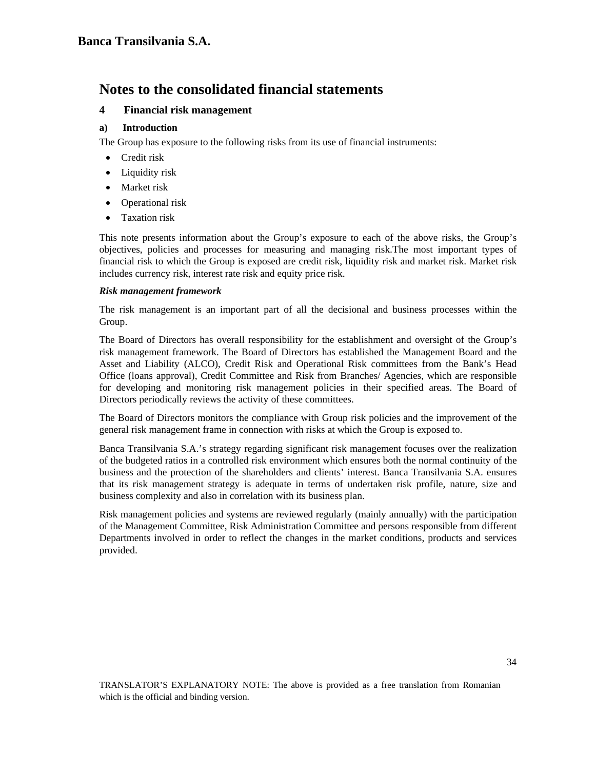# Notes to the consolidated financial statements

## 4 Financial risk management

### a) Introduction

The Group has exposure to the following risks from its use of financial instruments:

- Credit risk
- Liquidity risk
- Market risk
- Operational risk
- Taxation risk

This note presents information about the Group's exposure to each of the above risks, the Group's objectives, policies and processes for measuring and managing risk.The most important types of financial risk to which the Group is exposed are credit risk, liquidity risk and market risk. Market risk includes currency risk, interest rate risk and equity price risk.

***Risk management framework***

The risk management is an important part of all the decisional and business processes within the Group.

The Board of Directors has overall responsibility for the establishment and oversight of the Group's risk management framework. The Board of Directors has established the Management Board and the Asset and Liability (ALCO), Credit Risk and Operational Risk committees from the Bank's Head Office (loans approval), Credit Committee and Risk from Branches/ Agencies, which are responsible for developing and monitoring risk management policies in their specified areas. The Board of Directors periodically reviews the activity of these committees.

The Board of Directors monitors the compliance with Group risk policies and the improvement of the general risk management frame in connection with risks at which the Group is exposed to.

Banca Transilvania S.A.'s strategy regarding significant risk management focuses over the realization of the budgeted ratios in a controlled risk environment which ensures both the normal continuity of the business and the protection of the shareholders and clients' interest. Banca Transilvania S.A. ensures that its risk management strategy is adequate in terms of undertaken risk profile, nature, size and business complexity and also in correlation with its business plan.

Risk management policies and systems are reviewed regularly (mainly annually) with the participation of the Management Committee, Risk Administration Committee and persons responsible from different Departments involved in order to reflect the changes in the market conditions, products and services provided.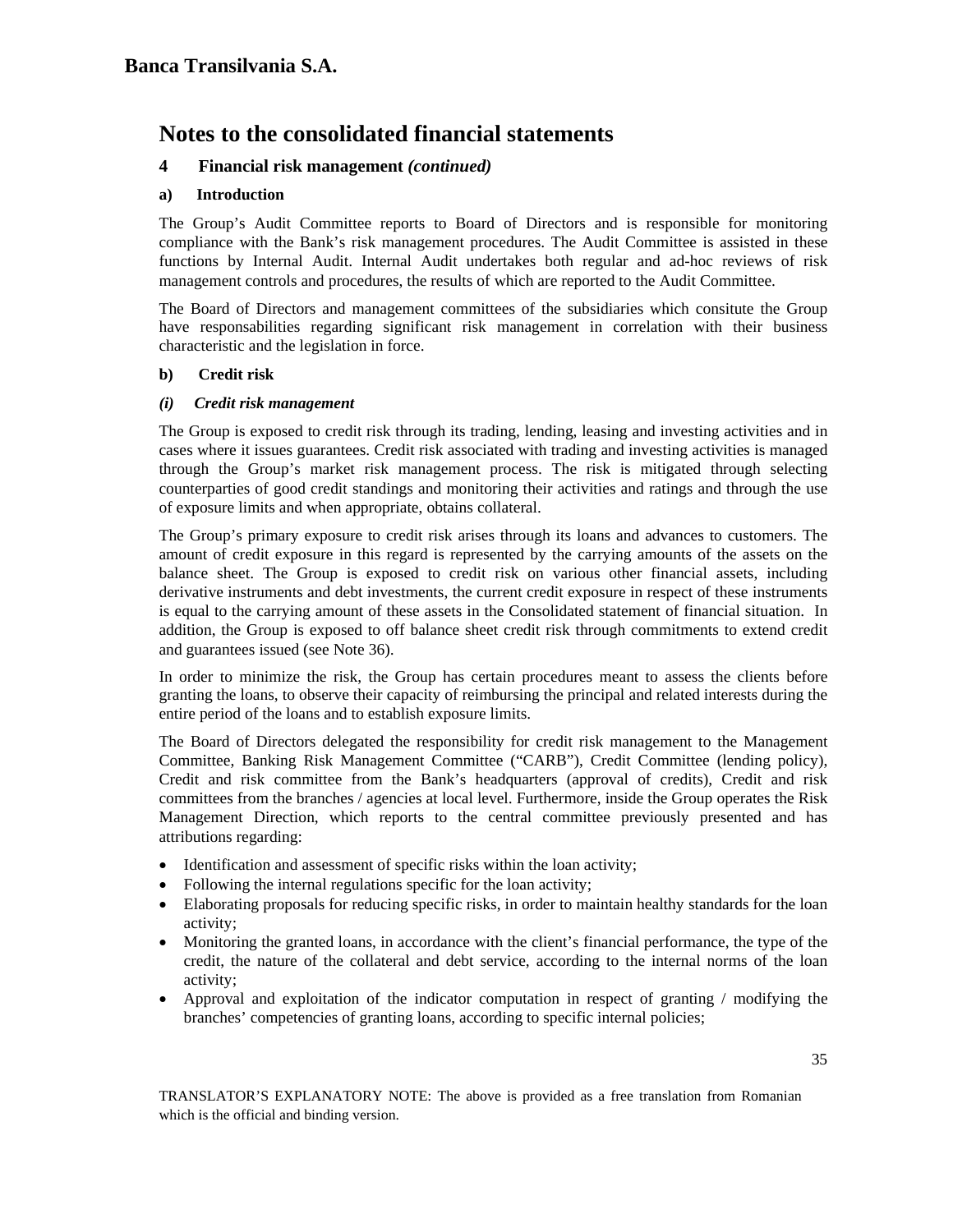# Notes to the consolidated financial statements

## 4 Financial risk management *(continued)*

### a) Introduction

The Group's Audit Committee reports to Board of Directors and is responsible for monitoring compliance with the Bank's risk management procedures. The Audit Committee is assisted in these functions by Internal Audit. Internal Audit undertakes both regular and ad-hoc reviews of risk management controls and procedures, the results of which are reported to the Audit Committee.

The Board of Directors and management committees of the subsidiaries which consitute the Group have responsabilities regarding significant risk management in correlation with their business characteristic and the legislation in force.

### b) Credit risk

#### *(i) Credit risk management*

The Group is exposed to credit risk through its trading, lending, leasing and investing activities and in cases where it issues guarantees. Credit risk associated with trading and investing activities is managed through the Group's market risk management process. The risk is mitigated through selecting counterparties of good credit standings and monitoring their activities and ratings and through the use of exposure limits and when appropriate, obtains collateral.

The Group's primary exposure to credit risk arises through its loans and advances to customers. The amount of credit exposure in this regard is represented by the carrying amounts of the assets on the balance sheet. The Group is exposed to credit risk on various other financial assets, including derivative instruments and debt investments, the current credit exposure in respect of these instruments is equal to the carrying amount of these assets in the Consolidated statement of financial situation. In addition, the Group is exposed to off balance sheet credit risk through commitments to extend credit and guarantees issued (see Note 36).

In order to minimize the risk, the Group has certain procedures meant to assess the clients before granting the loans, to observe their capacity of reimbursing the principal and related interests during the entire period of the loans and to establish exposure limits.

The Board of Directors delegated the responsibility for credit risk management to the Management Committee, Banking Risk Management Committee ("CARB"), Credit Committee (lending policy), Credit and risk committee from the Bank's headquarters (approval of credits), Credit and risk committees from the branches / agencies at local level. Furthermore, inside the Group operates the Risk Management Direction, which reports to the central committee previously presented and has attributions regarding:

- Identification and assessment of specific risks within the loan activity;
- Following the internal regulations specific for the loan activity;
- Elaborating proposals for reducing specific risks, in order to maintain healthy standards for the loan activity;
- Monitoring the granted loans, in accordance with the client's financial performance, the type of the credit, the nature of the collateral and debt service, according to the internal norms of the loan activity;
- Approval and exploitation of the indicator computation in respect of granting / modifying the branches' competencies of granting loans, according to specific internal policies;

TRANSLATOR'S EXPLANATORY NOTE: The above is provided as a free translation from Romanian which is the official and binding version.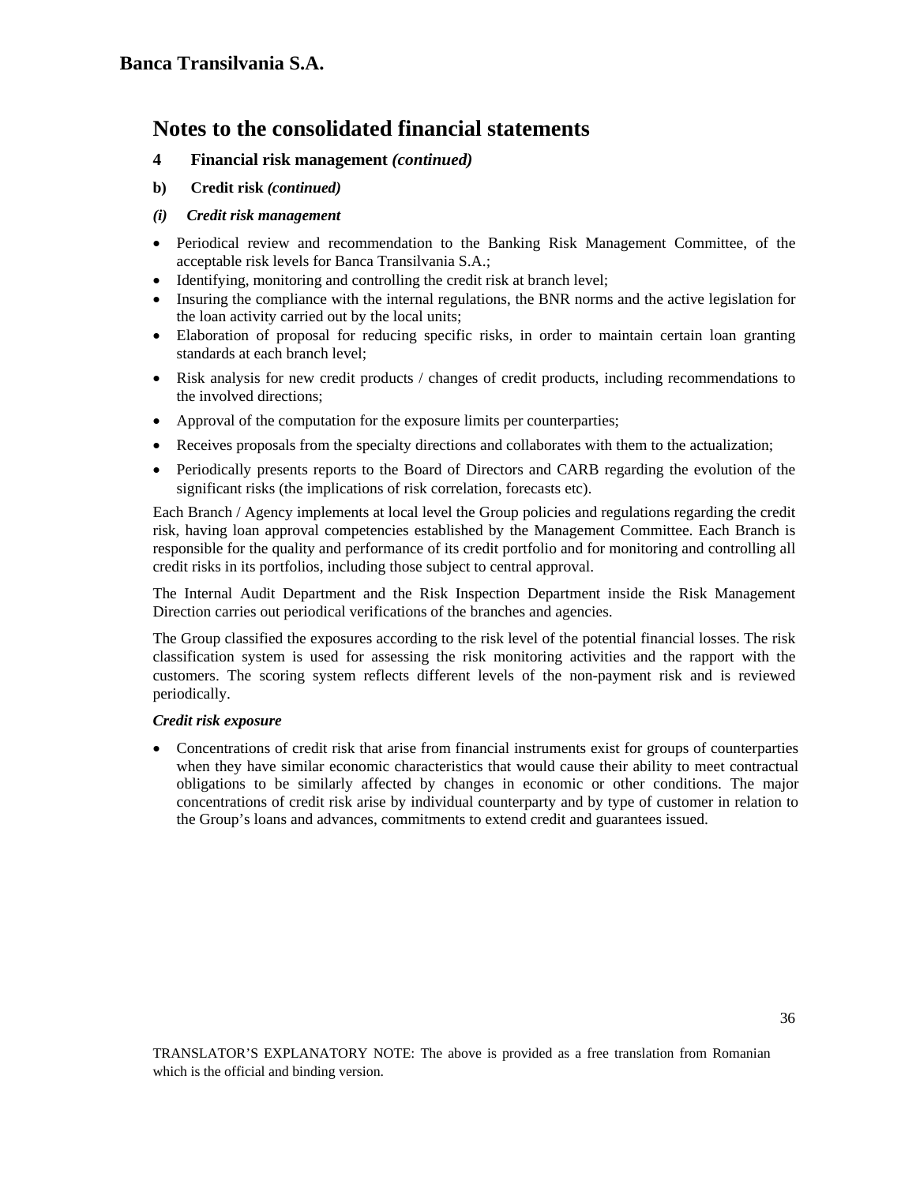# Notes to the consolidated financial statements

## 4 Financial risk management *(continued)*

### b) Credit risk *(continued)*

#### *(i) Credit risk management*

- Periodical review and recommendation to the Banking Risk Management Committee, of the acceptable risk levels for Banca Transilvania S.A.;
- Identifying, monitoring and controlling the credit risk at branch level;
- Insuring the compliance with the internal regulations, the BNR norms and the active legislation for the loan activity carried out by the local units;
- Elaboration of proposal for reducing specific risks, in order to maintain certain loan granting standards at each branch level;
- Risk analysis for new credit products / changes of credit products, including recommendations to the involved directions;
- Approval of the computation for the exposure limits per counterparties;
- Receives proposals from the specialty directions and collaborates with them to the actualization;
- Periodically presents reports to the Board of Directors and CARB regarding the evolution of the significant risks (the implications of risk correlation, forecasts etc).

Each Branch / Agency implements at local level the Group policies and regulations regarding the credit risk, having loan approval competencies established by the Management Committee. Each Branch is responsible for the quality and performance of its credit portfolio and for monitoring and controlling all credit risks in its portfolios, including those subject to central approval.

The Internal Audit Department and the Risk Inspection Department inside the Risk Management Direction carries out periodical verifications of the branches and agencies.

The Group classified the exposures according to the risk level of the potential financial losses. The risk classification system is used for assessing the risk monitoring activities and the rapport with the customers. The scoring system reflects different levels of the non-payment risk and is reviewed periodically.

***Credit risk exposure***

- Concentrations of credit risk that arise from financial instruments exist for groups of counterparties when they have similar economic characteristics that would cause their ability to meet contractual obligations to be similarly affected by changes in economic or other conditions. The major concentrations of credit risk arise by individual counterparty and by type of customer in relation to the Group's loans and advances, commitments to extend credit and guarantees issued.

TRANSLATOR'S EXPLANATORY NOTE: The above is provided as a free translation from Romanian which is the official and binding version.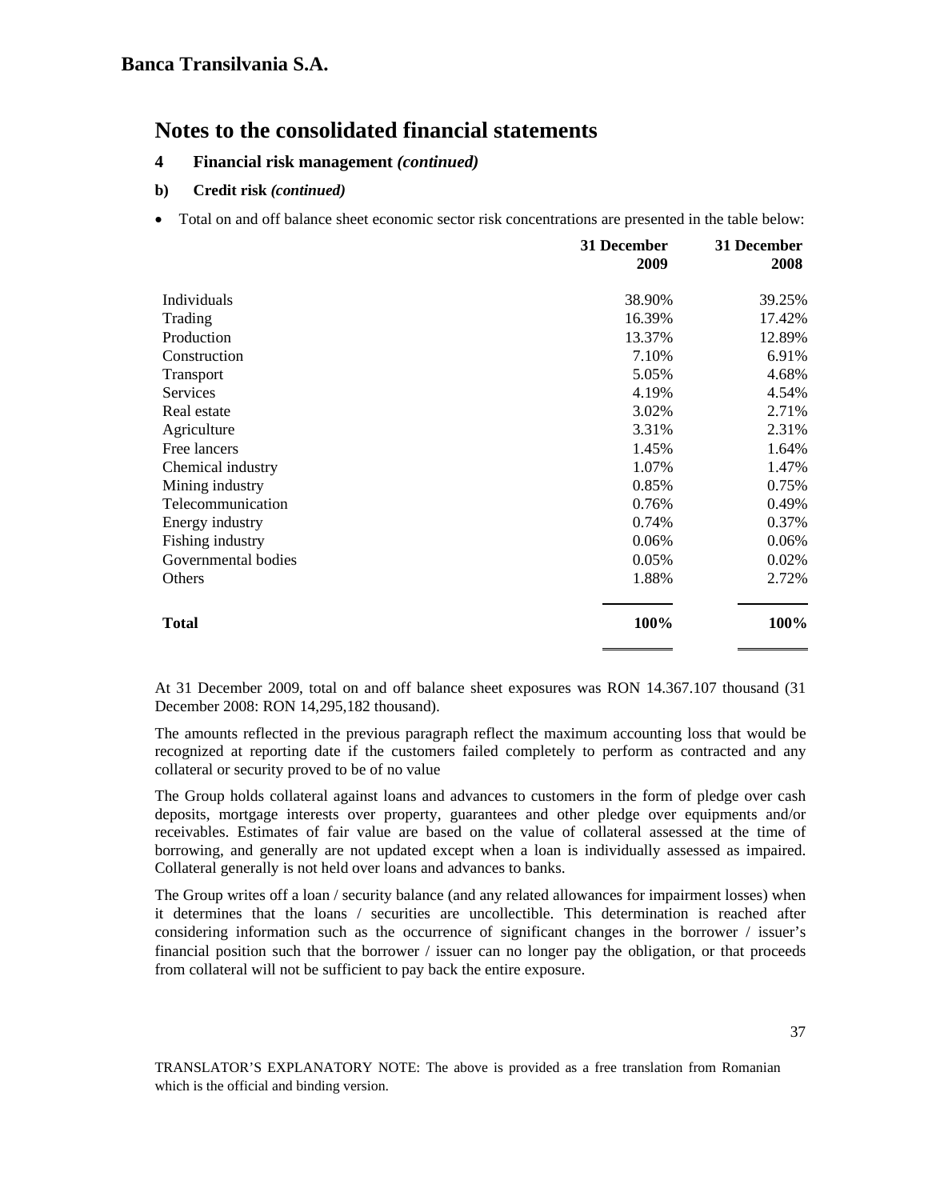**Banca Transilvania S.A.**

# Notes to the consolidated financial statements

## 4 Financial risk management *(continued)*

### b) Credit risk *(continued)*

- Total on and off balance sheet economic sector risk concentrations are presented in the table below:

| | 31 December 2009 | 31 December 2008 |
|---|---|---|
| Individuals | 38.90% | 39.25% |
| Trading | 16.39% | 17.42% |
| Production | 13.37% | 12.89% |
| Construction | 7.10% | 6.91% |
| Transport | 5.05% | 4.68% |
| Services | 4.19% | 4.54% |
| Real estate | 3.02% | 2.71% |
| Agriculture | 3.31% | 2.31% |
| Free lancers | 1.45% | 1.64% |
| Chemical industry | 1.07% | 1.47% |
| Mining industry | 0.85% | 0.75% |
| Telecommunication | 0.76% | 0.49% |
| Energy industry | 0.74% | 0.37% |
| Fishing industry | 0.06% | 0.06% |
| Governmental bodies | 0.05% | 0.02% |
| Others | 1.88% | 2.72% |
| **Total** | **100%** | **100%** |

At 31 December 2009, total on and off balance sheet exposures was RON 14.367.107 thousand (31 December 2008: RON 14,295,182 thousand).

The amounts reflected in the previous paragraph reflect the maximum accounting loss that would be recognized at reporting date if the customers failed completely to perform as contracted and any collateral or security proved to be of no value

The Group holds collateral against loans and advances to customers in the form of pledge over cash deposits, mortgage interests over property, guarantees and other pledge over equipments and/or receivables. Estimates of fair value are based on the value of collateral assessed at the time of borrowing, and generally are not updated except when a loan is individually assessed as impaired. Collateral generally is not held over loans and advances to banks.

The Group writes off a loan / security balance (and any related allowances for impairment losses) when it determines that the loans / securities are uncollectible. This determination is reached after considering information such as the occurrence of significant changes in the borrower / issuer's financial position such that the borrower / issuer can no longer pay the obligation, or that proceeds from collateral will not be sufficient to pay back the entire exposure.

TRANSLATOR'S EXPLANATORY NOTE: The above is provided as a free translation from Romanian which is the official and binding version.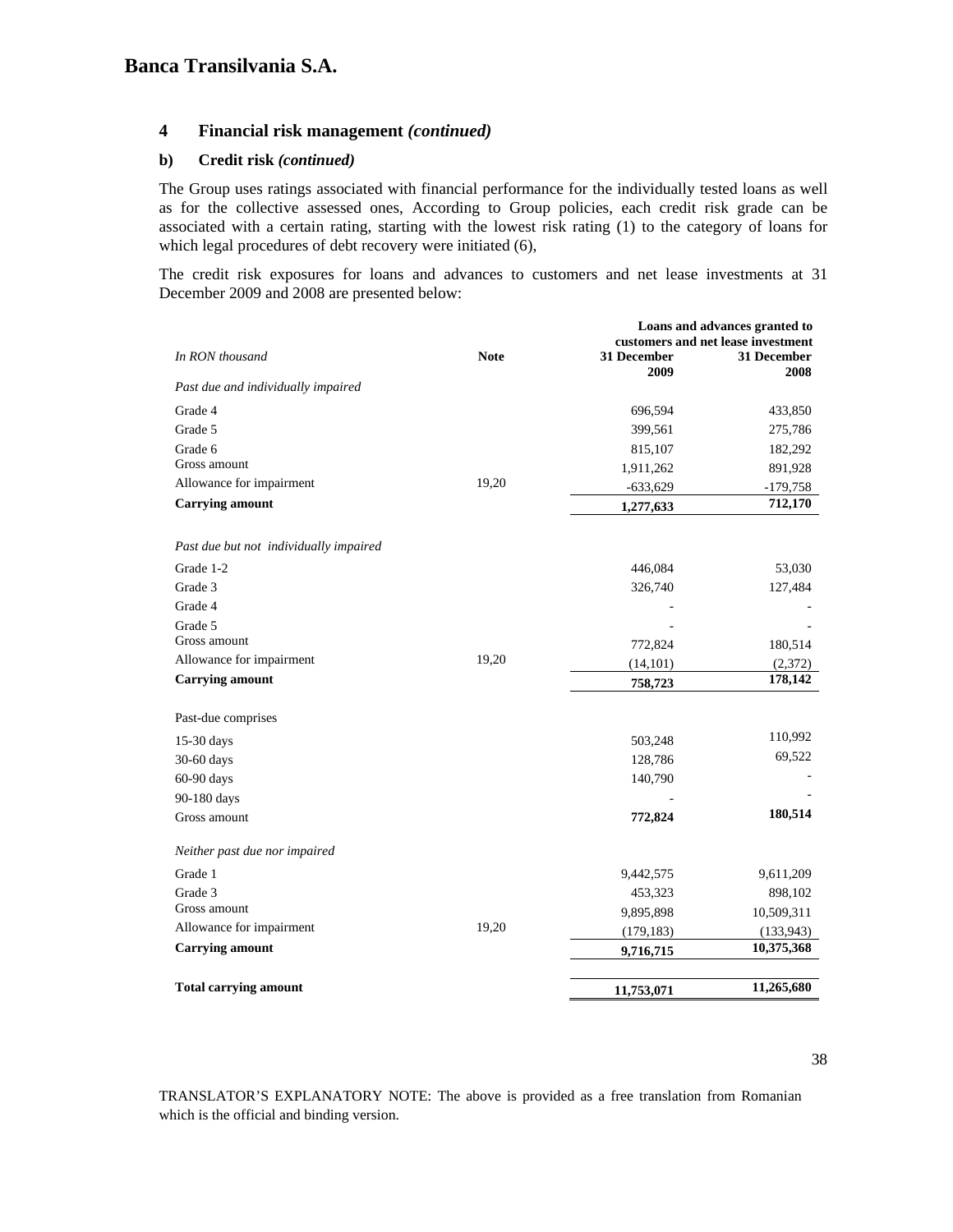## 4 Financial risk management *(continued)*

### b) Credit risk *(continued)*

The Group uses ratings associated with financial performance for the individually tested loans as well as for the collective assessed ones, According to Group policies, each credit risk grade can be associated with a certain rating, starting with the lowest risk rating (1) to the category of loans for which legal procedures of debt recovery were initiated (6),

The credit risk exposures for loans and advances to customers and net lease investments at 31 December 2009 and 2008 are presented below:

| *In RON thousand* | **Note** | **Loans and advances granted to customers and net lease investment** **31 December 2009** | **31 December 2008** |
|---|---|---|---|
| *Past due and individually impaired* | | | |
| Grade 4 | | 696,594 | 433,850 |
| Grade 5 | | 399,561 | 275,786 |
| Grade 6 | | 815,107 | 182,292 |
| Gross amount | | 1,911,262 | 891,928 |
| Allowance for impairment | 19,20 | -633,629 | -179,758 |
| **Carrying amount** | | **1,277,633** | **712,170** |
| *Past due but not individually impaired* | | | |
| Grade 1-2 | | 446,084 | 53,030 |
| Grade 3 | | 326,740 | 127,484 |
| Grade 4 | | - | - |
| Grade 5 | | - | - |
| Gross amount | | 772,824 | 180,514 |
| Allowance for impairment | 19,20 | (14,101) | (2,372) |
| **Carrying amount** | | **758,723** | **178,142** |
| Past-due comprises | | | |
| 15-30 days | | 503,248 | 110,992 |
| 30-60 days | | 128,786 | 69,522 |
| 60-90 days | | 140,790 | - |
| 90-180 days | | - | - |
| Gross amount | | **772,824** | **180,514** |
| *Neither past due nor impaired* | | | |
| Grade 1 | | 9,442,575 | 9,611,209 |
| Grade 3 | | 453,323 | 898,102 |
| Gross amount | | 9,895,898 | 10,509,311 |
| Allowance for impairment | 19,20 | (179,183) | (133,943) |
| **Carrying amount** | | **9,716,715** | **10,375,368** |
| **Total carrying amount** | | **11,753,071** | **11,265,680** |

TRANSLATOR'S EXPLANATORY NOTE: The above is provided as a free translation from Romanian which is the official and binding version.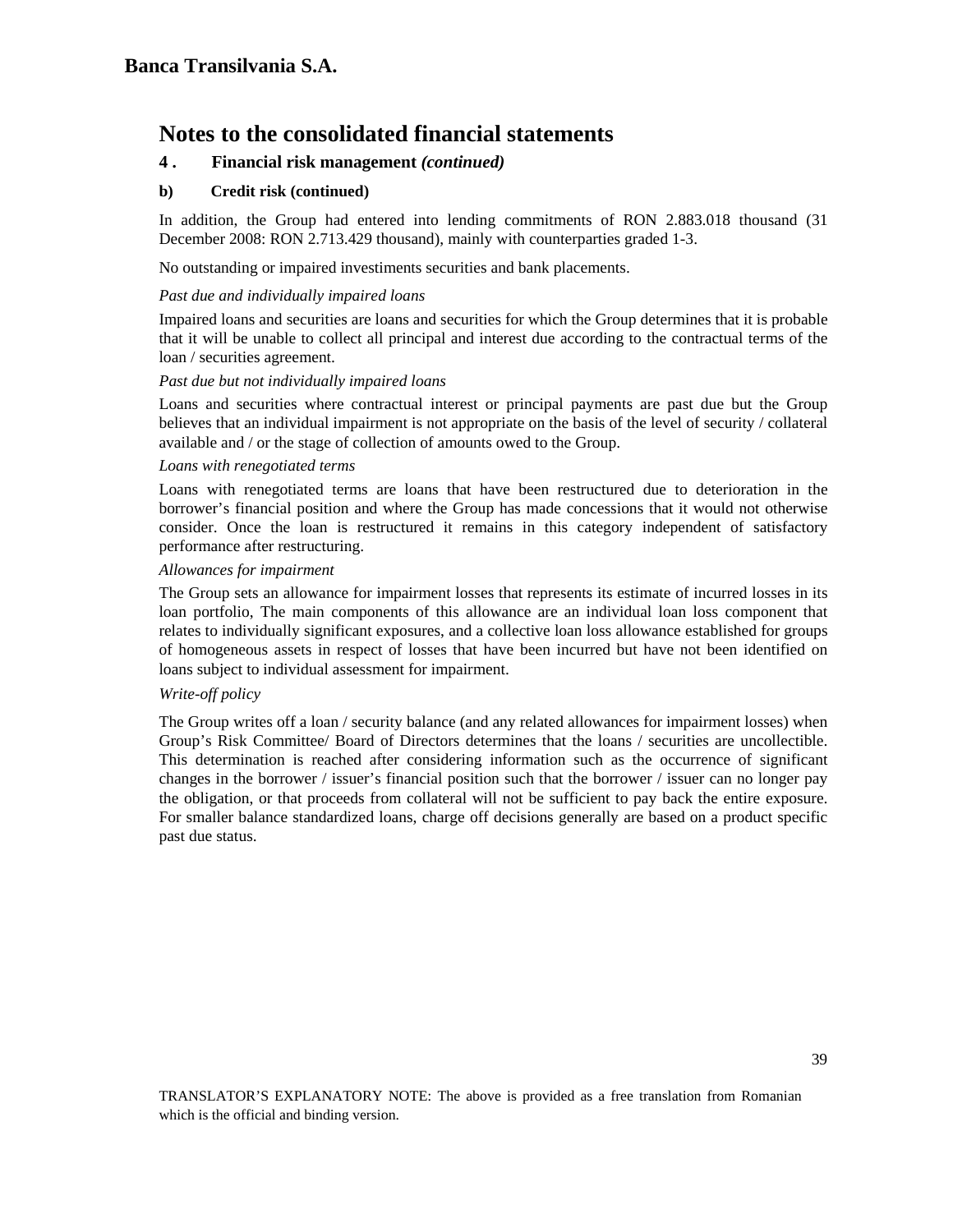# Notes to the consolidated financial statements

## 4 . Financial risk management *(continued)*

### b) Credit risk (continued)

In addition, the Group had entered into lending commitments of RON 2.883.018 thousand (31 December 2008: RON 2.713.429 thousand), mainly with counterparties graded 1-3.

No outstanding or impaired investiments securities and bank placements.

*Past due and individually impaired loans*

Impaired loans and securities are loans and securities for which the Group determines that it is probable that it will be unable to collect all principal and interest due according to the contractual terms of the loan / securities agreement.

*Past due but not individually impaired loans*

Loans and securities where contractual interest or principal payments are past due but the Group believes that an individual impairment is not appropriate on the basis of the level of security / collateral available and / or the stage of collection of amounts owed to the Group.

*Loans with renegotiated terms*

Loans with renegotiated terms are loans that have been restructured due to deterioration in the borrower's financial position and where the Group has made concessions that it would not otherwise consider. Once the loan is restructured it remains in this category independent of satisfactory performance after restructuring.

*Allowances for impairment*

The Group sets an allowance for impairment losses that represents its estimate of incurred losses in its loan portfolio, The main components of this allowance are an individual loan loss component that relates to individually significant exposures, and a collective loan loss allowance established for groups of homogeneous assets in respect of losses that have been incurred but have not been identified on loans subject to individual assessment for impairment.

*Write-off policy*

The Group writes off a loan / security balance (and any related allowances for impairment losses) when Group's Risk Committee/ Board of Directors determines that the loans / securities are uncollectible. This determination is reached after considering information such as the occurrence of significant changes in the borrower / issuer's financial position such that the borrower / issuer can no longer pay the obligation, or that proceeds from collateral will not be sufficient to pay back the entire exposure. For smaller balance standardized loans, charge off decisions generally are based on a product specific past due status.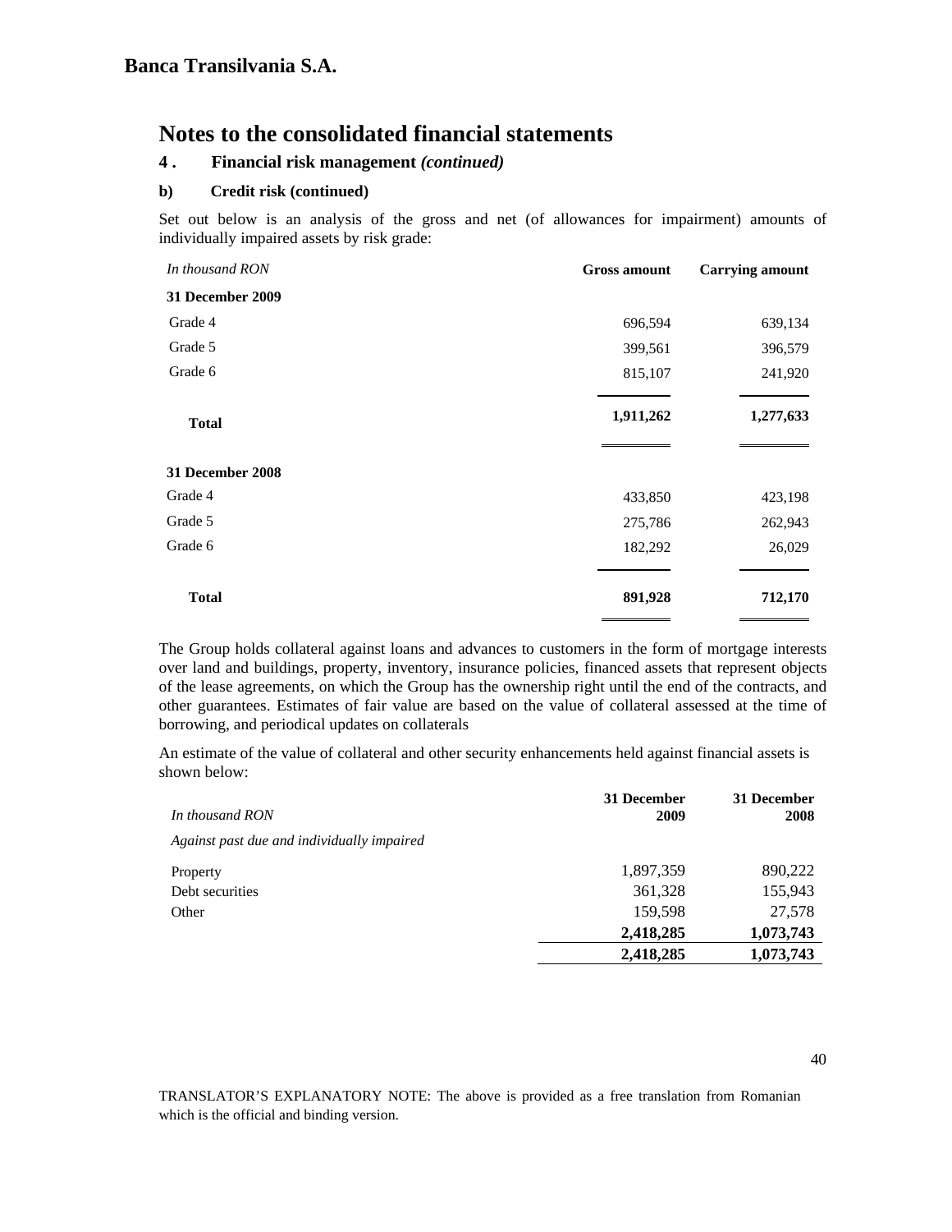**Banca Transilvania S.A.**

# Notes to the consolidated financial statements

## 4 . Financial risk management *(continued)*

### b) Credit risk (continued)

Set out below is an analysis of the gross and net (of allowances for impairment) amounts of individually impaired assets by risk grade:

| *In thousand RON* | **Gross amount** | **Carrying amount** |
|---|---|---|
| **31 December 2009** | | |
| Grade 4 | 696,594 | 639,134 |
| Grade 5 | 399,561 | 396,579 |
| Grade 6 | 815,107 | 241,920 |
| **Total** | **1,911,262** | **1,277,633** |
| **31 December 2008** | | |
| Grade 4 | 433,850 | 423,198 |
| Grade 5 | 275,786 | 262,943 |
| Grade 6 | 182,292 | 26,029 |
| **Total** | **891,928** | **712,170** |

The Group holds collateral against loans and advances to customers in the form of mortgage interests over land and buildings, property, inventory, insurance policies, financed assets that represent objects of the lease agreements, on which the Group has the ownership right until the end of the contracts, and other guarantees. Estimates of fair value are based on the value of collateral assessed at the time of borrowing, and periodical updates on collaterals

An estimate of the value of collateral and other security enhancements held against financial assets is shown below:

| *In thousand RON* | **31 December 2009** | **31 December 2008** |
|---|---|---|
| *Against past due and individually impaired* | | |
| Property | 1,897,359 | 890,222 |
| Debt securities | 361,328 | 155,943 |
| Other | 159,598 | 27,578 |
| | **2,418,285** | **1,073,743** |
| | **2,418,285** | **1,073,743** |

TRANSLATOR'S EXPLANATORY NOTE: The above is provided as a free translation from Romanian which is the official and binding version.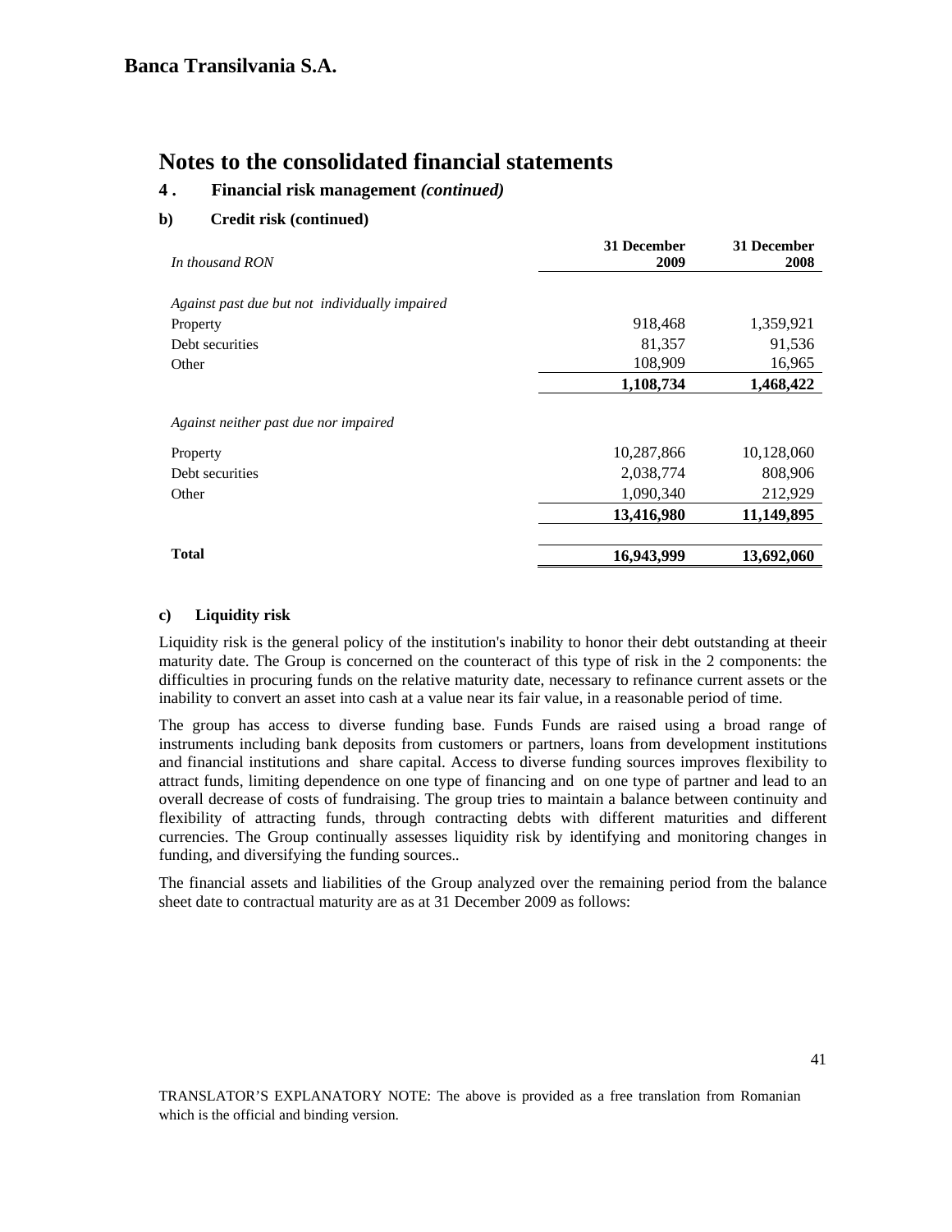# Notes to the consolidated financial statements

## 4 . Financial risk management *(continued)*

### b) Credit risk (continued)

| *In thousand RON* | 31 December 2009 | 31 December 2008 |
|---|---|---|
| *Against past due but not individually impaired* | | |
| Property | 918,468 | 1,359,921 |
| Debt securities | 81,357 | 91,536 |
| Other | 108,909 | 16,965 |
| | **1,108,734** | **1,468,422** |
| *Against neither past due nor impaired* | | |
| Property | 10,287,866 | 10,128,060 |
| Debt securities | 2,038,774 | 808,906 |
| Other | 1,090,340 | 212,929 |
| | **13,416,980** | **11,149,895** |
| **Total** | **16,943,999** | **13,692,060** |

### c) Liquidity risk

Liquidity risk is the general policy of the institution's inability to honor their debt outstanding at theeir maturity date. The Group is concerned on the counteract of this type of risk in the 2 components: the difficulties in procuring funds on the relative maturity date, necessary to refinance current assets or the inability to convert an asset into cash at a value near its fair value, in a reasonable period of time.

The group has access to diverse funding base. Funds Funds are raised using a broad range of instruments including bank deposits from customers or partners, loans from development institutions and financial institutions and share capital. Access to diverse funding sources improves flexibility to attract funds, limiting dependence on one type of financing and on one type of partner and lead to an overall decrease of costs of fundraising. The group tries to maintain a balance between continuity and flexibility of attracting funds, through contracting debts with different maturities and different currencies. The Group continually assesses liquidity risk by identifying and monitoring changes in funding, and diversifying the funding sources..

The financial assets and liabilities of the Group analyzed over the remaining period from the balance sheet date to contractual maturity are as at 31 December 2009 as follows:

TRANSLATOR'S EXPLANATORY NOTE: The above is provided as a free translation from Romanian which is the official and binding version.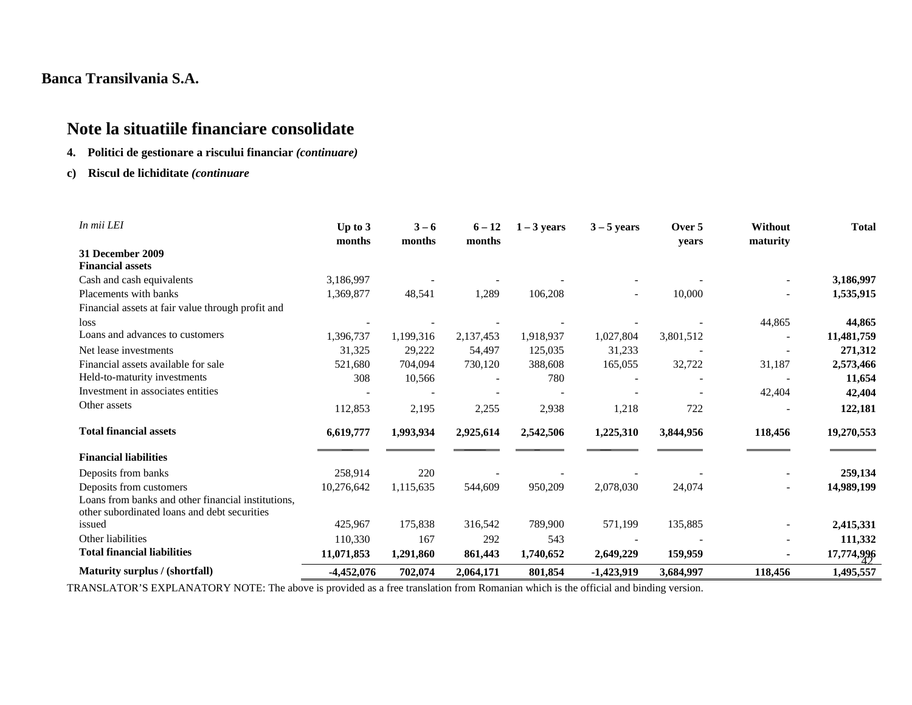**Banca Transilvania S.A.**

# Note la situatiile financiare consolidate

**4. Politici de gestionare a riscului financiar *(continuare)***

**c) Riscul de lichiditate *(continuare***

| *In mii LEI* | Up to 3 months | 3 – 6 months | 6 – 12 months | 1 – 3 years | 3 – 5 years | Over 5 years | Without maturity | Total |
|---|---|---|---|---|---|---|---|---|
| **31 December 2009** | | | | | | | | |
| **Financial assets** | | | | | | | | |
| Cash and cash equivalents | 3,186,997 | - | - | - | - | - | - | **3,186,997** |
| Placements with banks | 1,369,877 | 48,541 | 1,289 | 106,208 | - | 10,000 | - | **1,535,915** |
| Financial assets at fair value through profit and loss | - | - | - | - | - | - | 44,865 | **44,865** |
| Loans and advances to customers | 1,396,737 | 1,199,316 | 2,137,453 | 1,918,937 | 1,027,804 | 3,801,512 | - | **11,481,759** |
| Net lease investments | 31,325 | 29,222 | 54,497 | 125,035 | 31,233 | - | - | **271,312** |
| Financial assets available for sale | 521,680 | 704,094 | 730,120 | 388,608 | 165,055 | 32,722 | 31,187 | **2,573,466** |
| Held-to-maturity investments | 308 | 10,566 | - | 780 | - | - | - | **11,654** |
| Investment in associates entities | - | - | - | - | - | - | 42,404 | **42,404** |
| Other assets | 112,853 | 2,195 | 2,255 | 2,938 | 1,218 | 722 | - | **122,181** |
| **Total financial assets** | **6,619,777** | **1,993,934** | **2,925,614** | **2,542,506** | **1,225,310** | **3,844,956** | **118,456** | **19,270,553** |
| **Financial liabilities** | | | | | | | | |
| Deposits from banks | 258,914 | 220 | - | - | - | - | - | **259,134** |
| Deposits from customers | 10,276,642 | 1,115,635 | 544,609 | 950,209 | 2,078,030 | 24,074 | - | **14,989,199** |
| Loans from banks and other financial institutions, other subordinated loans and debt securities issued | 425,967 | 175,838 | 316,542 | 789,900 | 571,199 | 135,885 | - | **2,415,331** |
| Other liabilities | 110,330 | 167 | 292 | 543 | - | - | - | **111,332** |
| **Total financial liabilities** | **11,071,853** | **1,291,860** | **861,443** | **1,740,652** | **2,649,229** | **159,959** | **-** | **17,774,996** |
| **Maturity surplus / (shortfall)** | **-4,452,076** | **702,074** | **2,064,171** | **801,854** | **-1,423,919** | **3,684,997** | **118,456** | **1,495,557** |

TRANSLATOR'S EXPLANATORY NOTE: The above is provided as a free translation from Romanian which is the official and binding version.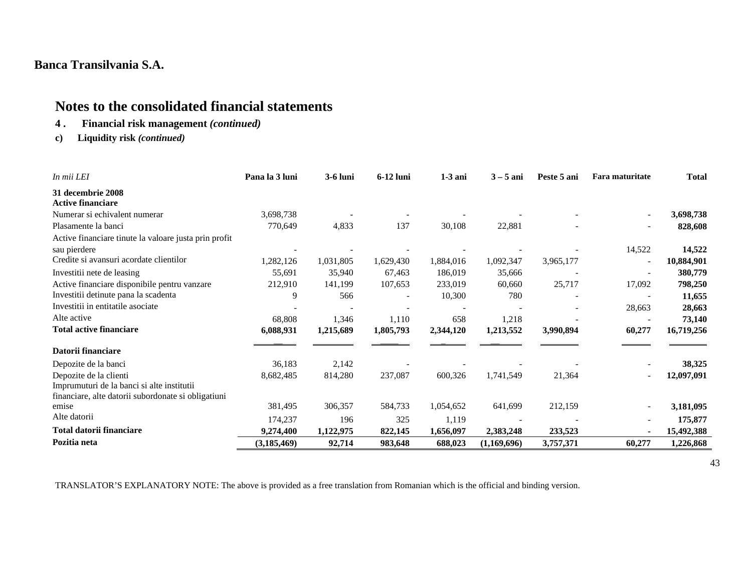**Banca Transilvania S.A.**

# Notes to the consolidated financial statements

**4 . Financial risk management *(continued)***

**c) Liquidity risk *(continued)***

| *In mii LEI* | **Pana la 3 luni** | **3-6 luni** | **6-12 luni** | **1-3 ani** | **3 – 5 ani** | **Peste 5 ani** | **Fara maturitate** | **Total** |
|---|---|---|---|---|---|---|---|---|
| **31 decembrie 2008** | | | | | | | | |
| **Active financiare** | | | | | | | | |
| Numerar si echivalent numerar | 3,698,738 | - | - | - | - | - | - | **3,698,738** |
| Plasamente la banci | 770,649 | 4,833 | 137 | 30,108 | 22,881 | - | - | **828,608** |
| Active financiare tinute la valoare justa prin profit sau pierdere | - | - | - | - | - | - | 14,522 | **14,522** |
| Credite si avansuri acordate clientilor | 1,282,126 | 1,031,805 | 1,629,430 | 1,884,016 | 1,092,347 | 3,965,177 | - | **10,884,901** |
| Investitii nete de leasing | 55,691 | 35,940 | 67,463 | 186,019 | 35,666 | - | - | **380,779** |
| Active financiare disponibile pentru vanzare | 212,910 | 141,199 | 107,653 | 233,019 | 60,660 | 25,717 | 17,092 | **798,250** |
| Investitii detinute pana la scadenta | 9 | 566 | - | 10,300 | 780 | - | - | **11,655** |
| Investitii in entitatile asociate | - | - | - | - | - | - | 28,663 | **28,663** |
| Alte active | 68,808 | 1,346 | 1,110 | 658 | 1,218 | - | - | **73,140** |
| **Total active financiare** | **6,088,931** | **1,215,689** | **1,805,793** | **2,344,120** | **1,213,552** | **3,990,894** | **60,277** | **16,719,256** |
| **Datorii financiare** | | | | | | | | |
| Depozite de la banci | 36,183 | 2,142 | - | - | - | - | - | **38,325** |
| Depozite de la clienti | 8,682,485 | 814,280 | 237,087 | 600,326 | 1,741,549 | 21,364 | - | **12,097,091** |
| Imprumuturi de la banci si alte institutii financiare, alte datorii subordonate si obligatiuni emise | 381,495 | 306,357 | 584,733 | 1,054,652 | 641,699 | 212,159 | - | **3,181,095** |
| Alte datorii | 174,237 | 196 | 325 | 1,119 | - | - | - | **175,877** |
| **Total datorii financiare** | **9,274,400** | **1,122,975** | **822,145** | **1,656,097** | **2,383,248** | **233,523** | **-** | **15,492,388** |
| **Pozitia neta** | **(3,185,469)** | **92,714** | **983,648** | **688,023** | **(1,169,696)** | **3,757,371** | **60,277** | **1,226,868** |

TRANSLATOR'S EXPLANATORY NOTE: The above is provided as a free translation from Romanian which is the official and binding version.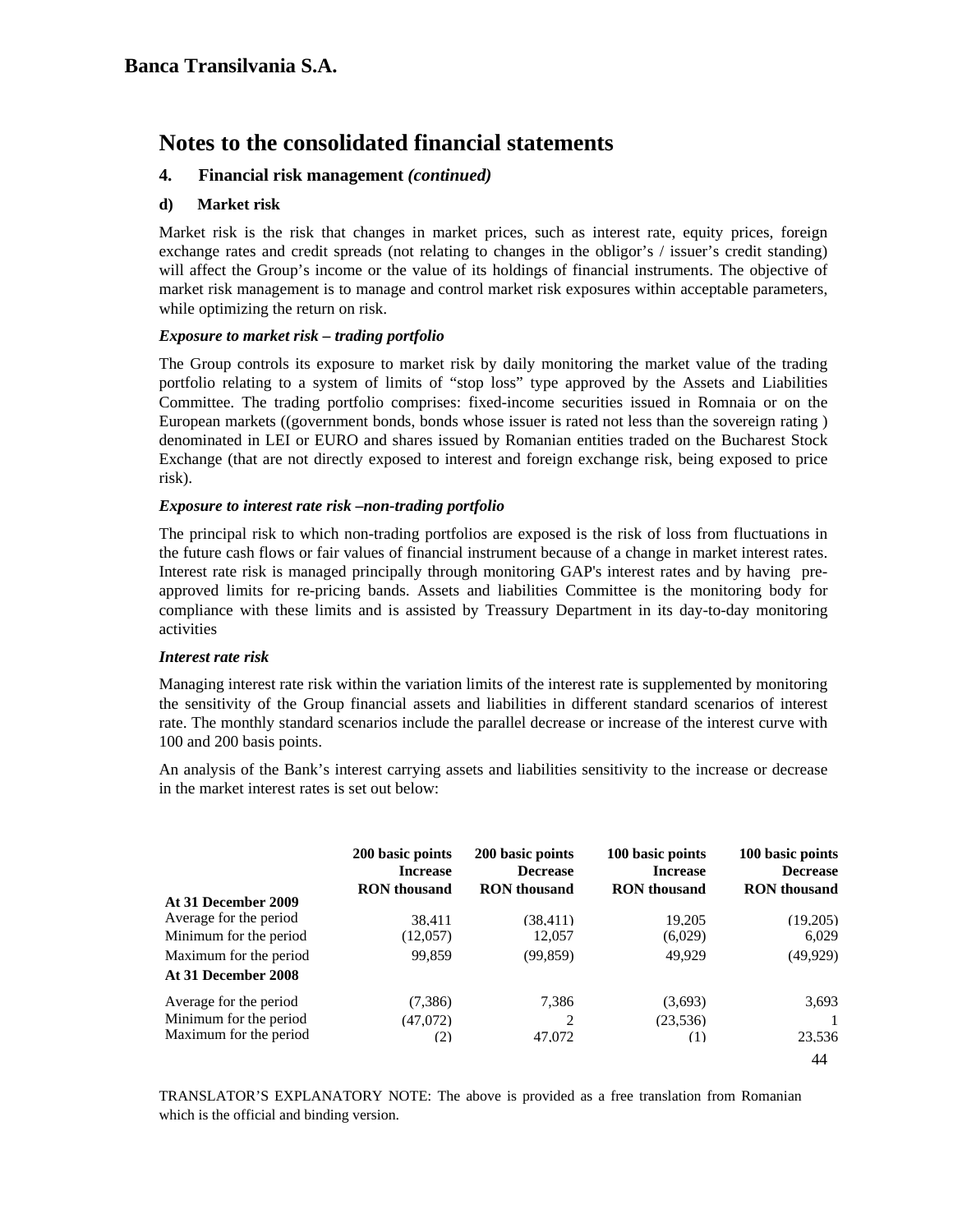**Banca Transilvania S.A.**

# Notes to the consolidated financial statements

## 4. Financial risk management *(continued)*

### d) Market risk

Market risk is the risk that changes in market prices, such as interest rate, equity prices, foreign exchange rates and credit spreads (not relating to changes in the obligor's / issuer's credit standing) will affect the Group's income or the value of its holdings of financial instruments. The objective of market risk management is to manage and control market risk exposures within acceptable parameters, while optimizing the return on risk.

***Exposure to market risk – trading portfolio***

The Group controls its exposure to market risk by daily monitoring the market value of the trading portfolio relating to a system of limits of "stop loss" type approved by the Assets and Liabilities Committee. The trading portfolio comprises: fixed-income securities issued in Romnaia or on the European markets ((government bonds, bonds whose issuer is rated not less than the sovereign rating ) denominated in LEI or EURO and shares issued by Romanian entities traded on the Bucharest Stock Exchange (that are not directly exposed to interest and foreign exchange risk, being exposed to price risk).

***Exposure to interest rate risk –non-trading portfolio***

The principal risk to which non-trading portfolios are exposed is the risk of loss from fluctuations in the future cash flows or fair values of financial instrument because of a change in market interest rates. Interest rate risk is managed principally through monitoring GAP's interest rates and by having pre-approved limits for re-pricing bands. Assets and liabilities Committee is the monitoring body for compliance with these limits and is assisted by Treassury Department in its day-to-day monitoring activities

***Interest rate risk***

Managing interest rate risk within the variation limits of the interest rate is supplemented by monitoring the sensitivity of the Group financial assets and liabilities in different standard scenarios of interest rate. The monthly standard scenarios include the parallel decrease or increase of the interest curve with 100 and 200 basis points.

An analysis of the Bank's interest carrying assets and liabilities sensitivity to the increase or decrease in the market interest rates is set out below:

| | 200 basic points Increase RON thousand | 200 basic points Decrease RON thousand | 100 basic points Increase RON thousand | 100 basic points Decrease RON thousand |
|---|---|---|---|---|
| **At 31 December 2009** | | | | |
| Average for the period | 38,411 | (38,411) | 19,205 | (19,205) |
| Minimum for the period | (12,057) | 12,057 | (6,029) | 6,029 |
| Maximum for the period | 99,859 | (99,859) | 49,929 | (49,929) |
| **At 31 December 2008** | | | | |
| Average for the period | (7,386) | 7,386 | (3,693) | 3,693 |
| Minimum for the period | (47,072) | 2 | (23,536) | 1 |
| Maximum for the period | (2) | 47,072 | (1) | 23,536 |

TRANSLATOR'S EXPLANATORY NOTE: The above is provided as a free translation from Romanian which is the official and binding version.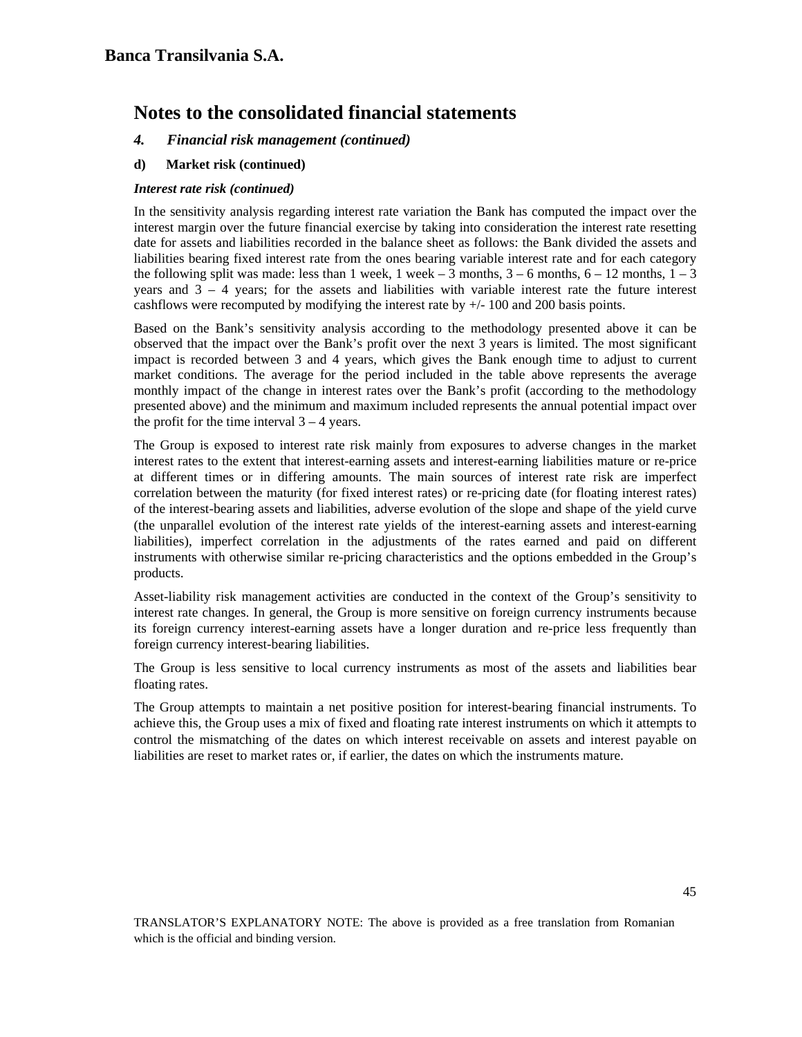# Notes to the consolidated financial statements

## *4. Financial risk management (continued)*

### d) Market risk (continued)

***Interest rate risk (continued)***

In the sensitivity analysis regarding interest rate variation the Bank has computed the impact over the interest margin over the future financial exercise by taking into consideration the interest rate resetting date for assets and liabilities recorded in the balance sheet as follows: the Bank divided the assets and liabilities bearing fixed interest rate from the ones bearing variable interest rate and for each category the following split was made: less than 1 week, 1 week – 3 months, 3 – 6 months, 6 – 12 months, 1 – 3 years and 3 – 4 years; for the assets and liabilities with variable interest rate the future interest cashflows were recomputed by modifying the interest rate by +/- 100 and 200 basis points.

Based on the Bank's sensitivity analysis according to the methodology presented above it can be observed that the impact over the Bank's profit over the next 3 years is limited. The most significant impact is recorded between 3 and 4 years, which gives the Bank enough time to adjust to current market conditions. The average for the period included in the table above represents the average monthly impact of the change in interest rates over the Bank's profit (according to the methodology presented above) and the minimum and maximum included represents the annual potential impact over the profit for the time interval 3 – 4 years.

The Group is exposed to interest rate risk mainly from exposures to adverse changes in the market interest rates to the extent that interest-earning assets and interest-earning liabilities mature or re-price at different times or in differing amounts. The main sources of interest rate risk are imperfect correlation between the maturity (for fixed interest rates) or re-pricing date (for floating interest rates) of the interest-bearing assets and liabilities, adverse evolution of the slope and shape of the yield curve (the unparallel evolution of the interest rate yields of the interest-earning assets and interest-earning liabilities), imperfect correlation in the adjustments of the rates earned and paid on different instruments with otherwise similar re-pricing characteristics and the options embedded in the Group's products.

Asset-liability risk management activities are conducted in the context of the Group's sensitivity to interest rate changes. In general, the Group is more sensitive on foreign currency instruments because its foreign currency interest-earning assets have a longer duration and re-price less frequently than foreign currency interest-bearing liabilities.

The Group is less sensitive to local currency instruments as most of the assets and liabilities bear floating rates.

The Group attempts to maintain a net positive position for interest-bearing financial instruments. To achieve this, the Group uses a mix of fixed and floating rate interest instruments on which it attempts to control the mismatching of the dates on which interest receivable on assets and interest payable on liabilities are reset to market rates or, if earlier, the dates on which the instruments mature.

TRANSLATOR'S EXPLANATORY NOTE: The above is provided as a free translation from Romanian which is the official and binding version.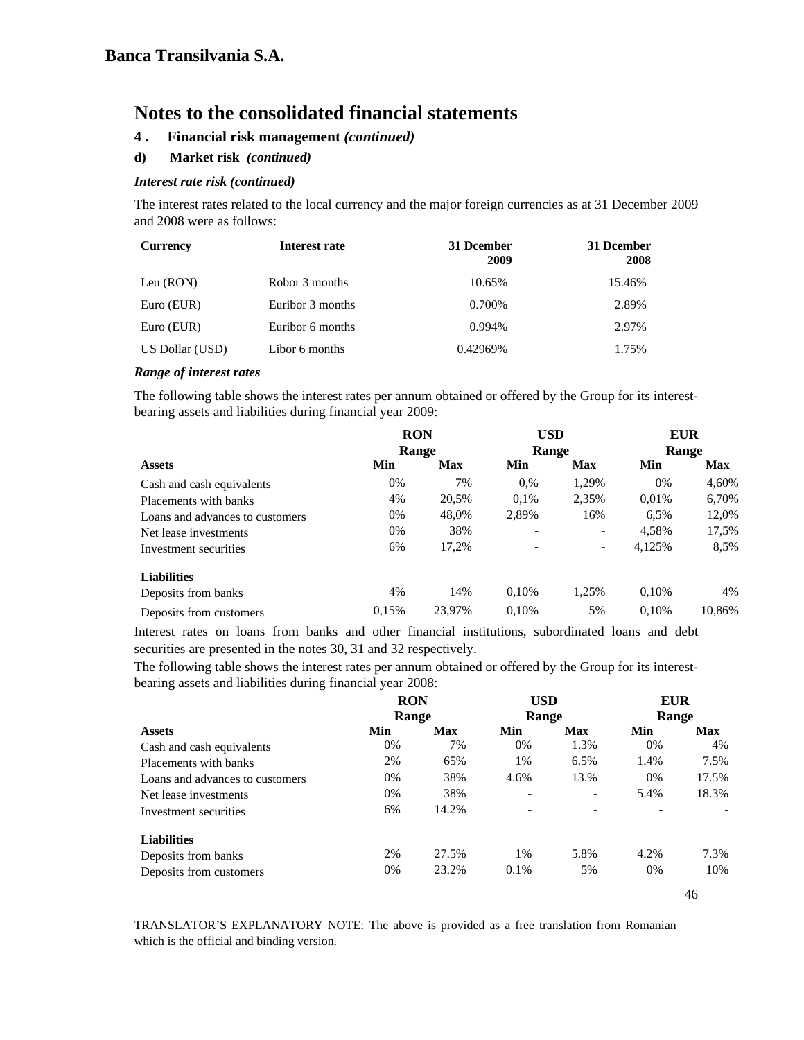# Notes to the consolidated financial statements

## 4 . Financial risk management *(continued)*

### d) Market risk *(continued)*

***Interest rate risk (continued)***

The interest rates related to the local currency and the major foreign currencies as at 31 December 2009 and 2008 were as follows:

| Currency | Interest rate | 31 Dcember 2009 | 31 Dcember 2008 |
|---|---|---|---|
| Leu (RON) | Robor 3 months | 10.65% | 15.46% |
| Euro (EUR) | Euribor 3 months | 0.700% | 2.89% |
| Euro (EUR) | Euribor 6 months | 0.994% | 2.97% |
| US Dollar (USD) | Libor 6 months | 0.42969% | 1.75% |

***Range of interest rates***

The following table shows the interest rates per annum obtained or offered by the Group for its interest-bearing assets and liabilities during financial year 2009:

| | RON Range | | USD Range | | EUR Range | |
|---|---|---|---|---|---|---|
| **Assets** | **Min** | **Max** | **Min** | **Max** | **Min** | **Max** |
| Cash and cash equivalents | 0% | 7% | 0,% | 1,29% | 0% | 4,60% |
| Placements with banks | 4% | 20,5% | 0,1% | 2,35% | 0,01% | 6,70% |
| Loans and advances to customers | 0% | 48,0% | 2,89% | 16% | 6,5% | 12,0% |
| Net lease investments | 0% | 38% | - | - | 4,58% | 17,5% |
| Investment securities | 6% | 17,2% | - | - | 4,125% | 8,5% |
| **Liabilities** | | | | | | |
| Deposits from banks | 4% | 14% | 0,10% | 1,25% | 0,10% | 4% |
| Deposits from customers | 0,15% | 23,97% | 0,10% | 5% | 0,10% | 10,86% |

Interest rates on loans from banks and other financial institutions, subordinated loans and debt securities are presented in the notes 30, 31 and 32 respectively.

The following table shows the interest rates per annum obtained or offered by the Group for its interest-bearing assets and liabilities during financial year 2008:

| | RON Range | | USD Range | | EUR Range | |
|---|---|---|---|---|---|---|
| **Assets** | **Min** | **Max** | **Min** | **Max** | **Min** | **Max** |
| Cash and cash equivalents | 0% | 7% | 0% | 1.3% | 0% | 4% |
| Placements with banks | 2% | 65% | 1% | 6.5% | 1.4% | 7.5% |
| Loans and advances to customers | 0% | 38% | 4.6% | 13.% | 0% | 17.5% |
| Net lease investments | 0% | 38% | - | - | 5.4% | 18.3% |
| Investment securities | 6% | 14.2% | - | - | - | - |
| **Liabilities** | | | | | | |
| Deposits from banks | 2% | 27.5% | 1% | 5.8% | 4.2% | 7.3% |
| Deposits from customers | 0% | 23.2% | 0.1% | 5% | 0% | 10% |

TRANSLATOR'S EXPLANATORY NOTE: The above is provided as a free translation from Romanian which is the official and binding version.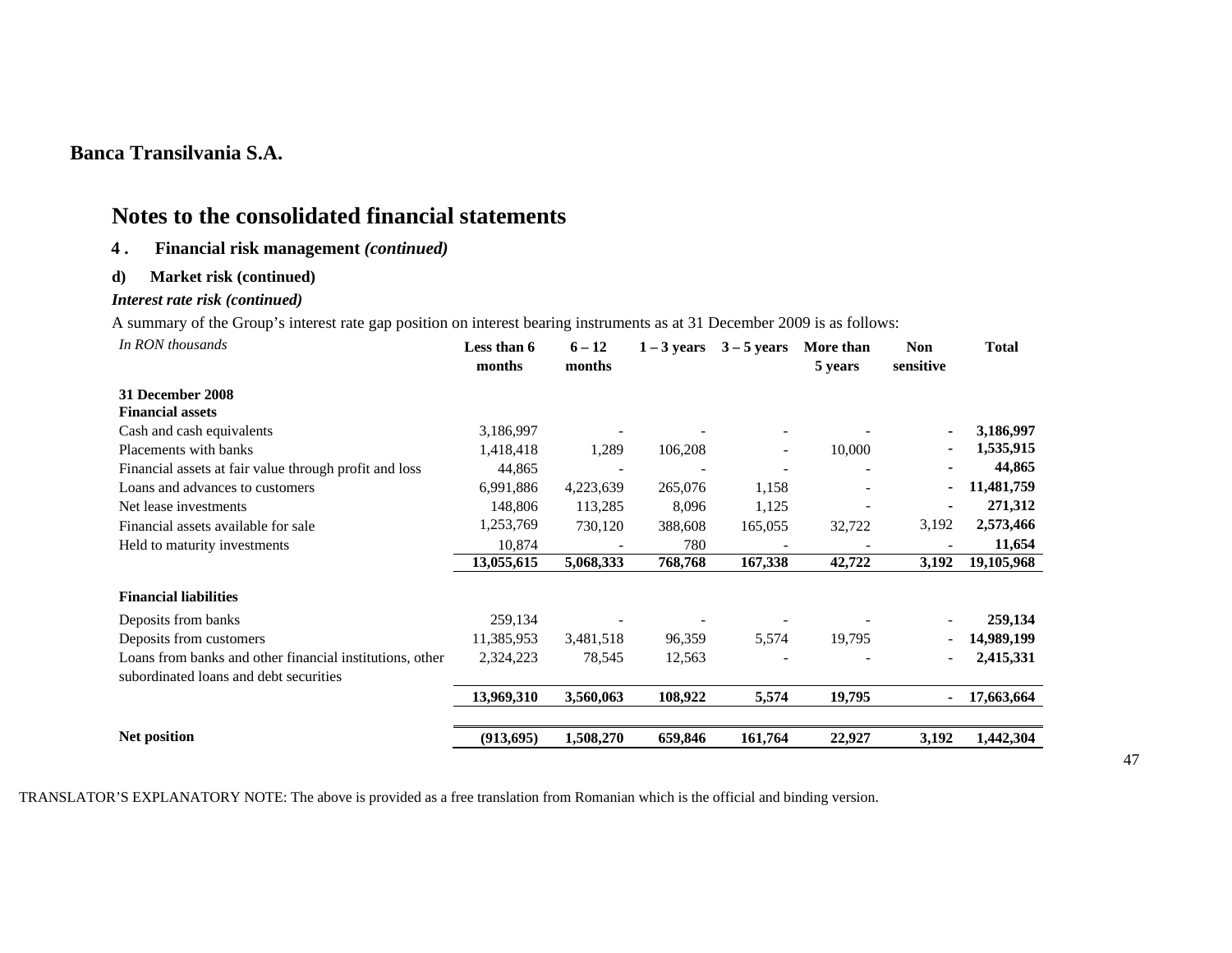**Banca Transilvania S.A.**

# Notes to the consolidated financial statements

## 4. Financial risk management *(continued)*

### d) Market risk (continued)

***Interest rate risk (continued)***

A summary of the Group's interest rate gap position on interest bearing instruments as at 31 December 2009 is as follows:

| *In RON thousands* | Less than 6 months | 6 – 12 months | 1 – 3 years | 3 – 5 years | More than 5 years | Non sensitive | Total |
|---|---|---|---|---|---|---|---|
| **31 December 2008** | | | | | | | |
| **Financial assets** | | | | | | | |
| Cash and cash equivalents | 3,186,997 | - | - | - | - | - | **3,186,997** |
| Placements with banks | 1,418,418 | 1,289 | 106,208 | - | 10,000 | - | **1,535,915** |
| Financial assets at fair value through profit and loss | 44,865 | - | - | - | - | - | **44,865** |
| Loans and advances to customers | 6,991,886 | 4,223,639 | 265,076 | 1,158 | - | - | **11,481,759** |
| Net lease investments | 148,806 | 113,285 | 8,096 | 1,125 | - | - | **271,312** |
| Financial assets available for sale | 1,253,769 | 730,120 | 388,608 | 165,055 | 32,722 | 3,192 | **2,573,466** |
| Held to maturity investments | 10,874 | - | 780 | - | - | - | **11,654** |
| | **13,055,615** | **5,068,333** | **768,768** | **167,338** | **42,722** | **3,192** | **19,105,968** |
| **Financial liabilities** | | | | | | | |
| Deposits from banks | 259,134 | - | - | - | - | - | **259,134** |
| Deposits from customers | 11,385,953 | 3,481,518 | 96,359 | 5,574 | 19,795 | - | **14,989,199** |
| Loans from banks and other financial institutions, other subordinated loans and debt securities | 2,324,223 | 78,545 | 12,563 | - | - | - | **2,415,331** |
| | **13,969,310** | **3,560,063** | **108,922** | **5,574** | **19,795** | **-** | **17,663,664** |
| **Net position** | **(913,695)** | **1,508,270** | **659,846** | **161,764** | **22,927** | **3,192** | **1,442,304** |

TRANSLATOR'S EXPLANATORY NOTE: The above is provided as a free translation from Romanian which is the official and binding version.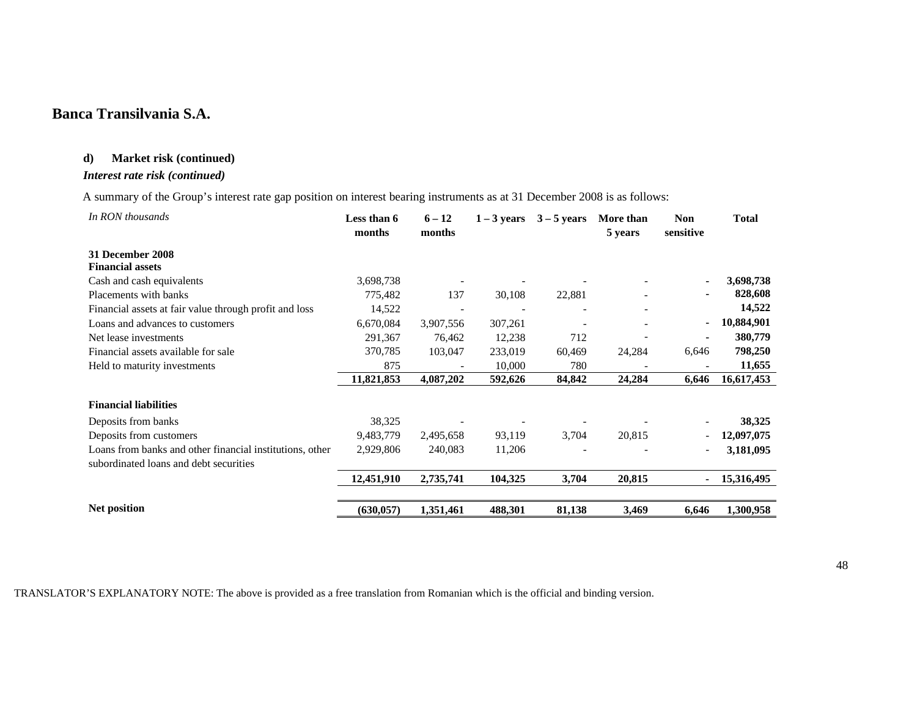## Banca Transilvania S.A.

**d) Market risk (continued)**

***Interest rate risk (continued)***

A summary of the Group's interest rate gap position on interest bearing instruments as at 31 December 2008 is as follows:

| *In RON thousands* | Less than 6 months | 6 – 12 months | 1 – 3 years | 3 – 5 years | More than 5 years | Non sensitive | Total |
|---|---|---|---|---|---|---|---|
| **31 December 2008** | | | | | | | |
| **Financial assets** | | | | | | | |
| Cash and cash equivalents | 3,698,738 | - | - | - | - | - | **3,698,738** |
| Placements with banks | 775,482 | 137 | 30,108 | 22,881 | - | - | **828,608** |
| Financial assets at fair value through profit and loss | 14,522 | - | - | - | - | | **14,522** |
| Loans and advances to customers | 6,670,084 | 3,907,556 | 307,261 | - | - | - | **10,884,901** |
| Net lease investments | 291,367 | 76,462 | 12,238 | 712 | - | - | **380,779** |
| Financial assets available for sale | 370,785 | 103,047 | 233,019 | 60,469 | 24,284 | 6,646 | **798,250** |
| Held to maturity investments | 875 | - | 10,000 | 780 | - | - | **11,655** |
| | **11,821,853** | **4,087,202** | **592,626** | **84,842** | **24,284** | **6,646** | **16,617,453** |
| **Financial liabilities** | | | | | | | |
| Deposits from banks | 38,325 | - | - | - | - | - | **38,325** |
| Deposits from customers | 9,483,779 | 2,495,658 | 93,119 | 3,704 | 20,815 | - | **12,097,075** |
| Loans from banks and other financial institutions, other subordinated loans and debt securities | 2,929,806 | 240,083 | 11,206 | - | - | - | **3,181,095** |
| | **12,451,910** | **2,735,741** | **104,325** | **3,704** | **20,815** | **-** | **15,316,495** |
| **Net position** | **(630,057)** | **1,351,461** | **488,301** | **81,138** | **3,469** | **6,646** | **1,300,958** |

TRANSLATOR'S EXPLANATORY NOTE: The above is provided as a free translation from Romanian which is the official and binding version.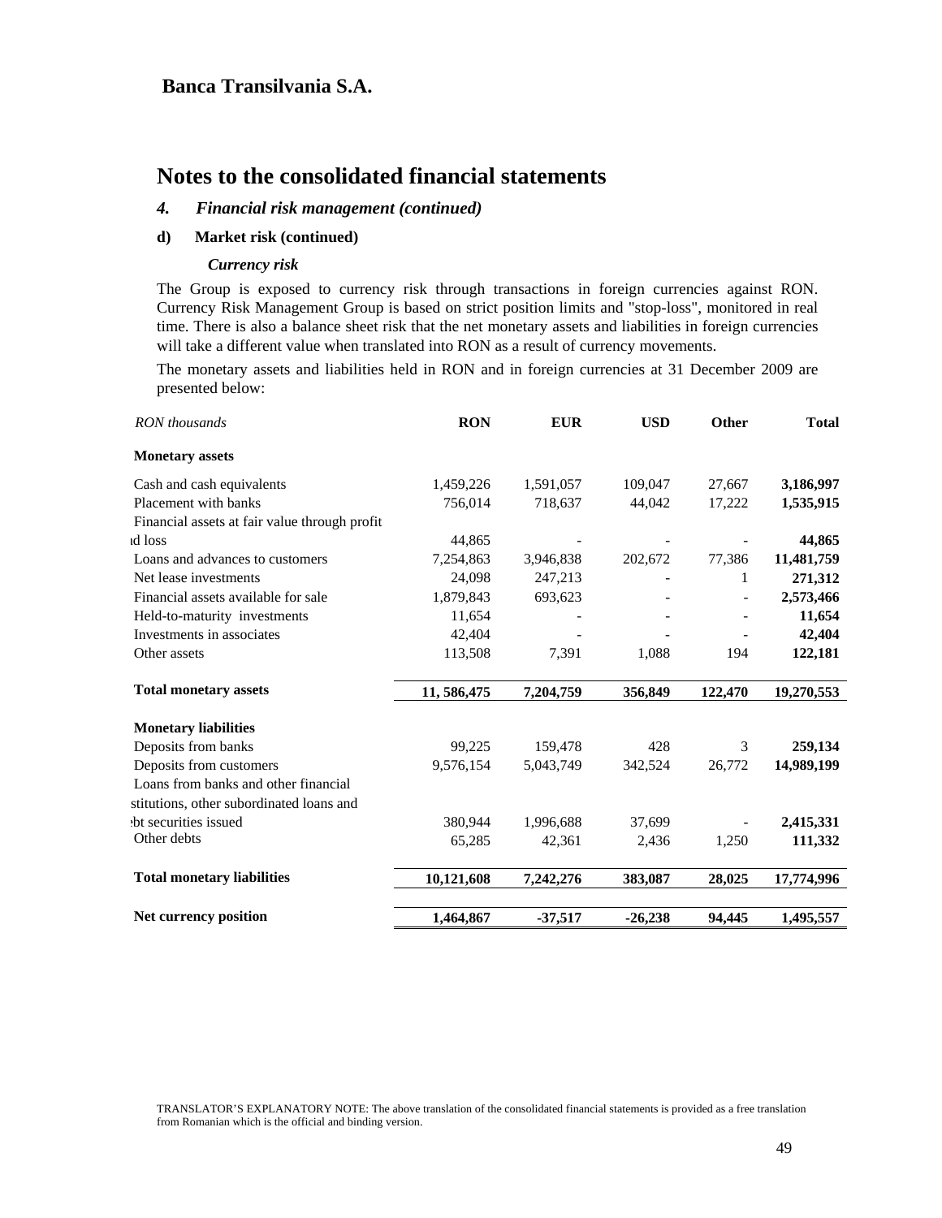**Banca Transilvania S.A.**

# Notes to the consolidated financial statements

### *4. Financial risk management (continued)*

**d) Market risk (continued)**

***Currency risk***

The Group is exposed to currency risk through transactions in foreign currencies against RON. Currency Risk Management Group is based on strict position limits and "stop-loss", monitored in real time. There is also a balance sheet risk that the net monetary assets and liabilities in foreign currencies will take a different value when translated into RON as a result of currency movements.

The monetary assets and liabilities held in RON and in foreign currencies at 31 December 2009 are presented below:

| *RON thousands* | **RON** | **EUR** | **USD** | **Other** | **Total** |
|---|---|---|---|---|---|
| **Monetary assets** | | | | | |
| Cash and cash equivalents | 1,459,226 | 1,591,057 | 109,047 | 27,667 | **3,186,997** |
| Placement with banks | 756,014 | 718,637 | 44,042 | 17,222 | **1,535,915** |
| Financial assets at fair value through profit ıd loss | 44,865 | - | - | - | **44,865** |
| Loans and advances to customers | 7,254,863 | 3,946,838 | 202,672 | 77,386 | **11,481,759** |
| Net lease investments | 24,098 | 247,213 | - | 1 | **271,312** |
| Financial assets available for sale | 1,879,843 | 693,623 | - | - | **2,573,466** |
| Held-to-maturity investments | 11,654 | - | - | - | **11,654** |
| Investments in associates | 42,404 | - | - | - | **42,404** |
| Other assets | 113,508 | 7,391 | 1,088 | 194 | **122,181** |
| **Total monetary assets** | **11, 586,475** | **7,204,759** | **356,849** | **122,470** | **19,270,553** |
| **Monetary liabilities** | | | | | |
| Deposits from banks | 99,225 | 159,478 | 428 | 3 | **259,134** |
| Deposits from customers | 9,576,154 | 5,043,749 | 342,524 | 26,772 | **14,989,199** |
| Loans from banks and other financial stitutions, other subordinated loans and ›bt securities issued | 380,944 | 1,996,688 | 37,699 | - | **2,415,331** |
| Other debts | 65,285 | 42,361 | 2,436 | 1,250 | **111,332** |
| **Total monetary liabilities** | **10,121,608** | **7,242,276** | **383,087** | **28,025** | **17,774,996** |
| **Net currency position** | **1,464,867** | **-37,517** | **-26,238** | **94,445** | **1,495,557** |

TRANSLATOR'S EXPLANATORY NOTE: The above translation of the consolidated financial statements is provided as a free translation from Romanian which is the official and binding version.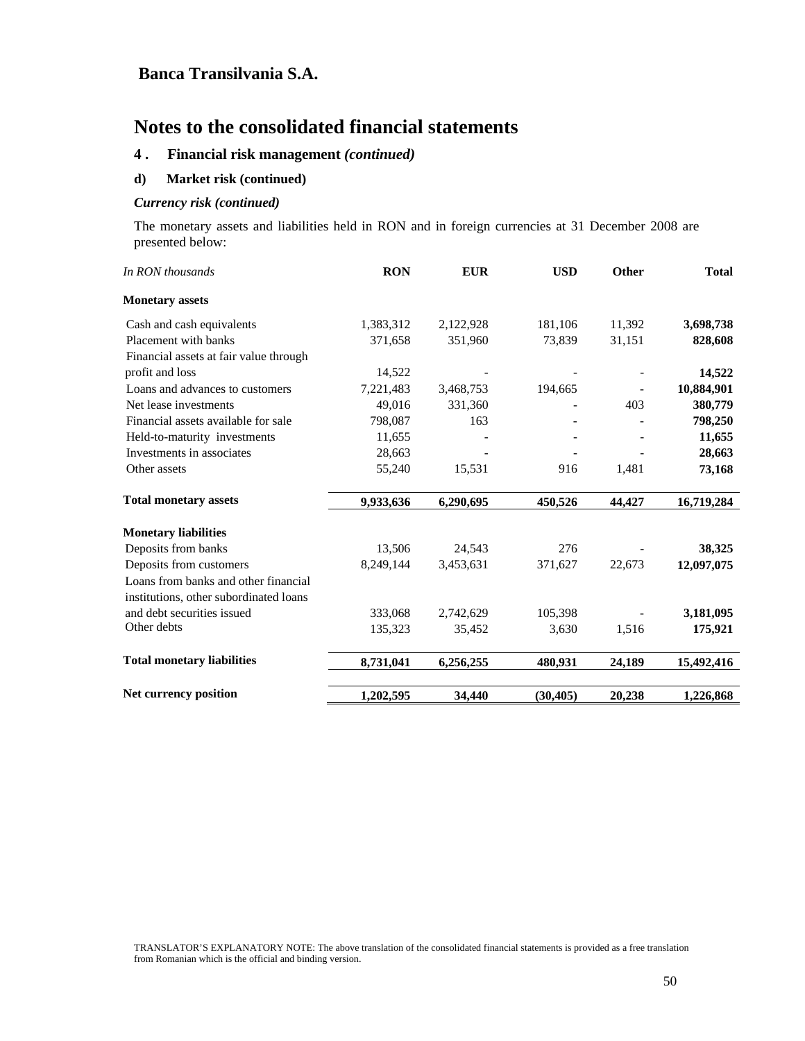# Banca Transilvania S.A.

# Notes to the consolidated financial statements

## 4. Financial risk management *(continued)*

### d) Market risk (continued)

***Currency risk (continued)***

The monetary assets and liabilities held in RON and in foreign currencies at 31 December 2008 are presented below:

| *In RON thousands* | RON | EUR | USD | Other | Total |
|---|---|---|---|---|---|
| **Monetary assets** | | | | | |
| Cash and cash equivalents | 1,383,312 | 2,122,928 | 181,106 | 11,392 | **3,698,738** |
| Placement with banks | 371,658 | 351,960 | 73,839 | 31,151 | **828,608** |
| Financial assets at fair value through profit and loss | 14,522 | - | - | - | **14,522** |
| Loans and advances to customers | 7,221,483 | 3,468,753 | 194,665 | - | **10,884,901** |
| Net lease investments | 49,016 | 331,360 | - | 403 | **380,779** |
| Financial assets available for sale | 798,087 | 163 | - | - | **798,250** |
| Held-to-maturity investments | 11,655 | - | - | - | **11,655** |
| Investments in associates | 28,663 | - | - | - | **28,663** |
| Other assets | 55,240 | 15,531 | 916 | 1,481 | **73,168** |
| **Total monetary assets** | **9,933,636** | **6,290,695** | **450,526** | **44,427** | **16,719,284** |
| **Monetary liabilities** | | | | | |
| Deposits from banks | 13,506 | 24,543 | 276 | - | **38,325** |
| Deposits from customers | 8,249,144 | 3,453,631 | 371,627 | 22,673 | **12,097,075** |
| Loans from banks and other financial institutions, other subordinated loans and debt securities issued | 333,068 | 2,742,629 | 105,398 | - | **3,181,095** |
| Other debts | 135,323 | 35,452 | 3,630 | 1,516 | **175,921** |
| **Total monetary liabilities** | **8,731,041** | **6,256,255** | **480,931** | **24,189** | **15,492,416** |
| **Net currency position** | **1,202,595** | **34,440** | **(30,405)** | **20,238** | **1,226,868** |

TRANSLATOR'S EXPLANATORY NOTE: The above translation of the consolidated financial statements is provided as a free translation from Romanian which is the official and binding version.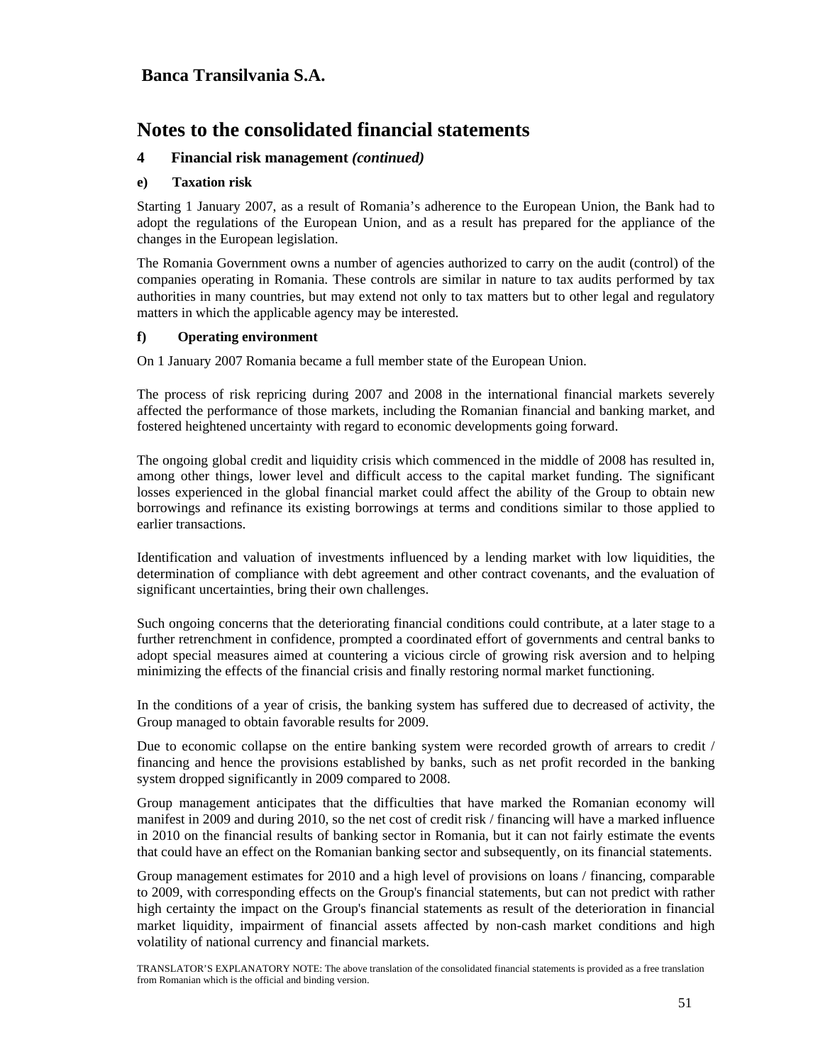**Banca Transilvania S.A.**

# Notes to the consolidated financial statements

## 4 Financial risk management *(continued)*

### e) Taxation risk

Starting 1 January 2007, as a result of Romania's adherence to the European Union, the Bank had to adopt the regulations of the European Union, and as a result has prepared for the appliance of the changes in the European legislation.

The Romania Government owns a number of agencies authorized to carry on the audit (control) of the companies operating in Romania. These controls are similar in nature to tax audits performed by tax authorities in many countries, but may extend not only to tax matters but to other legal and regulatory matters in which the applicable agency may be interested.

### f) Operating environment

On 1 January 2007 Romania became a full member state of the European Union.

The process of risk repricing during 2007 and 2008 in the international financial markets severely affected the performance of those markets, including the Romanian financial and banking market, and fostered heightened uncertainty with regard to economic developments going forward.

The ongoing global credit and liquidity crisis which commenced in the middle of 2008 has resulted in, among other things, lower level and difficult access to the capital market funding. The significant losses experienced in the global financial market could affect the ability of the Group to obtain new borrowings and refinance its existing borrowings at terms and conditions similar to those applied to earlier transactions.

Identification and valuation of investments influenced by a lending market with low liquidities, the determination of compliance with debt agreement and other contract covenants, and the evaluation of significant uncertainties, bring their own challenges.

Such ongoing concerns that the deteriorating financial conditions could contribute, at a later stage to a further retrenchment in confidence, prompted a coordinated effort of governments and central banks to adopt special measures aimed at countering a vicious circle of growing risk aversion and to helping minimizing the effects of the financial crisis and finally restoring normal market functioning.

In the conditions of a year of crisis, the banking system has suffered due to decreased of activity, the Group managed to obtain favorable results for 2009.

Due to economic collapse on the entire banking system were recorded growth of arrears to credit / financing and hence the provisions established by banks, such as net profit recorded in the banking system dropped significantly in 2009 compared to 2008.

Group management anticipates that the difficulties that have marked the Romanian economy will manifest in 2009 and during 2010, so the net cost of credit risk / financing will have a marked influence in 2010 on the financial results of banking sector in Romania, but it can not fairly estimate the events that could have an effect on the Romanian banking sector and subsequently, on its financial statements.

Group management estimates for 2010 and a high level of provisions on loans / financing, comparable to 2009, with corresponding effects on the Group's financial statements, but can not predict with rather high certainty the impact on the Group's financial statements as result of the deterioration in financial market liquidity, impairment of financial assets affected by non-cash market conditions and high volatility of national currency and financial markets.

TRANSLATOR'S EXPLANATORY NOTE: The above translation of the consolidated financial statements is provided as a free translation from Romanian which is the official and binding version.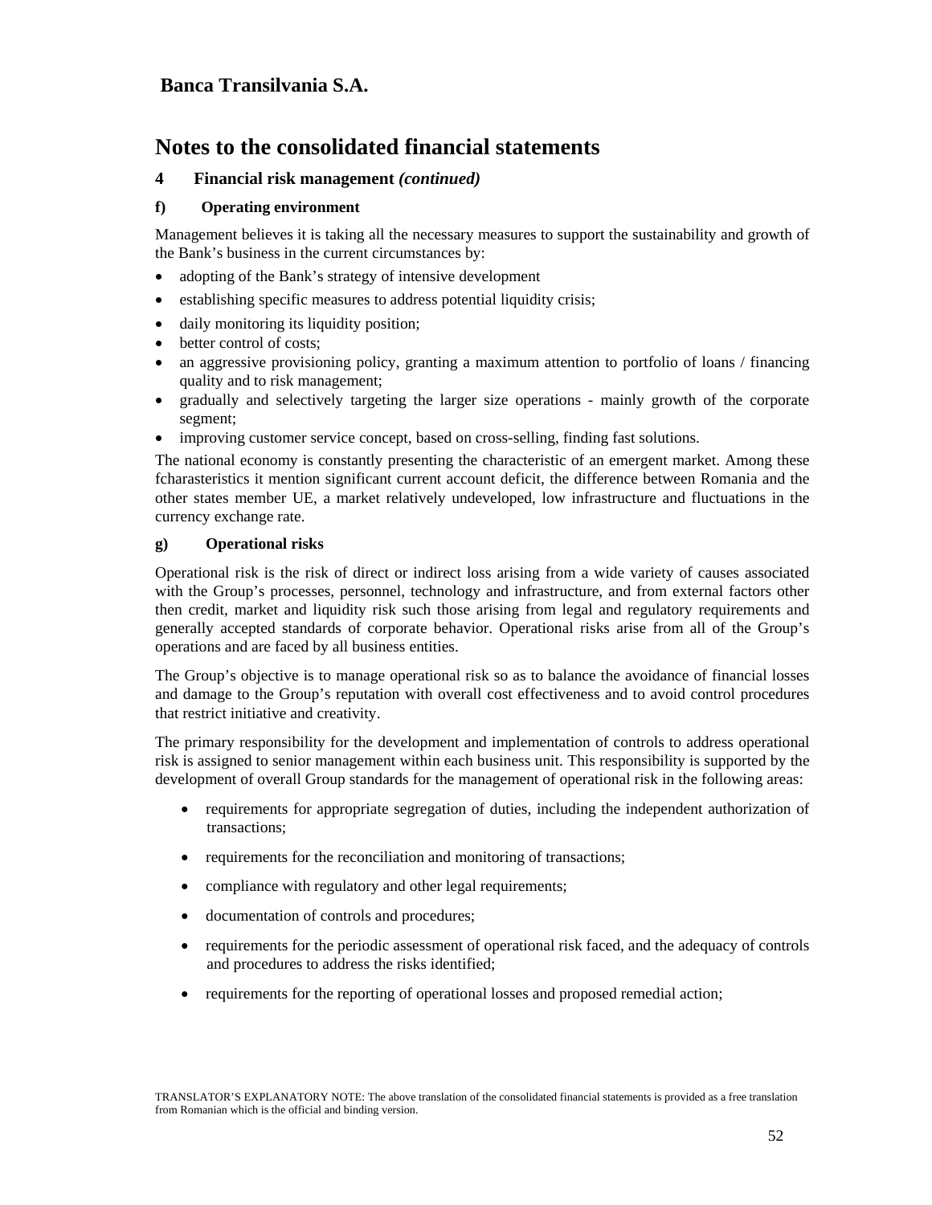# Banca Transilvania S.A.

# Notes to the consolidated financial statements

## 4 Financial risk management *(continued)*

### f) Operating environment

Management believes it is taking all the necessary measures to support the sustainability and growth of the Bank's business in the current circumstances by:

- adopting of the Bank's strategy of intensive development
- establishing specific measures to address potential liquidity crisis;
- daily monitoring its liquidity position;
- better control of costs;
- an aggressive provisioning policy, granting a maximum attention to portfolio of loans / financing quality and to risk management;
- gradually and selectively targeting the larger size operations - mainly growth of the corporate segment;
- improving customer service concept, based on cross-selling, finding fast solutions.

The national economy is constantly presenting the characteristic of an emergent market. Among these fcharasteristics it mention significant current account deficit, the difference between Romania and the other states member UE, a market relatively undeveloped, low infrastructure and fluctuations in the currency exchange rate.

### g) Operational risks

Operational risk is the risk of direct or indirect loss arising from a wide variety of causes associated with the Group's processes, personnel, technology and infrastructure, and from external factors other then credit, market and liquidity risk such those arising from legal and regulatory requirements and generally accepted standards of corporate behavior. Operational risks arise from all of the Group's operations and are faced by all business entities.

The Group's objective is to manage operational risk so as to balance the avoidance of financial losses and damage to the Group's reputation with overall cost effectiveness and to avoid control procedures that restrict initiative and creativity.

The primary responsibility for the development and implementation of controls to address operational risk is assigned to senior management within each business unit. This responsibility is supported by the development of overall Group standards for the management of operational risk in the following areas:

- requirements for appropriate segregation of duties, including the independent authorization of transactions;
- requirements for the reconciliation and monitoring of transactions;
- compliance with regulatory and other legal requirements;
- documentation of controls and procedures;
- requirements for the periodic assessment of operational risk faced, and the adequacy of controls and procedures to address the risks identified;
- requirements for the reporting of operational losses and proposed remedial action;

TRANSLATOR'S EXPLANATORY NOTE: The above translation of the consolidated financial statements is provided as a free translation from Romanian which is the official and binding version.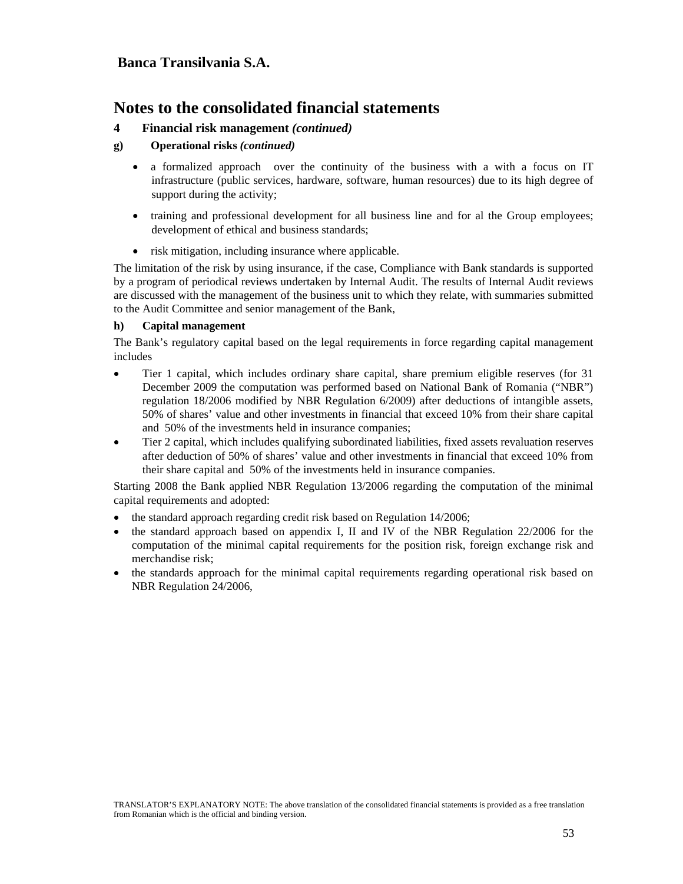**Banca Transilvania S.A.**

# Notes to the consolidated financial statements

**4 Financial risk management *(continued)***

**g) Operational risks *(continued)***

- a formalized approach over the continuity of the business with a with a focus on IT infrastructure (public services, hardware, software, human resources) due to its high degree of support during the activity;
- training and professional development for all business line and for al the Group employees; development of ethical and business standards;
- risk mitigation, including insurance where applicable.

The limitation of the risk by using insurance, if the case, Compliance with Bank standards is supported by a program of periodical reviews undertaken by Internal Audit. The results of Internal Audit reviews are discussed with the management of the business unit to which they relate, with summaries submitted to the Audit Committee and senior management of the Bank,

**h) Capital management**

The Bank's regulatory capital based on the legal requirements in force regarding capital management includes

- Tier 1 capital, which includes ordinary share capital, share premium eligible reserves (for 31 December 2009 the computation was performed based on National Bank of Romania ("NBR") regulation 18/2006 modified by NBR Regulation 6/2009) after deductions of intangible assets, 50% of shares' value and other investments in financial that exceed 10% from their share capital and 50% of the investments held in insurance companies;
- Tier 2 capital, which includes qualifying subordinated liabilities, fixed assets revaluation reserves after deduction of 50% of shares' value and other investments in financial that exceed 10% from their share capital and 50% of the investments held in insurance companies.

Starting 2008 the Bank applied NBR Regulation 13/2006 regarding the computation of the minimal capital requirements and adopted:

- the standard approach regarding credit risk based on Regulation 14/2006;
- the standard approach based on appendix I, II and IV of the NBR Regulation 22/2006 for the computation of the minimal capital requirements for the position risk, foreign exchange risk and merchandise risk;
- the standards approach for the minimal capital requirements regarding operational risk based on NBR Regulation 24/2006,

TRANSLATOR'S EXPLANATORY NOTE: The above translation of the consolidated financial statements is provided as a free translation from Romanian which is the official and binding version.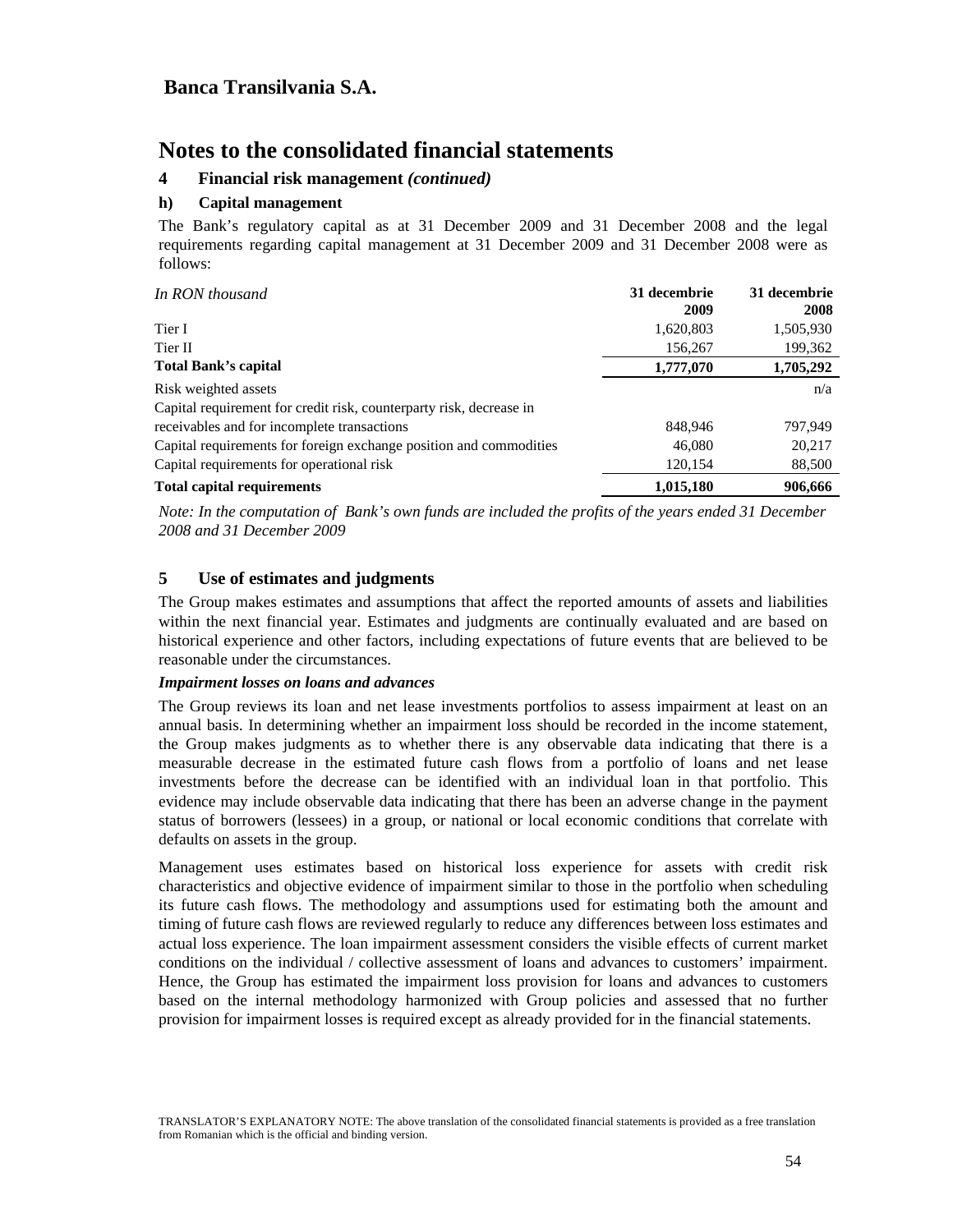# Banca Transilvania S.A.

# Notes to the consolidated financial statements

## 4 Financial risk management *(continued)*

### h) Capital management

The Bank's regulatory capital as at 31 December 2009 and 31 December 2008 and the legal requirements regarding capital management at 31 December 2009 and 31 December 2008 were as follows:

| *In RON thousand* | **31 decembrie 2009** | **31 decembrie 2008** |
|---|---|---|
| Tier I | 1,620,803 | 1,505,930 |
| Tier II | 156,267 | 199,362 |
| **Total Bank's capital** | **1,777,070** | **1,705,292** |
| Risk weighted assets | | n/a |
| Capital requirement for credit risk, counterparty risk, decrease in receivables and for incomplete transactions | 848,946 | 797,949 |
| Capital requirements for foreign exchange position and commodities | 46,080 | 20,217 |
| Capital requirements for operational risk | 120,154 | 88,500 |
| **Total capital requirements** | **1,015,180** | **906,666** |

*Note: In the computation of Bank's own funds are included the profits of the years ended 31 December 2008 and 31 December 2009*

## 5 Use of estimates and judgments

The Group makes estimates and assumptions that affect the reported amounts of assets and liabilities within the next financial year. Estimates and judgments are continually evaluated and are based on historical experience and other factors, including expectations of future events that are believed to be reasonable under the circumstances.

***Impairment losses on loans and advances***

The Group reviews its loan and net lease investments portfolios to assess impairment at least on an annual basis. In determining whether an impairment loss should be recorded in the income statement, the Group makes judgments as to whether there is any observable data indicating that there is a measurable decrease in the estimated future cash flows from a portfolio of loans and net lease investments before the decrease can be identified with an individual loan in that portfolio. This evidence may include observable data indicating that there has been an adverse change in the payment status of borrowers (lessees) in a group, or national or local economic conditions that correlate with defaults on assets in the group.

Management uses estimates based on historical loss experience for assets with credit risk characteristics and objective evidence of impairment similar to those in the portfolio when scheduling its future cash flows. The methodology and assumptions used for estimating both the amount and timing of future cash flows are reviewed regularly to reduce any differences between loss estimates and actual loss experience. The loan impairment assessment considers the visible effects of current market conditions on the individual / collective assessment of loans and advances to customers' impairment. Hence, the Group has estimated the impairment loss provision for loans and advances to customers based on the internal methodology harmonized with Group policies and assessed that no further provision for impairment losses is required except as already provided for in the financial statements.

TRANSLATOR'S EXPLANATORY NOTE: The above translation of the consolidated financial statements is provided as a free translation from Romanian which is the official and binding version.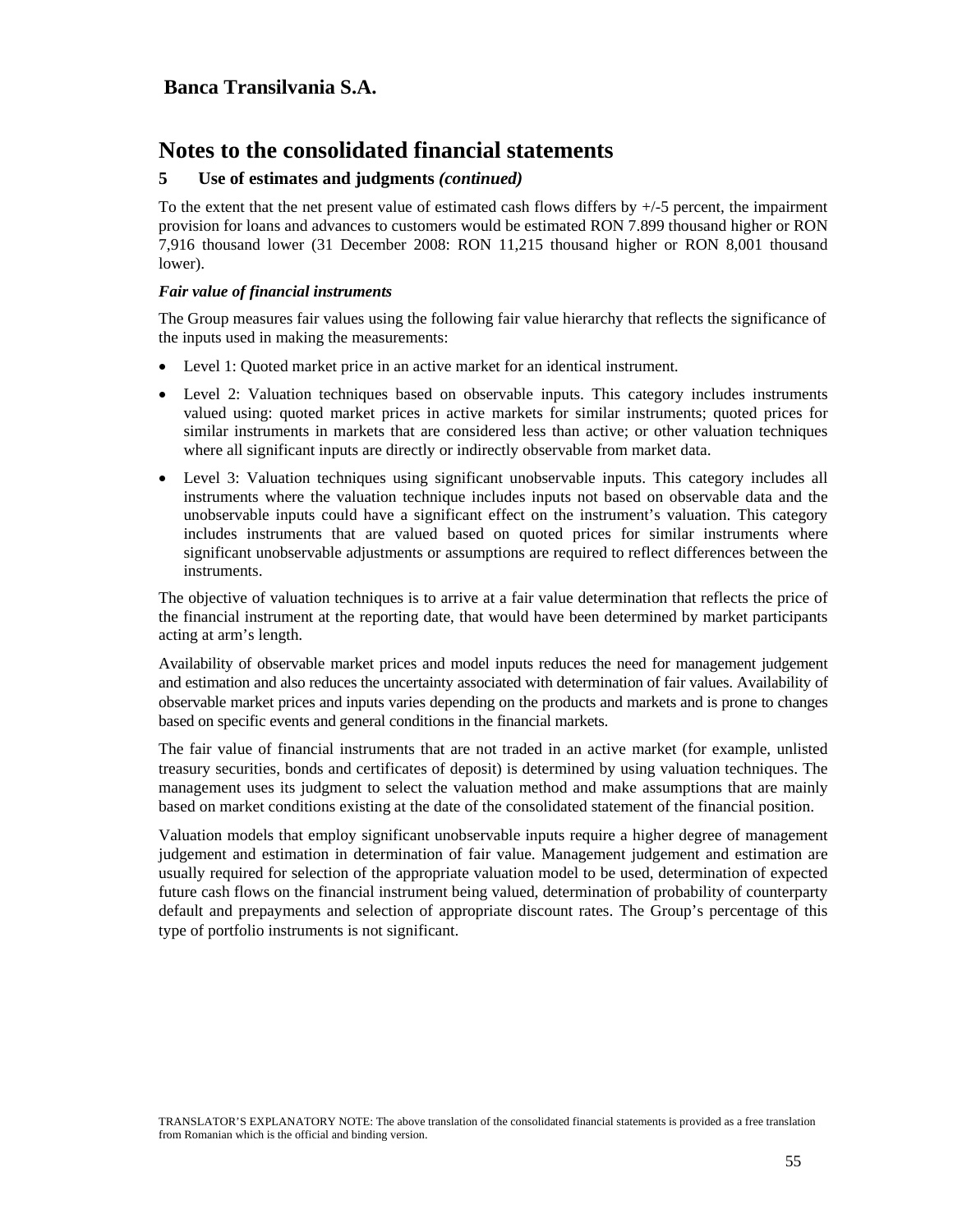# Banca Transilvania S.A.

# Notes to the consolidated financial statements

### 5 Use of estimates and judgments *(continued)*

To the extent that the net present value of estimated cash flows differs by +/-5 percent, the impairment provision for loans and advances to customers would be estimated RON 7.899 thousand higher or RON 7,916 thousand lower (31 December 2008: RON 11,215 thousand higher or RON 8,001 thousand lower).

***Fair value of financial instruments***

The Group measures fair values using the following fair value hierarchy that reflects the significance of the inputs used in making the measurements:

- Level 1: Quoted market price in an active market for an identical instrument.
- Level 2: Valuation techniques based on observable inputs. This category includes instruments valued using: quoted market prices in active markets for similar instruments; quoted prices for similar instruments in markets that are considered less than active; or other valuation techniques where all significant inputs are directly or indirectly observable from market data.
- Level 3: Valuation techniques using significant unobservable inputs. This category includes all instruments where the valuation technique includes inputs not based on observable data and the unobservable inputs could have a significant effect on the instrument's valuation. This category includes instruments that are valued based on quoted prices for similar instruments where significant unobservable adjustments or assumptions are required to reflect differences between the instruments.

The objective of valuation techniques is to arrive at a fair value determination that reflects the price of the financial instrument at the reporting date, that would have been determined by market participants acting at arm's length.

Availability of observable market prices and model inputs reduces the need for management judgement and estimation and also reduces the uncertainty associated with determination of fair values. Availability of observable market prices and inputs varies depending on the products and markets and is prone to changes based on specific events and general conditions in the financial markets.

The fair value of financial instruments that are not traded in an active market (for example, unlisted treasury securities, bonds and certificates of deposit) is determined by using valuation techniques. The management uses its judgment to select the valuation method and make assumptions that are mainly based on market conditions existing at the date of the consolidated statement of the financial position.

Valuation models that employ significant unobservable inputs require a higher degree of management judgement and estimation in determination of fair value. Management judgement and estimation are usually required for selection of the appropriate valuation model to be used, determination of expected future cash flows on the financial instrument being valued, determination of probability of counterparty default and prepayments and selection of appropriate discount rates. The Group's percentage of this type of portfolio instruments is not significant.

TRANSLATOR'S EXPLANATORY NOTE: The above translation of the consolidated financial statements is provided as a free translation from Romanian which is the official and binding version.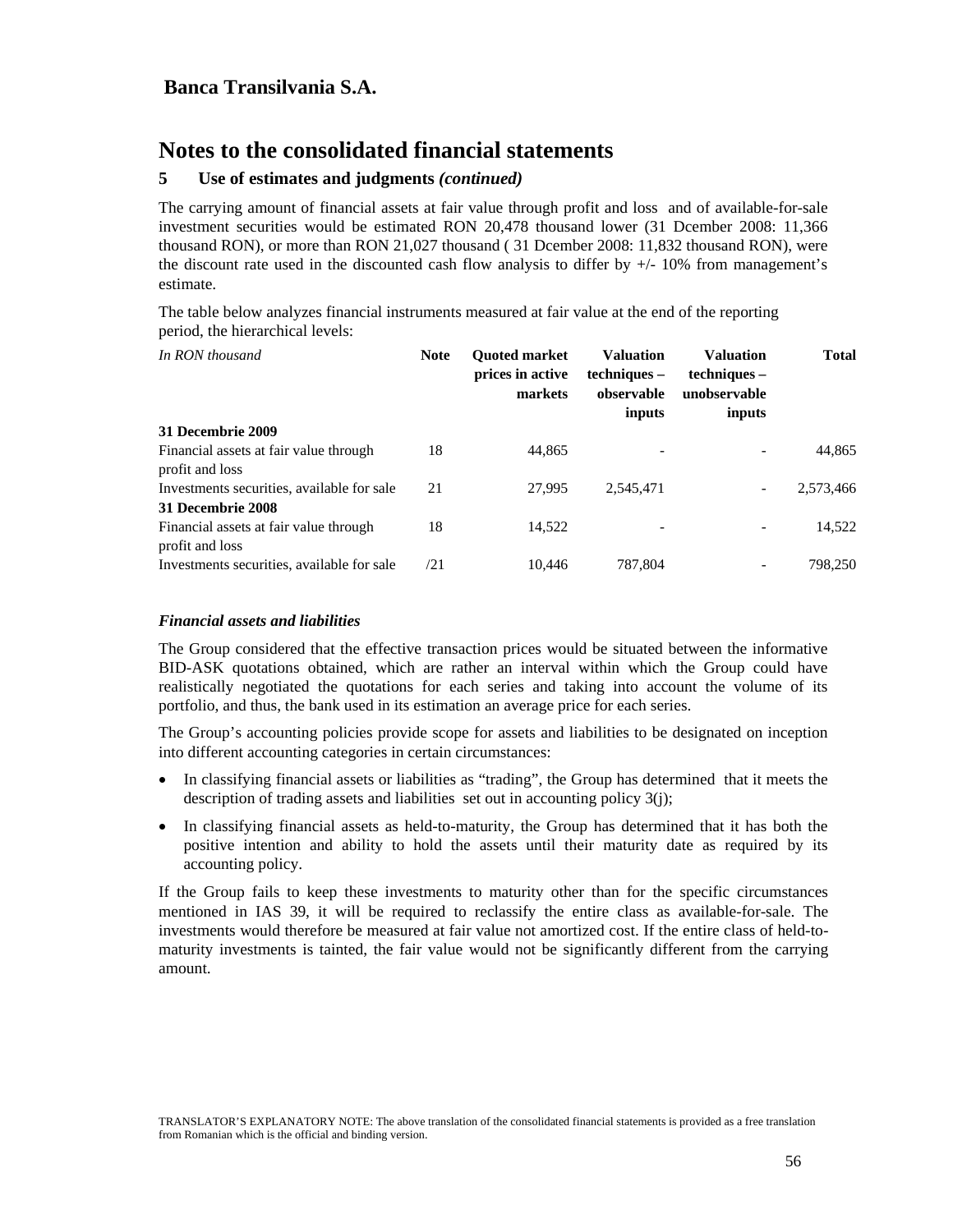Banca Transilvania S.A.

# Notes to the consolidated financial statements

## 5 Use of estimates and judgments *(continued)*

The carrying amount of financial assets at fair value through profit and loss and of available-for-sale investment securities would be estimated RON 20,478 thousand lower (31 Dcember 2008: 11,366 thousand RON), or more than RON 21,027 thousand ( 31 Dcember 2008: 11,832 thousand RON), were the discount rate used in the discounted cash flow analysis to differ by +/- 10% from management's estimate.

The table below analyzes financial instruments measured at fair value at the end of the reporting period, the hierarchical levels:

| *In RON thousand* | **Note** | **Quoted market prices in active markets** | **Valuation techniques – observable inputs** | **Valuation techniques – unobservable inputs** | **Total** |
|---|---|---|---|---|---|
| **31 Decembrie 2009** | | | | | |
| Financial assets at fair value through profit and loss | 18 | 44,865 | - | - | 44,865 |
| Investments securities, available for sale | 21 | 27,995 | 2,545,471 | - | 2,573,466 |
| **31 Decembrie 2008** | | | | | |
| Financial assets at fair value through profit and loss | 18 | 14,522 | - | - | 14,522 |
| Investments securities, available for sale | /21 | 10,446 | 787,804 | - | 798,250 |

***Financial assets and liabilities***

The Group considered that the effective transaction prices would be situated between the informative BID-ASK quotations obtained, which are rather an interval within which the Group could have realistically negotiated the quotations for each series and taking into account the volume of its portfolio, and thus, the bank used in its estimation an average price for each series.

The Group's accounting policies provide scope for assets and liabilities to be designated on inception into different accounting categories in certain circumstances:

- In classifying financial assets or liabilities as "trading", the Group has determined that it meets the description of trading assets and liabilities set out in accounting policy 3(j);
- In classifying financial assets as held-to-maturity, the Group has determined that it has both the positive intention and ability to hold the assets until their maturity date as required by its accounting policy.

If the Group fails to keep these investments to maturity other than for the specific circumstances mentioned in IAS 39, it will be required to reclassify the entire class as available-for-sale. The investments would therefore be measured at fair value not amortized cost. If the entire class of held-to-maturity investments is tainted, the fair value would not be significantly different from the carrying amount.

TRANSLATOR'S EXPLANATORY NOTE: The above translation of the consolidated financial statements is provided as a free translation from Romanian which is the official and binding version.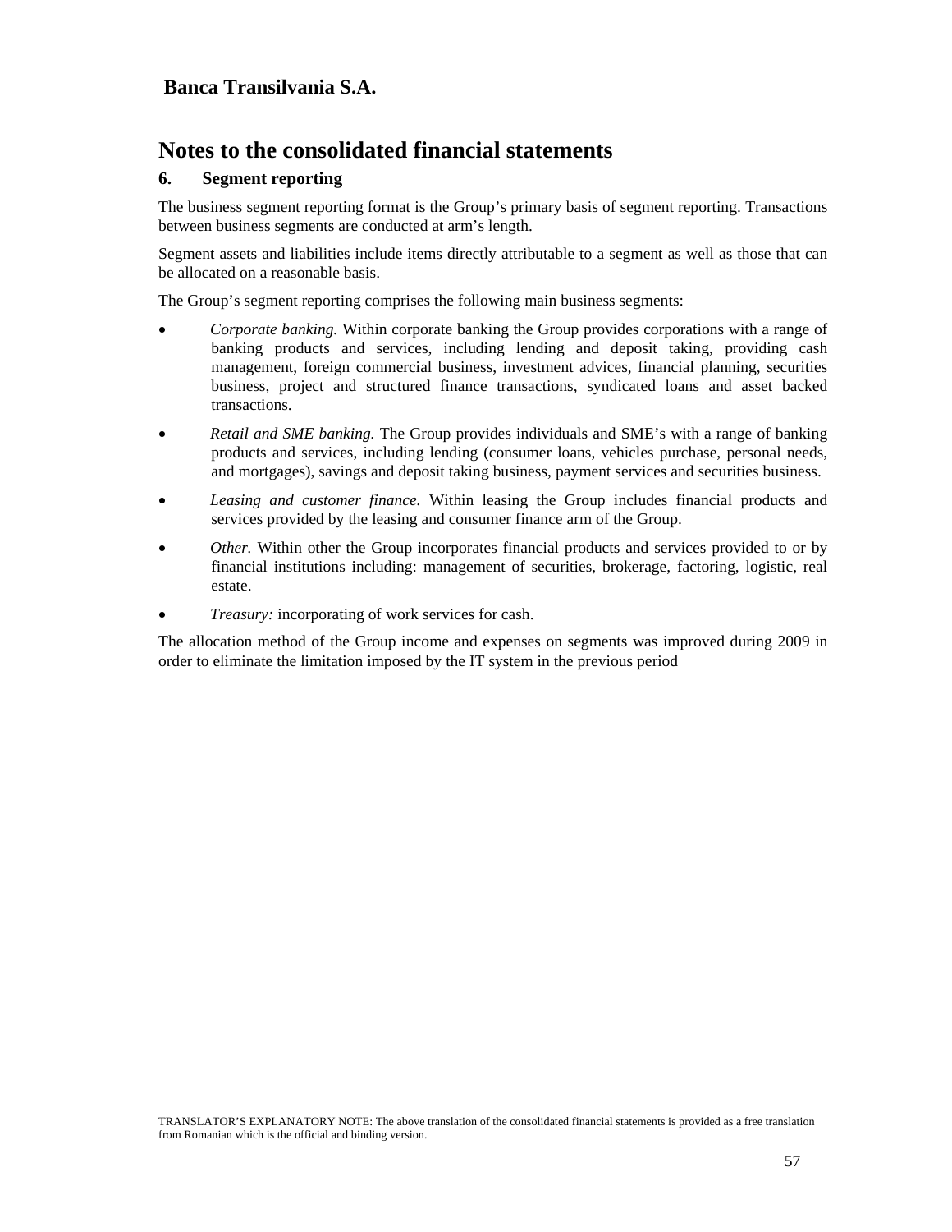**Banca Transilvania S.A.**

# Notes to the consolidated financial statements

## 6. Segment reporting

The business segment reporting format is the Group's primary basis of segment reporting. Transactions between business segments are conducted at arm's length.

Segment assets and liabilities include items directly attributable to a segment as well as those that can be allocated on a reasonable basis.

The Group's segment reporting comprises the following main business segments:

- *Corporate banking.* Within corporate banking the Group provides corporations with a range of banking products and services, including lending and deposit taking, providing cash management, foreign commercial business, investment advices, financial planning, securities business, project and structured finance transactions, syndicated loans and asset backed transactions.
- *Retail and SME banking.* The Group provides individuals and SME's with a range of banking products and services, including lending (consumer loans, vehicles purchase, personal needs, and mortgages), savings and deposit taking business, payment services and securities business.
- *Leasing and customer finance.* Within leasing the Group includes financial products and services provided by the leasing and consumer finance arm of the Group.
- *Other.* Within other the Group incorporates financial products and services provided to or by financial institutions including: management of securities, brokerage, factoring, logistic, real estate.
- *Treasury:* incorporating of work services for cash.

The allocation method of the Group income and expenses on segments was improved during 2009 in order to eliminate the limitation imposed by the IT system in the previous period

TRANSLATOR'S EXPLANATORY NOTE: The above translation of the consolidated financial statements is provided as a free translation from Romanian which is the official and binding version.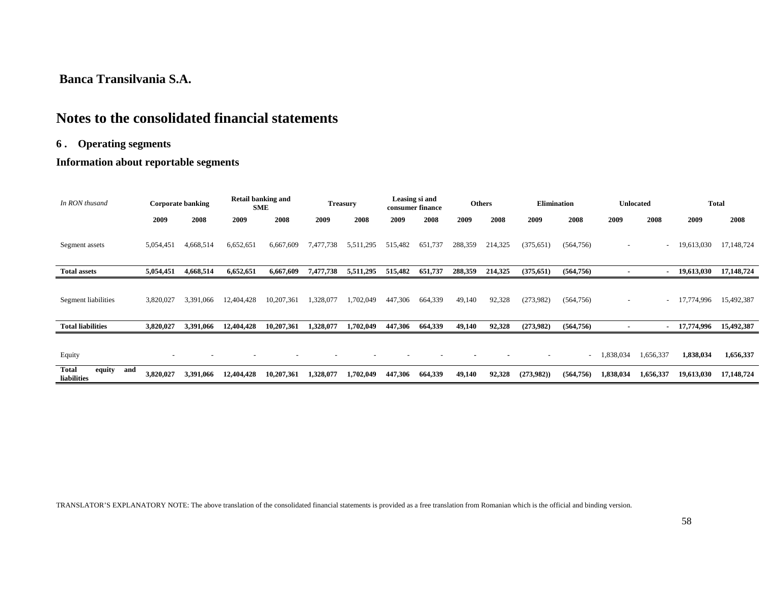**Banca Transilvania S.A.**

# Notes to the consolidated financial statements

## 6 . Operating segments

### Information about reportable segments

| *In RON thusand* | Corporate banking | | Retail banking and SME | | Treasury | | Leasing si and consumer finance | | Others | | Elimination | | Unlocated | | Total | |
|---|---|---|---|---|---|---|---|---|---|---|---|---|---|---|---|---|
| | 2009 | 2008 | 2009 | 2008 | 2009 | 2008 | 2009 | 2008 | 2009 | 2008 | 2009 | 2008 | 2009 | 2008 | 2009 | 2008 |
| Segment assets | 5,054,451 | 4,668,514 | 6,652,651 | 6,667,609 | 7,477,738 | 5,511,295 | 515,482 | 651,737 | 288,359 | 214,325 | (375,651) | (564,756) | - | - | 19,613,030 | 17,148,724 |
| **Total assets** | **5,054,451** | **4,668,514** | **6,652,651** | **6,667,609** | **7,477,738** | **5,511,295** | **515,482** | **651,737** | **288,359** | **214,325** | **(375,651)** | **(564,756)** | **-** | **-** | **19,613,030** | **17,148,724** |
| Segment liabilities | 3,820,027 | 3,391,066 | 12,404,428 | 10,207,361 | 1,328,077 | 1,702,049 | 447,306 | 664,339 | 49,140 | 92,328 | (273,982) | (564,756) | - | - | 17,774,996 | 15,492,387 |
| **Total liabilities** | **3,820,027** | **3,391,066** | **12,404,428** | **10,207,361** | **1,328,077** | **1,702,049** | **447,306** | **664,339** | **49,140** | **92,328** | **(273,982)** | **(564,756)** | **-** | **-** | **17,774,996** | **15,492,387** |
| Equity | - | - | - | - | - | - | - | - | - | - | - | - | 1,838,034 | 1,656,337 | **1,838,034** | **1,656,337** |
| **Total equity and liabilities** | **3,820,027** | **3,391,066** | **12,404,428** | **10,207,361** | **1,328,077** | **1,702,049** | **447,306** | **664,339** | **49,140** | **92,328** | **(273,982))** | **(564,756)** | **1,838,034** | **1,656,337** | **19,613,030** | **17,148,724** |

TRANSLATOR'S EXPLANATORY NOTE: The above translation of the consolidated financial statements is provided as a free translation from Romanian which is the official and binding version.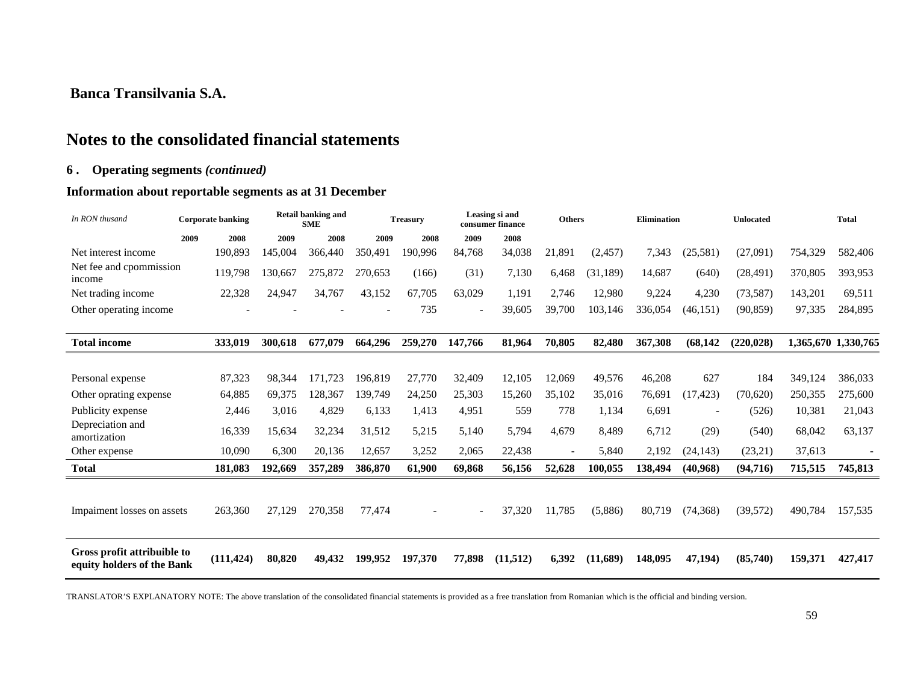**Banca Transilvania S.A.**

# Notes to the consolidated financial statements

## 6 . Operating segments *(continued)*

### Information about reportable segments as at 31 December

| *In RON thusand* | Corporate banking | | Retail banking and SME | | Treasury | | Leasing si and consumer finance | | Others | | Elimination | | Unlocated | | Total | |
|---|---|---|---|---|---|---|---|---|---|---|---|---|---|---|---|---|
| | 2009 | 2008 | 2009 | 2008 | 2009 | 2008 | 2009 | 2008 | | | | | | | | |
| Net interest income | 190,893 | 145,004 | 366,440 | 350,491 | 190,996 | 84,768 | 34,038 | 21,891 | (2,457) | 7,343 | (25,581) | (27,091) | 754,329 | 582,406 | | |
| Net fee and cpommission income | 119,798 | 130,667 | 275,872 | 270,653 | (166) | (31) | 7,130 | 6,468 | (31,189) | 14,687 | (640) | (28,491) | 370,805 | 393,953 | | |
| Net trading income | 22,328 | 24,947 | 34,767 | 43,152 | 67,705 | 63,029 | 1,191 | 2,746 | 12,980 | 9,224 | 4,230 | (73,587) | 143,201 | 69,511 | | |
| Other operating income | - | - | - | - | 735 | - | 39,605 | 39,700 | 103,146 | 336,054 | (46,151) | (90,859) | 97,335 | 284,895 | | |
| **Total income** | **333,019** | **300,618** | **677,079** | **664,296** | **259,270** | **147,766** | **81,964** | **70,805** | **82,480** | **367,308** | **(68,142** | **(220,028)** | **1,365,670** | **1,330,765** | | |
| Personal expense | 87,323 | 98,344 | 171,723 | 196,819 | 27,770 | 32,409 | 12,105 | 12,069 | 49,576 | 46,208 | 627 | 184 | 349,124 | 386,033 | | |
| Other oprating expense | 64,885 | 69,375 | 128,367 | 139,749 | 24,250 | 25,303 | 15,260 | 35,102 | 35,016 | 76,691 | (17,423) | (70,620) | 250,355 | 275,600 | | |
| Publicity expense | 2,446 | 3,016 | 4,829 | 6,133 | 1,413 | 4,951 | 559 | 778 | 1,134 | 6,691 | - | (526) | 10,381 | 21,043 | | |
| Depreciation and amortization | 16,339 | 15,634 | 32,234 | 31,512 | 5,215 | 5,140 | 5,794 | 4,679 | 8,489 | 6,712 | (29) | (540) | 68,042 | 63,137 | | |
| Other expense | 10,090 | 6,300 | 20,136 | 12,657 | 3,252 | 2,065 | 22,438 | - | 5,840 | 2,192 | (24,143) | (23,21) | 37,613 | - | | |
| **Total** | **181,083** | **192,669** | **357,289** | **386,870** | **61,900** | **69,868** | **56,156** | **52,628** | **100,055** | **138,494** | **(40,968)** | **(94,716)** | **715,515** | **745,813** | | |
| Impaiment losses on assets | 263,360 | 27,129 | 270,358 | 77,474 | - | - | 37,320 | 11,785 | (5,886) | 80,719 | (74,368) | (39,572) | 490,784 | 157,535 | | |
| **Gross profit attribuible to equity holders of the Bank** | **(111,424)** | **80,820** | **49,432** | **199,952** | **197,370** | **77,898** | **(11,512)** | **6,392** | **(11,689)** | **148,095** | **47,194)** | **(85,740)** | **159,371** | **427,417** | | |

TRANSLATOR'S EXPLANATORY NOTE: The above translation of the consolidated financial statements is provided as a free translation from Romanian which is the official and binding version.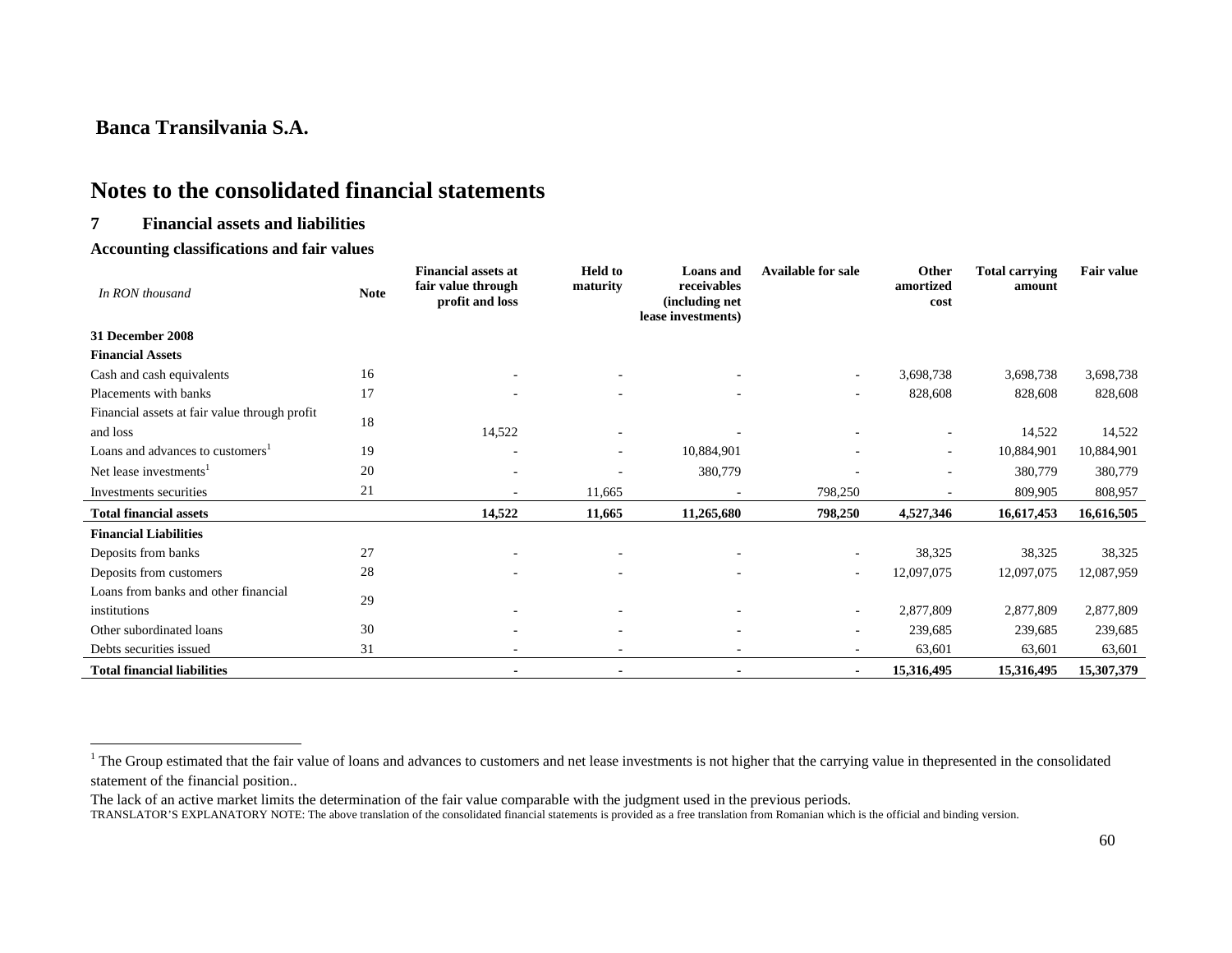**Banca Transilvania S.A.**

# Notes to the consolidated financial statements

## 7 Financial assets and liabilities

### Accounting classifications and fair values

| *In RON thousand* | Note | Financial assets at fair value through profit and loss | Held to maturity | Loans and receivables (including net lease investments) | Available for sale | Other amortized cost | Total carrying amount | Fair value |
|---|---|---|---|---|---|---|---|---|
| **31 December 2008** | | | | | | | | |
| **Financial Assets** | | | | | | | | |
| Cash and cash equivalents | 16 | - | - | - | - | 3,698,738 | 3,698,738 | 3,698,738 |
| Placements with banks | 17 | - | - | - | - | 828,608 | 828,608 | 828,608 |
| Financial assets at fair value through profit and loss | 18 | 14,522 | - | - | - | - | 14,522 | 14,522 |
| Loans and advances to customers[1] | 19 | - | - | 10,884,901 | - | - | 10,884,901 | 10,884,901 |
| Net lease investments[1] | 20 | - | - | 380,779 | - | - | 380,779 | 380,779 |
| Investments securities | 21 | - | 11,665 | - | 798,250 | - | 809,905 | 808,957 |
| **Total financial assets** | | **14,522** | **11,665** | **11,265,680** | **798,250** | **4,527,346** | **16,617,453** | **16,616,505** |
| **Financial Liabilities** | | | | | | | | |
| Deposits from banks | 27 | - | - | - | - | 38,325 | 38,325 | 38,325 |
| Deposits from customers | 28 | - | - | - | - | 12,097,075 | 12,097,075 | 12,087,959 |
| Loans from banks and other financial institutions | 29 | - | - | - | - | 2,877,809 | 2,877,809 | 2,877,809 |
| Other subordinated loans | 30 | - | - | - | - | 239,685 | 239,685 | 239,685 |
| Debts securities issued | 31 | - | - | - | - | 63,601 | 63,601 | 63,601 |
| **Total financial liabilities** | | **-** | **-** | **-** | **-** | **15,316,495** | **15,316,495** | **15,307,379** |

[1] The Group estimated that the fair value of loans and advances to customers and net lease investments is not higher that the carrying value in thepresented in the consolidated statement of the financial position..

The lack of an active market limits the determination of the fair value comparable with the judgment used in the previous periods.

TRANSLATOR'S EXPLANATORY NOTE: The above translation of the consolidated financial statements is provided as a free translation from Romanian which is the official and binding version.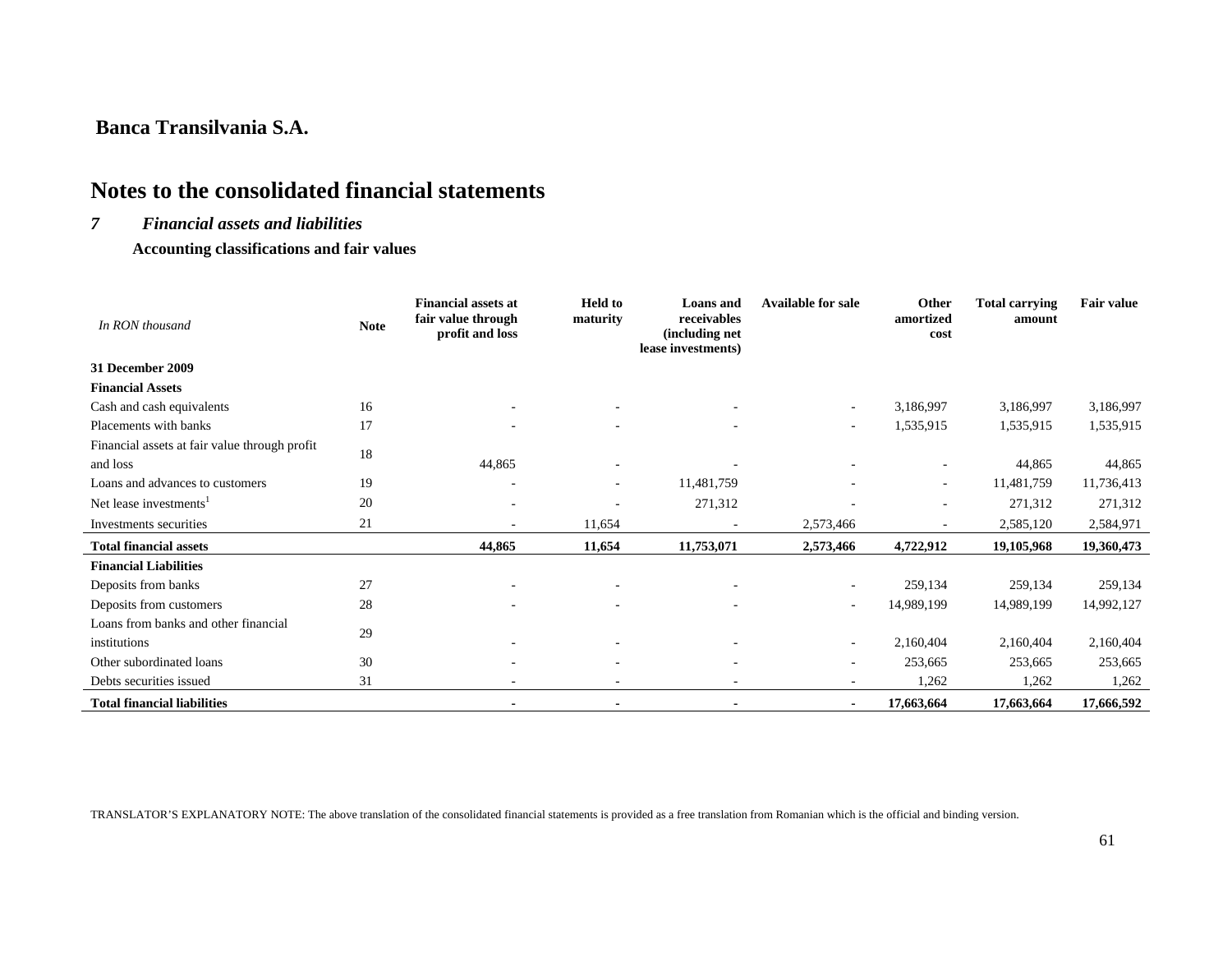**Banca Transilvania S.A.**

# Notes to the consolidated financial statements

## *7 Financial assets and liabilities*

**Accounting classifications and fair values**

| *In RON thousand* | Note | Financial assets at fair value through profit and loss | Held to maturity | Loans and receivables (including net lease investments) | Available for sale | Other amortized cost | Total carrying amount | Fair value |
|---|---|---|---|---|---|---|---|---|
| **31 December 2009** | | | | | | | | |
| **Financial Assets** | | | | | | | | |
| Cash and cash equivalents | 16 | - | - | - | - | 3,186,997 | 3,186,997 | 3,186,997 |
| Placements with banks | 17 | - | - | - | - | 1,535,915 | 1,535,915 | 1,535,915 |
| Financial assets at fair value through profit and loss | 18 | 44,865 | - | - | - | - | 44,865 | 44,865 |
| Loans and advances to customers | 19 | - | - | 11,481,759 | - | - | 11,481,759 | 11,736,413 |
| Net lease investments[1] | 20 | - | - | 271,312 | - | - | 271,312 | 271,312 |
| Investments securities | 21 | - | 11,654 | - | 2,573,466 | - | 2,585,120 | 2,584,971 |
| **Total financial assets** | | **44,865** | **11,654** | **11,753,071** | **2,573,466** | **4,722,912** | **19,105,968** | **19,360,473** |
| **Financial Liabilities** | | | | | | | | |
| Deposits from banks | 27 | - | - | - | - | 259,134 | 259,134 | 259,134 |
| Deposits from customers | 28 | - | - | - | - | 14,989,199 | 14,989,199 | 14,992,127 |
| Loans from banks and other financial institutions | 29 | - | - | - | - | 2,160,404 | 2,160,404 | 2,160,404 |
| Other subordinated loans | 30 | - | - | - | - | 253,665 | 253,665 | 253,665 |
| Debts securities issued | 31 | - | - | - | - | 1,262 | 1,262 | 1,262 |
| **Total financial liabilities** | | **-** | **-** | **-** | **-** | **17,663,664** | **17,663,664** | **17,666,592** |

TRANSLATOR'S EXPLANATORY NOTE: The above translation of the consolidated financial statements is provided as a free translation from Romanian which is the official and binding version.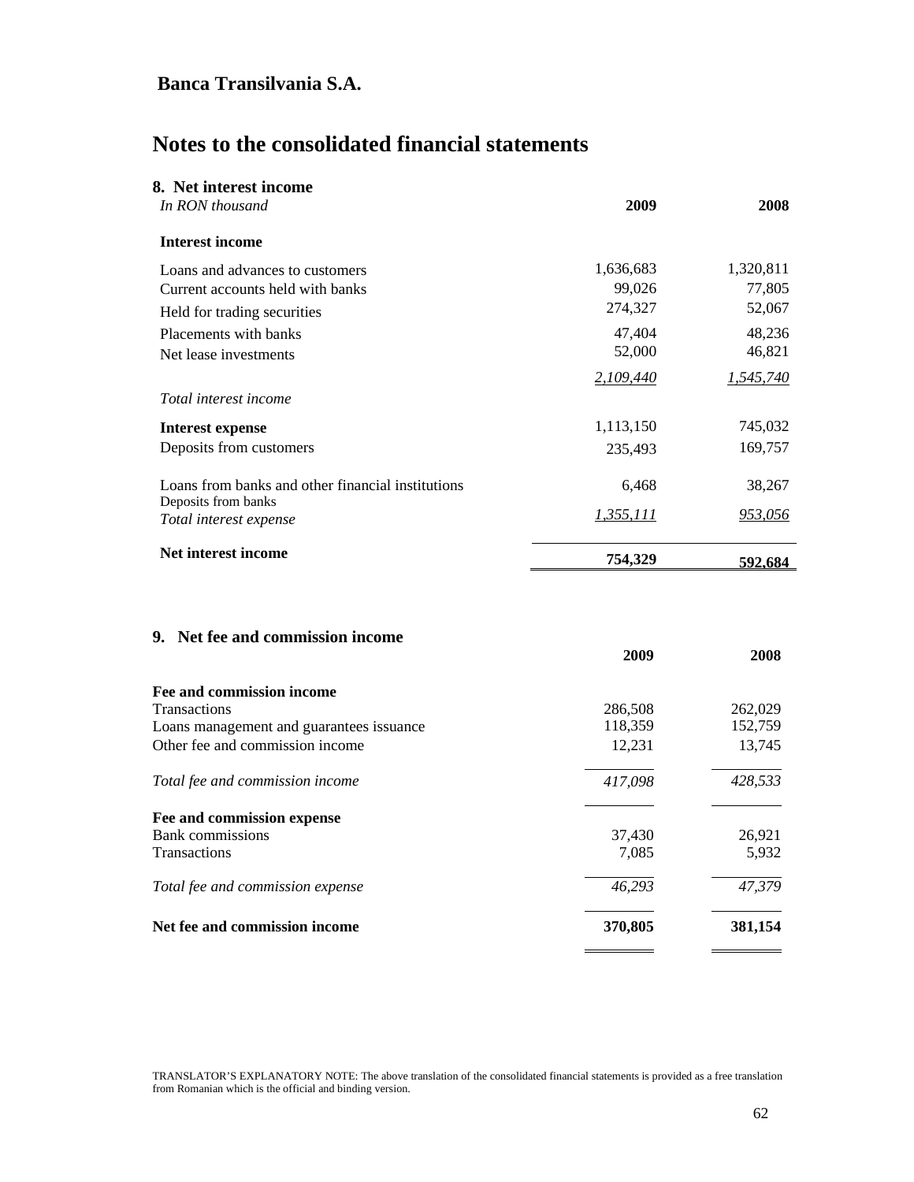# Banca Transilvania S.A.

# Notes to the consolidated financial statements

## 8. Net interest income

| *In RON thousand* | 2009 | 2008 |
|---|---|---|
| **Interest income** | | |
| Loans and advances to customers | 1,636,683 | 1,320,811 |
| Current accounts held with banks | 99,026 | 77,805 |
| Held for trading securities | 274,327 | 52,067 |
| Placements with banks | 47,404 | 48,236 |
| Net lease investments | 52,000 | 46,821 |
| | *2,109,440* | *1,545,740* |
| *Total interest income* | | |
| **Interest expense** | 1,113,150 | 745,032 |
| Deposits from customers | 235,493 | 169,757 |
| Loans from banks and other financial institutions | 6,468 | 38,267 |
| Deposits from banks | | |
| *Total interest expense* | *1,355,111* | *953,056* |
| **Net interest income** | **754,329** | **592,684** |

## 9. Net fee and commission income

| | 2009 | 2008 |
|---|---|---|
| **Fee and commission income** | | |
| Transactions | 286,508 | 262,029 |
| Loans management and guarantees issuance | 118,359 | 152,759 |
| Other fee and commission income | 12,231 | 13,745 |
| *Total fee and commission income* | *417,098* | *428,533* |
| **Fee and commission expense** | | |
| Bank commissions | 37,430 | 26,921 |
| Transactions | 7,085 | 5,932 |
| *Total fee and commission expense* | *46,293* | *47,379* |
| **Net fee and commission income** | **370,805** | **381,154** |

TRANSLATOR'S EXPLANATORY NOTE: The above translation of the consolidated financial statements is provided as a free translation from Romanian which is the official and binding version.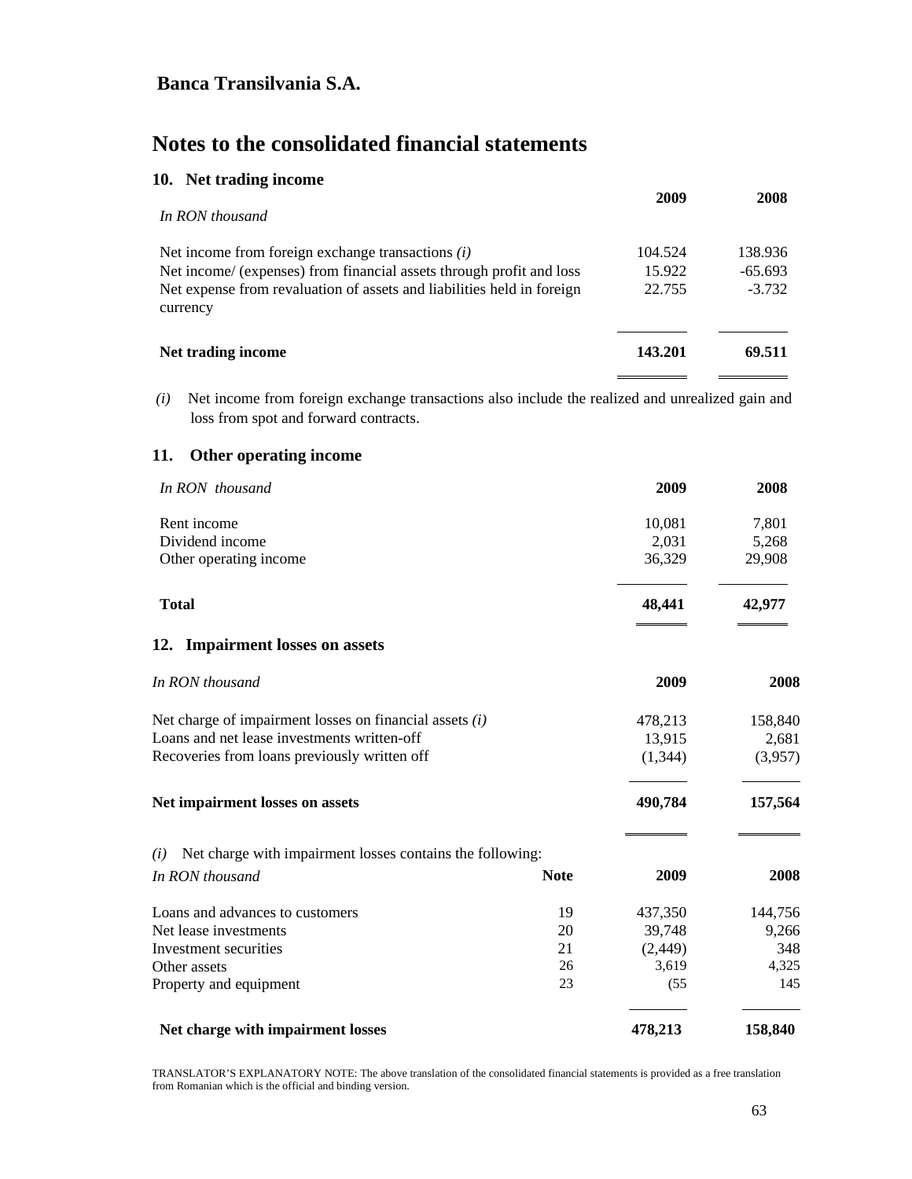**Banca Transilvania S.A.**

# Notes to the consolidated financial statements

## 10. Net trading income

| *In RON thousand* | 2009 | 2008 |
|---|---|---|
| Net income from foreign exchange transactions *(i)* | 104.524 | 138.936 |
| Net income/ (expenses) from financial assets through profit and loss | 15.922 | -65.693 |
| Net expense from revaluation of assets and liabilities held in foreign currency | 22.755 | -3.732 |
| **Net trading income** | **143.201** | **69.511** |

*(i)* Net income from foreign exchange transactions also include the realized and unrealized gain and loss from spot and forward contracts.

## 11. Other operating income

| *In RON thousand* | 2009 | 2008 |
|---|---|---|
| Rent income | 10,081 | 7,801 |
| Dividend income | 2,031 | 5,268 |
| Other operating income | 36,329 | 29,908 |
| **Total** | **48,441** | **42,977** |

## 12. Impairment losses on assets

| *In RON thousand* | 2009 | 2008 |
|---|---|---|
| Net charge of impairment losses on financial assets *(i)* | 478,213 | 158,840 |
| Loans and net lease investments written-off | 13,915 | 2,681 |
| Recoveries from loans previously written off | (1,344) | (3,957) |
| **Net impairment losses on assets** | **490,784** | **157,564** |

*(i)* Net charge with impairment losses contains the following:

| *In RON thousand* | Note | 2009 | 2008 |
|---|---|---|---|
| Loans and advances to customers | 19 | 437,350 | 144,756 |
| Net lease investments | 20 | 39,748 | 9,266 |
| Investment securities | 21 | (2,449) | 348 |
| Other assets | 26 | 3,619 | 4,325 |
| Property and equipment | 23 | (55 | 145 |
| **Net charge with impairment losses** | | **478,213** | **158,840** |

TRANSLATOR'S EXPLANATORY NOTE: The above translation of the consolidated financial statements is provided as a free translation from Romanian which is the official and binding version.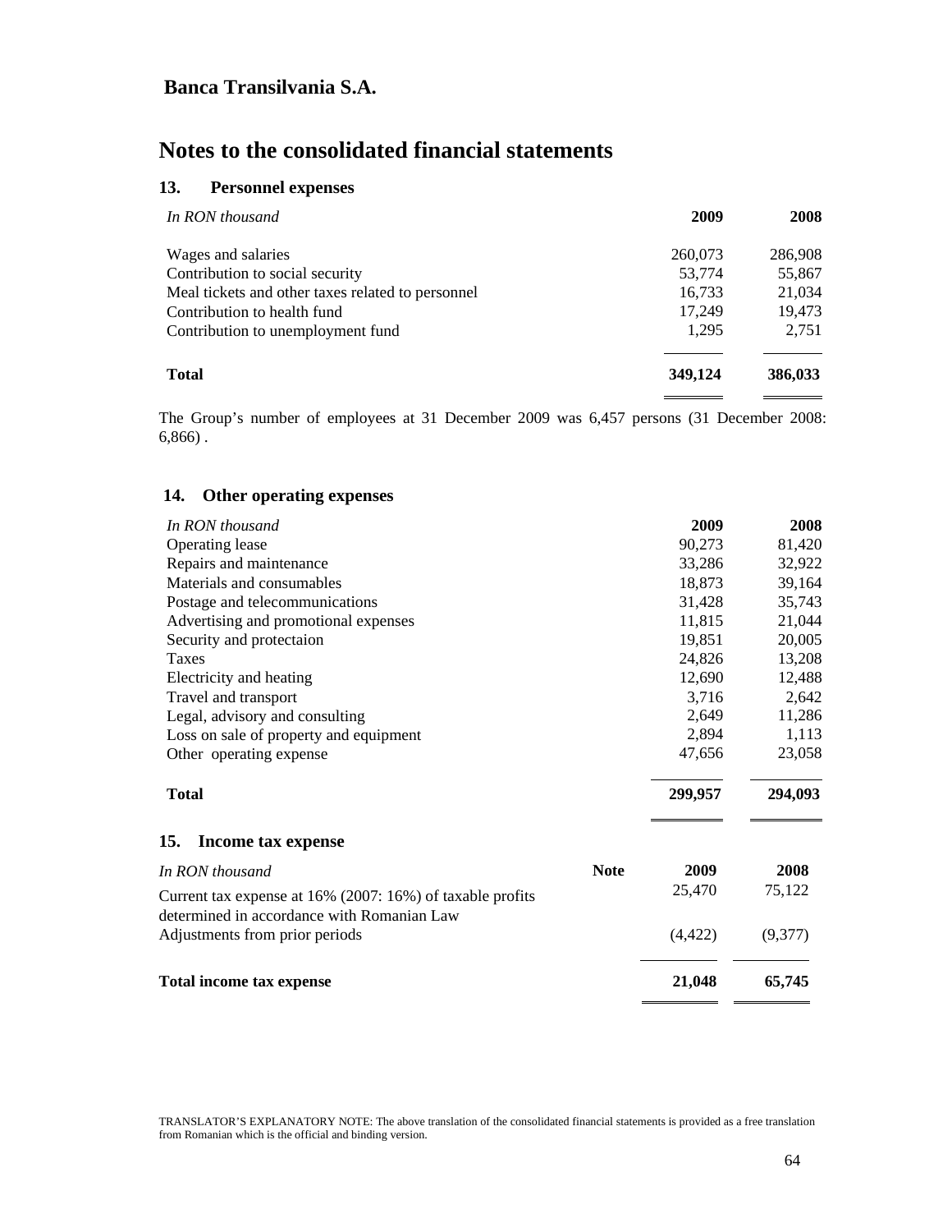# Banca Transilvania S.A.

# Notes to the consolidated financial statements

## 13. Personnel expenses

| *In RON thousand* | 2009 | 2008 |
|---|---|---|
| Wages and salaries | 260,073 | 286,908 |
| Contribution to social security | 53,774 | 55,867 |
| Meal tickets and other taxes related to personnel | 16,733 | 21,034 |
| Contribution to health fund | 17,249 | 19,473 |
| Contribution to unemployment fund | 1,295 | 2,751 |
| **Total** | **349,124** | **386,033** |

The Group's number of employees at 31 December 2009 was 6,457 persons (31 December 2008: 6,866) .

## 14. Other operating expenses

| *In RON thousand* | 2009 | 2008 |
|---|---|---|
| Operating lease | 90,273 | 81,420 |
| Repairs and maintenance | 33,286 | 32,922 |
| Materials and consumables | 18,873 | 39,164 |
| Postage and telecommunications | 31,428 | 35,743 |
| Advertising and promotional expenses | 11,815 | 21,044 |
| Security and protectaion | 19,851 | 20,005 |
| Taxes | 24,826 | 13,208 |
| Electricity and heating | 12,690 | 12,488 |
| Travel and transport | 3,716 | 2,642 |
| Legal, advisory and consulting | 2,649 | 11,286 |
| Loss on sale of property and equipment | 2,894 | 1,113 |
| Other operating expense | 47,656 | 23,058 |
| **Total** | **299,957** | **294,093** |

## 15. Income tax expense

| *In RON thousand* | Note | 2009 | 2008 |
|---|---|---|---|
| Current tax expense at 16% (2007: 16%) of taxable profits determined in accordance with Romanian Law | | 25,470 | 75,122 |
| Adjustments from prior periods | | (4,422) | (9,377) |
| **Total income tax expense** | | **21,048** | **65,745** |

TRANSLATOR'S EXPLANATORY NOTE: The above translation of the consolidated financial statements is provided as a free translation from Romanian which is the official and binding version.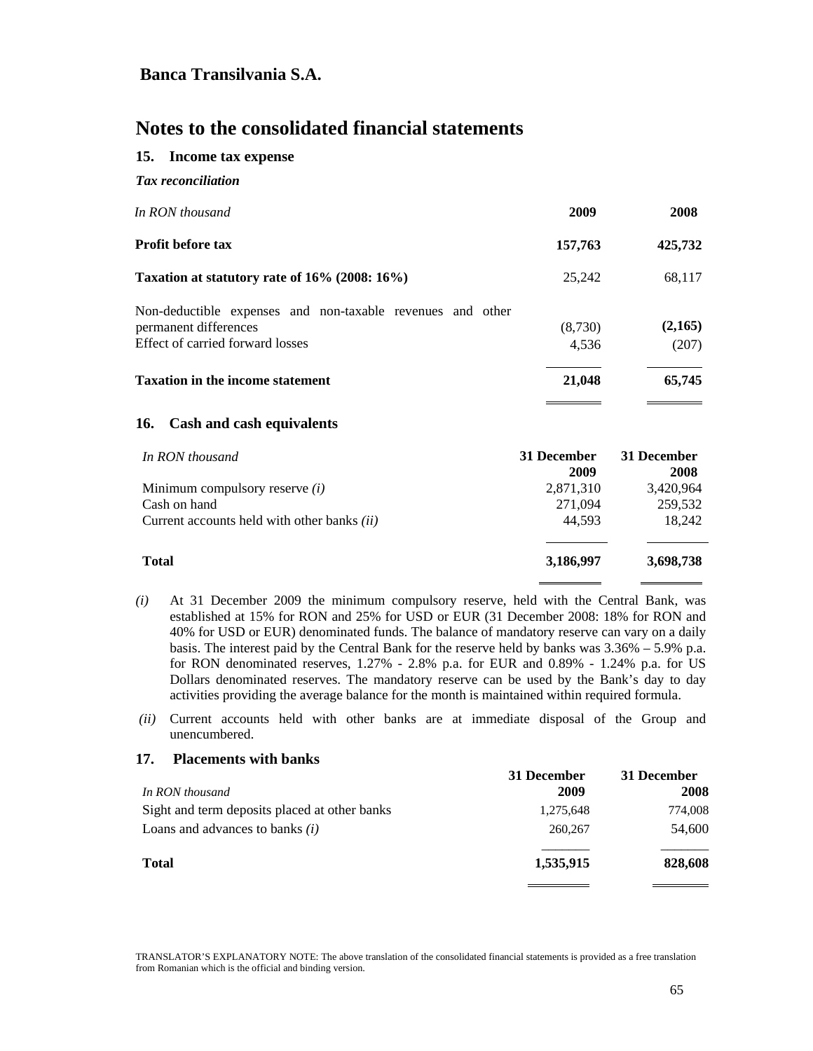# Banca Transilvania S.A.

## Notes to the consolidated financial statements

### 15. Income tax expense

***Tax reconciliation***

| *In RON thousand* | **2009** | **2008** |
|---|---|---|
| **Profit before tax** | **157,763** | **425,732** |
| **Taxation at statutory rate of 16% (2008: 16%)** | 25,242 | 68,117 |
| Non-deductible expenses and non-taxable revenues and other permanent differences | (8,730) | **(2,165)** |
| Effect of carried forward losses | 4,536 | (207) |
| **Taxation in the income statement** | **21,048** | **65,745** |

### 16. Cash and cash equivalents

| *In RON thousand* | **31 December 2009** | **31 December 2008** |
|---|---|---|
| Minimum compulsory reserve *(i)* | 2,871,310 | 3,420,964 |
| Cash on hand | 271,094 | 259,532 |
| Current accounts held with other banks *(ii)* | 44,593 | 18,242 |
| **Total** | **3,186,997** | **3,698,738** |

*(i)* At 31 December 2009 the minimum compulsory reserve, held with the Central Bank, was established at 15% for RON and 25% for USD or EUR (31 December 2008: 18% for RON and 40% for USD or EUR) denominated funds. The balance of mandatory reserve can vary on a daily basis. The interest paid by the Central Bank for the reserve held by banks was 3.36% – 5.9% p.a. for RON denominated reserves, 1.27% - 2.8% p.a. for EUR and 0.89% - 1.24% p.a. for US Dollars denominated reserves. The mandatory reserve can be used by the Bank's day to day activities providing the average balance for the month is maintained within required formula.

*(ii)* Current accounts held with other banks are at immediate disposal of the Group and unencumbered.

### 17. Placements with banks

| *In RON thousand* | **31 December 2009** | **31 December 2008** |
|---|---|---|
| Sight and term deposits placed at other banks | 1,275,648 | 774,008 |
| Loans and advances to banks *(i)* | 260,267 | 54,600 |
| **Total** | **1,535,915** | **828,608** |

TRANSLATOR'S EXPLANATORY NOTE: The above translation of the consolidated financial statements is provided as a free translation from Romanian which is the official and binding version.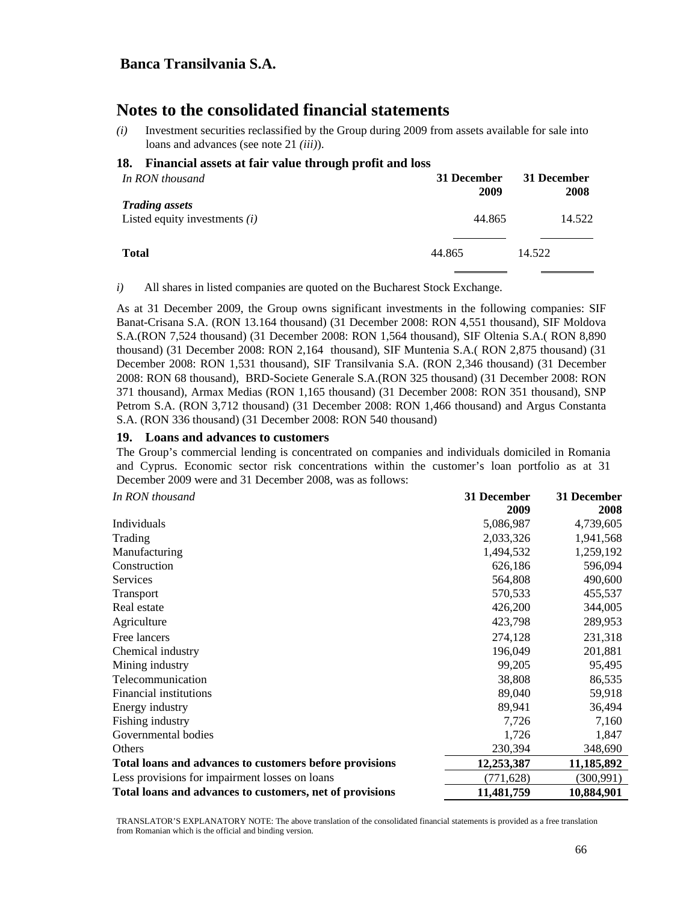# Banca Transilvania S.A.

## Notes to the consolidated financial statements

*(i)* Investment securities reclassified by the Group during 2009 from assets available for sale into loans and advances (see note 21 *(iii)*).

### 18. Financial assets at fair value through profit and loss

| *In RON thousand* | 31 December 2009 | 31 December 2008 |
|---|---|---|
| ***Trading assets*** | | |
| Listed equity investments *(i)* | 44.865 | 14.522 |
| **Total** | 44.865 | 14.522 |

*i)* All shares in listed companies are quoted on the Bucharest Stock Exchange.

As at 31 December 2009, the Group owns significant investments in the following companies: SIF Banat-Crisana S.A. (RON 13.164 thousand) (31 December 2008: RON 4,551 thousand), SIF Moldova S.A.(RON 7,524 thousand) (31 December 2008: RON 1,564 thousand), SIF Oltenia S.A.( RON 8,890 thousand) (31 December 2008: RON 2,164 thousand), SIF Muntenia S.A.( RON 2,875 thousand) (31 December 2008: RON 1,531 thousand), SIF Transilvania S.A. (RON 2,346 thousand) (31 December 2008: RON 68 thousand), BRD-Societe Generale S.A.(RON 325 thousand) (31 December 2008: RON 371 thousand), Armax Medias (RON 1,165 thousand) (31 December 2008: RON 351 thousand), SNP Petrom S.A. (RON 3,712 thousand) (31 December 2008: RON 1,466 thousand) and Argus Constanta S.A. (RON 336 thousand) (31 December 2008: RON 540 thousand)

### 19. Loans and advances to customers

The Group's commercial lending is concentrated on companies and individuals domiciled in Romania and Cyprus. Economic sector risk concentrations within the customer's loan portfolio as at 31 December 2009 were and 31 December 2008, was as follows:

| *In RON thousand* | 31 December 2009 | 31 December 2008 |
|---|---|---|
| Individuals | 5,086,987 | 4,739,605 |
| Trading | 2,033,326 | 1,941,568 |
| Manufacturing | 1,494,532 | 1,259,192 |
| Construction | 626,186 | 596,094 |
| Services | 564,808 | 490,600 |
| Transport | 570,533 | 455,537 |
| Real estate | 426,200 | 344,005 |
| Agriculture | 423,798 | 289,953 |
| Free lancers | 274,128 | 231,318 |
| Chemical industry | 196,049 | 201,881 |
| Mining industry | 99,205 | 95,495 |
| Telecommunication | 38,808 | 86,535 |
| Financial institutions | 89,040 | 59,918 |
| Energy industry | 89,941 | 36,494 |
| Fishing industry | 7,726 | 7,160 |
| Governmental bodies | 1,726 | 1,847 |
| Others | 230,394 | 348,690 |
| **Total loans and advances to customers before provisions** | **12,253,387** | **11,185,892** |
| Less provisions for impairment losses on loans | (771,628) | (300,991) |
| **Total loans and advances to customers, net of provisions** | **11,481,759** | **10,884,901** |

TRANSLATOR'S EXPLANATORY NOTE: The above translation of the consolidated financial statements is provided as a free translation from Romanian which is the official and binding version.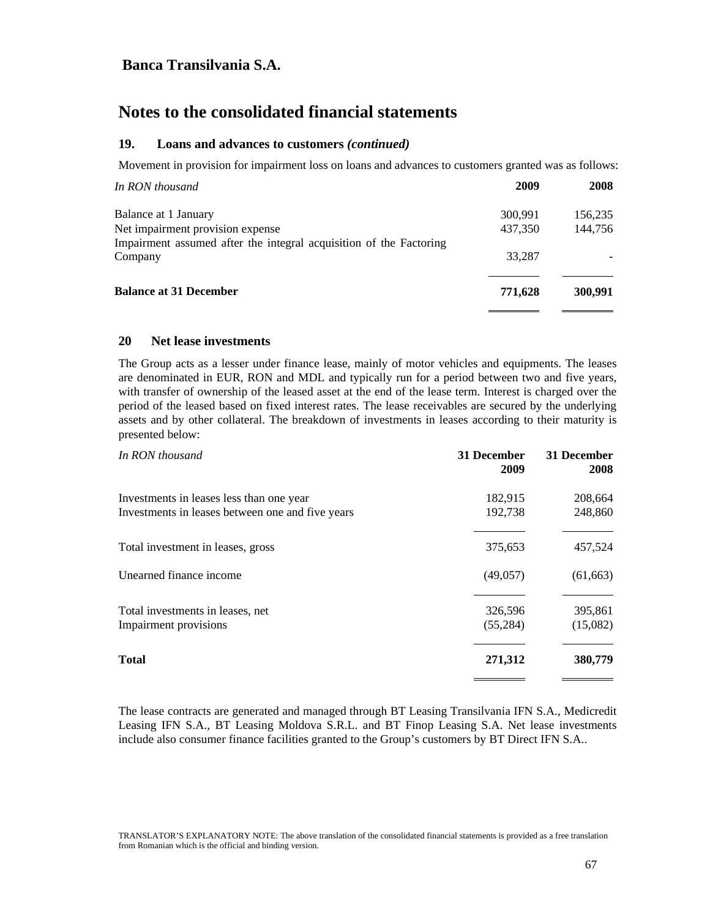# Banca Transilvania S.A.

# Notes to the consolidated financial statements

### 19. Loans and advances to customers *(continued)*

Movement in provision for impairment loss on loans and advances to customers granted was as follows:

| *In RON thousand* | 2009 | 2008 |
|---|---|---|
| Balance at 1 January | 300,991 | 156,235 |
| Net impairment provision expense | 437,350 | 144,756 |
| Impairment assumed after the integral acquisition of the Factoring Company | 33,287 | - |
| **Balance at 31 December** | **771,628** | **300,991** |

### 20 Net lease investments

The Group acts as a lesser under finance lease, mainly of motor vehicles and equipments. The leases are denominated in EUR, RON and MDL and typically run for a period between two and five years, with transfer of ownership of the leased asset at the end of the lease term. Interest is charged over the period of the leased based on fixed interest rates. The lease receivables are secured by the underlying assets and by other collateral. The breakdown of investments in leases according to their maturity is presented below:

| *In RON thousand* | 31 December 2009 | 31 December 2008 |
|---|---|---|
| Investments in leases less than one year | 182,915 | 208,664 |
| Investments in leases between one and five years | 192,738 | 248,860 |
| Total investment in leases, gross | 375,653 | 457,524 |
| Unearned finance income | (49,057) | (61,663) |
| Total investments in leases, net | 326,596 | 395,861 |
| Impairment provisions | (55,284) | (15,082) |
| **Total** | **271,312** | **380,779** |

The lease contracts are generated and managed through BT Leasing Transilvania IFN S.A., Medicredit Leasing IFN S.A., BT Leasing Moldova S.R.L. and BT Finop Leasing S.A. Net lease investments include also consumer finance facilities granted to the Group's customers by BT Direct IFN S.A..

TRANSLATOR'S EXPLANATORY NOTE: The above translation of the consolidated financial statements is provided as a free translation from Romanian which is the official and binding version.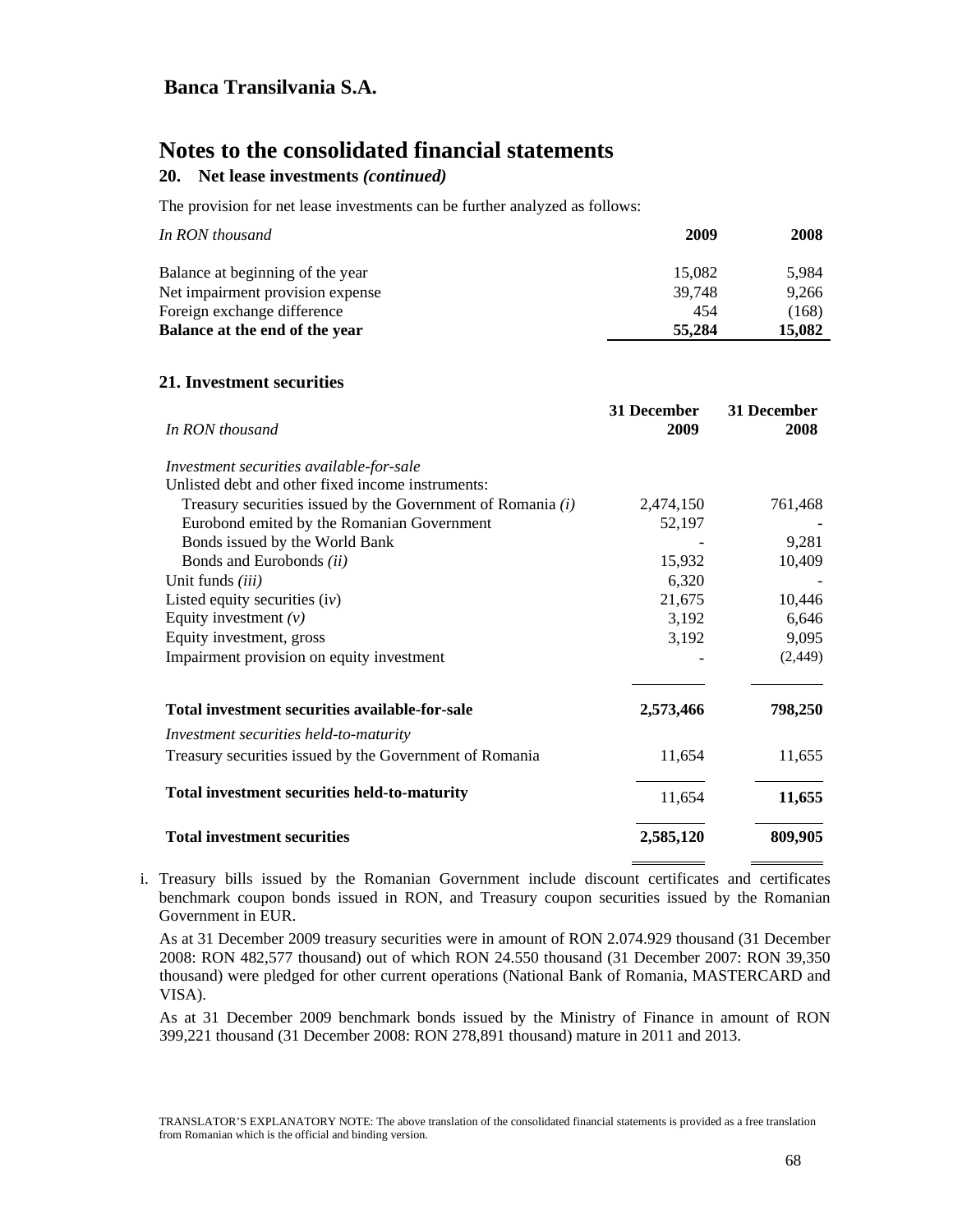Banca Transilvania S.A.

# Notes to the consolidated financial statements

## 20. Net lease investments *(continued)*

The provision for net lease investments can be further analyzed as follows:

| *In RON thousand* | 2009 | 2008 |
|---|---|---|
| Balance at beginning of the year | 15,082 | 5,984 |
| Net impairment provision expense | 39,748 | 9,266 |
| Foreign exchange difference | 454 | (168) |
| **Balance at the end of the year** | **55,284** | **15,082** |

## 21. Investment securities

| *In RON thousand* | 31 December 2009 | 31 December 2008 |
|---|---|---|
| *Investment securities available-for-sale* | | |
| Unlisted debt and other fixed income instruments: | | |
| Treasury securities issued by the Government of Romania *(i)* | 2,474,150 | 761,468 |
| Eurobond emited by the Romanian Government | 52,197 | - |
| Bonds issued by the World Bank | - | 9,281 |
| Bonds and Eurobonds *(ii)* | 15,932 | 10,409 |
| Unit funds *(iii)* | 6,320 | - |
| Listed equity securities (i*v*) | 21,675 | 10,446 |
| Equity investment *(v)* | 3,192 | 6,646 |
| Equity investment, gross | 3,192 | 9,095 |
| Impairment provision on equity investment | - | (2,449) |
| **Total investment securities available-for-sale** | **2,573,466** | **798,250** |
| *Investment securities held-to-maturity* | | |
| Treasury securities issued by the Government of Romania | 11,654 | 11,655 |
| **Total investment securities held-to-maturity** | 11,654 | **11,655** |
| **Total investment securities** | **2,585,120** | **809,905** |

i. Treasury bills issued by the Romanian Government include discount certificates and certificates benchmark coupon bonds issued in RON, and Treasury coupon securities issued by the Romanian Government in EUR.

   As at 31 December 2009 treasury securities were in amount of RON 2.074.929 thousand (31 December 2008: RON 482,577 thousand) out of which RON 24.550 thousand (31 December 2007: RON 39,350 thousand) were pledged for other current operations (National Bank of Romania, MASTERCARD and VISA).

   As at 31 December 2009 benchmark bonds issued by the Ministry of Finance in amount of RON 399,221 thousand (31 December 2008: RON 278,891 thousand) mature in 2011 and 2013.

TRANSLATOR'S EXPLANATORY NOTE: The above translation of the consolidated financial statements is provided as a free translation from Romanian which is the official and binding version.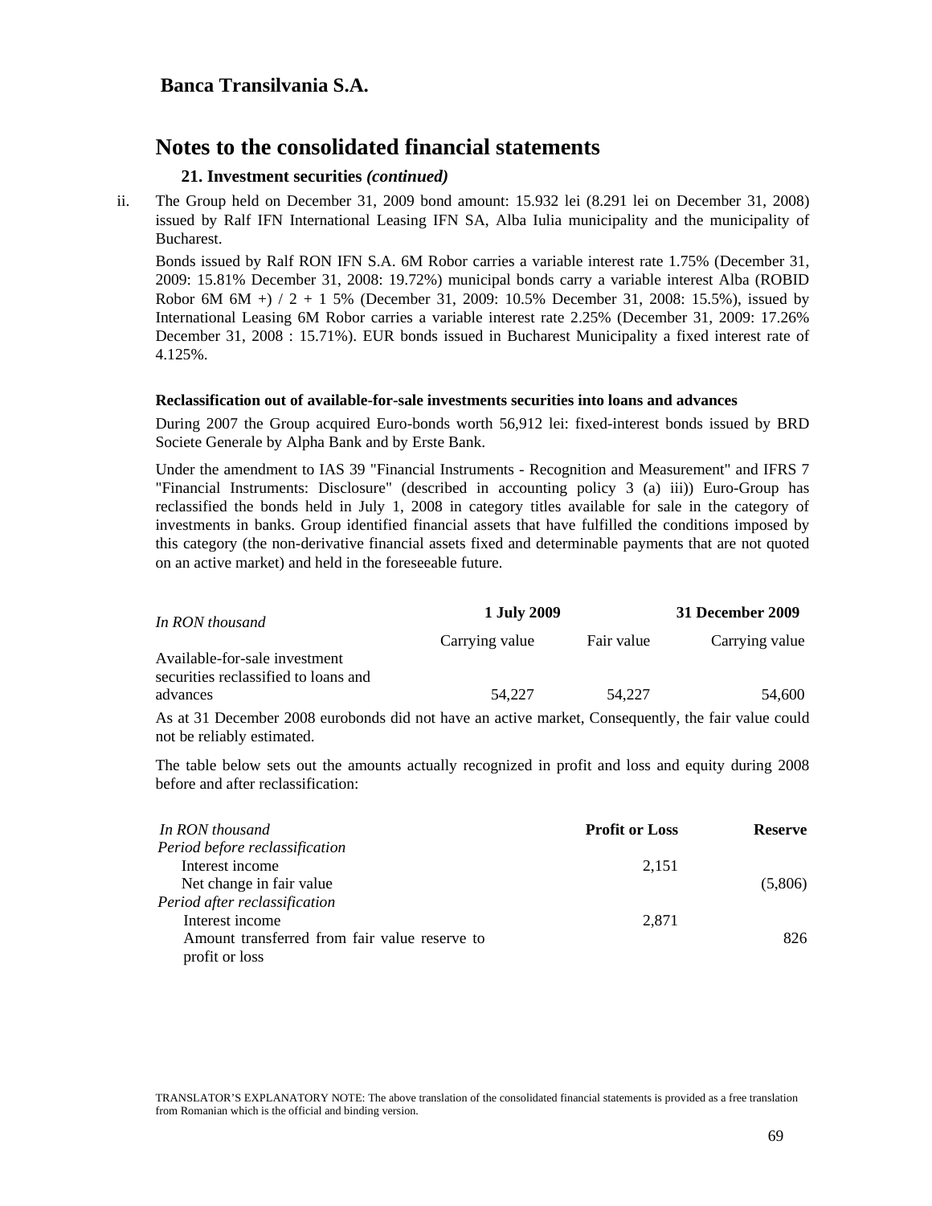**Banca Transilvania S.A.**

# Notes to the consolidated financial statements

### 21. Investment securities *(continued)*

ii. The Group held on December 31, 2009 bond amount: 15.932 lei (8.291 lei on December 31, 2008) issued by Ralf IFN International Leasing IFN SA, Alba Iulia municipality and the municipality of Bucharest.

Bonds issued by Ralf RON IFN S.A. 6M Robor carries a variable interest rate 1.75% (December 31, 2009: 15.81% December 31, 2008: 19.72%) municipal bonds carry a variable interest Alba (ROBID Robor 6M 6M +) / 2 + 1 5% (December 31, 2009: 10.5% December 31, 2008: 15.5%), issued by International Leasing 6M Robor carries a variable interest rate 2.25% (December 31, 2009: 17.26% December 31, 2008 : 15.71%). EUR bonds issued in Bucharest Municipality a fixed interest rate of 4.125%.

**Reclassification out of available-for-sale investments securities into loans and advances**

During 2007 the Group acquired Euro-bonds worth 56,912 lei: fixed-interest bonds issued by BRD Societe Generale by Alpha Bank and by Erste Bank.

Under the amendment to IAS 39 "Financial Instruments - Recognition and Measurement" and IFRS 7 "Financial Instruments: Disclosure" (described in accounting policy 3 (a) iii)) Euro-Group has reclassified the bonds held in July 1, 2008 in category titles available for sale in the category of investments in banks. Group identified financial assets that have fulfilled the conditions imposed by this category (the non-derivative financial assets fixed and determinable payments that are not quoted on an active market) and held in the foreseeable future.

| *In RON thousand* | **1 July 2009** | | **31 December 2009** |
|---|---|---|---|
| | Carrying value | Fair value | Carrying value |
| Available-for-sale investment securities reclassified to loans and advances | 54,227 | 54,227 | 54,600 |

As at 31 December 2008 eurobonds did not have an active market, Consequently, the fair value could not be reliably estimated.

The table below sets out the amounts actually recognized in profit and loss and equity during 2008 before and after reclassification:

| *In RON thousand* | **Profit or Loss** | **Reserve** |
|---|---|---|
| *Period before reclassification* | | |
| Interest income | 2,151 | |
| Net change in fair value | | (5,806) |
| *Period after reclassification* | | |
| Interest income | 2,871 | |
| Amount transferred from fair value reserve to profit or loss | | 826 |

TRANSLATOR'S EXPLANATORY NOTE: The above translation of the consolidated financial statements is provided as a free translation from Romanian which is the official and binding version.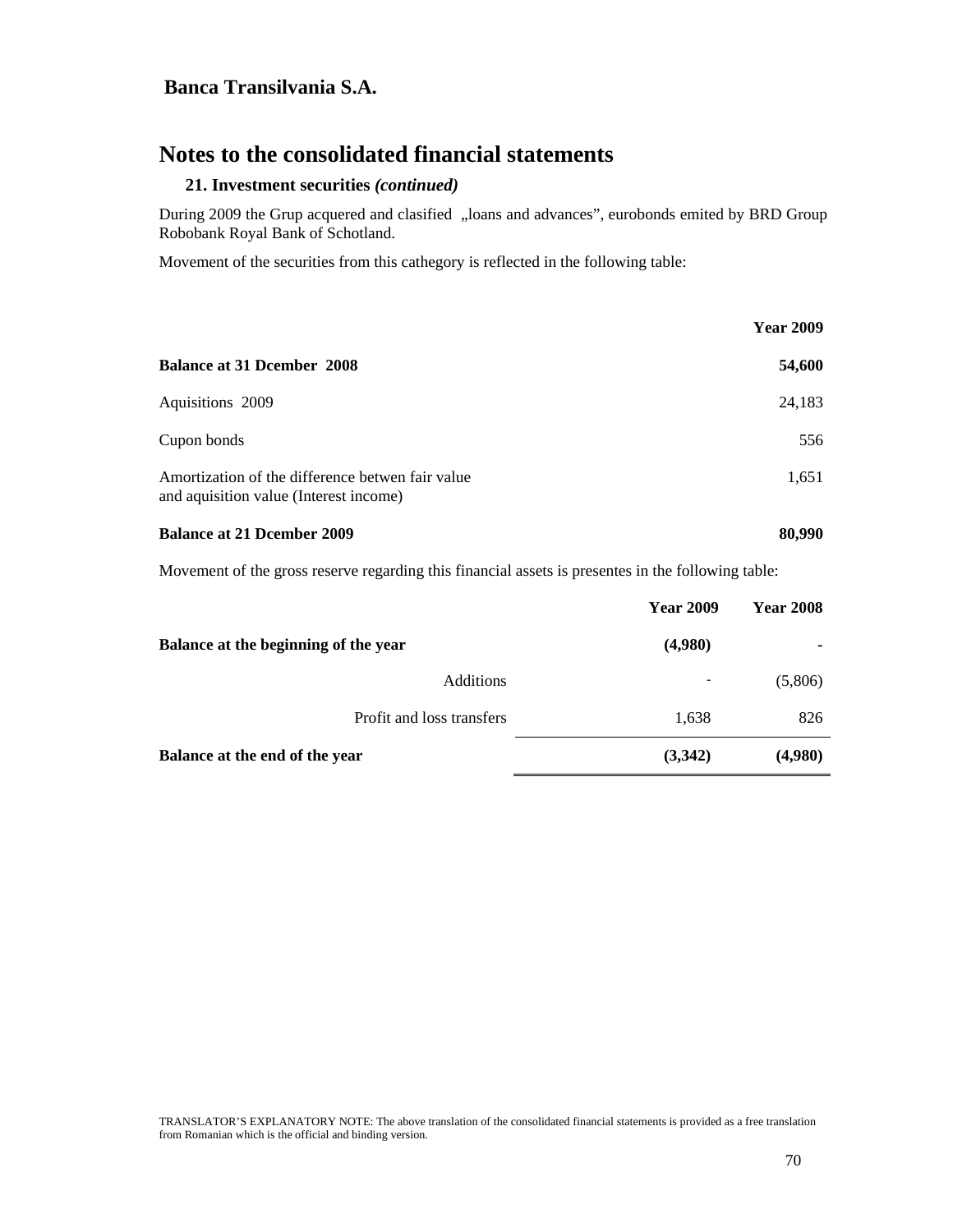**Banca Transilvania S.A.**

# Notes to the consolidated financial statements

### 21. Investment securities *(continued)*

During 2009 the Grup acquered and clasified „loans and advances", eurobonds emited by BRD Group Robobank Royal Bank of Schotland.

Movement of the securities from this cathegory is reflected in the following table:

| | **Year 2009** |
|---|---|
| **Balance at 31 Dcember 2008** | **54,600** |
| Aquisitions 2009 | 24,183 |
| Cupon bonds | 556 |
| Amortization of the difference betwen fair value and aquisition value (Interest income) | 1,651 |
| **Balance at 21 Dcember 2009** | **80,990** |

Movement of the gross reserve regarding this financial assets is presentes in the following table:

| | **Year 2009** | **Year 2008** |
|---|---|---|
| **Balance at the beginning of the year** | **(4,980)** | **-** |
| Additions | - | (5,806) |
| Profit and loss transfers | 1,638 | 826 |
| **Balance at the end of the year** | **(3,342)** | **(4,980)** |

TRANSLATOR'S EXPLANATORY NOTE: The above translation of the consolidated financial statements is provided as a free translation from Romanian which is the official and binding version.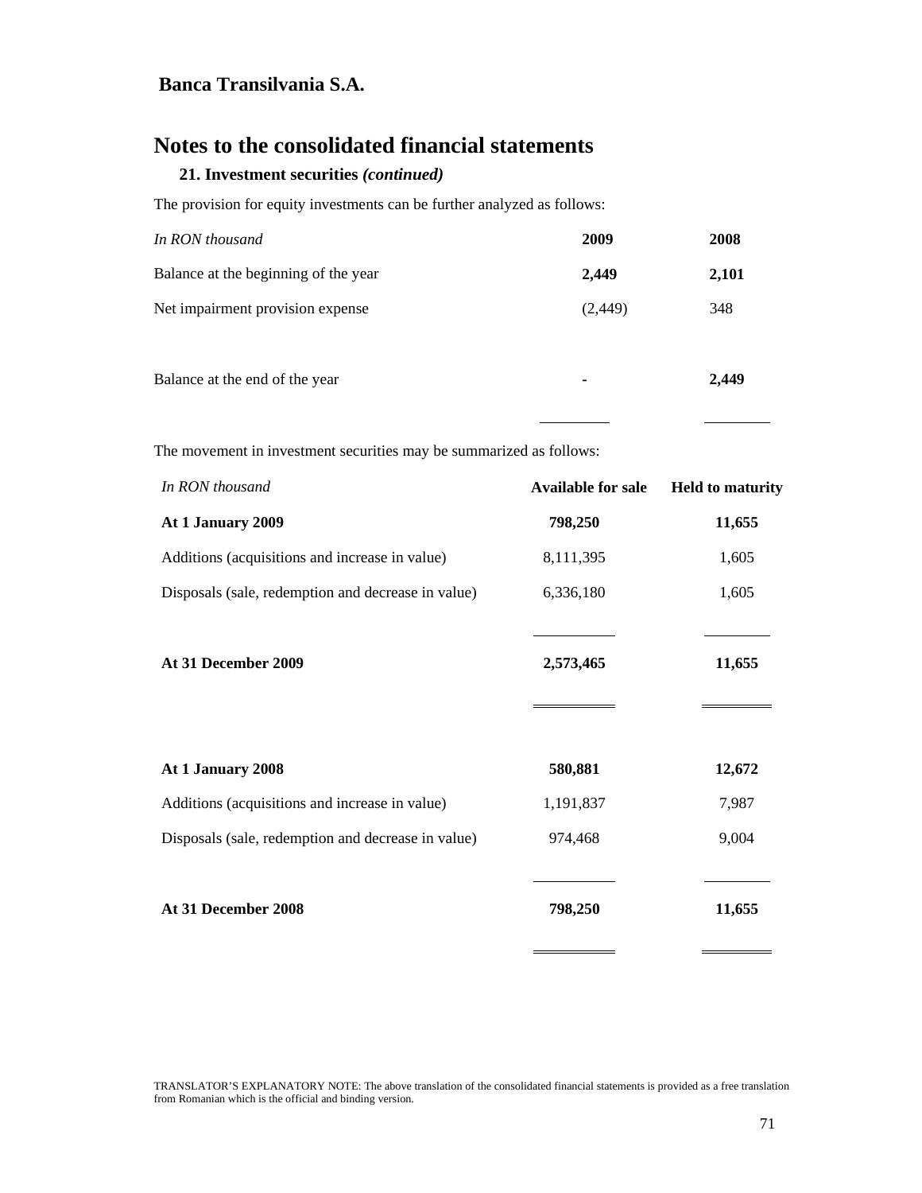**Banca Transilvania S.A.**

# Notes to the consolidated financial statements

### 21. Investment securities *(continued)*

The provision for equity investments can be further analyzed as follows:

| *In RON thousand* | **2009** | **2008** |
|---|---|---|
| Balance at the beginning of the year | **2,449** | **2,101** |
| Net impairment provision expense | (2,449) | 348 |
| Balance at the end of the year | **-** | **2,449** |

The movement in investment securities may be summarized as follows:

| *In RON thousand* | **Available for sale** | **Held to maturity** |
|---|---|---|
| **At 1 January 2009** | **798,250** | **11,655** |
| Additions (acquisitions and increase in value) | 8,111,395 | 1,605 |
| Disposals (sale, redemption and decrease in value) | 6,336,180 | 1,605 |
| **At 31 December 2009** | **2,573,465** | **11,655** |
| | | |
| **At 1 January 2008** | **580,881** | **12,672** |
| Additions (acquisitions and increase in value) | 1,191,837 | 7,987 |
| Disposals (sale, redemption and decrease in value) | 974,468 | 9,004 |
| **At 31 December 2008** | **798,250** | **11,655** |

TRANSLATOR'S EXPLANATORY NOTE: The above translation of the consolidated financial statements is provided as a free translation from Romanian which is the official and binding version.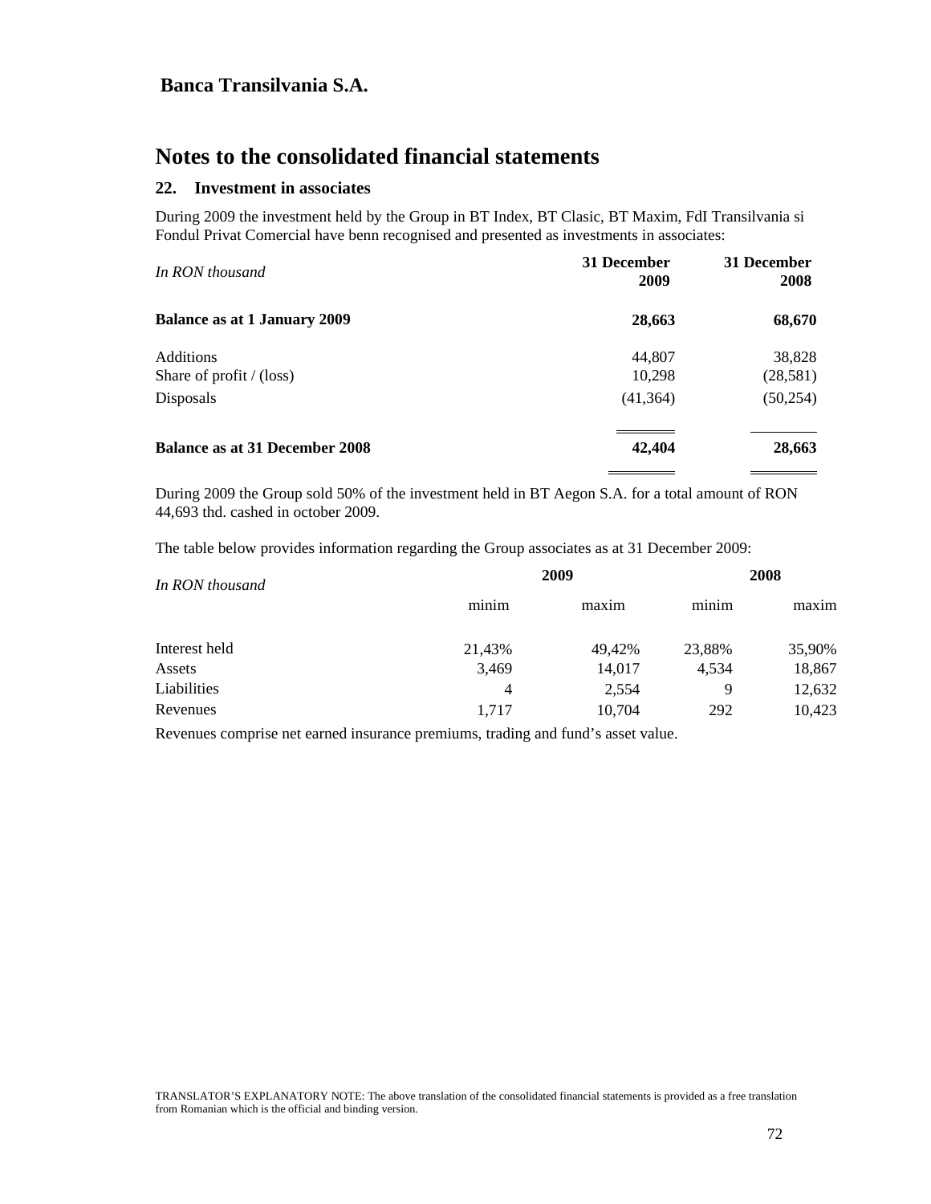# Notes to the consolidated financial statements

## 22. Investment in associates

During 2009 the investment held by the Group in BT Index, BT Clasic, BT Maxim, FdI Transilvania si Fondul Privat Comercial have benn recognised and presented as investments in associates:

| *In RON thousand* | 31 December 2009 | 31 December 2008 |
|---|---|---|
| **Balance as at 1 January 2009** | **28,663** | **68,670** |
| Additions | 44,807 | 38,828 |
| Share of profit / (loss) | 10,298 | (28,581) |
| Disposals | (41,364) | (50,254) |
| **Balance as at 31 December 2008** | **42,404** | **28,663** |

During 2009 the Group sold 50% of the investment held in BT Aegon S.A. for a total amount of RON 44,693 thd. cashed in october 2009.

The table below provides information regarding the Group associates as at 31 December 2009:

| *In RON thousand* | 2009 | | 2008 | |
|---|---|---|---|---|
| | minim | maxim | minim | maxim |
| Interest held | 21,43% | 49,42% | 23,88% | 35,90% |
| Assets | 3,469 | 14,017 | 4,534 | 18,867 |
| Liabilities | 4 | 2,554 | 9 | 12,632 |
| Revenues | 1,717 | 10,704 | 292 | 10,423 |

Revenues comprise net earned insurance premiums, trading and fund's asset value.

TRANSLATOR'S EXPLANATORY NOTE: The above translation of the consolidated financial statements is provided as a free translation from Romanian which is the official and binding version.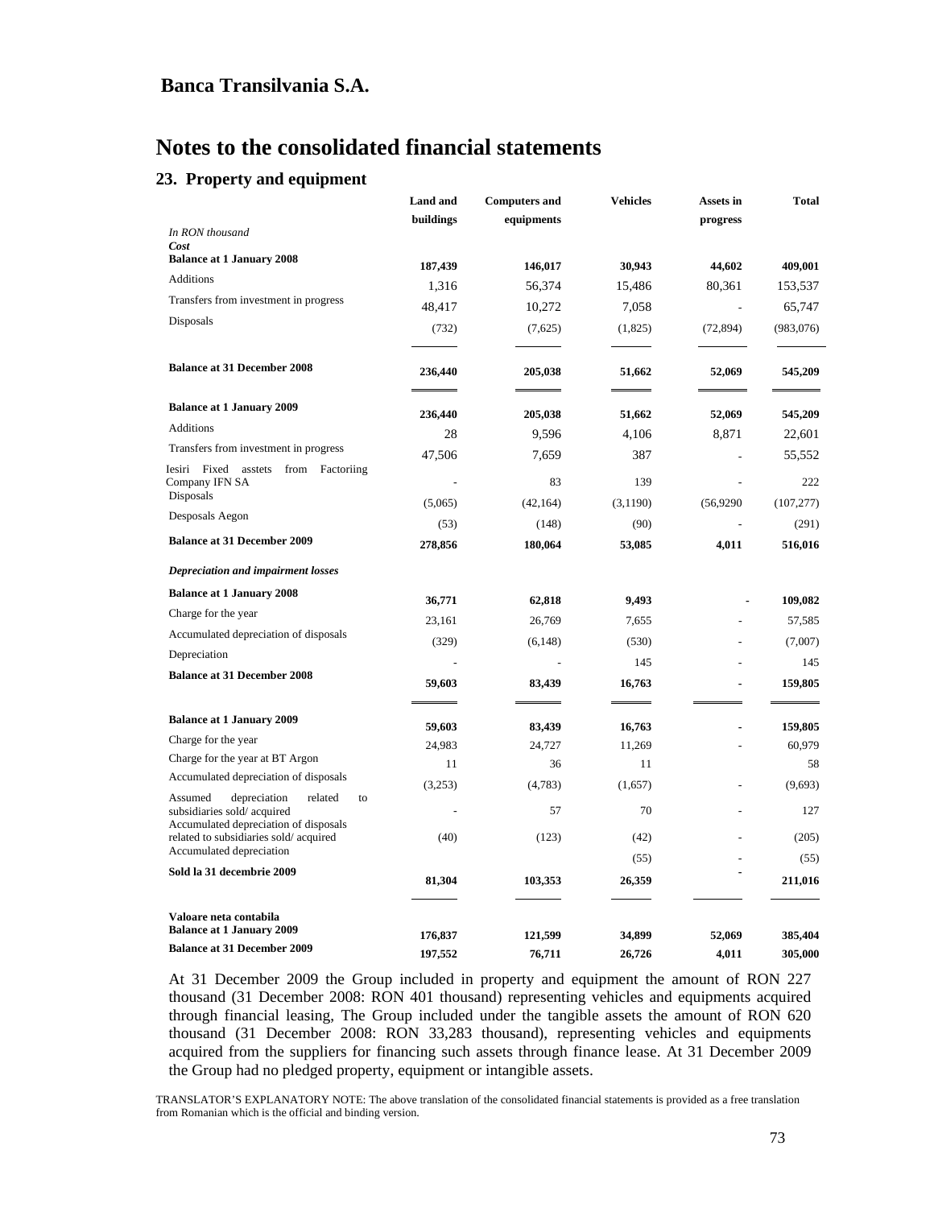**Banca Transilvania S.A.**

# Notes to the consolidated financial statements

## 23. Property and equipment

| *In RON thousand* | Land and buildings | Computers and equipments | Vehicles | Assets in progress | Total |
|---|---|---|---|---|---|
| ***Cost*** | | | | | |
| **Balance at 1 January 2008** | **187,439** | **146,017** | **30,943** | **44,602** | **409,001** |
| Additions | 1,316 | 56,374 | 15,486 | 80,361 | 153,537 |
| Transfers from investment in progress | 48,417 | 10,272 | 7,058 | - | 65,747 |
| Disposals | (732) | (7,625) | (1,825) | (72,894) | (983,076) |
| **Balance at 31 December 2008** | **236,440** | **205,038** | **51,662** | **52,069** | **545,209** |
| **Balance at 1 January 2009** | **236,440** | **205,038** | **51,662** | **52,069** | **545,209** |
| Additions | 28 | 9,596 | 4,106 | 8,871 | 22,601 |
| Transfers from investment in progress | 47,506 | 7,659 | 387 | - | 55,552 |
| Iesiri Fixed asstets from Factoriing Company IFN SA | - | 83 | 139 | - | 222 |
| Disposals | (5,065) | (42,164) | (3,1190) | (56,9290 | (107,277) |
| Desposals Aegon | (53) | (148) | (90) | - | (291) |
| **Balance at 31 December 2009** | **278,856** | **180,064** | **53,085** | **4,011** | **516,016** |
| ***Depreciation and impairment losses*** | | | | | |
| **Balance at 1 January 2008** | **36,771** | **62,818** | **9,493** | **-** | **109,082** |
| Charge for the year | 23,161 | 26,769 | 7,655 | - | 57,585 |
| Accumulated depreciation of disposals | (329) | (6,148) | (530) | - | (7,007) |
| Depreciation | - | - | 145 | - | 145 |
| **Balance at 31 December 2008** | **59,603** | **83,439** | **16,763** | **-** | **159,805** |
| **Balance at 1 January 2009** | **59,603** | **83,439** | **16,763** | **-** | **159,805** |
| Charge for the year | 24,983 | 24,727 | 11,269 | - | 60,979 |
| Charge for the year at BT Argon | 11 | 36 | 11 | | 58 |
| Accumulated depreciation of disposals | (3,253) | (4,783) | (1,657) | - | (9,693) |
| Assumed depreciation related to subsidiaries sold/ acquired | - | 57 | 70 | - | 127 |
| Accumulated depreciation of disposals related to subsidiaries sold/ acquired | (40) | (123) | (42) | - | (205) |
| Accumulated depreciation | | | (55) | - | (55) |
| **Sold la 31 decembrie 2009** | **81,304** | **103,353** | **26,359** | **-** | **211,016** |
| **Valoare neta contabila** | | | | | |
| **Balance at 1 January 2009** | **176,837** | **121,599** | **34,899** | **52,069** | **385,404** |
| **Balance at 31 December 2009** | **197,552** | **76,711** | **26,726** | **4,011** | **305,000** |

At 31 December 2009 the Group included in property and equipment the amount of RON 227 thousand (31 December 2008: RON 401 thousand) representing vehicles and equipments acquired through financial leasing, The Group included under the tangible assets the amount of RON 620 thousand (31 December 2008: RON 33,283 thousand), representing vehicles and equipments acquired from the suppliers for financing such assets through finance lease. At 31 December 2009 the Group had no pledged property, equipment or intangible assets.

TRANSLATOR'S EXPLANATORY NOTE: The above translation of the consolidated financial statements is provided as a free translation from Romanian which is the official and binding version.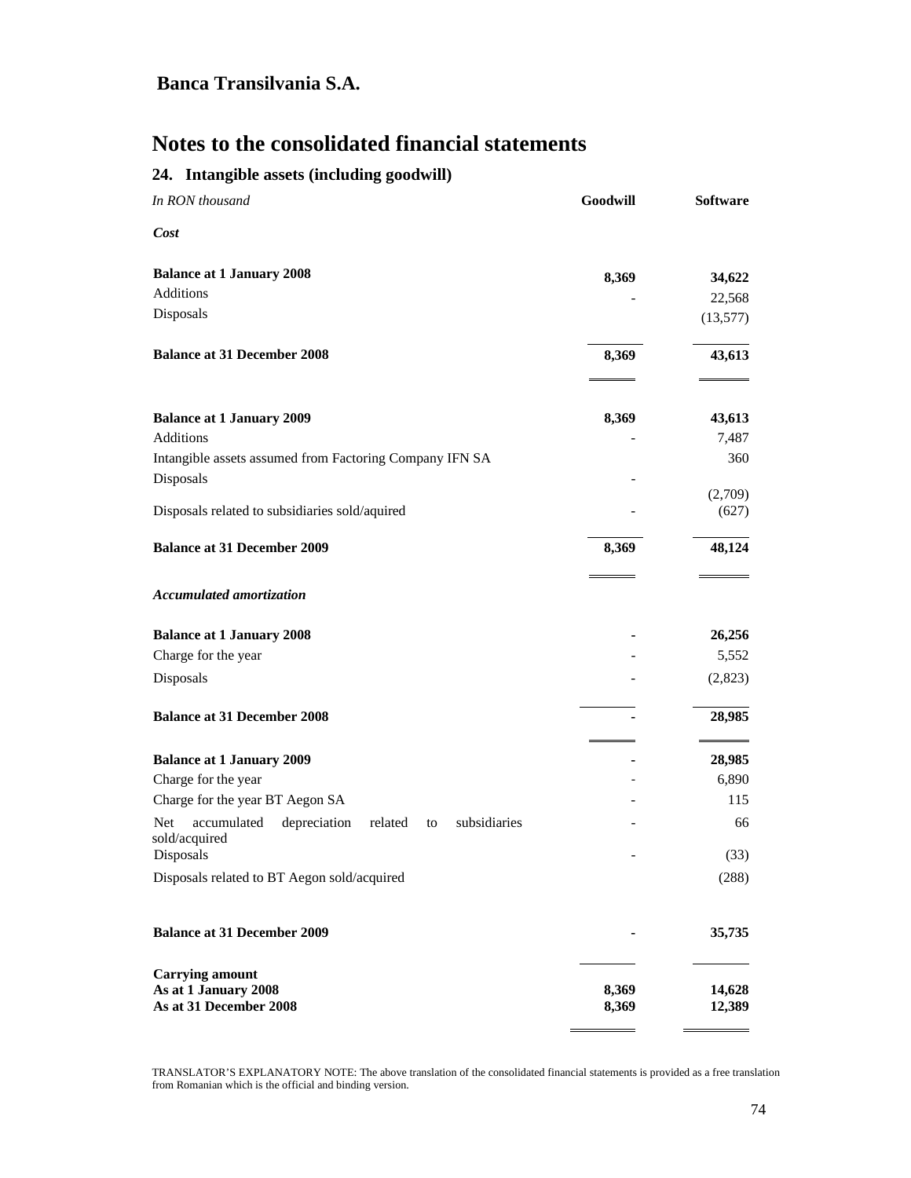**Banca Transilvania S.A.**

# Notes to the consolidated financial statements

## 24. Intangible assets (including goodwill)

| *In RON thousand* | **Goodwill** | **Software** |
|---|---|---|
| ***Cost*** | | |
| **Balance at 1 January 2008** | **8,369** | **34,622** |
| Additions | - | 22,568 |
| Disposals | | (13,577) |
| **Balance at 31 December 2008** | **8,369** | **43,613** |
| **Balance at 1 January 2009** | **8,369** | **43,613** |
| Additions | - | 7,487 |
| Intangible assets assumed from Factoring Company IFN SA | | 360 |
| Disposals | - | (2,709) |
| Disposals related to subsidiaries sold/aquired | - | (627) |
| **Balance at 31 December 2009** | **8,369** | **48,124** |
| ***Accumulated amortization*** | | |
| **Balance at 1 January 2008** | **-** | **26,256** |
| Charge for the year | - | 5,552 |
| Disposals | - | (2,823) |
| **Balance at 31 December 2008** | **-** | **28,985** |
| **Balance at 1 January 2009** | **-** | **28,985** |
| Charge for the year | - | 6,890 |
| Charge for the year BT Aegon SA | - | 115 |
| Net accumulated depreciation related to subsidiaries sold/acquired | - | 66 |
| Disposals | - | (33) |
| Disposals related to BT Aegon sold/acquired | | (288) |
| **Balance at 31 December 2009** | **-** | **35,735** |
| **Carrying amount** | | |
| **As at 1 January 2008** | **8,369** | **14,628** |
| **As at 31 December 2008** | **8,369** | **12,389** |

TRANSLATOR'S EXPLANATORY NOTE: The above translation of the consolidated financial statements is provided as a free translation from Romanian which is the official and binding version.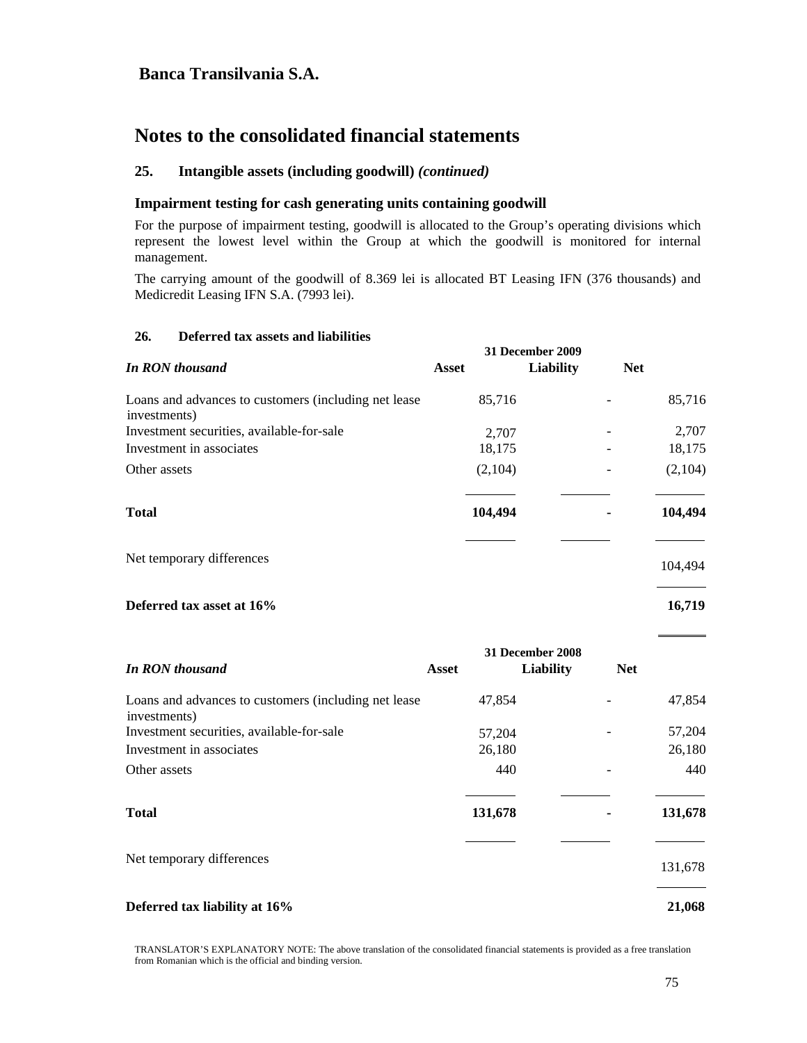## Banca Transilvania S.A.

# Notes to the consolidated financial statements

### 25. Intangible assets (including goodwill) *(continued)*

### Impairment testing for cash generating units containing goodwill

For the purpose of impairment testing, goodwill is allocated to the Group's operating divisions which represent the lowest level within the Group at which the goodwill is monitored for internal management.

The carrying amount of the goodwill of 8.369 lei is allocated BT Leasing IFN (376 thousands) and Medicredit Leasing IFN S.A. (7993 lei).

### 26. Deferred tax assets and liabilities

| *In RON thousand* | 31 December 2009 | | |
|---|---|---|---|
| | **Asset** | **Liability** | **Net** |
| Loans and advances to customers (including net lease investments) | 85,716 | - | 85,716 |
| Investment securities, available-for-sale | 2,707 | - | 2,707 |
| Investment in associates | 18,175 | - | 18,175 |
| Other assets | (2,104) | - | (2,104) |
| **Total** | **104,494** | **-** | **104,494** |
| Net temporary differences | | | 104,494 |
| **Deferred tax asset at 16%** | | | **16,719** |

| *In RON thousand* | 31 December 2008 | | |
|---|---|---|---|
| | **Asset** | **Liability** | **Net** |
| Loans and advances to customers (including net lease investments) | 47,854 | - | 47,854 |
| Investment securities, available-for-sale | 57,204 | - | 57,204 |
| Investment in associates | 26,180 | | 26,180 |
| Other assets | 440 | - | 440 |
| **Total** | **131,678** | **-** | **131,678** |
| Net temporary differences | | | 131,678 |
| **Deferred tax liability at 16%** | | | **21,068** |

TRANSLATOR'S EXPLANATORY NOTE: The above translation of the consolidated financial statements is provided as a free translation from Romanian which is the official and binding version.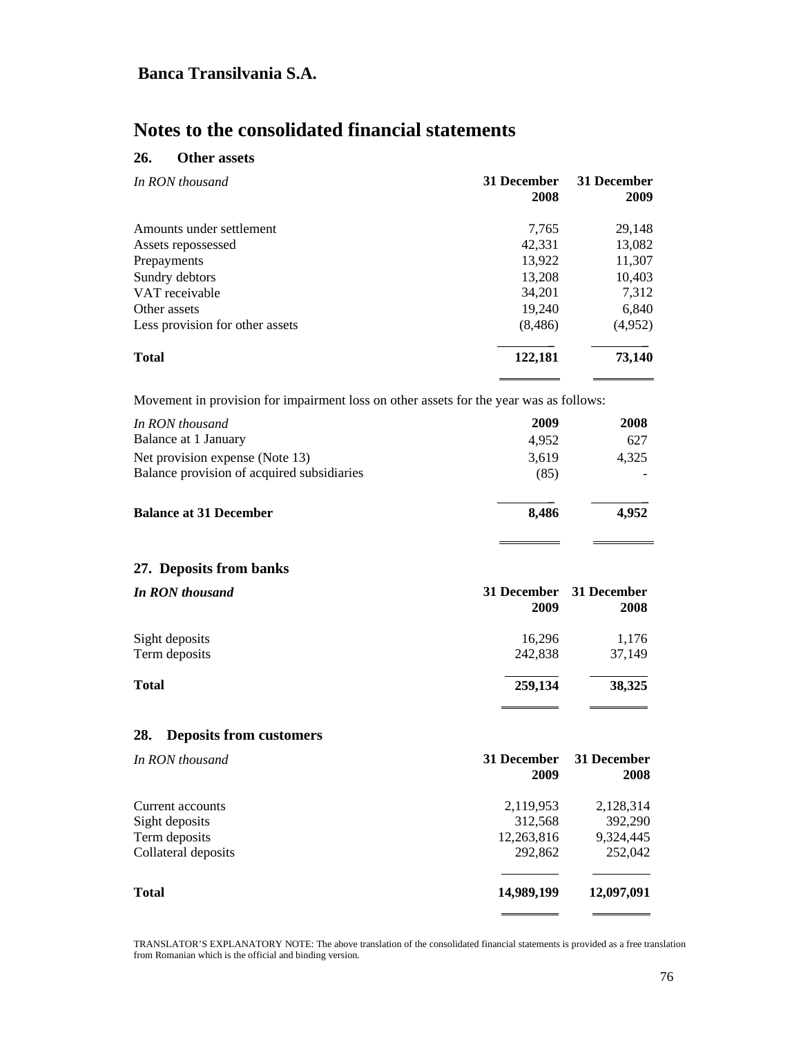**Banca Transilvania S.A.**

# Notes to the consolidated financial statements

## 26. Other assets

| *In RON thousand* | 31 December 2008 | 31 December 2009 |
|---|---|---|
| Amounts under settlement | 7,765 | 29,148 |
| Assets repossessed | 42,331 | 13,082 |
| Prepayments | 13,922 | 11,307 |
| Sundry debtors | 13,208 | 10,403 |
| VAT receivable | 34,201 | 7,312 |
| Other assets | 19,240 | 6,840 |
| Less provision for other assets | (8,486) | (4,952) |
| **Total** | **122,181** | **73,140** |

Movement in provision for impairment loss on other assets for the year was as follows:

| *In RON thousand* | 2009 | 2008 |
|---|---|---|
| Balance at 1 January | 4,952 | 627 |
| Net provision expense (Note 13) | 3,619 | 4,325 |
| Balance provision of acquired subsidiaries | (85) | - |
| **Balance at 31 December** | **8,486** | **4,952** |

## 27. Deposits from banks

| ***In RON thousand*** | 31 December 2009 | 31 December 2008 |
|---|---|---|
| Sight deposits | 16,296 | 1,176 |
| Term deposits | 242,838 | 37,149 |
| **Total** | **259,134** | **38,325** |

## 28. Deposits from customers

| *In RON thousand* | 31 December 2009 | 31 December 2008 |
|---|---|---|
| Current accounts | 2,119,953 | 2,128,314 |
| Sight deposits | 312,568 | 392,290 |
| Term deposits | 12,263,816 | 9,324,445 |
| Collateral deposits | 292,862 | 252,042 |
| **Total** | **14,989,199** | **12,097,091** |

TRANSLATOR'S EXPLANATORY NOTE: The above translation of the consolidated financial statements is provided as a free translation from Romanian which is the official and binding version.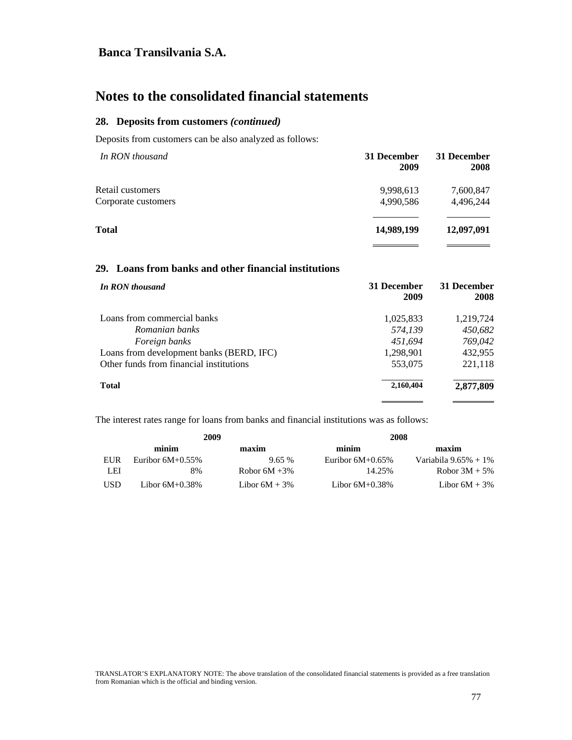## Banca Transilvania S.A.

# Notes to the consolidated financial statements

### 28. Deposits from customers *(continued)*

Deposits from customers can be also analyzed as follows:

| *In RON thousand* | 31 December 2009 | 31 December 2008 |
|---|---|---|
| Retail customers | 9,998,613 | 7,600,847 |
| Corporate customers | 4,990,586 | 4,496,244 |
| **Total** | **14,989,199** | **12,097,091** |

### 29. Loans from banks and other financial institutions

| ***In RON thousand*** | 31 December 2009 | 31 December 2008 |
|---|---|---|
| Loans from commercial banks | 1,025,833 | 1,219,724 |
| *Romanian banks* | *574,139* | *450,682* |
| *Foreign banks* | *451,694* | *769,042* |
| Loans from development banks (BERD, IFC) | 1,298,901 | 432,955 |
| Other funds from financial institutions | 553,075 | 221,118 |
| **Total** | **2,160,404** | **2,877,809** |

The interest rates range for loans from banks and financial institutions was as follows:

| | 2009 | | 2008 | |
|---|---|---|---|---|
| | minim | maxim | minim | maxim |
| EUR | Euribor 6M+0.55% | 9.65 % | Euribor 6M+0.65% | Variabila 9.65% + 1% |
| LEI | 8% | Robor 6M +3% | 14.25% | Robor 3M + 5% |
| USD | Libor 6M+0.38% | Libor 6M + 3% | Libor 6M+0.38% | Libor 6M + 3% |

TRANSLATOR'S EXPLANATORY NOTE: The above translation of the consolidated financial statements is provided as a free translation from Romanian which is the official and binding version.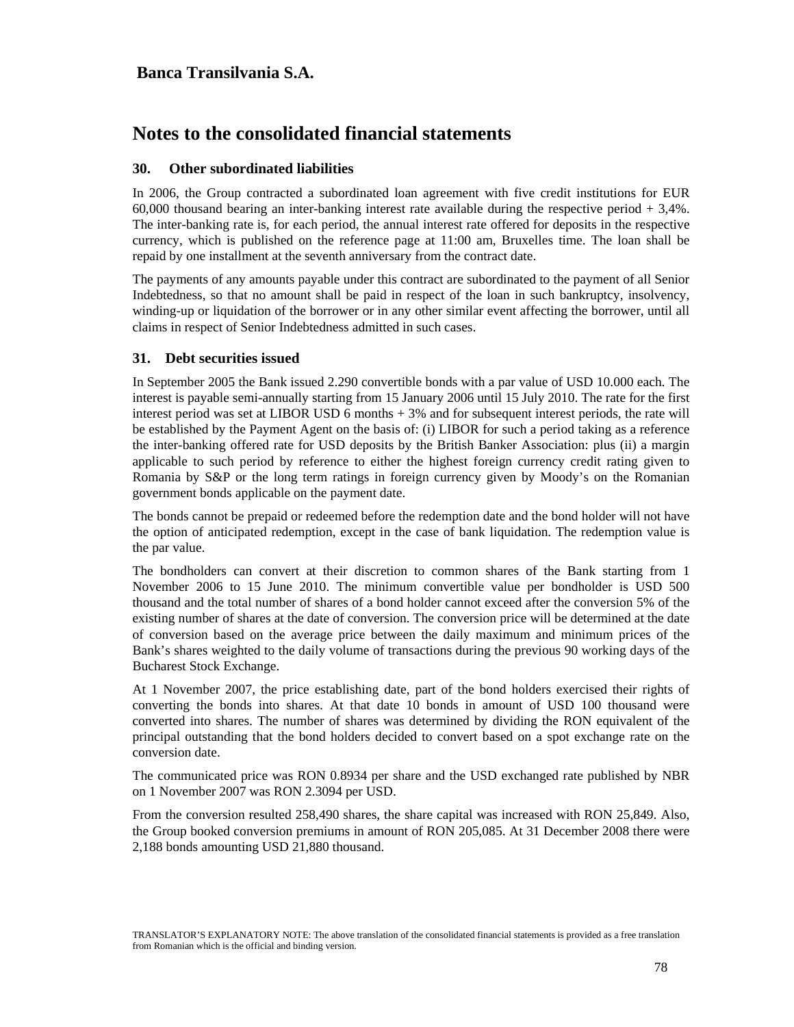## Banca Transilvania S.A.

# Notes to the consolidated financial statements

### 30. Other subordinated liabilities

In 2006, the Group contracted a subordinated loan agreement with five credit institutions for EUR 60,000 thousand bearing an inter-banking interest rate available during the respective period + 3,4%. The inter-banking rate is, for each period, the annual interest rate offered for deposits in the respective currency, which is published on the reference page at 11:00 am, Bruxelles time. The loan shall be repaid by one installment at the seventh anniversary from the contract date.

The payments of any amounts payable under this contract are subordinated to the payment of all Senior Indebtedness, so that no amount shall be paid in respect of the loan in such bankruptcy, insolvency, winding-up or liquidation of the borrower or in any other similar event affecting the borrower, until all claims in respect of Senior Indebtedness admitted in such cases.

### 31. Debt securities issued

In September 2005 the Bank issued 2.290 convertible bonds with a par value of USD 10.000 each. The interest is payable semi-annually starting from 15 January 2006 until 15 July 2010. The rate for the first interest period was set at LIBOR USD 6 months + 3% and for subsequent interest periods, the rate will be established by the Payment Agent on the basis of: (i) LIBOR for such a period taking as a reference the inter-banking offered rate for USD deposits by the British Banker Association: plus (ii) a margin applicable to such period by reference to either the highest foreign currency credit rating given to Romania by S&P or the long term ratings in foreign currency given by Moody's on the Romanian government bonds applicable on the payment date.

The bonds cannot be prepaid or redeemed before the redemption date and the bond holder will not have the option of anticipated redemption, except in the case of bank liquidation. The redemption value is the par value.

The bondholders can convert at their discretion to common shares of the Bank starting from 1 November 2006 to 15 June 2010. The minimum convertible value per bondholder is USD 500 thousand and the total number of shares of a bond holder cannot exceed after the conversion 5% of the existing number of shares at the date of conversion. The conversion price will be determined at the date of conversion based on the average price between the daily maximum and minimum prices of the Bank's shares weighted to the daily volume of transactions during the previous 90 working days of the Bucharest Stock Exchange.

At 1 November 2007, the price establishing date, part of the bond holders exercised their rights of converting the bonds into shares. At that date 10 bonds in amount of USD 100 thousand were converted into shares. The number of shares was determined by dividing the RON equivalent of the principal outstanding that the bond holders decided to convert based on a spot exchange rate on the conversion date.

The communicated price was RON 0.8934 per share and the USD exchanged rate published by NBR on 1 November 2007 was RON 2.3094 per USD.

From the conversion resulted 258,490 shares, the share capital was increased with RON 25,849. Also, the Group booked conversion premiums in amount of RON 205,085. At 31 December 2008 there were 2,188 bonds amounting USD 21,880 thousand.

TRANSLATOR'S EXPLANATORY NOTE: The above translation of the consolidated financial statements is provided as a free translation from Romanian which is the official and binding version.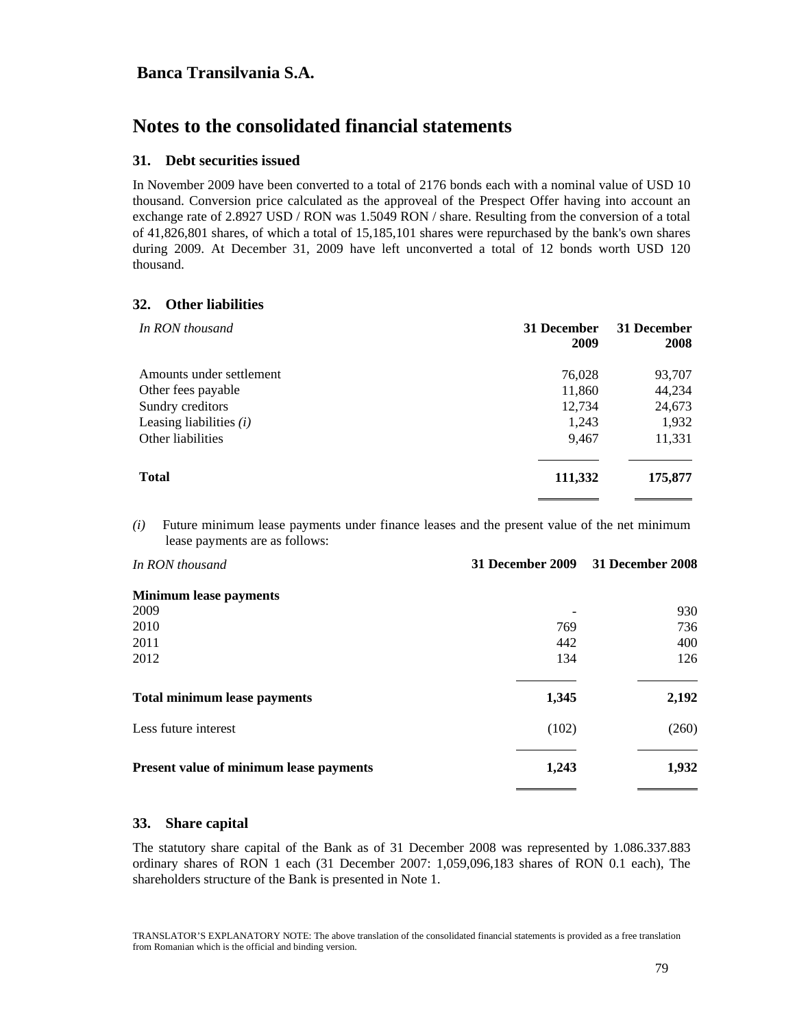**Banca Transilvania S.A.**

# Notes to the consolidated financial statements

## 31. Debt securities issued

In November 2009 have been converted to a total of 2176 bonds each with a nominal value of USD 10 thousand. Conversion price calculated as the approveal of the Prespect Offer having into account an exchange rate of 2.8927 USD / RON was 1.5049 RON / share. Resulting from the conversion of a total of 41,826,801 shares, of which a total of 15,185,101 shares were repurchased by the bank's own shares during 2009. At December 31, 2009 have left unconverted a total of 12 bonds worth USD 120 thousand.

## 32. Other liabilities

| *In RON thousand* | **31 December 2009** | **31 December 2008** |
|---|---|---|
| Amounts under settlement | 76,028 | 93,707 |
| Other fees payable | 11,860 | 44,234 |
| Sundry creditors | 12,734 | 24,673 |
| Leasing liabilities *(i)* | 1,243 | 1,932 |
| Other liabilities | 9,467 | 11,331 |
| **Total** | **111,332** | **175,877** |

*(i)* Future minimum lease payments under finance leases and the present value of the net minimum lease payments are as follows:

| *In RON thousand* | **31 December 2009** | **31 December 2008** |
|---|---|---|
| **Minimum lease payments** | | |
| 2009 | - | 930 |
| 2010 | 769 | 736 |
| 2011 | 442 | 400 |
| 2012 | 134 | 126 |
| **Total minimum lease payments** | **1,345** | **2,192** |
| Less future interest | (102) | (260) |
| **Present value of minimum lease payments** | **1,243** | **1,932** |

## 33. Share capital

The statutory share capital of the Bank as of 31 December 2008 was represented by 1.086.337.883 ordinary shares of RON 1 each (31 December 2007: 1,059,096,183 shares of RON 0.1 each), The shareholders structure of the Bank is presented in Note 1.

TRANSLATOR'S EXPLANATORY NOTE: The above translation of the consolidated financial statements is provided as a free translation from Romanian which is the official and binding version.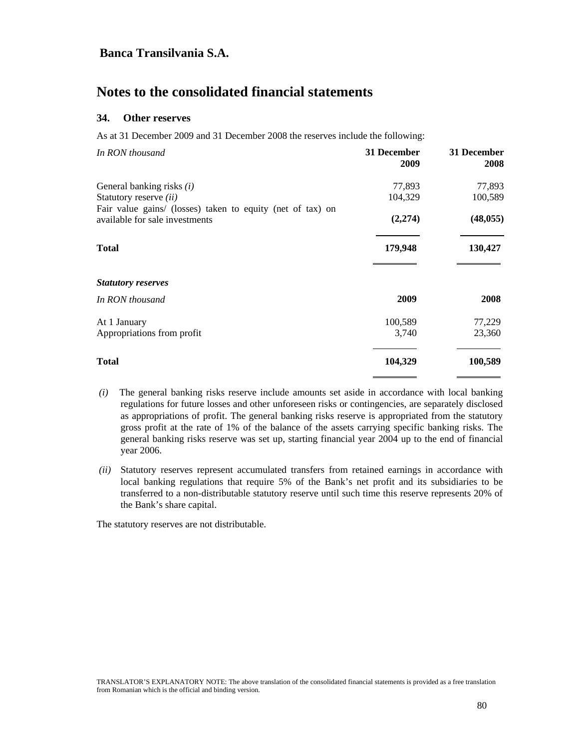# Banca Transilvania S.A.

# Notes to the consolidated financial statements

### 34. Other reserves

As at 31 December 2009 and 31 December 2008 the reserves include the following:

| *In RON thousand* | 31 December 2009 | 31 December 2008 |
|---|---|---|
| General banking risks *(i)* | 77,893 | 77,893 |
| Statutory reserve *(ii)* | 104,329 | 100,589 |
| Fair value gains/ (losses) taken to equity (net of tax) on available for sale investments | **(2,274)** | **(48,055)** |
| **Total** | **179,948** | **130,427** |

***Statutory reserves***

| *In RON thousand* | 2009 | 2008 |
|---|---|---|
| At 1 January | 100,589 | 77,229 |
| Appropriations from profit | 3,740 | 23,360 |
| **Total** | **104,329** | **100,589** |

*(i)* The general banking risks reserve include amounts set aside in accordance with local banking regulations for future losses and other unforeseen risks or contingencies, are separately disclosed as appropriations of profit. The general banking risks reserve is appropriated from the statutory gross profit at the rate of 1% of the balance of the assets carrying specific banking risks. The general banking risks reserve was set up, starting financial year 2004 up to the end of financial year 2006.

*(ii)* Statutory reserves represent accumulated transfers from retained earnings in accordance with local banking regulations that require 5% of the Bank's net profit and its subsidiaries to be transferred to a non-distributable statutory reserve until such time this reserve represents 20% of the Bank's share capital.

The statutory reserves are not distributable.

TRANSLATOR'S EXPLANATORY NOTE: The above translation of the consolidated financial statements is provided as a free translation from Romanian which is the official and binding version.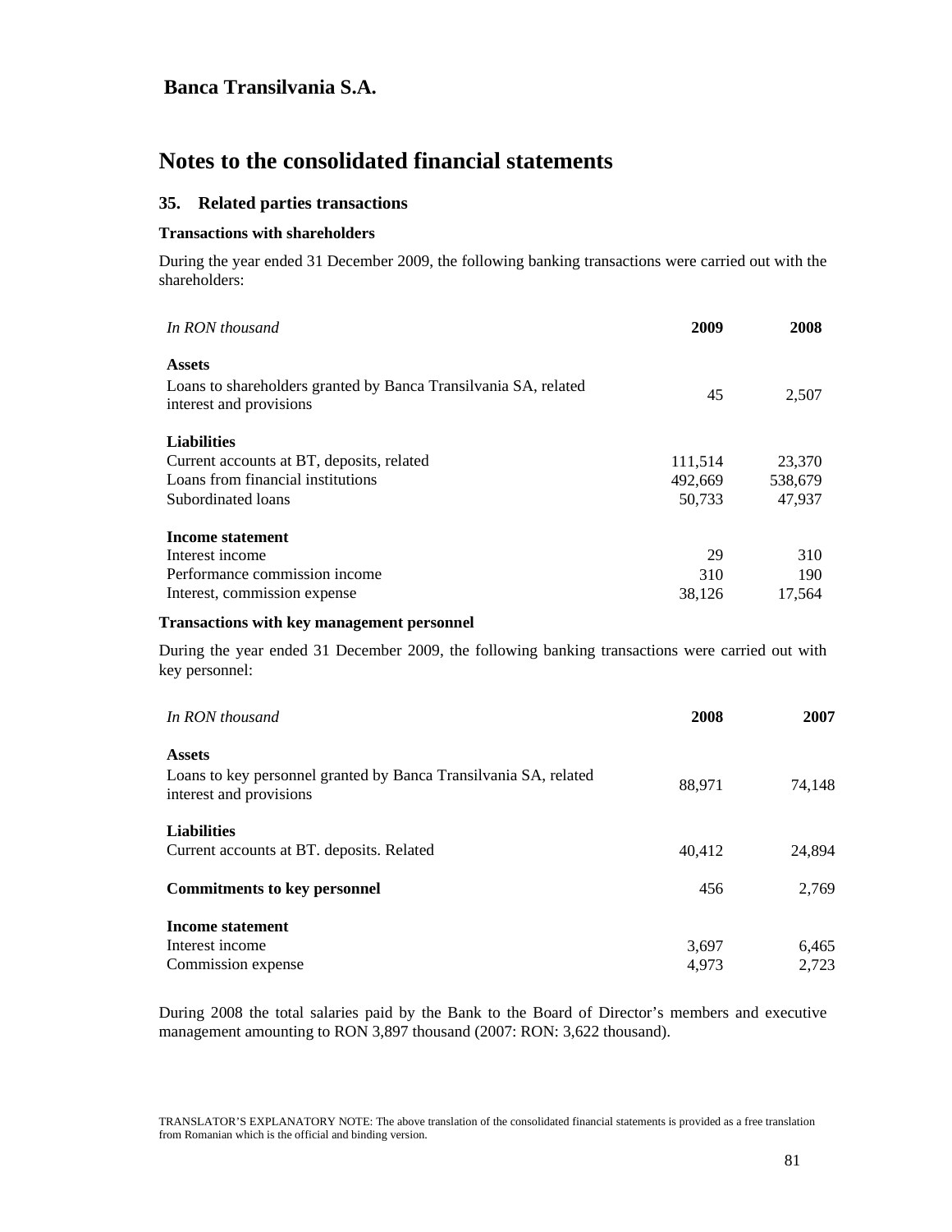**Banca Transilvania S.A.**

# Notes to the consolidated financial statements

## 35. Related parties transactions

### Transactions with shareholders

During the year ended 31 December 2009, the following banking transactions were carried out with the shareholders:

| *In RON thousand* | **2009** | **2008** |
|---|---|---|
| **Assets** | | |
| Loans to shareholders granted by Banca Transilvania SA, related interest and provisions | 45 | 2,507 |
| **Liabilities** | | |
| Current accounts at BT, deposits, related | 111,514 | 23,370 |
| Loans from financial institutions | 492,669 | 538,679 |
| Subordinated loans | 50,733 | 47,937 |
| **Income statement** | | |
| Interest income | 29 | 310 |
| Performance commission income | 310 | 190 |
| Interest, commission expense | 38,126 | 17,564 |

### Transactions with key management personnel

During the year ended 31 December 2009, the following banking transactions were carried out with key personnel:

| *In RON thousand* | **2008** | **2007** |
|---|---|---|
| **Assets** | | |
| Loans to key personnel granted by Banca Transilvania SA, related interest and provisions | 88,971 | 74,148 |
| **Liabilities** | | |
| Current accounts at BT. deposits. Related | 40,412 | 24,894 |
| **Commitments to key personnel** | 456 | 2,769 |
| **Income statement** | | |
| Interest income | 3,697 | 6,465 |
| Commission expense | 4,973 | 2,723 |

During 2008 the total salaries paid by the Bank to the Board of Director's members and executive management amounting to RON 3,897 thousand (2007: RON: 3,622 thousand).

TRANSLATOR'S EXPLANATORY NOTE: The above translation of the consolidated financial statements is provided as a free translation from Romanian which is the official and binding version.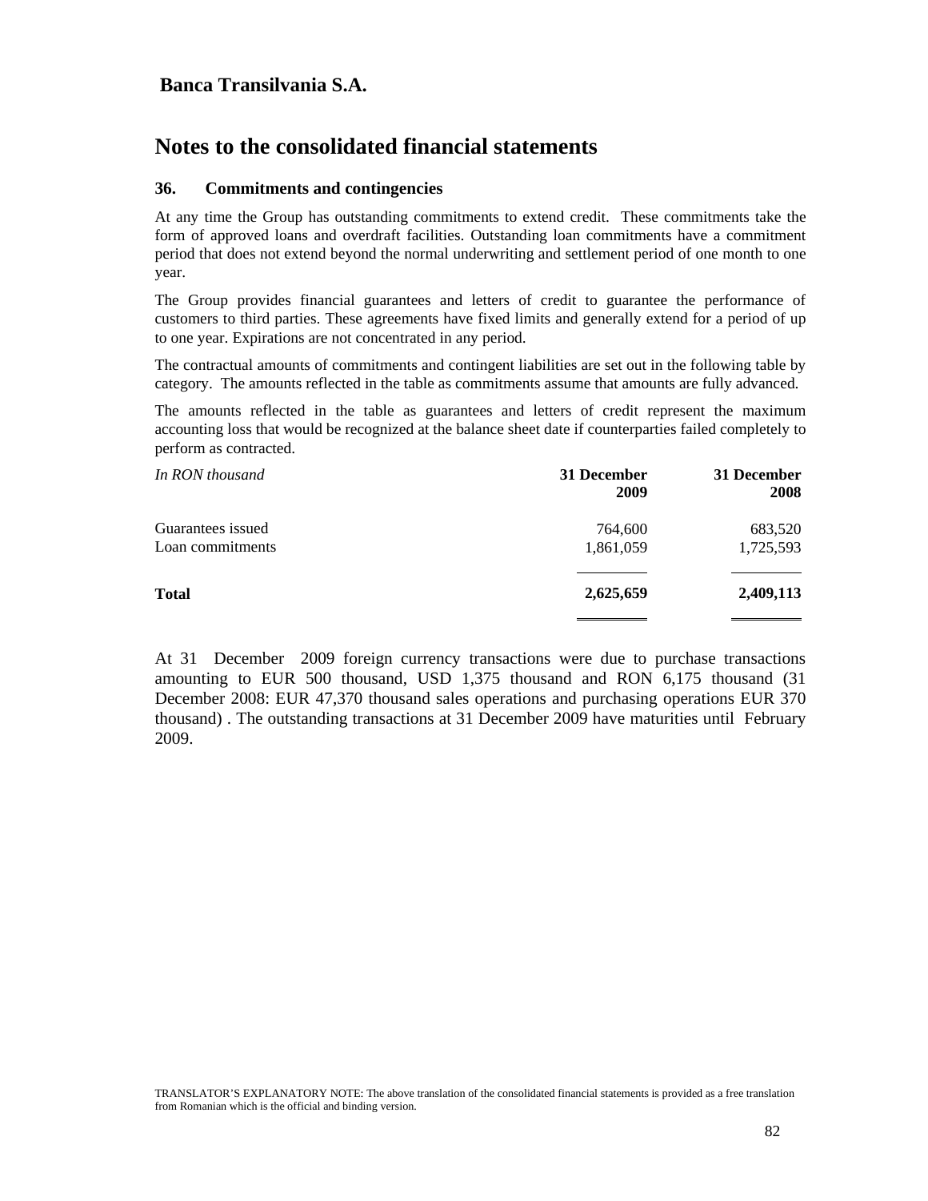**Banca Transilvania S.A.**

# Notes to the consolidated financial statements

### 36. Commitments and contingencies

At any time the Group has outstanding commitments to extend credit. These commitments take the form of approved loans and overdraft facilities. Outstanding loan commitments have a commitment period that does not extend beyond the normal underwriting and settlement period of one month to one year.

The Group provides financial guarantees and letters of credit to guarantee the performance of customers to third parties. These agreements have fixed limits and generally extend for a period of up to one year. Expirations are not concentrated in any period.

The contractual amounts of commitments and contingent liabilities are set out in the following table by category. The amounts reflected in the table as commitments assume that amounts are fully advanced.

The amounts reflected in the table as guarantees and letters of credit represent the maximum accounting loss that would be recognized at the balance sheet date if counterparties failed completely to perform as contracted.

| *In RON thousand* | **31 December 2009** | **31 December 2008** |
|---|---|---|
| Guarantees issued | 764,600 | 683,520 |
| Loan commitments | 1,861,059 | 1,725,593 |
| **Total** | **2,625,659** | **2,409,113** |

At 31 December 2009 foreign currency transactions were due to purchase transactions amounting to EUR 500 thousand, USD 1,375 thousand and RON 6,175 thousand (31 December 2008: EUR 47,370 thousand sales operations and purchasing operations EUR 370 thousand) . The outstanding transactions at 31 December 2009 have maturities until February 2009.

TRANSLATOR'S EXPLANATORY NOTE: The above translation of the consolidated financial statements is provided as a free translation from Romanian which is the official and binding version.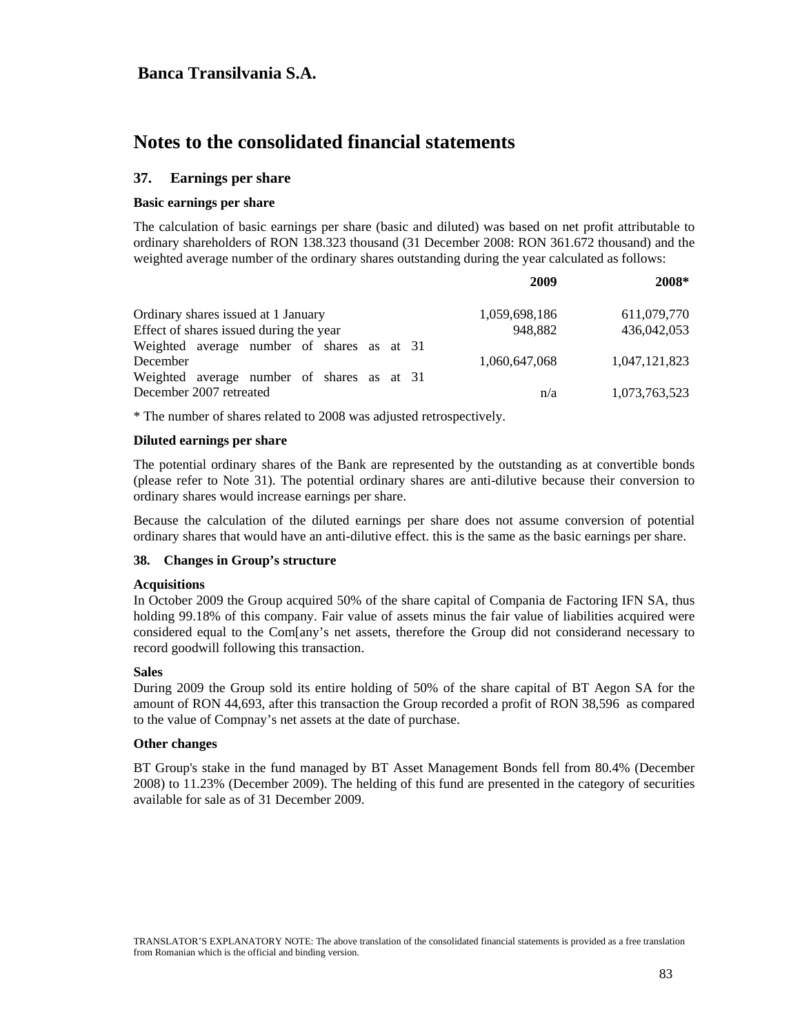# Banca Transilvania S.A.

# Notes to the consolidated financial statements

## 37. Earnings per share

**Basic earnings per share**

The calculation of basic earnings per share (basic and diluted) was based on net profit attributable to ordinary shareholders of RON 138.323 thousand (31 December 2008: RON 361.672 thousand) and the weighted average number of the ordinary shares outstanding during the year calculated as follows:

| | 2009 | 2008* |
|---|---|---|
| Ordinary shares issued at 1 January | 1,059,698,186 | 611,079,770 |
| Effect of shares issued during the year | 948,882 | 436,042,053 |
| Weighted average number of shares as at 31 December | 1,060,647,068 | 1,047,121,823 |
| Weighted average number of shares as at 31 December 2007 retreated | n/a | 1,073,763,523 |

* The number of shares related to 2008 was adjusted retrospectively.

**Diluted earnings per share**

The potential ordinary shares of the Bank are represented by the outstanding as at convertible bonds (please refer to Note 31). The potential ordinary shares are anti-dilutive because their conversion to ordinary shares would increase earnings per share.

Because the calculation of the diluted earnings per share does not assume conversion of potential ordinary shares that would have an anti-dilutive effect. this is the same as the basic earnings per share.

## 38. Changes in Group's structure

**Acquisitions**

In October 2009 the Group acquired 50% of the share capital of Compania de Factoring IFN SA, thus holding 99.18% of this company. Fair value of assets minus the fair value of liabilities acquired were considered equal to the Com[any's net assets, therefore the Group did not considerand necessary to record goodwill following this transaction.

**Sales**

During 2009 the Group sold its entire holding of 50% of the share capital of BT Aegon SA for the amount of RON 44,693, after this transaction the Group recorded a profit of RON 38,596 as compared to the value of Compnay's net assets at the date of purchase.

**Other changes**

BT Group's stake in the fund managed by BT Asset Management Bonds fell from 80.4% (December 2008) to 11.23% (December 2009). The helding of this fund are presented in the category of securities available for sale as of 31 December 2009.

TRANSLATOR'S EXPLANATORY NOTE: The above translation of the consolidated financial statements is provided as a free translation from Romanian which is the official and binding version.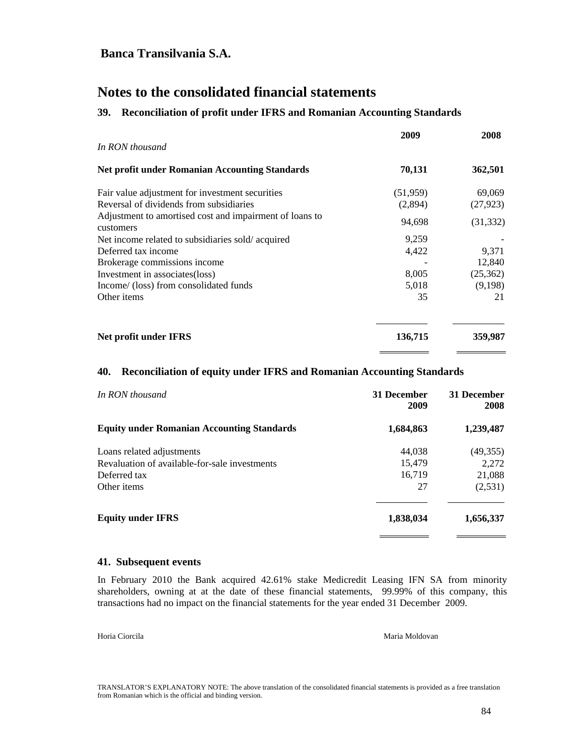## Banca Transilvania S.A.

# Notes to the consolidated financial statements

## 39. Reconciliation of profit under IFRS and Romanian Accounting Standards

| *In RON thousand* | 2009 | 2008 |
|---|---|---|
| **Net profit under Romanian Accounting Standards** | **70,131** | **362,501** |
| Fair value adjustment for investment securities | (51,959) | 69,069 |
| Reversal of dividends from subsidiaries | (2,894) | (27,923) |
| Adjustment to amortised cost and impairment of loans to customers | 94,698 | (31,332) |
| Net income related to subsidiaries sold/ acquired | 9,259 | - |
| Deferred tax income | 4,422 | 9,371 |
| Brokerage commissions income | - | 12,840 |
| Investment in associates(loss) | 8,005 | (25,362) |
| Income/ (loss) from consolidated funds | 5,018 | (9,198) |
| Other items | 35 | 21 |
| **Net profit under IFRS** | **136,715** | **359,987** |

## 40. Reconciliation of equity under IFRS and Romanian Accounting Standards

| *In RON thousand* | 31 December 2009 | 31 December 2008 |
|---|---|---|
| **Equity under Romanian Accounting Standards** | **1,684,863** | **1,239,487** |
| Loans related adjustments | 44,038 | (49,355) |
| Revaluation of available-for-sale investments | 15,479 | 2,272 |
| Deferred tax | 16,719 | 21,088 |
| Other items | 27 | (2,531) |
| **Equity under IFRS** | **1,838,034** | **1,656,337** |

## 41. Subsequent events

In February 2010 the Bank acquired 42.61% stake Medicredit Leasing IFN SA from minority shareholders, owning at at the date of these financial statements, 99.99% of this company, this transactions had no impact on the financial statements for the year ended 31 December 2009.

Horia Ciorcila Maria Moldovan

TRANSLATOR'S EXPLANATORY NOTE: The above translation of the consolidated financial statements is provided as a free translation from Romanian which is the official and binding version.